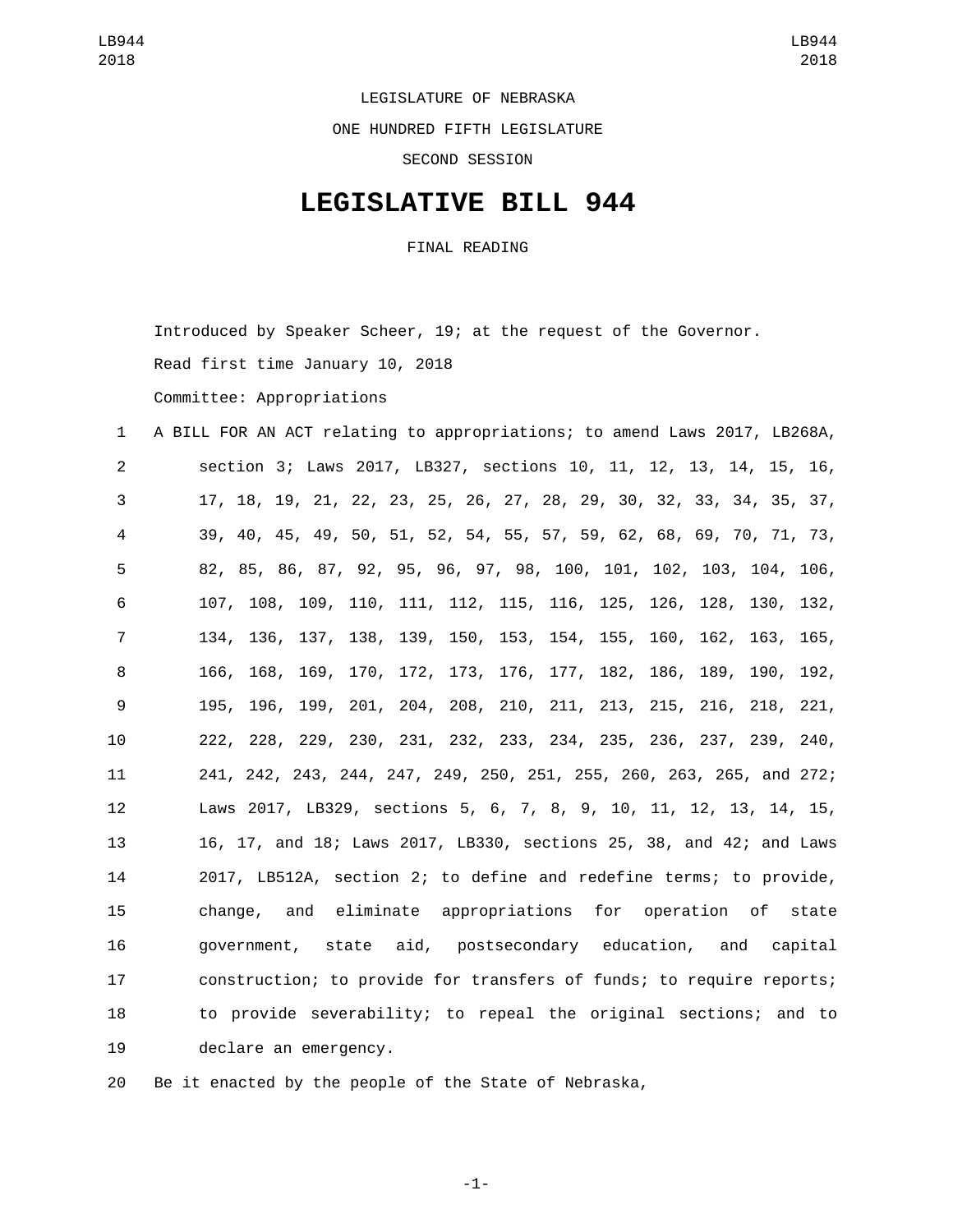LEGISLATURE OF NEBRASKA

ONE HUNDRED FIFTH LEGISLATURE

SECOND SESSION

# LEGISLATIVE BILL 944

FINAL READING

Introduced by Speaker Scheer, 19; at the request of the Governor.

Read first time January 10, 2018

Committee: Appropriations

A BILL FOR AN ACT relating to appropriations; to amend Laws 2017, LB268A, section 3; Laws 2017, LB327, sections 10, 11, 12, 13, 14, 15, 16, 17, 18, 19, 21, 22, 23, 25, 26, 27, 28, 29, 30, 32, 33, 34, 35, 37, 39, 40, 45, 49, 50, 51, 52, 54, 55, 57, 59, 62, 68, 69, 70, 71, 73, 82, 85, 86, 87, 92, 95, 96, 97, 98, 100, 101, 102, 103, 104, 106, 107, 108, 109, 110, 111, 112, 115, 116, 125, 126, 128, 130, 132, 134, 136, 137, 138, 139, 150, 153, 154, 155, 160, 162, 163, 165, 166, 168, 169, 170, 172, 173, 176, 177, 182, 186, 189, 190, 192, 195, 196, 199, 201, 204, 208, 210, 211, 213, 215, 216, 218, 221, 222, 228, 229, 230, 231, 232, 233, 234, 235, 236, 237, 239, 240, 241, 242, 243, 244, 247, 249, 250, 251, 255, 260, 263, 265, and 272; Laws 2017, LB329, sections 5, 6, 7, 8, 9, 10, 11, 12, 13, 14, 15, 16, 17, and 18; Laws 2017, LB330, sections 25, 38, and 42; and Laws 2017, LB512A, section 2; to define and redefine terms; to provide, change, and eliminate appropriations for operation of state government, state aid, postsecondary education, and capital construction; to provide for transfers of funds; to require reports; to provide severability; to repeal the original sections; and to declare an emergency.

Be it enacted by the people of the State of Nebraska,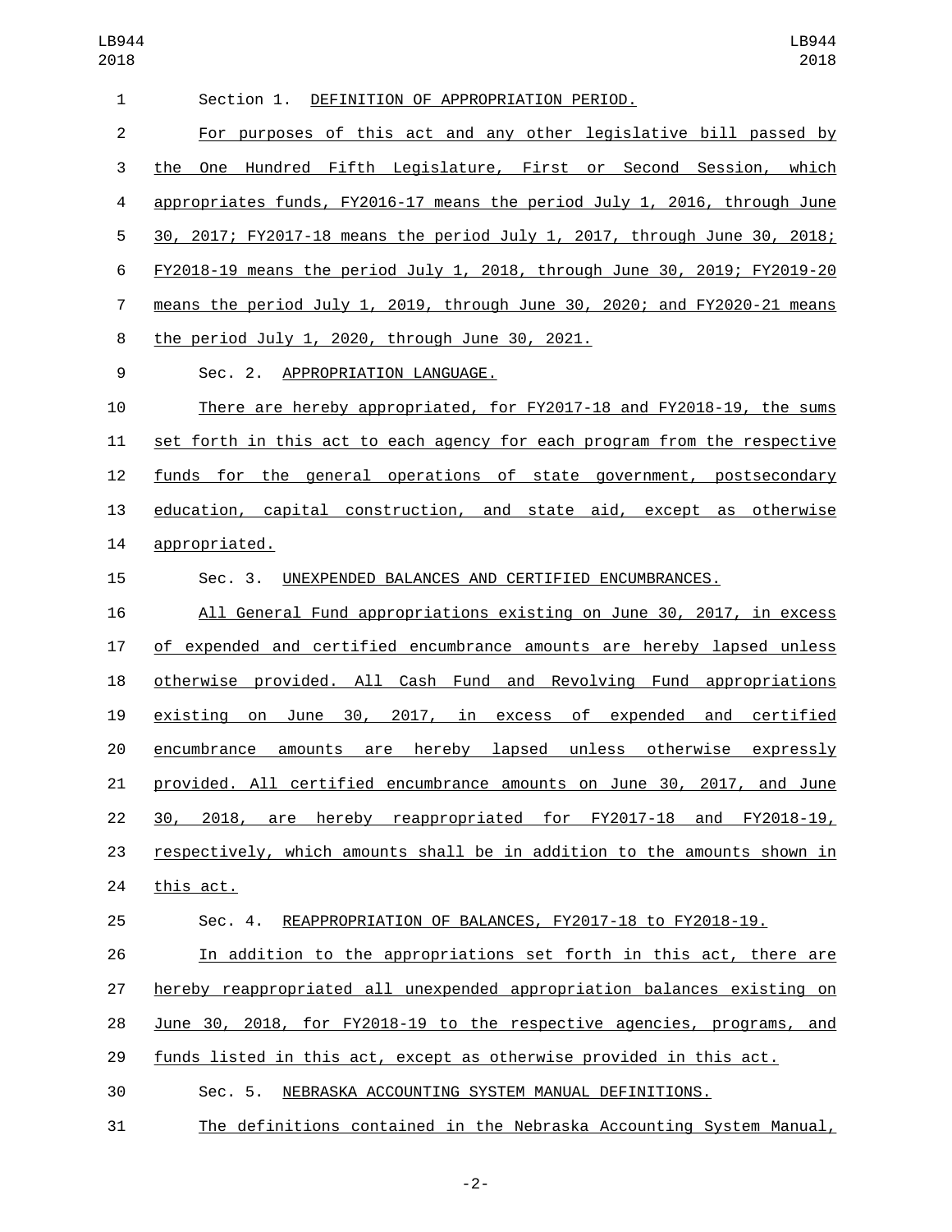Section 1. DEFINITION OF APPROPRIATION PERIOD.

For purposes of this act and any other legislative bill passed by the One Hundred Fifth Legislature, First or Second Session, which appropriates funds, FY2016-17 means the period July 1, 2016, through June 30, 2017; FY2017-18 means the period July 1, 2017, through June 30, 2018; FY2018-19 means the period July 1, 2018, through June 30, 2019; FY2019-20 means the period July 1, 2019, through June 30, 2020; and FY2020-21 means the period July 1, 2020, through June 30, 2021.

Sec. 2. APPROPRIATION LANGUAGE.

There are hereby appropriated, for FY2017-18 and FY2018-19, the sums set forth in this act to each agency for each program from the respective funds for the general operations of state government, postsecondary education, capital construction, and state aid, except as otherwise appropriated.

Sec. 3. UNEXPENDED BALANCES AND CERTIFIED ENCUMBRANCES.

All General Fund appropriations existing on June 30, 2017, in excess of expended and certified encumbrance amounts are hereby lapsed unless otherwise provided. All Cash Fund and Revolving Fund appropriations existing on June 30, 2017, in excess of expended and certified encumbrance amounts are hereby lapsed unless otherwise expressly provided. All certified encumbrance amounts on June 30, 2017, and June 30, 2018, are hereby reappropriated for FY2017-18 and FY2018-19, respectively, which amounts shall be in addition to the amounts shown in this act.

Sec. 4. REAPPROPRIATION OF BALANCES, FY2017-18 to FY2018-19.

In addition to the appropriations set forth in this act, there are hereby reappropriated all unexpended appropriation balances existing on June 30, 2018, for FY2018-19 to the respective agencies, programs, and funds listed in this act, except as otherwise provided in this act.

Sec. 5. NEBRASKA ACCOUNTING SYSTEM MANUAL DEFINITIONS.

The definitions contained in the Nebraska Accounting System Manual,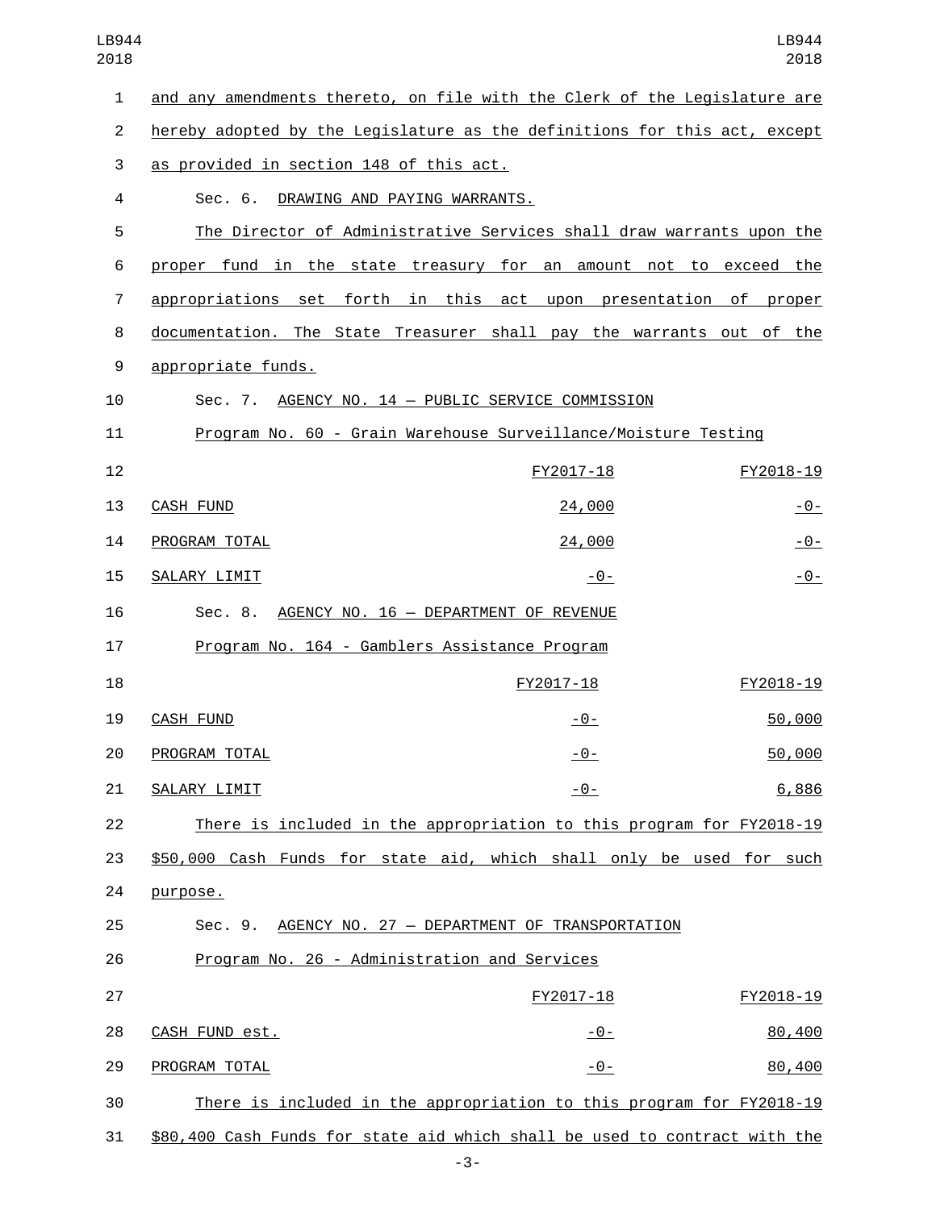and any amendments thereto, on file with the Clerk of the Legislature are hereby adopted by the Legislature as the definitions for this act, except as provided in section 148 of this act.

Sec. 6. DRAWING AND PAYING WARRANTS.

The Director of Administrative Services shall draw warrants upon the proper fund in the state treasury for an amount not to exceed the appropriations set forth in this act upon presentation of proper documentation. The State Treasurer shall pay the warrants out of the appropriate funds.

Sec. 7. AGENCY NO. 14 — PUBLIC SERVICE COMMISSION

Program No. 60 - Grain Warehouse Surveillance/Moisture Testing

| | FY2017-18 | FY2018-19 |
|---|---|---|
| CASH FUND | 24,000 | -0- |
| PROGRAM TOTAL | 24,000 | -0- |
| SALARY LIMIT | -0- | -0- |

Sec. 8. AGENCY NO. 16 — DEPARTMENT OF REVENUE

Program No. 164 - Gamblers Assistance Program

| | FY2017-18 | FY2018-19 |
|---|---|---|
| CASH FUND | -0- | 50,000 |
| PROGRAM TOTAL | -0- | 50,000 |
| SALARY LIMIT | -0- | 6,886 |

There is included in the appropriation to this program for FY2018-19 $50,000 Cash Funds for state aid, which shall only be used for such purpose.

Sec. 9. AGENCY NO. 27 — DEPARTMENT OF TRANSPORTATION

Program No. 26 - Administration and Services

| | FY2017-18 | FY2018-19 |
|---|---|---|
| CASH FUND est. | -0- | 80,400 |
| PROGRAM TOTAL | -0- | 80,400 |

There is included in the appropriation to this program for FY2018-19 $80,400 Cash Funds for state aid which shall be used to contract with the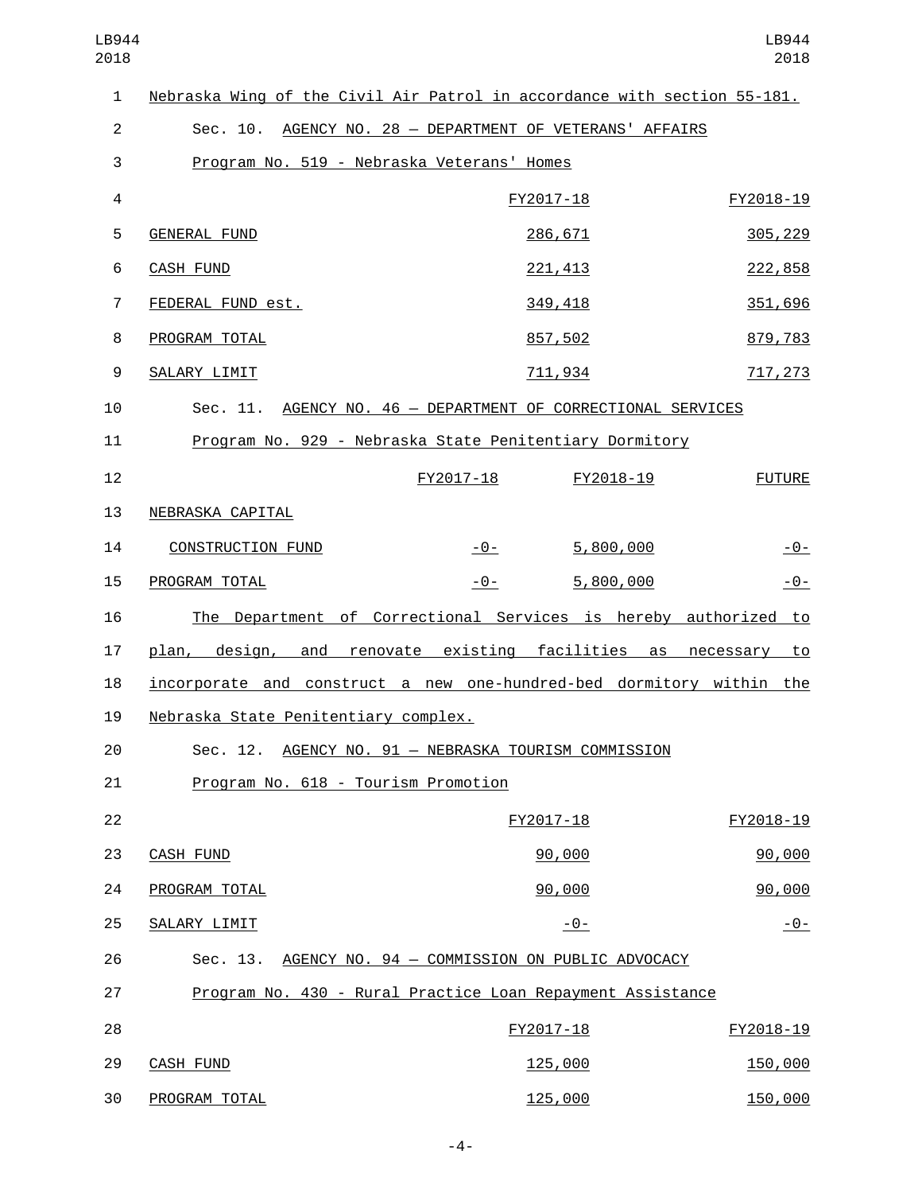Nebraska Wing of the Civil Air Patrol in accordance with section 55-181.

Sec. 10. AGENCY NO. 28 — DEPARTMENT OF VETERANS' AFFAIRS

Program No. 519 - Nebraska Veterans' Homes

| | FY2017-18 | FY2018-19 |
|---|---|---|
| GENERAL FUND | 286,671 | 305,229 |
| CASH FUND | 221,413 | 222,858 |
| FEDERAL FUND est. | 349,418 | 351,696 |
| PROGRAM TOTAL | 857,502 | 879,783 |
| SALARY LIMIT | 711,934 | 717,273 |

Sec. 11. AGENCY NO. 46 — DEPARTMENT OF CORRECTIONAL SERVICES

Program No. 929 - Nebraska State Penitentiary Dormitory

| | FY2017-18 | FY2018-19 | FUTURE |
|---|---|---|---|
| NEBRASKA CAPITAL CONSTRUCTION FUND | -0- | 5,800,000 | -0- |
| PROGRAM TOTAL | -0- | 5,800,000 | -0- |

The Department of Correctional Services is hereby authorized to plan, design, and renovate existing facilities as necessary to incorporate and construct a new one-hundred-bed dormitory within the Nebraska State Penitentiary complex.

Sec. 12. AGENCY NO. 91 — NEBRASKA TOURISM COMMISSION

Program No. 618 - Tourism Promotion

| | FY2017-18 | FY2018-19 |
|---|---|---|
| CASH FUND | 90,000 | 90,000 |
| PROGRAM TOTAL | 90,000 | 90,000 |
| SALARY LIMIT | -0- | -0- |

Sec. 13. AGENCY NO. 94 — COMMISSION ON PUBLIC ADVOCACY

Program No. 430 - Rural Practice Loan Repayment Assistance

| | FY2017-18 | FY2018-19 |
|---|---|---|
| CASH FUND | 125,000 | 150,000 |
| PROGRAM TOTAL | 125,000 | 150,000 |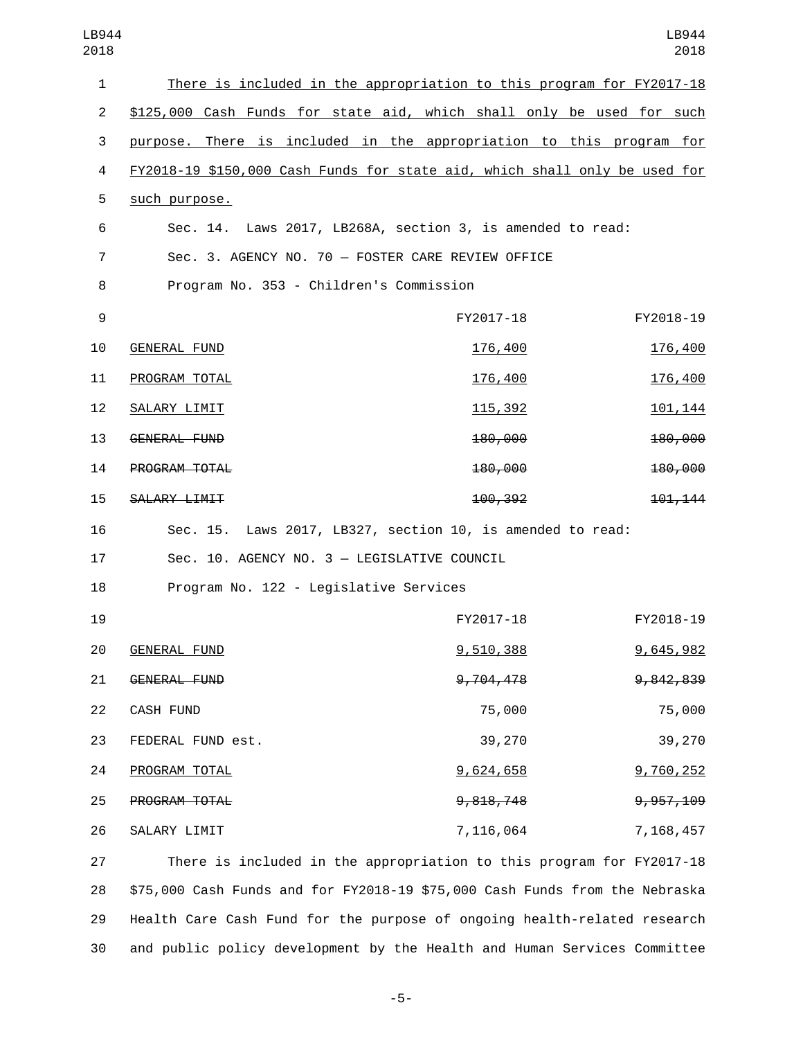There is included in the appropriation to this program for FY2017-18 $125,000 Cash Funds for state aid, which shall only be used for such purpose. There is included in the appropriation to this program for FY2018-19 $150,000 Cash Funds for state aid, which shall only be used for such purpose.

Sec. 14. Laws 2017, LB268A, section 3, is amended to read:

Sec. 3. AGENCY NO. 70 — FOSTER CARE REVIEW OFFICE

Program No. 353 - Children's Commission

| | FY2017-18 | FY2018-19 |
|---|---|---|
| GENERAL FUND | 176,400 | 176,400 |
| PROGRAM TOTAL | 176,400 | 176,400 |
| SALARY LIMIT | 115,392 | 101,144 |
| ~~GENERAL FUND~~ | ~~180,000~~ | ~~180,000~~ |
| ~~PROGRAM TOTAL~~ | ~~180,000~~ | ~~180,000~~ |
| ~~SALARY LIMIT~~ | ~~100,392~~ | ~~101,144~~ |

Sec. 15. Laws 2017, LB327, section 10, is amended to read:

Sec. 10. AGENCY NO. 3 — LEGISLATIVE COUNCIL

Program No. 122 - Legislative Services

| | FY2017-18 | FY2018-19 |
|---|---|---|
| GENERAL FUND | 9,510,388 | 9,645,982 |
| ~~GENERAL FUND~~ | ~~9,704,478~~ | ~~9,842,839~~ |
| CASH FUND | 75,000 | 75,000 |
| FEDERAL FUND est. | 39,270 | 39,270 |
| PROGRAM TOTAL | 9,624,658 | 9,760,252 |
| ~~PROGRAM TOTAL~~ | ~~9,818,748~~ | ~~9,957,109~~ |
| SALARY LIMIT | 7,116,064 | 7,168,457 |

There is included in the appropriation to this program for FY2017-18 $75,000 Cash Funds and for FY2018-19 $75,000 Cash Funds from the Nebraska Health Care Cash Fund for the purpose of ongoing health-related research and public policy development by the Health and Human Services Committee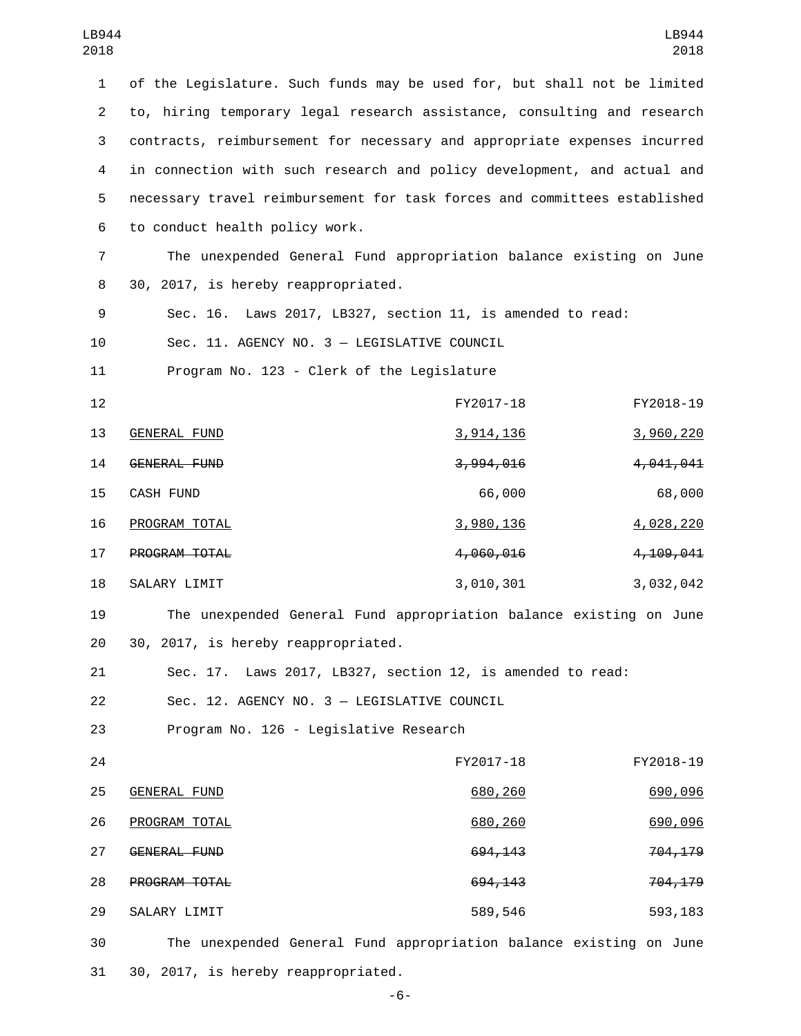of the Legislature. Such funds may be used for, but shall not be limited to, hiring temporary legal research assistance, consulting and research contracts, reimbursement for necessary and appropriate expenses incurred in connection with such research and policy development, and actual and necessary travel reimbursement for task forces and committees established to conduct health policy work.

The unexpended General Fund appropriation balance existing on June 30, 2017, is hereby reappropriated.

Sec. 16. Laws 2017, LB327, section 11, is amended to read:

Sec. 11. AGENCY NO. 3 — LEGISLATIVE COUNCIL

Program No. 123 - Clerk of the Legislature

| | FY2017-18 | FY2018-19 |
|---|---|---|
| GENERAL FUND | 3,914,136 | 3,960,220 |
| ~~GENERAL FUND~~ | ~~3,994,016~~ | ~~4,041,041~~ |
| CASH FUND | 66,000 | 68,000 |
| PROGRAM TOTAL | 3,980,136 | 4,028,220 |
| ~~PROGRAM TOTAL~~ | ~~4,060,016~~ | ~~4,109,041~~ |
| SALARY LIMIT | 3,010,301 | 3,032,042 |

The unexpended General Fund appropriation balance existing on June 30, 2017, is hereby reappropriated.

Sec. 17. Laws 2017, LB327, section 12, is amended to read:

Sec. 12. AGENCY NO. 3 — LEGISLATIVE COUNCIL

Program No. 126 - Legislative Research

| | FY2017-18 | FY2018-19 |
|---|---|---|
| GENERAL FUND | 680,260 | 690,096 |
| PROGRAM TOTAL | 680,260 | 690,096 |
| ~~GENERAL FUND~~ | ~~694,143~~ | ~~704,179~~ |
| ~~PROGRAM TOTAL~~ | ~~694,143~~ | ~~704,179~~ |
| SALARY LIMIT | 589,546 | 593,183 |

The unexpended General Fund appropriation balance existing on June 30, 2017, is hereby reappropriated.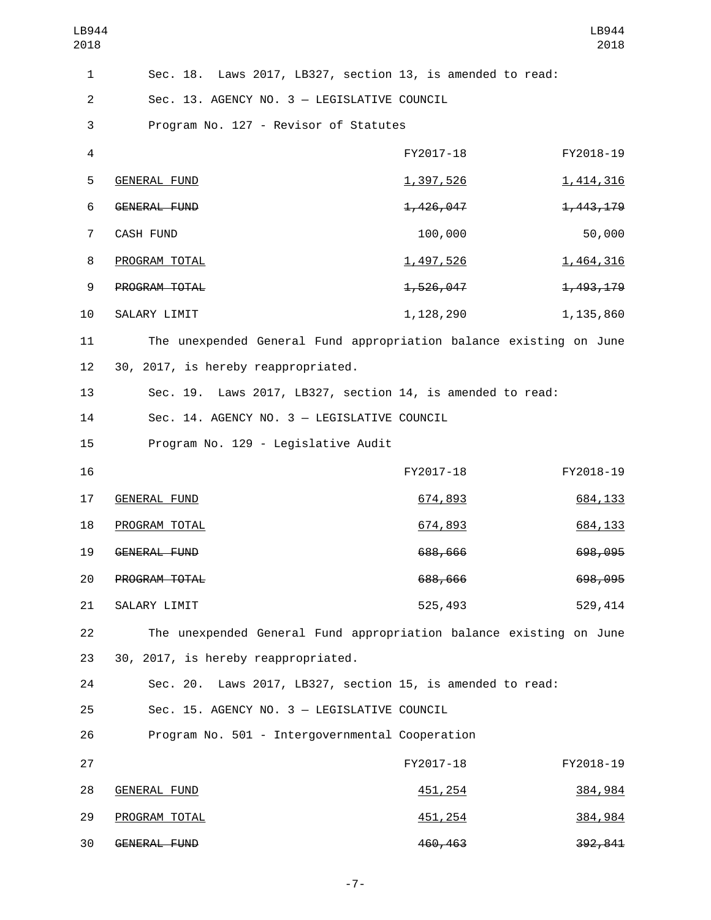Sec. 18. Laws 2017, LB327, section 13, is amended to read:

Sec. 13. AGENCY NO. 3 — LEGISLATIVE COUNCIL

Program No. 127 - Revisor of Statutes

| | FY2017-18 | FY2018-19 |
|---|---|---|
| GENERAL FUND | 1,397,526 | 1,414,316 |
| ~~GENERAL FUND~~ | ~~1,426,047~~ | ~~1,443,179~~ |
| CASH FUND | 100,000 | 50,000 |
| PROGRAM TOTAL | 1,497,526 | 1,464,316 |
| ~~PROGRAM TOTAL~~ | ~~1,526,047~~ | ~~1,493,179~~ |
| SALARY LIMIT | 1,128,290 | 1,135,860 |

The unexpended General Fund appropriation balance existing on June 30, 2017, is hereby reappropriated.

Sec. 19. Laws 2017, LB327, section 14, is amended to read:

Sec. 14. AGENCY NO. 3 — LEGISLATIVE COUNCIL

Program No. 129 - Legislative Audit

| | FY2017-18 | FY2018-19 |
|---|---|---|
| GENERAL FUND | 674,893 | 684,133 |
| PROGRAM TOTAL | 674,893 | 684,133 |
| ~~GENERAL FUND~~ | ~~688,666~~ | ~~698,095~~ |
| ~~PROGRAM TOTAL~~ | ~~688,666~~ | ~~698,095~~ |
| SALARY LIMIT | 525,493 | 529,414 |

The unexpended General Fund appropriation balance existing on June 30, 2017, is hereby reappropriated.

Sec. 20. Laws 2017, LB327, section 15, is amended to read:

Sec. 15. AGENCY NO. 3 — LEGISLATIVE COUNCIL

Program No. 501 - Intergovernmental Cooperation

| | FY2017-18 | FY2018-19 |
|---|---|---|
| GENERAL FUND | 451,254 | 384,984 |
| PROGRAM TOTAL | 451,254 | 384,984 |
| ~~GENERAL FUND~~ | ~~460,463~~ | ~~392,841~~ |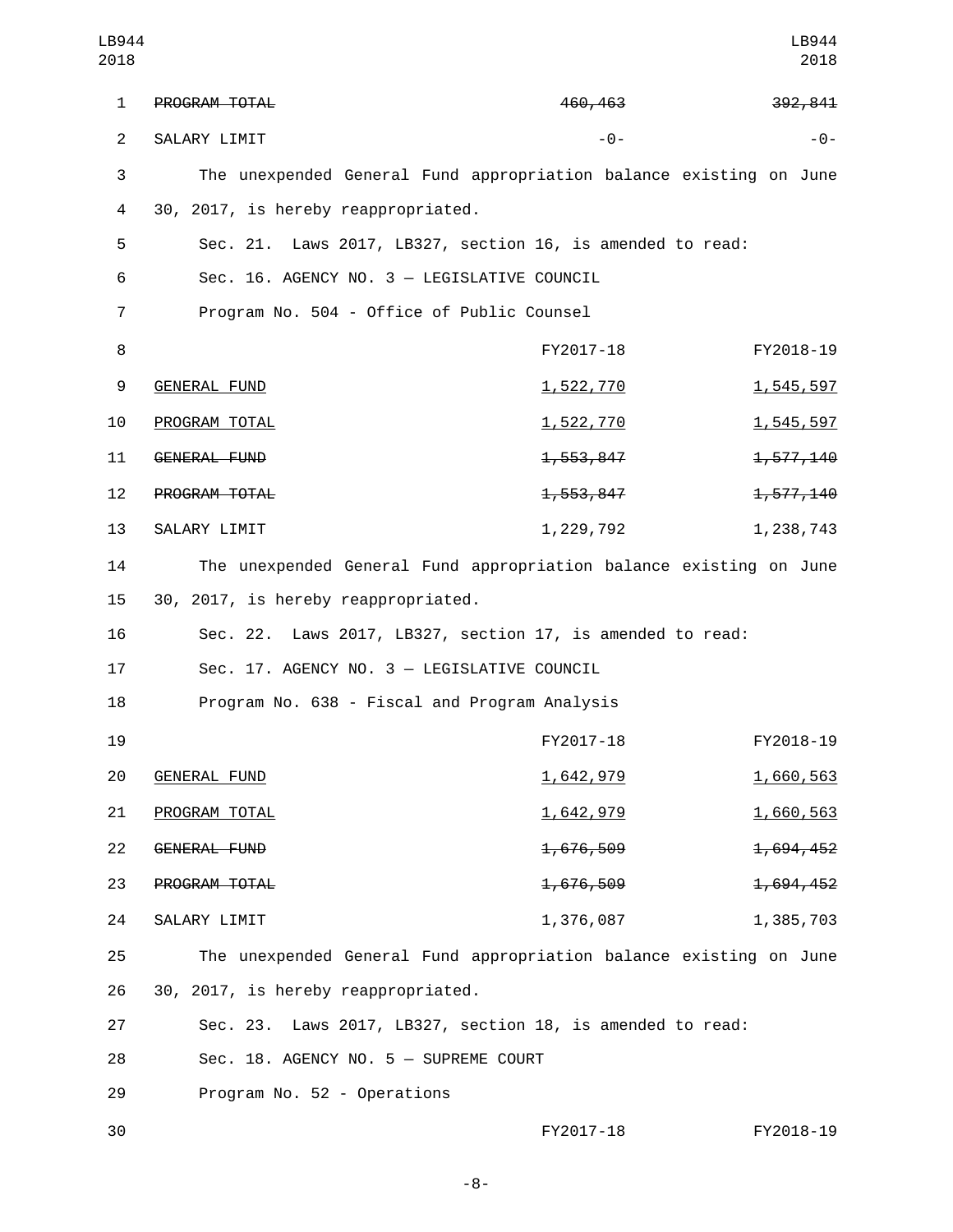| | | |
|---|---|---|
| ~~PROGRAM TOTAL~~ | ~~460,463~~ | ~~392,841~~ |
| SALARY LIMIT | -0- | -0- |

The unexpended General Fund appropriation balance existing on June 30, 2017, is hereby reappropriated.

Sec. 21. Laws 2017, LB327, section 16, is amended to read:

Sec. 16. AGENCY NO. 3 — LEGISLATIVE COUNCIL

Program No. 504 - Office of Public Counsel

| | FY2017-18 | FY2018-19 |
|---|---|---|
| GENERAL FUND | 1,522,770 | 1,545,597 |
| PROGRAM TOTAL | 1,522,770 | 1,545,597 |
| ~~GENERAL FUND~~ | ~~1,553,847~~ | ~~1,577,140~~ |
| ~~PROGRAM TOTAL~~ | ~~1,553,847~~ | ~~1,577,140~~ |
| SALARY LIMIT | 1,229,792 | 1,238,743 |

The unexpended General Fund appropriation balance existing on June 30, 2017, is hereby reappropriated.

Sec. 22. Laws 2017, LB327, section 17, is amended to read:

Sec. 17. AGENCY NO. 3 — LEGISLATIVE COUNCIL

Program No. 638 - Fiscal and Program Analysis

| | FY2017-18 | FY2018-19 |
|---|---|---|
| GENERAL FUND | 1,642,979 | 1,660,563 |
| PROGRAM TOTAL | 1,642,979 | 1,660,563 |
| ~~GENERAL FUND~~ | ~~1,676,509~~ | ~~1,694,452~~ |
| ~~PROGRAM TOTAL~~ | ~~1,676,509~~ | ~~1,694,452~~ |
| SALARY LIMIT | 1,376,087 | 1,385,703 |

The unexpended General Fund appropriation balance existing on June 30, 2017, is hereby reappropriated.

Sec. 23. Laws 2017, LB327, section 18, is amended to read:

Sec. 18. AGENCY NO. 5 — SUPREME COURT

Program No. 52 - Operations

| | FY2017-18 | FY2018-19 |
|---|---|---|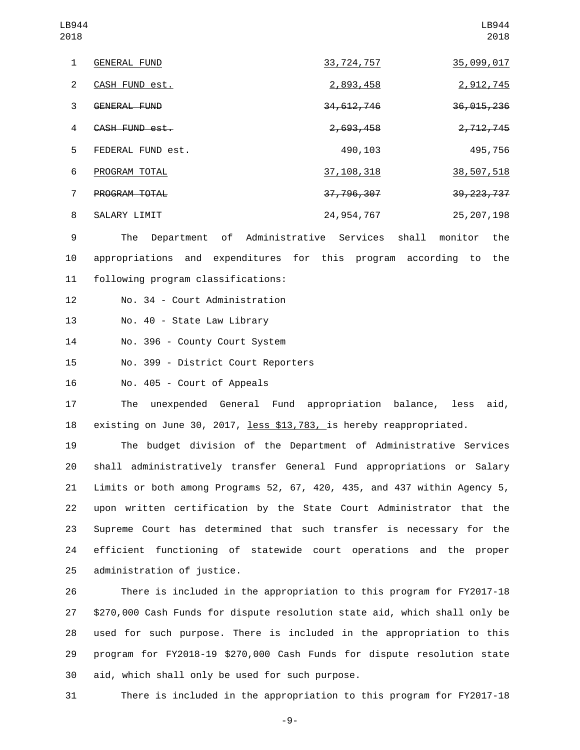| | | |
|---|---|---|
| GENERAL FUND | 33,724,757 | 35,099,017 |
| CASH FUND est. | 2,893,458 | 2,912,745 |
| ~~GENERAL FUND~~ | ~~34,612,746~~ | ~~36,015,236~~ |
| ~~CASH FUND est.~~ | ~~2,693,458~~ | ~~2,712,745~~ |
| FEDERAL FUND est. | 490,103 | 495,756 |
| PROGRAM TOTAL | 37,108,318 | 38,507,518 |
| ~~PROGRAM TOTAL~~ | ~~37,796,307~~ | ~~39,223,737~~ |
| SALARY LIMIT | 24,954,767 | 25,207,198 |

The Department of Administrative Services shall monitor the appropriations and expenditures for this program according to the following program classifications:

No. 34 - Court Administration

No. 40 - State Law Library

No. 396 - County Court System

No. 399 - District Court Reporters

No. 405 - Court of Appeals

The unexpended General Fund appropriation balance, less aid, existing on June 30, 2017, less $13,783, is hereby reappropriated.

The budget division of the Department of Administrative Services shall administratively transfer General Fund appropriations or Salary Limits or both among Programs 52, 67, 420, 435, and 437 within Agency 5, upon written certification by the State Court Administrator that the Supreme Court has determined that such transfer is necessary for the efficient functioning of statewide court operations and the proper administration of justice.

There is included in the appropriation to this program for FY2017-18 $270,000 Cash Funds for dispute resolution state aid, which shall only be used for such purpose. There is included in the appropriation to this program for FY2018-19 $270,000 Cash Funds for dispute resolution state aid, which shall only be used for such purpose.

There is included in the appropriation to this program for FY2017-18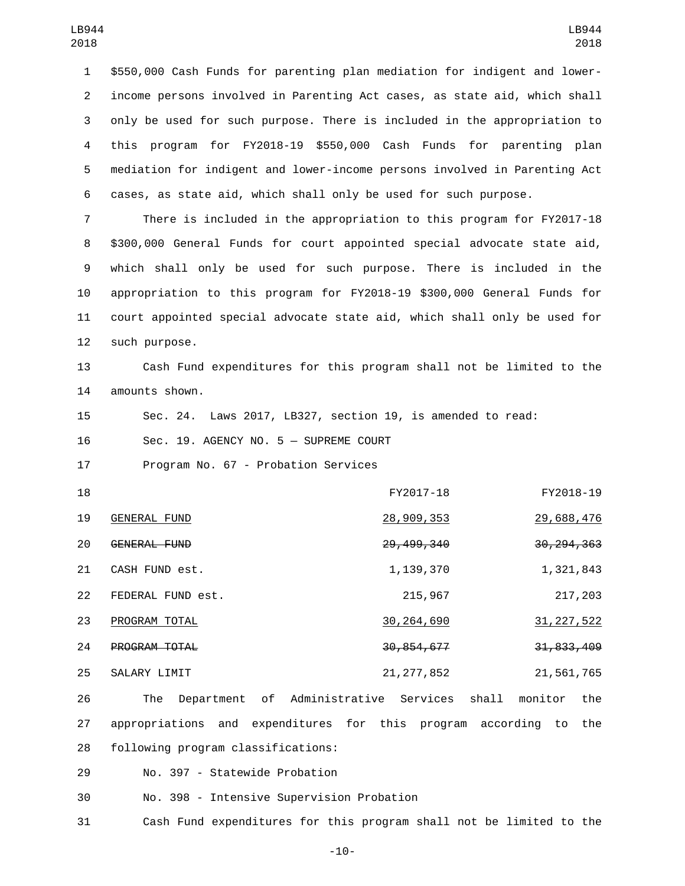$550,000 Cash Funds for parenting plan mediation for indigent and lower-income persons involved in Parenting Act cases, as state aid, which shall only be used for such purpose. There is included in the appropriation to this program for FY2018-19 $550,000 Cash Funds for parenting plan mediation for indigent and lower-income persons involved in Parenting Act cases, as state aid, which shall only be used for such purpose.

There is included in the appropriation to this program for FY2017-18 $300,000 General Funds for court appointed special advocate state aid, which shall only be used for such purpose. There is included in the appropriation to this program for FY2018-19 $300,000 General Funds for court appointed special advocate state aid, which shall only be used for such purpose.

Cash Fund expenditures for this program shall not be limited to the amounts shown.

Sec. 24. Laws 2017, LB327, section 19, is amended to read:

Sec. 19. AGENCY NO. 5 — SUPREME COURT

Program No. 67 - Probation Services

| | FY2017-18 | FY2018-19 |
|---|---|---|
| GENERAL FUND | 28,909,353 | 29,688,476 |
| ~~GENERAL FUND~~ | ~~29,499,340~~ | ~~30,294,363~~ |
| CASH FUND est. | 1,139,370 | 1,321,843 |
| FEDERAL FUND est. | 215,967 | 217,203 |
| PROGRAM TOTAL | 30,264,690 | 31,227,522 |
| ~~PROGRAM TOTAL~~ | ~~30,854,677~~ | ~~31,833,409~~ |
| SALARY LIMIT | 21,277,852 | 21,561,765 |

The Department of Administrative Services shall monitor the appropriations and expenditures for this program according to the following program classifications:

No. 397 - Statewide Probation

No. 398 - Intensive Supervision Probation

Cash Fund expenditures for this program shall not be limited to the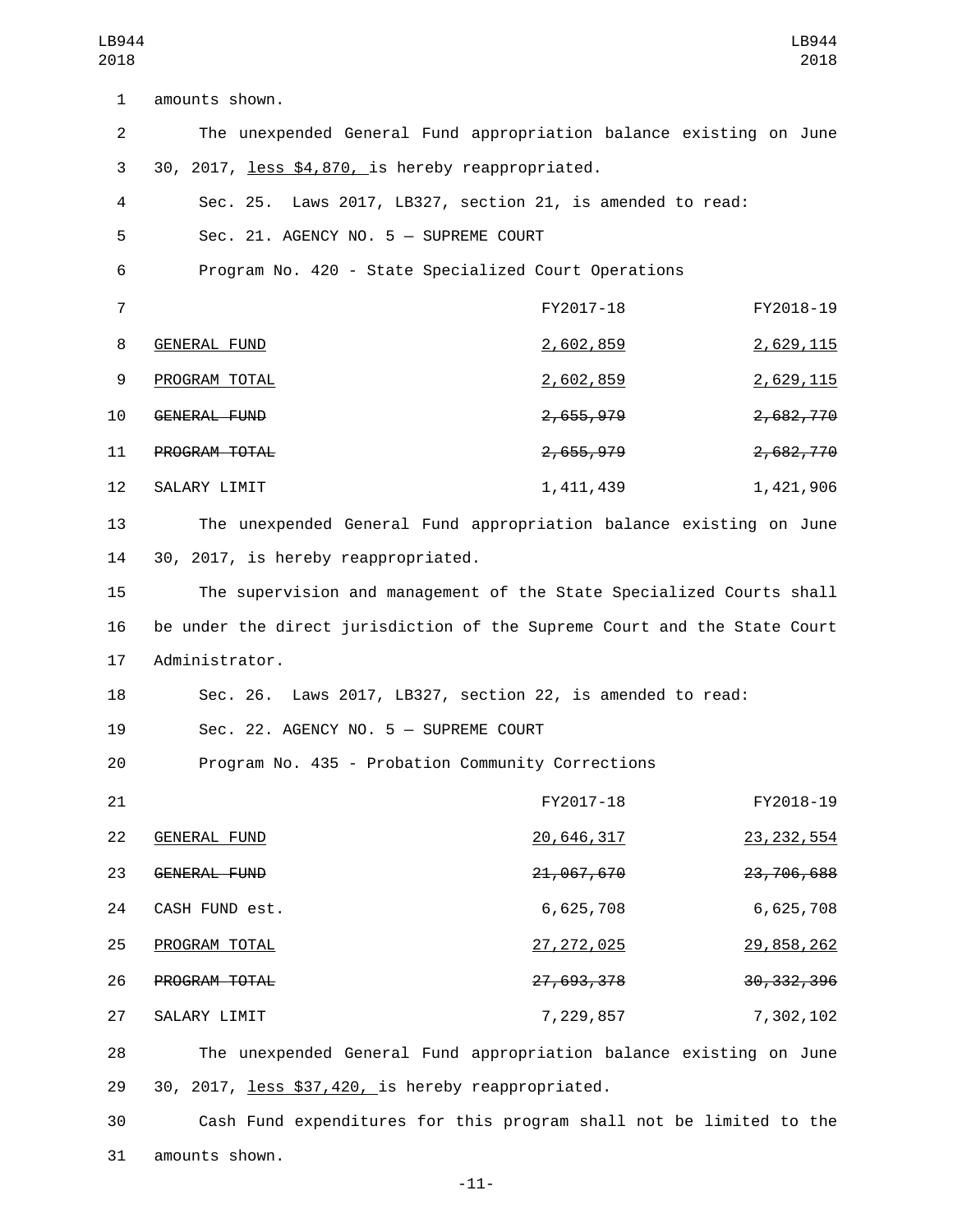amounts shown.

The unexpended General Fund appropriation balance existing on June 30, 2017, less $4,870, is hereby reappropriated.

Sec. 25. Laws 2017, LB327, section 21, is amended to read:

Sec. 21. AGENCY NO. 5 — SUPREME COURT

Program No. 420 - State Specialized Court Operations

| | FY2017-18 | FY2018-19 |
|---|---|---|
| GENERAL FUND | 2,602,859 | 2,629,115 |
| PROGRAM TOTAL | 2,602,859 | 2,629,115 |
| ~~GENERAL FUND~~ | ~~2,655,979~~ | ~~2,682,770~~ |
| ~~PROGRAM TOTAL~~ | ~~2,655,979~~ | ~~2,682,770~~ |
| SALARY LIMIT | 1,411,439 | 1,421,906 |

The unexpended General Fund appropriation balance existing on June 30, 2017, is hereby reappropriated.

The supervision and management of the State Specialized Courts shall be under the direct jurisdiction of the Supreme Court and the State Court Administrator.

Sec. 26. Laws 2017, LB327, section 22, is amended to read:

Sec. 22. AGENCY NO. 5 — SUPREME COURT

Program No. 435 - Probation Community Corrections

| | FY2017-18 | FY2018-19 |
|---|---|---|
| GENERAL FUND | 20,646,317 | 23,232,554 |
| ~~GENERAL FUND~~ | ~~21,067,670~~ | ~~23,706,688~~ |
| CASH FUND est. | 6,625,708 | 6,625,708 |
| PROGRAM TOTAL | 27,272,025 | 29,858,262 |
| ~~PROGRAM TOTAL~~ | ~~27,693,378~~ | ~~30,332,396~~ |
| SALARY LIMIT | 7,229,857 | 7,302,102 |

The unexpended General Fund appropriation balance existing on June 30, 2017, less $37,420, is hereby reappropriated.

Cash Fund expenditures for this program shall not be limited to the amounts shown.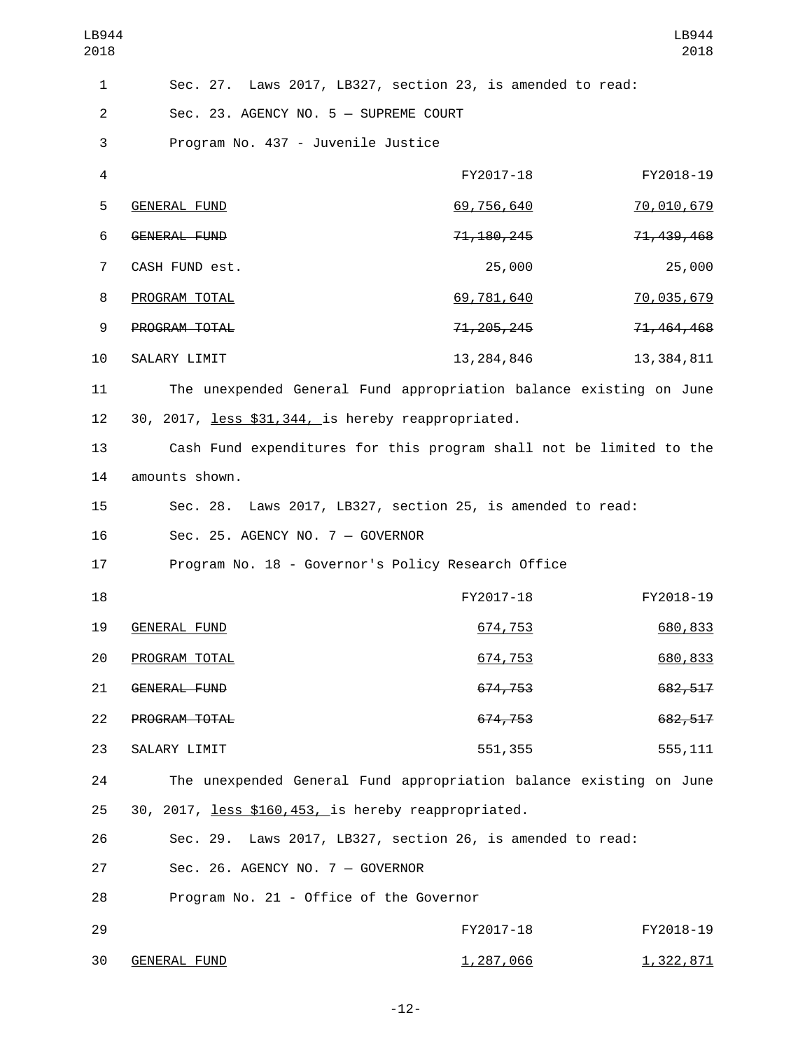Sec. 27. Laws 2017, LB327, section 23, is amended to read:

Sec. 23. AGENCY NO. 5 — SUPREME COURT

Program No. 437 - Juvenile Justice

| | FY2017-18 | FY2018-19 |
|---|---|---|
| <u>GENERAL FUND</u> | <u>69,756,640</u> | <u>70,010,679</u> |
| ~~GENERAL FUND~~ | ~~71,180,245~~ | ~~71,439,468~~ |
| CASH FUND est. | 25,000 | 25,000 |
| <u>PROGRAM TOTAL</u> | <u>69,781,640</u> | <u>70,035,679</u> |
| ~~PROGRAM TOTAL~~ | ~~71,205,245~~ | ~~71,464,468~~ |
| SALARY LIMIT | 13,284,846 | 13,384,811 |

The unexpended General Fund appropriation balance existing on June 30, 2017, <u>less $31,344,</u> is hereby reappropriated.

Cash Fund expenditures for this program shall not be limited to the amounts shown.

Sec. 28. Laws 2017, LB327, section 25, is amended to read:

Sec. 25. AGENCY NO. 7 — GOVERNOR

Program No. 18 - Governor's Policy Research Office

| | FY2017-18 | FY2018-19 |
|---|---|---|
| <u>GENERAL FUND</u> | <u>674,753</u> | <u>680,833</u> |
| <u>PROGRAM TOTAL</u> | <u>674,753</u> | <u>680,833</u> |
| ~~GENERAL FUND~~ | ~~674,753~~ | ~~682,517~~ |
| ~~PROGRAM TOTAL~~ | ~~674,753~~ | ~~682,517~~ |
| SALARY LIMIT | 551,355 | 555,111 |

The unexpended General Fund appropriation balance existing on June 30, 2017, <u>less $160,453,</u> is hereby reappropriated.

Sec. 29. Laws 2017, LB327, section 26, is amended to read:

Sec. 26. AGENCY NO. 7 — GOVERNOR

Program No. 21 - Office of the Governor

| | FY2017-18 | FY2018-19 |
|---|---|---|
| <u>GENERAL FUND</u> | <u>1,287,066</u> | <u>1,322,871</u> |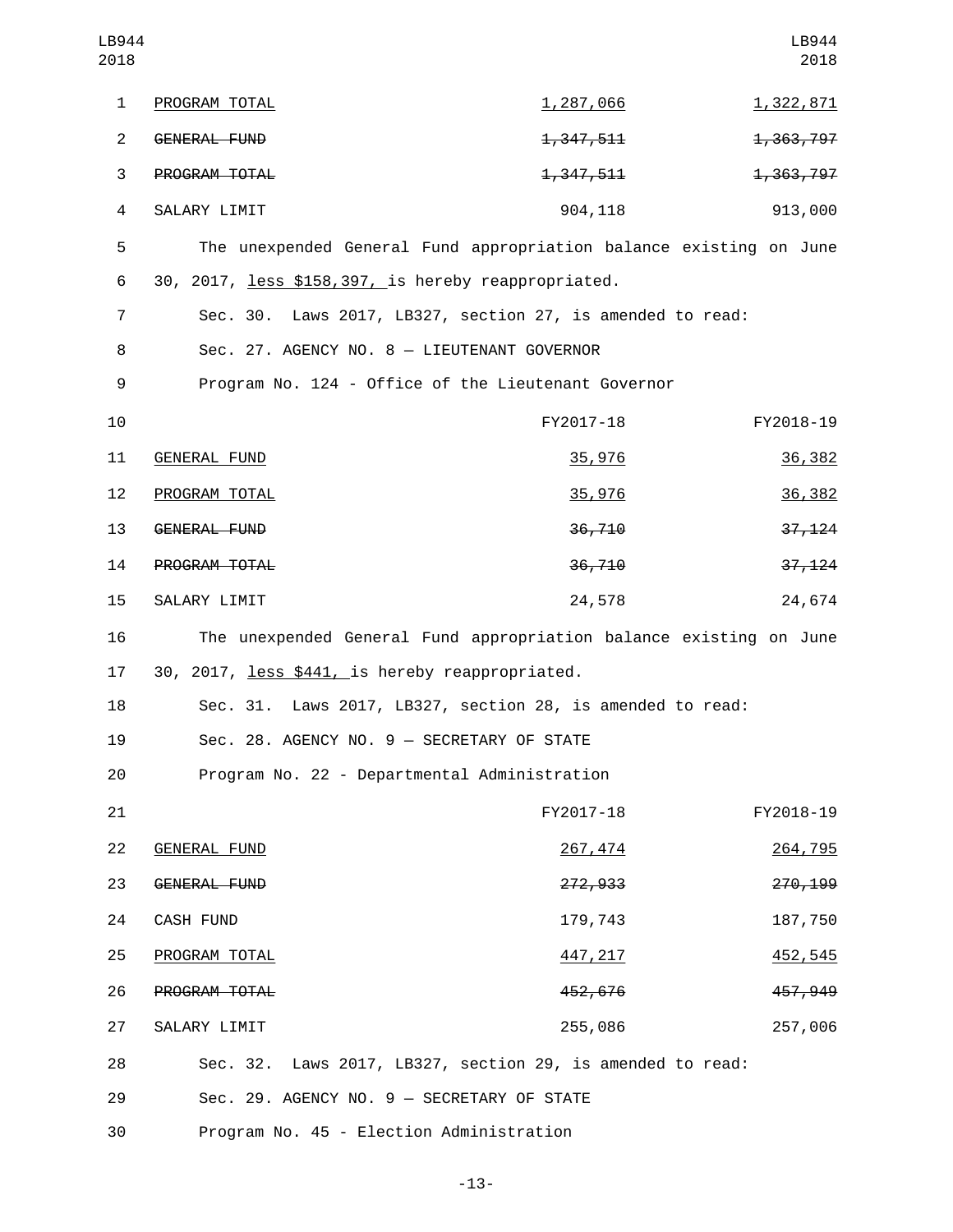| | FY2017-18 | FY2018-19 |
|---|---|---|
| PROGRAM TOTAL | 1,287,066 | 1,322,871 |
| ~~GENERAL FUND~~ | ~~1,347,511~~ | ~~1,363,797~~ |
| ~~PROGRAM TOTAL~~ | ~~1,347,511~~ | ~~1,363,797~~ |
| SALARY LIMIT | 904,118 | 913,000 |

The unexpended General Fund appropriation balance existing on June 30, 2017, less $158,397, is hereby reappropriated.

Sec. 30. Laws 2017, LB327, section 27, is amended to read:

Sec. 27. AGENCY NO. 8 — LIEUTENANT GOVERNOR

Program No. 124 - Office of the Lieutenant Governor

| | FY2017-18 | FY2018-19 |
|---|---|---|
| GENERAL FUND | 35,976 | 36,382 |
| PROGRAM TOTAL | 35,976 | 36,382 |
| ~~GENERAL FUND~~ | ~~36,710~~ | ~~37,124~~ |
| ~~PROGRAM TOTAL~~ | ~~36,710~~ | ~~37,124~~ |
| SALARY LIMIT | 24,578 | 24,674 |

The unexpended General Fund appropriation balance existing on June 30, 2017, less $441, is hereby reappropriated.

Sec. 31. Laws 2017, LB327, section 28, is amended to read:

Sec. 28. AGENCY NO. 9 — SECRETARY OF STATE

Program No. 22 - Departmental Administration

| | FY2017-18 | FY2018-19 |
|---|---|---|
| GENERAL FUND | 267,474 | 264,795 |
| ~~GENERAL FUND~~ | ~~272,933~~ | ~~270,199~~ |
| CASH FUND | 179,743 | 187,750 |
| PROGRAM TOTAL | 447,217 | 452,545 |
| ~~PROGRAM TOTAL~~ | ~~452,676~~ | ~~457,949~~ |
| SALARY LIMIT | 255,086 | 257,006 |

Sec. 32. Laws 2017, LB327, section 29, is amended to read:

Sec. 29. AGENCY NO. 9 — SECRETARY OF STATE

Program No. 45 - Election Administration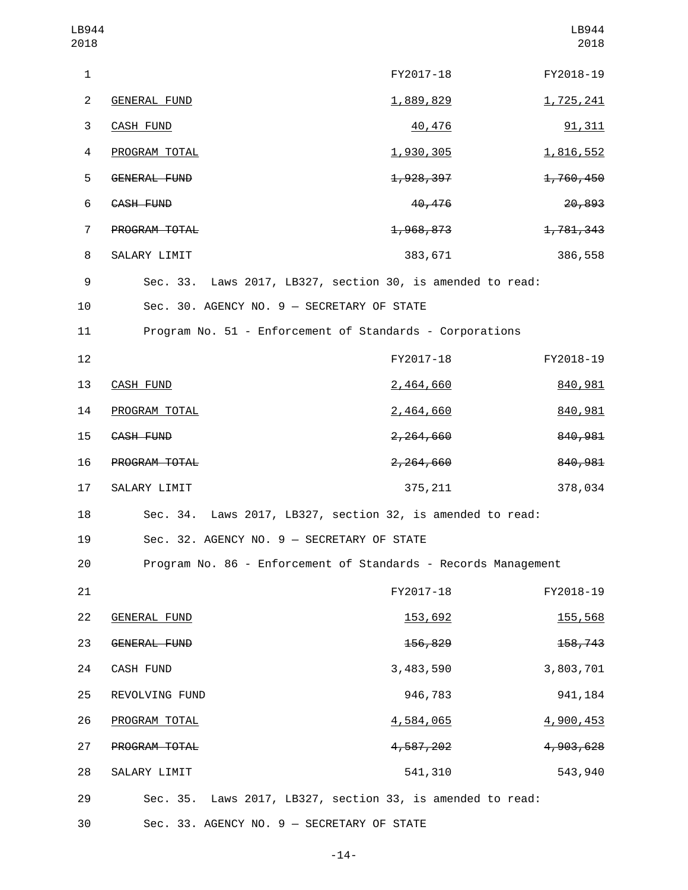| | FY2017-18 | FY2018-19 |
|---|---|---|
| GENERAL FUND | 1,889,829 | 1,725,241 |
| CASH FUND | 40,476 | 91,311 |
| PROGRAM TOTAL | 1,930,305 | 1,816,552 |
| ~~GENERAL FUND~~ | ~~1,928,397~~ | ~~1,760,450~~ |
| ~~CASH FUND~~ | ~~40,476~~ | ~~20,893~~ |
| ~~PROGRAM TOTAL~~ | ~~1,968,873~~ | ~~1,781,343~~ |
| SALARY LIMIT | 383,671 | 386,558 |

Sec. 33. Laws 2017, LB327, section 30, is amended to read:

Sec. 30. AGENCY NO. 9 — SECRETARY OF STATE

Program No. 51 - Enforcement of Standards - Corporations

| | FY2017-18 | FY2018-19 |
|---|---|---|
| CASH FUND | 2,464,660 | 840,981 |
| PROGRAM TOTAL | 2,464,660 | 840,981 |
| ~~CASH FUND~~ | ~~2,264,660~~ | ~~840,981~~ |
| ~~PROGRAM TOTAL~~ | ~~2,264,660~~ | ~~840,981~~ |
| SALARY LIMIT | 375,211 | 378,034 |

Sec. 34. Laws 2017, LB327, section 32, is amended to read:

Sec. 32. AGENCY NO. 9 — SECRETARY OF STATE

Program No. 86 - Enforcement of Standards - Records Management

| | FY2017-18 | FY2018-19 |
|---|---|---|
| GENERAL FUND | 153,692 | 155,568 |
| ~~GENERAL FUND~~ | ~~156,829~~ | ~~158,743~~ |
| CASH FUND | 3,483,590 | 3,803,701 |
| REVOLVING FUND | 946,783 | 941,184 |
| PROGRAM TOTAL | 4,584,065 | 4,900,453 |
| ~~PROGRAM TOTAL~~ | ~~4,587,202~~ | ~~4,903,628~~ |
| SALARY LIMIT | 541,310 | 543,940 |

Sec. 35. Laws 2017, LB327, section 33, is amended to read:

Sec. 33. AGENCY NO. 9 — SECRETARY OF STATE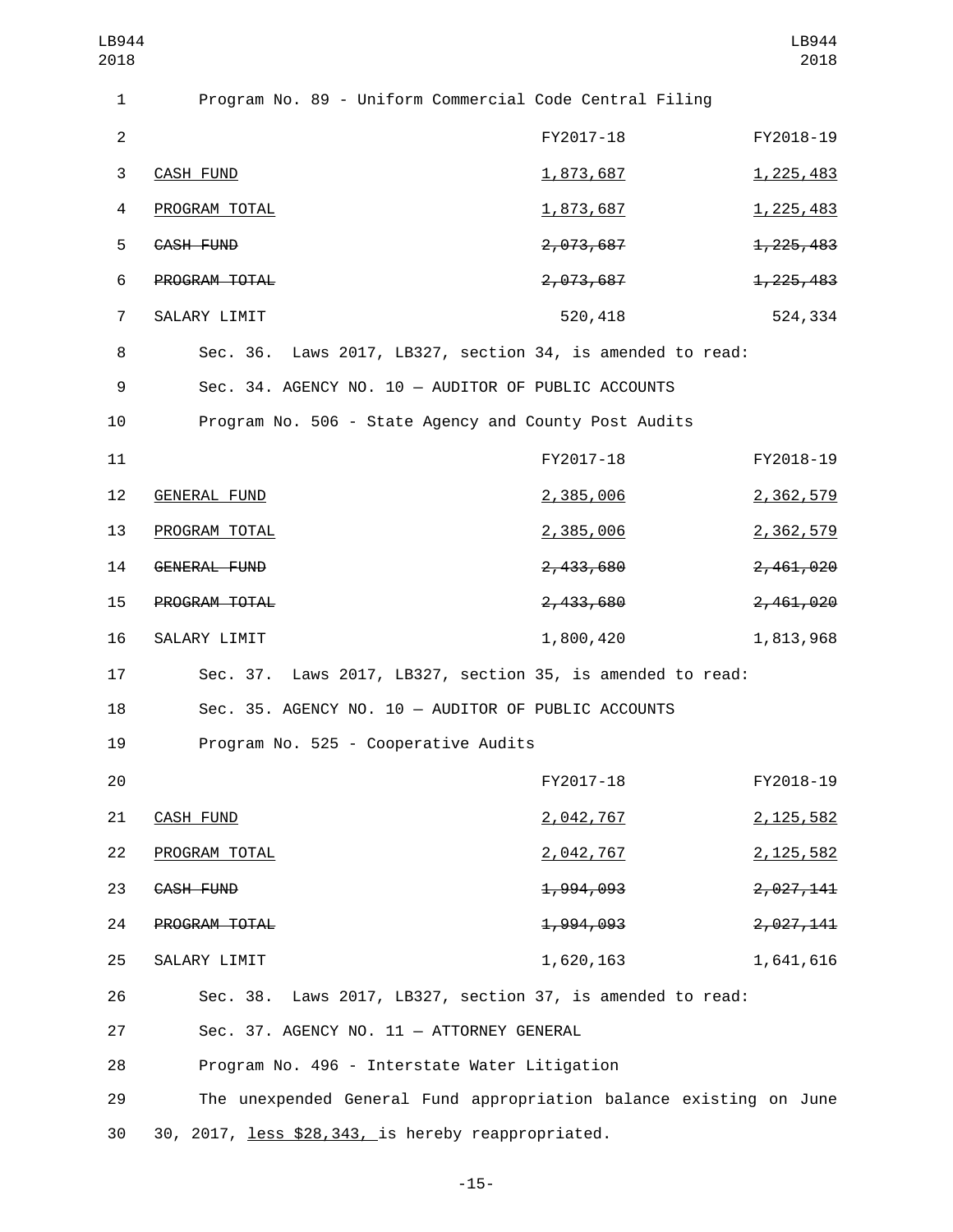Program No. 89 - Uniform Commercial Code Central Filing

| | FY2017-18 | FY2018-19 |
|---|---|---|
| <u>CASH FUND</u> | <u>1,873,687</u> | <u>1,225,483</u> |
| <u>PROGRAM TOTAL</u> | <u>1,873,687</u> | <u>1,225,483</u> |
| ~~CASH FUND~~ | ~~2,073,687~~ | ~~1,225,483~~ |
| ~~PROGRAM TOTAL~~ | ~~2,073,687~~ | ~~1,225,483~~ |
| SALARY LIMIT | 520,418 | 524,334 |

Sec. 36. Laws 2017, LB327, section 34, is amended to read:

Sec. 34. AGENCY NO. 10 — AUDITOR OF PUBLIC ACCOUNTS

Program No. 506 - State Agency and County Post Audits

| | FY2017-18 | FY2018-19 |
|---|---|---|
| <u>GENERAL FUND</u> | <u>2,385,006</u> | <u>2,362,579</u> |
| <u>PROGRAM TOTAL</u> | <u>2,385,006</u> | <u>2,362,579</u> |
| ~~GENERAL FUND~~ | ~~2,433,680~~ | ~~2,461,020~~ |
| ~~PROGRAM TOTAL~~ | ~~2,433,680~~ | ~~2,461,020~~ |
| SALARY LIMIT | 1,800,420 | 1,813,968 |

Sec. 37. Laws 2017, LB327, section 35, is amended to read:

Sec. 35. AGENCY NO. 10 — AUDITOR OF PUBLIC ACCOUNTS

Program No. 525 - Cooperative Audits

| | FY2017-18 | FY2018-19 |
|---|---|---|
| <u>CASH FUND</u> | <u>2,042,767</u> | <u>2,125,582</u> |
| <u>PROGRAM TOTAL</u> | <u>2,042,767</u> | <u>2,125,582</u> |
| ~~CASH FUND~~ | ~~1,994,093~~ | ~~2,027,141~~ |
| ~~PROGRAM TOTAL~~ | ~~1,994,093~~ | ~~2,027,141~~ |
| SALARY LIMIT | 1,620,163 | 1,641,616 |

Sec. 38. Laws 2017, LB327, section 37, is amended to read:

Sec. 37. AGENCY NO. 11 — ATTORNEY GENERAL

Program No. 496 - Interstate Water Litigation

The unexpended General Fund appropriation balance existing on June 30, 2017, <u>less $28,343,</u> is hereby reappropriated.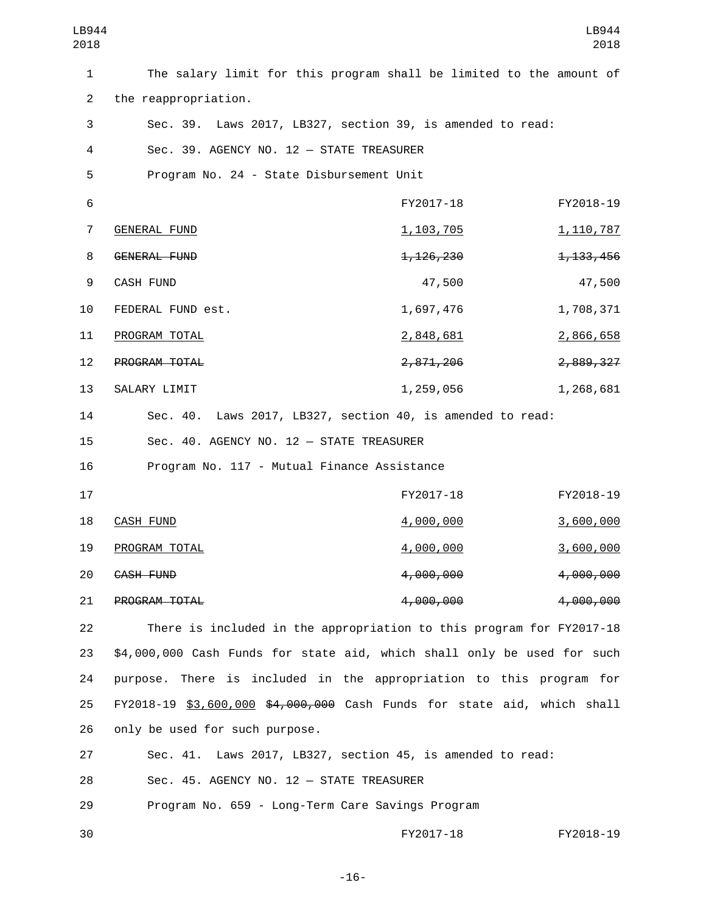The salary limit for this program shall be limited to the amount of the reappropriation.

Sec. 39. Laws 2017, LB327, section 39, is amended to read:

Sec. 39. AGENCY NO. 12 — STATE TREASURER

Program No. 24 - State Disbursement Unit

| | FY2017-18 | FY2018-19 |
|---|---|---|
| GENERAL FUND | 1,103,705 | 1,110,787 |
| ~~GENERAL FUND~~ | ~~1,126,230~~ | ~~1,133,456~~ |
| CASH FUND | 47,500 | 47,500 |
| FEDERAL FUND est. | 1,697,476 | 1,708,371 |
| PROGRAM TOTAL | 2,848,681 | 2,866,658 |
| ~~PROGRAM TOTAL~~ | ~~2,871,206~~ | ~~2,889,327~~ |
| SALARY LIMIT | 1,259,056 | 1,268,681 |

Sec. 40. Laws 2017, LB327, section 40, is amended to read:

Sec. 40. AGENCY NO. 12 — STATE TREASURER

Program No. 117 - Mutual Finance Assistance

| | FY2017-18 | FY2018-19 |
|---|---|---|
| CASH FUND | 4,000,000 | 3,600,000 |
| PROGRAM TOTAL | 4,000,000 | 3,600,000 |
| ~~CASH FUND~~ | ~~4,000,000~~ | ~~4,000,000~~ |
| ~~PROGRAM TOTAL~~ | ~~4,000,000~~ | ~~4,000,000~~ |

There is included in the appropriation to this program for FY2017-18 $4,000,000 Cash Funds for state aid, which shall only be used for such purpose. There is included in the appropriation to this program for FY2018-19 $3,600,000 ~~$4,000,000~~ Cash Funds for state aid, which shall only be used for such purpose.

Sec. 41. Laws 2017, LB327, section 45, is amended to read:

Sec. 45. AGENCY NO. 12 — STATE TREASURER

Program No. 659 - Long-Term Care Savings Program

| | FY2017-18 | FY2018-19 |
|---|---|---|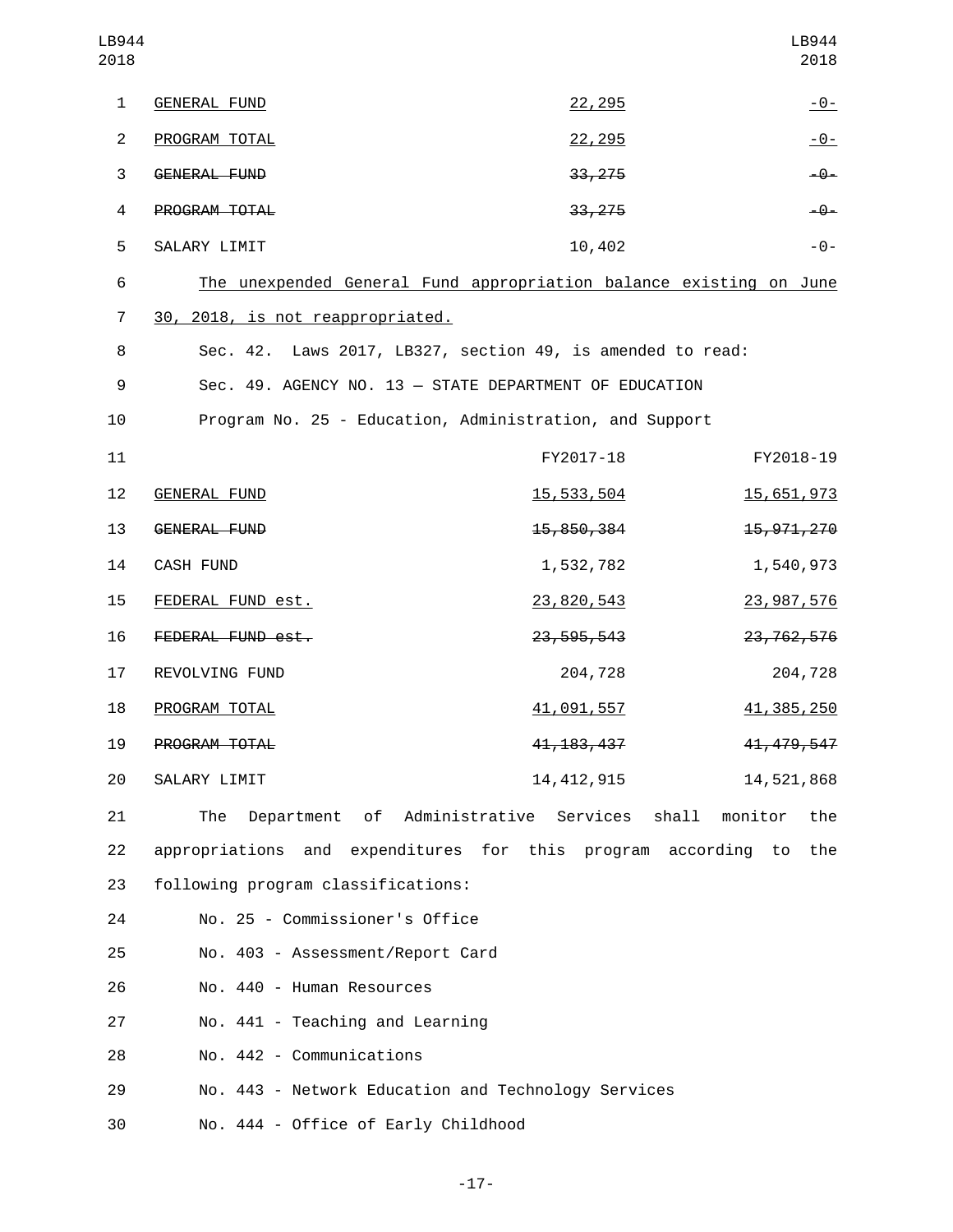| | | |
|---|---|---|
| GENERAL FUND | 22,295 | -0- |
| PROGRAM TOTAL | 22,295 | -0- |
| ~~GENERAL FUND~~ | ~~33,275~~ | ~~-0-~~ |
| ~~PROGRAM TOTAL~~ | ~~33,275~~ | ~~-0-~~ |
| SALARY LIMIT | 10,402 | -0- |

The unexpended General Fund appropriation balance existing on June 30, 2018, is not reappropriated.

Sec. 42. Laws 2017, LB327, section 49, is amended to read:

Sec. 49. AGENCY NO. 13 — STATE DEPARTMENT OF EDUCATION

Program No. 25 - Education, Administration, and Support

| | FY2017-18 | FY2018-19 |
|---|---|---|
| GENERAL FUND | 15,533,504 | 15,651,973 |
| ~~GENERAL FUND~~ | ~~15,850,384~~ | ~~15,971,270~~ |
| CASH FUND | 1,532,782 | 1,540,973 |
| FEDERAL FUND est. | 23,820,543 | 23,987,576 |
| ~~FEDERAL FUND est.~~ | ~~23,595,543~~ | ~~23,762,576~~ |
| REVOLVING FUND | 204,728 | 204,728 |
| PROGRAM TOTAL | 41,091,557 | 41,385,250 |
| ~~PROGRAM TOTAL~~ | ~~41,183,437~~ | ~~41,479,547~~ |
| SALARY LIMIT | 14,412,915 | 14,521,868 |

The Department of Administrative Services shall monitor the appropriations and expenditures for this program according to the following program classifications:

No. 25 - Commissioner's Office

No. 403 - Assessment/Report Card

No. 440 - Human Resources

No. 441 - Teaching and Learning

No. 442 - Communications

No. 443 - Network Education and Technology Services

No. 444 - Office of Early Childhood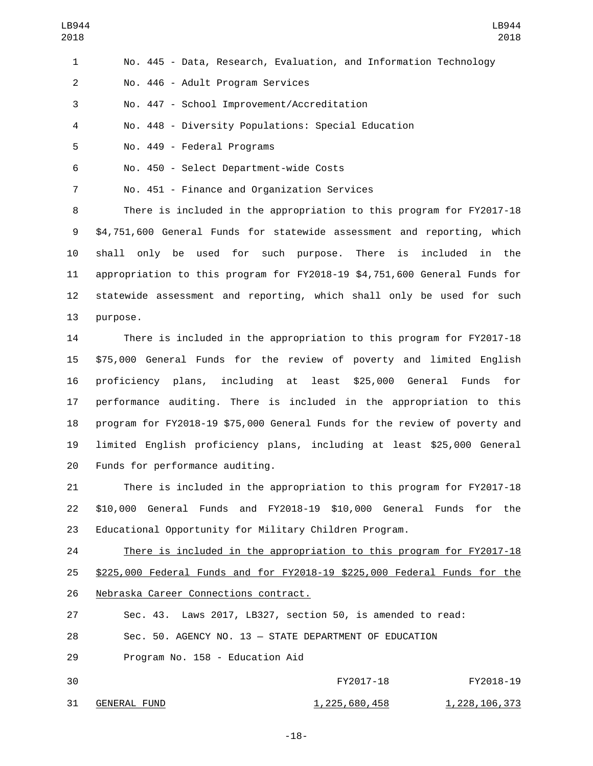No. 445 - Data, Research, Evaluation, and Information Technology

No. 446 - Adult Program Services

No. 447 - School Improvement/Accreditation

No. 448 - Diversity Populations: Special Education

No. 449 - Federal Programs

No. 450 - Select Department-wide Costs

No. 451 - Finance and Organization Services

There is included in the appropriation to this program for FY2017-18 $4,751,600 General Funds for statewide assessment and reporting, which shall only be used for such purpose. There is included in the appropriation to this program for FY2018-19 $4,751,600 General Funds for statewide assessment and reporting, which shall only be used for such purpose.

There is included in the appropriation to this program for FY2017-18 $75,000 General Funds for the review of poverty and limited English proficiency plans, including at least $25,000 General Funds for performance auditing. There is included in the appropriation to this program for FY2018-19 $75,000 General Funds for the review of poverty and limited English proficiency plans, including at least $25,000 General Funds for performance auditing.

There is included in the appropriation to this program for FY2017-18 $10,000 General Funds and FY2018-19 $10,000 General Funds for the Educational Opportunity for Military Children Program.

<u>There is included in the appropriation to this program for FY2017-18 $225,000 Federal Funds and for FY2018-19 $225,000 Federal Funds for the Nebraska Career Connections contract.</u>

Sec. 43. Laws 2017, LB327, section 50, is amended to read:

Sec. 50. AGENCY NO. 13 — STATE DEPARTMENT OF EDUCATION

Program No. 158 - Education Aid

| | FY2017-18 | FY2018-19 |
|---|---|---|
| <u>GENERAL FUND</u> | <u>1,225,680,458</u> | <u>1,228,106,373</u> |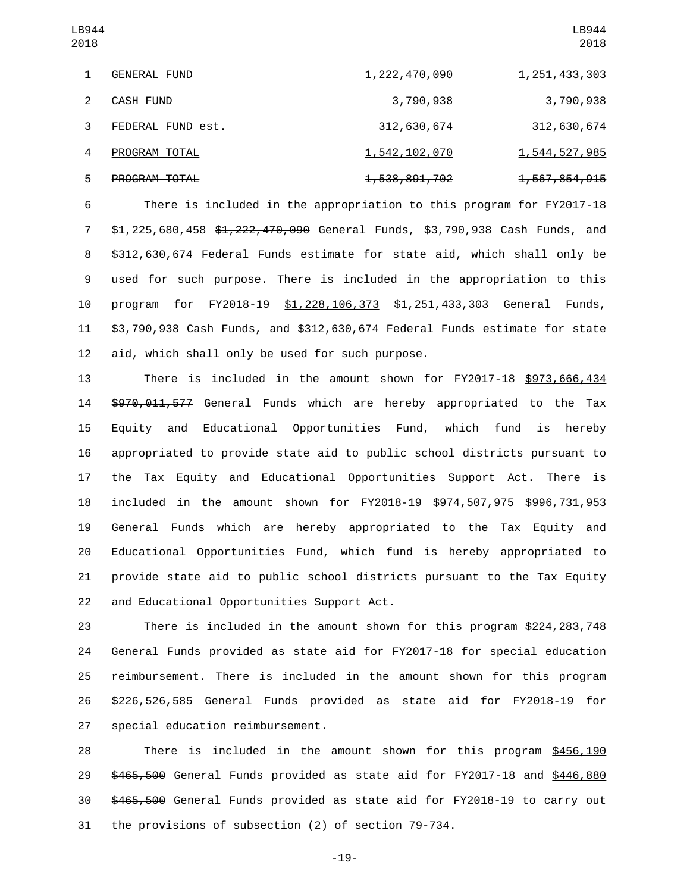| | | |
|---|---|---|
| ~~GENERAL FUND~~ | ~~1,222,470,090~~ | ~~1,251,433,303~~ |
| CASH FUND | 3,790,938 | 3,790,938 |
| FEDERAL FUND est. | 312,630,674 | 312,630,674 |
| PROGRAM TOTAL | 1,542,102,070 | 1,544,527,985 |
| ~~PROGRAM TOTAL~~ | ~~1,538,891,702~~ | ~~1,567,854,915~~ |

There is included in the appropriation to this program for FY2017-18 $1,225,680,458 ~~$1,222,470,090~~ General Funds, $3,790,938 Cash Funds, and $312,630,674 Federal Funds estimate for state aid, which shall only be used for such purpose. There is included in the appropriation to this program for FY2018-19 $1,228,106,373 ~~$1,251,433,303~~ General Funds, $3,790,938 Cash Funds, and $312,630,674 Federal Funds estimate for state aid, which shall only be used for such purpose.

There is included in the amount shown for FY2017-18 $973,666,434 ~~$970,011,577~~ General Funds which are hereby appropriated to the Tax Equity and Educational Opportunities Fund, which fund is hereby appropriated to provide state aid to public school districts pursuant to the Tax Equity and Educational Opportunities Support Act. There is included in the amount shown for FY2018-19 $974,507,975 ~~$996,731,953~~ General Funds which are hereby appropriated to the Tax Equity and Educational Opportunities Fund, which fund is hereby appropriated to provide state aid to public school districts pursuant to the Tax Equity and Educational Opportunities Support Act.

There is included in the amount shown for this program $224,283,748 General Funds provided as state aid for FY2017-18 for special education reimbursement. There is included in the amount shown for this program $226,526,585 General Funds provided as state aid for FY2018-19 for special education reimbursement.

There is included in the amount shown for this program $456,190 ~~$465,500~~ General Funds provided as state aid for FY2017-18 and $446,880 ~~$465,500~~ General Funds provided as state aid for FY2018-19 to carry out the provisions of subsection (2) of section 79-734.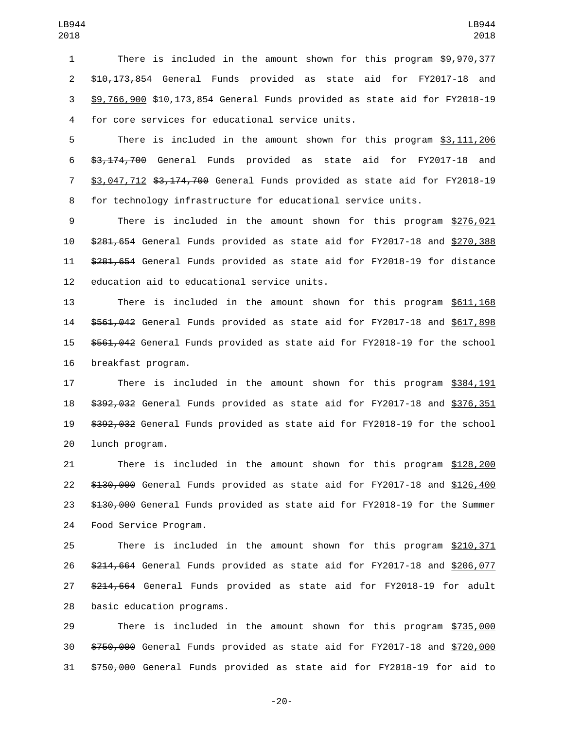There is included in the amount shown for this program $9,970,377 ~~$10,173,854~~ General Funds provided as state aid for FY2017-18 and $9,766,900 ~~$10,173,854~~ General Funds provided as state aid for FY2018-19 for core services for educational service units.

There is included in the amount shown for this program $3,111,206 ~~$3,174,700~~ General Funds provided as state aid for FY2017-18 and $3,047,712 ~~$3,174,700~~ General Funds provided as state aid for FY2018-19 for technology infrastructure for educational service units.

There is included in the amount shown for this program $276,021 ~~$281,654~~ General Funds provided as state aid for FY2017-18 and $270,388 ~~$281,654~~ General Funds provided as state aid for FY2018-19 for distance education aid to educational service units.

There is included in the amount shown for this program $611,168 ~~$561,042~~ General Funds provided as state aid for FY2017-18 and $617,898 ~~$561,042~~ General Funds provided as state aid for FY2018-19 for the school breakfast program.

There is included in the amount shown for this program $384,191 ~~$392,032~~ General Funds provided as state aid for FY2017-18 and $376,351 ~~$392,032~~ General Funds provided as state aid for FY2018-19 for the school lunch program.

There is included in the amount shown for this program $128,200 ~~$130,000~~ General Funds provided as state aid for FY2017-18 and $126,400 ~~$130,000~~ General Funds provided as state aid for FY2018-19 for the Summer Food Service Program.

There is included in the amount shown for this program $210,371 ~~$214,664~~ General Funds provided as state aid for FY2017-18 and $206,077 ~~$214,664~~ General Funds provided as state aid for FY2018-19 for adult basic education programs.

There is included in the amount shown for this program $735,000 ~~$750,000~~ General Funds provided as state aid for FY2017-18 and $720,000 ~~$750,000~~ General Funds provided as state aid for FY2018-19 for aid to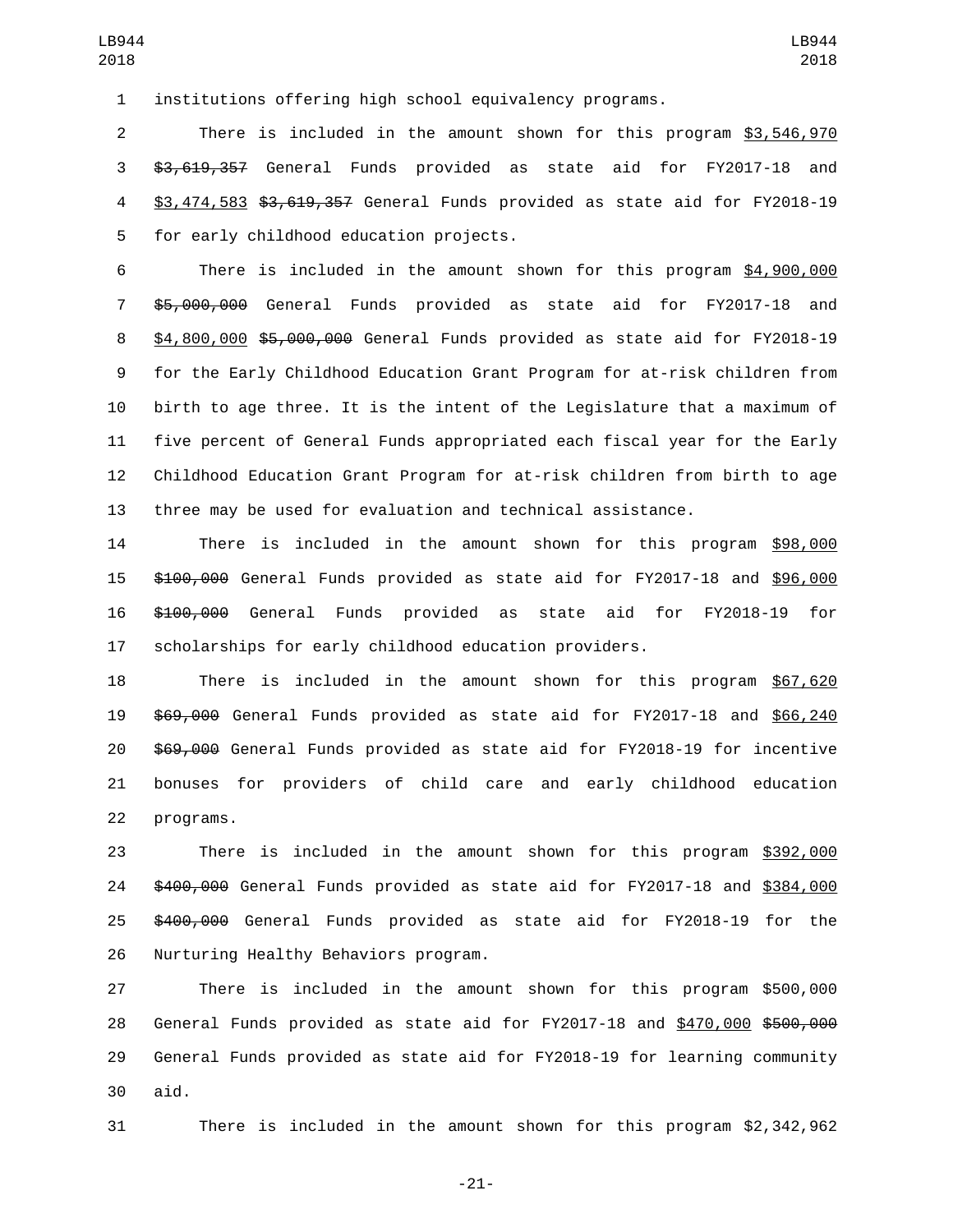institutions offering high school equivalency programs.

There is included in the amount shown for this program $3,546,970 ~~$3,619,357~~ General Funds provided as state aid for FY2017-18 and $3,474,583 ~~$3,619,357~~ General Funds provided as state aid for FY2018-19 for early childhood education projects.

There is included in the amount shown for this program $4,900,000 ~~$5,000,000~~ General Funds provided as state aid for FY2017-18 and $4,800,000 ~~$5,000,000~~ General Funds provided as state aid for FY2018-19 for the Early Childhood Education Grant Program for at-risk children from birth to age three. It is the intent of the Legislature that a maximum of five percent of General Funds appropriated each fiscal year for the Early Childhood Education Grant Program for at-risk children from birth to age three may be used for evaluation and technical assistance.

There is included in the amount shown for this program $98,000 ~~$100,000~~ General Funds provided as state aid for FY2017-18 and $96,000 ~~$100,000~~ General Funds provided as state aid for FY2018-19 for scholarships for early childhood education providers.

There is included in the amount shown for this program $67,620 ~~$69,000~~ General Funds provided as state aid for FY2017-18 and $66,240 ~~$69,000~~ General Funds provided as state aid for FY2018-19 for incentive bonuses for providers of child care and early childhood education programs.

There is included in the amount shown for this program $392,000 ~~$400,000~~ General Funds provided as state aid for FY2017-18 and $384,000 ~~$400,000~~ General Funds provided as state aid for FY2018-19 for the Nurturing Healthy Behaviors program.

There is included in the amount shown for this program $500,000 General Funds provided as state aid for FY2017-18 and $470,000 ~~$500,000~~ General Funds provided as state aid for FY2018-19 for learning community aid.

There is included in the amount shown for this program $2,342,962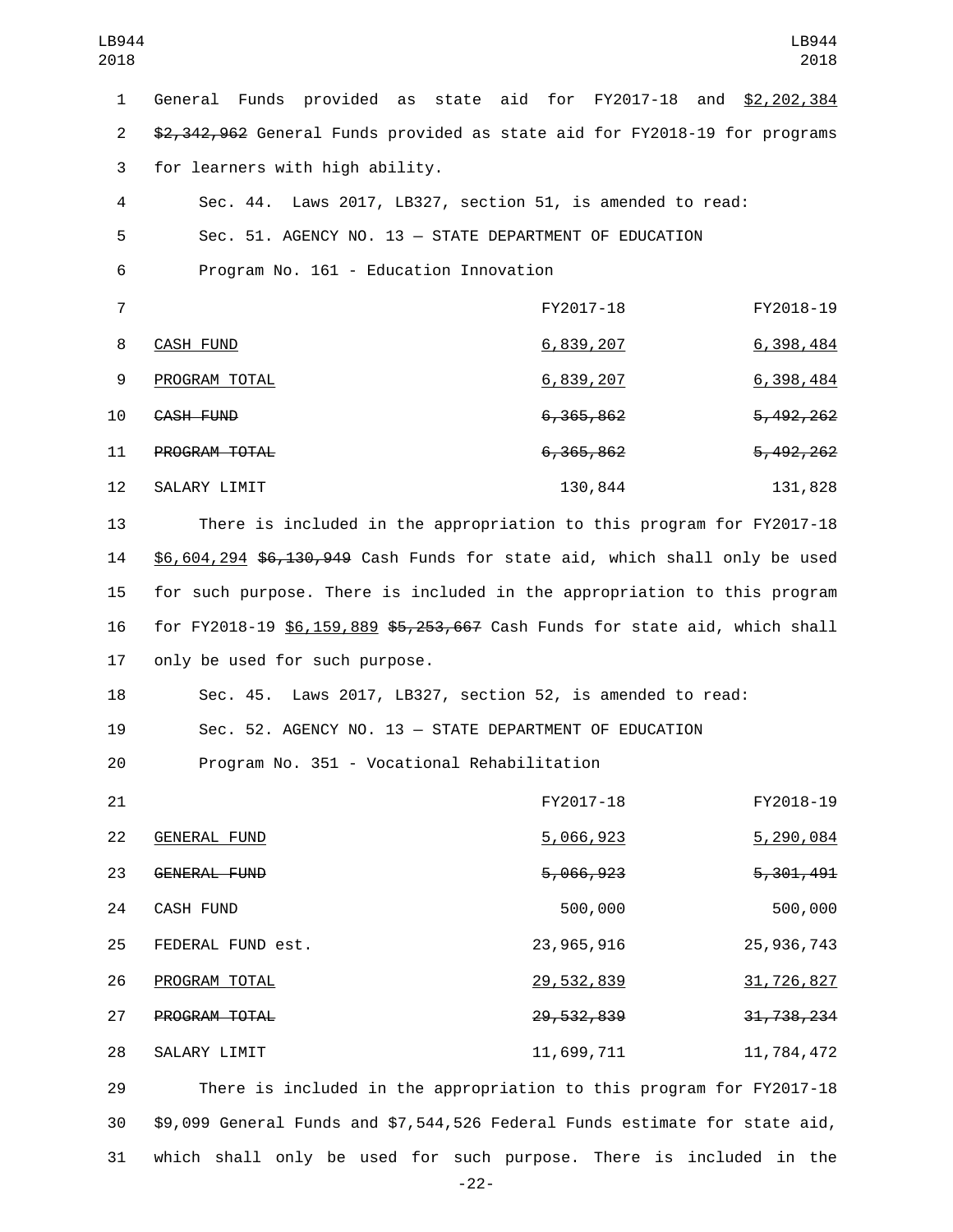General Funds provided as state aid for FY2017-18 and $2,202,384 ~~$2,342,962~~ General Funds provided as state aid for FY2018-19 for programs for learners with high ability.

Sec. 44. Laws 2017, LB327, section 51, is amended to read:

Sec. 51. AGENCY NO. 13 — STATE DEPARTMENT OF EDUCATION

Program No. 161 - Education Innovation

| | FY2017-18 | FY2018-19 |
|---|---|---|
| CASH FUND | 6,839,207 | 6,398,484 |
| PROGRAM TOTAL | 6,839,207 | 6,398,484 |
| ~~CASH FUND~~ | ~~6,365,862~~ | ~~5,492,262~~ |
| ~~PROGRAM TOTAL~~ | ~~6,365,862~~ | ~~5,492,262~~ |
| SALARY LIMIT | 130,844 | 131,828 |

There is included in the appropriation to this program for FY2017-18 $6,604,294 ~~$6,130,949~~ Cash Funds for state aid, which shall only be used for such purpose. There is included in the appropriation to this program for FY2018-19 $6,159,889 ~~$5,253,667~~ Cash Funds for state aid, which shall only be used for such purpose.

Sec. 45. Laws 2017, LB327, section 52, is amended to read:

Sec. 52. AGENCY NO. 13 — STATE DEPARTMENT OF EDUCATION

Program No. 351 - Vocational Rehabilitation

| | FY2017-18 | FY2018-19 |
|---|---|---|
| GENERAL FUND | 5,066,923 | 5,290,084 |
| ~~GENERAL FUND~~ | ~~5,066,923~~ | ~~5,301,491~~ |
| CASH FUND | 500,000 | 500,000 |
| FEDERAL FUND est. | 23,965,916 | 25,936,743 |
| PROGRAM TOTAL | 29,532,839 | 31,726,827 |
| ~~PROGRAM TOTAL~~ | ~~29,532,839~~ | ~~31,738,234~~ |
| SALARY LIMIT | 11,699,711 | 11,784,472 |

There is included in the appropriation to this program for FY2017-18 $9,099 General Funds and $7,544,526 Federal Funds estimate for state aid, which shall only be used for such purpose. There is included in the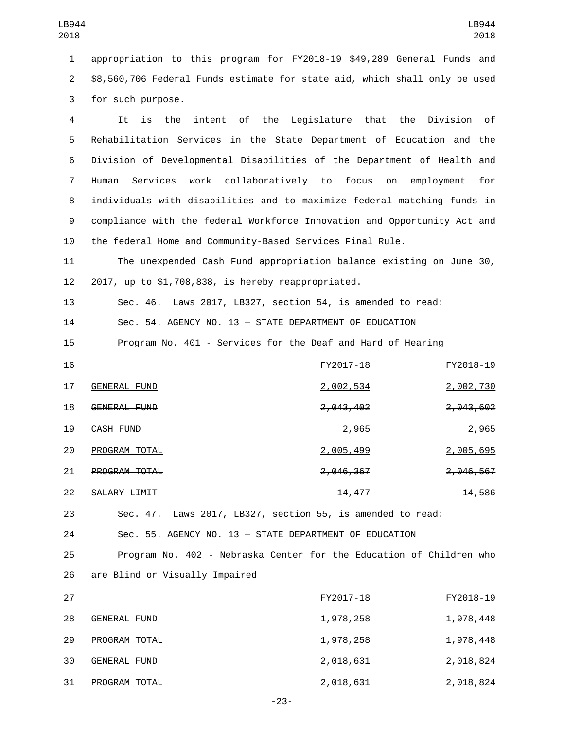appropriation to this program for FY2018-19 $49,289 General Funds and $8,560,706 Federal Funds estimate for state aid, which shall only be used for such purpose.

It is the intent of the Legislature that the Division of Rehabilitation Services in the State Department of Education and the Division of Developmental Disabilities of the Department of Health and Human Services work collaboratively to focus on employment for individuals with disabilities and to maximize federal matching funds in compliance with the federal Workforce Innovation and Opportunity Act and the federal Home and Community-Based Services Final Rule.

The unexpended Cash Fund appropriation balance existing on June 30, 2017, up to $1,708,838, is hereby reappropriated.

Sec. 46. Laws 2017, LB327, section 54, is amended to read:

Sec. 54. AGENCY NO. 13 — STATE DEPARTMENT OF EDUCATION

Program No. 401 - Services for the Deaf and Hard of Hearing

| | FY2017-18 | FY2018-19 |
|---|---|---|
| GENERAL FUND | 2,002,534 | 2,002,730 |
| ~~GENERAL FUND~~ | ~~2,043,402~~ | ~~2,043,602~~ |
| CASH FUND | 2,965 | 2,965 |
| PROGRAM TOTAL | 2,005,499 | 2,005,695 |
| ~~PROGRAM TOTAL~~ | ~~2,046,367~~ | ~~2,046,567~~ |
| SALARY LIMIT | 14,477 | 14,586 |

Sec. 47. Laws 2017, LB327, section 55, is amended to read:

Sec. 55. AGENCY NO. 13 — STATE DEPARTMENT OF EDUCATION

Program No. 402 - Nebraska Center for the Education of Children who are Blind or Visually Impaired

| | FY2017-18 | FY2018-19 |
|---|---|---|
| GENERAL FUND | 1,978,258 | 1,978,448 |
| PROGRAM TOTAL | 1,978,258 | 1,978,448 |
| ~~GENERAL FUND~~ | ~~2,018,631~~ | ~~2,018,824~~ |
| ~~PROGRAM TOTAL~~ | ~~2,018,631~~ | ~~2,018,824~~ |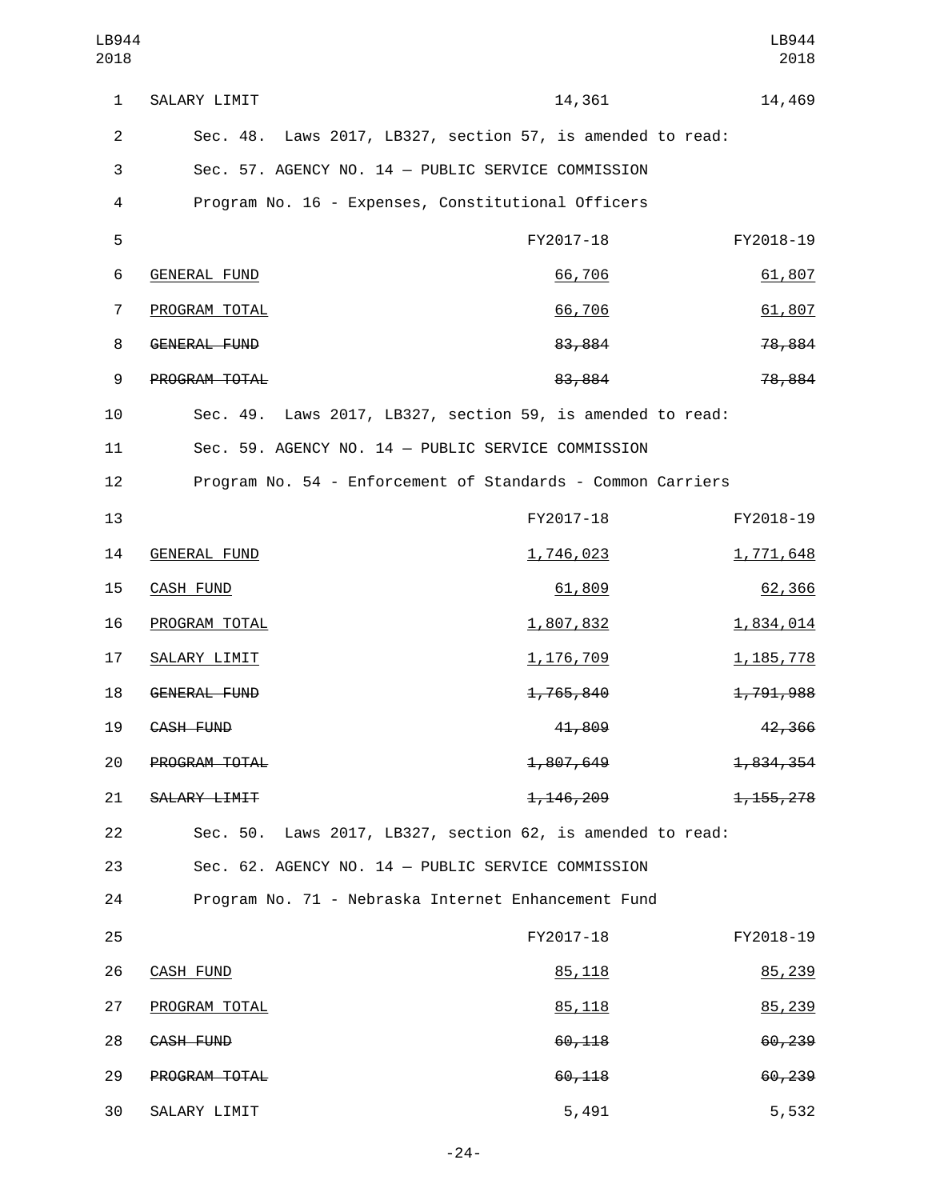| | | |
|---|---|---|
| SALARY LIMIT | 14,361 | 14,469 |

Sec. 48. Laws 2017, LB327, section 57, is amended to read:

Sec. 57. AGENCY NO. 14 — PUBLIC SERVICE COMMISSION

Program No. 16 - Expenses, Constitutional Officers

| | FY2017-18 | FY2018-19 |
|---|---|---|
| GENERAL FUND | 66,706 | 61,807 |
| PROGRAM TOTAL | 66,706 | 61,807 |
| ~~GENERAL FUND~~ | ~~83,884~~ | ~~78,884~~ |
| ~~PROGRAM TOTAL~~ | ~~83,884~~ | ~~78,884~~ |

Sec. 49. Laws 2017, LB327, section 59, is amended to read:

Sec. 59. AGENCY NO. 14 — PUBLIC SERVICE COMMISSION

Program No. 54 - Enforcement of Standards - Common Carriers

| | FY2017-18 | FY2018-19 |
|---|---|---|
| GENERAL FUND | 1,746,023 | 1,771,648 |
| CASH FUND | 61,809 | 62,366 |
| PROGRAM TOTAL | 1,807,832 | 1,834,014 |
| SALARY LIMIT | 1,176,709 | 1,185,778 |
| ~~GENERAL FUND~~ | ~~1,765,840~~ | ~~1,791,988~~ |
| ~~CASH FUND~~ | ~~41,809~~ | ~~42,366~~ |
| ~~PROGRAM TOTAL~~ | ~~1,807,649~~ | ~~1,834,354~~ |
| ~~SALARY LIMIT~~ | ~~1,146,209~~ | ~~1,155,278~~ |

Sec. 50. Laws 2017, LB327, section 62, is amended to read:

Sec. 62. AGENCY NO. 14 — PUBLIC SERVICE COMMISSION

Program No. 71 - Nebraska Internet Enhancement Fund

| | FY2017-18 | FY2018-19 |
|---|---|---|
| CASH FUND | 85,118 | 85,239 |
| PROGRAM TOTAL | 85,118 | 85,239 |
| ~~CASH FUND~~ | ~~60,118~~ | ~~60,239~~ |
| ~~PROGRAM TOTAL~~ | ~~60,118~~ | ~~60,239~~ |
| SALARY LIMIT | 5,491 | 5,532 |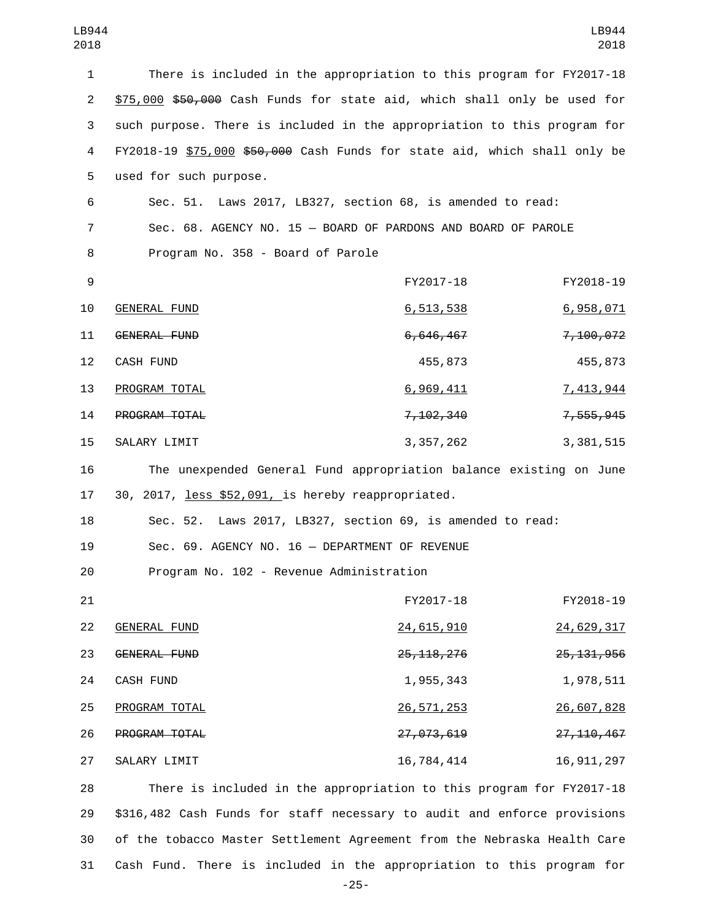There is included in the appropriation to this program for FY2017-18 $75,000 ~~$50,000~~ Cash Funds for state aid, which shall only be used for such purpose. There is included in the appropriation to this program for FY2018-19 $75,000 ~~$50,000~~ Cash Funds for state aid, which shall only be used for such purpose.

Sec. 51. Laws 2017, LB327, section 68, is amended to read:

Sec. 68. AGENCY NO. 15 — BOARD OF PARDONS AND BOARD OF PAROLE

Program No. 358 - Board of Parole

| | FY2017-18 | FY2018-19 |
|---|---|---|
| GENERAL FUND | 6,513,538 | 6,958,071 |
| ~~GENERAL FUND~~ | ~~6,646,467~~ | ~~7,100,072~~ |
| CASH FUND | 455,873 | 455,873 |
| PROGRAM TOTAL | 6,969,411 | 7,413,944 |
| ~~PROGRAM TOTAL~~ | ~~7,102,340~~ | ~~7,555,945~~ |
| SALARY LIMIT | 3,357,262 | 3,381,515 |

The unexpended General Fund appropriation balance existing on June 30, 2017, less $52,091, is hereby reappropriated.

Sec. 52. Laws 2017, LB327, section 69, is amended to read:

Sec. 69. AGENCY NO. 16 — DEPARTMENT OF REVENUE

Program No. 102 - Revenue Administration

| | FY2017-18 | FY2018-19 |
|---|---|---|
| GENERAL FUND | 24,615,910 | 24,629,317 |
| ~~GENERAL FUND~~ | ~~25,118,276~~ | ~~25,131,956~~ |
| CASH FUND | 1,955,343 | 1,978,511 |
| PROGRAM TOTAL | 26,571,253 | 26,607,828 |
| ~~PROGRAM TOTAL~~ | ~~27,073,619~~ | ~~27,110,467~~ |
| SALARY LIMIT | 16,784,414 | 16,911,297 |

There is included in the appropriation to this program for FY2017-18 $316,482 Cash Funds for staff necessary to audit and enforce provisions of the tobacco Master Settlement Agreement from the Nebraska Health Care Cash Fund. There is included in the appropriation to this program for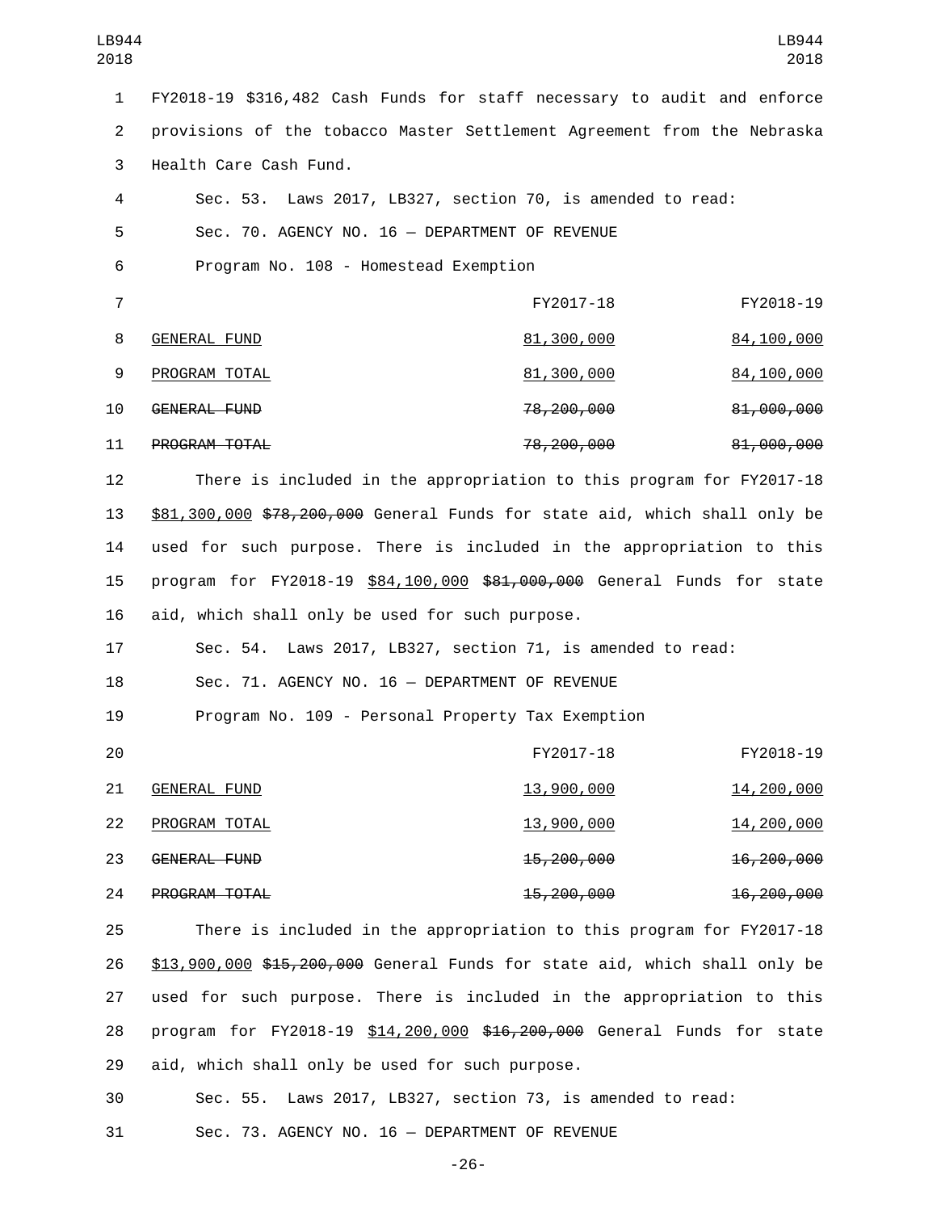FY2018-19 $316,482 Cash Funds for staff necessary to audit and enforce provisions of the tobacco Master Settlement Agreement from the Nebraska Health Care Cash Fund.

Sec. 53. Laws 2017, LB327, section 70, is amended to read:

Sec. 70. AGENCY NO. 16 — DEPARTMENT OF REVENUE

Program No. 108 - Homestead Exemption

| | FY2017-18 | FY2018-19 |
|---|---|---|
| GENERAL FUND | 81,300,000 | 84,100,000 |
| PROGRAM TOTAL | 81,300,000 | 84,100,000 |
| ~~GENERAL FUND~~ | ~~78,200,000~~ | ~~81,000,000~~ |
| ~~PROGRAM TOTAL~~ | ~~78,200,000~~ | ~~81,000,000~~ |

There is included in the appropriation to this program for FY2017-18 $81,300,000 ~~$78,200,000~~ General Funds for state aid, which shall only be used for such purpose. There is included in the appropriation to this program for FY2018-19 $84,100,000 ~~$81,000,000~~ General Funds for state aid, which shall only be used for such purpose.

Sec. 54. Laws 2017, LB327, section 71, is amended to read:

Sec. 71. AGENCY NO. 16 — DEPARTMENT OF REVENUE

Program No. 109 - Personal Property Tax Exemption

| | FY2017-18 | FY2018-19 |
|---|---|---|
| GENERAL FUND | 13,900,000 | 14,200,000 |
| PROGRAM TOTAL | 13,900,000 | 14,200,000 |
| ~~GENERAL FUND~~ | ~~15,200,000~~ | ~~16,200,000~~ |
| ~~PROGRAM TOTAL~~ | ~~15,200,000~~ | ~~16,200,000~~ |

There is included in the appropriation to this program for FY2017-18 $13,900,000 ~~$15,200,000~~ General Funds for state aid, which shall only be used for such purpose. There is included in the appropriation to this program for FY2018-19 $14,200,000 ~~$16,200,000~~ General Funds for state aid, which shall only be used for such purpose.

Sec. 55. Laws 2017, LB327, section 73, is amended to read:

Sec. 73. AGENCY NO. 16 — DEPARTMENT OF REVENUE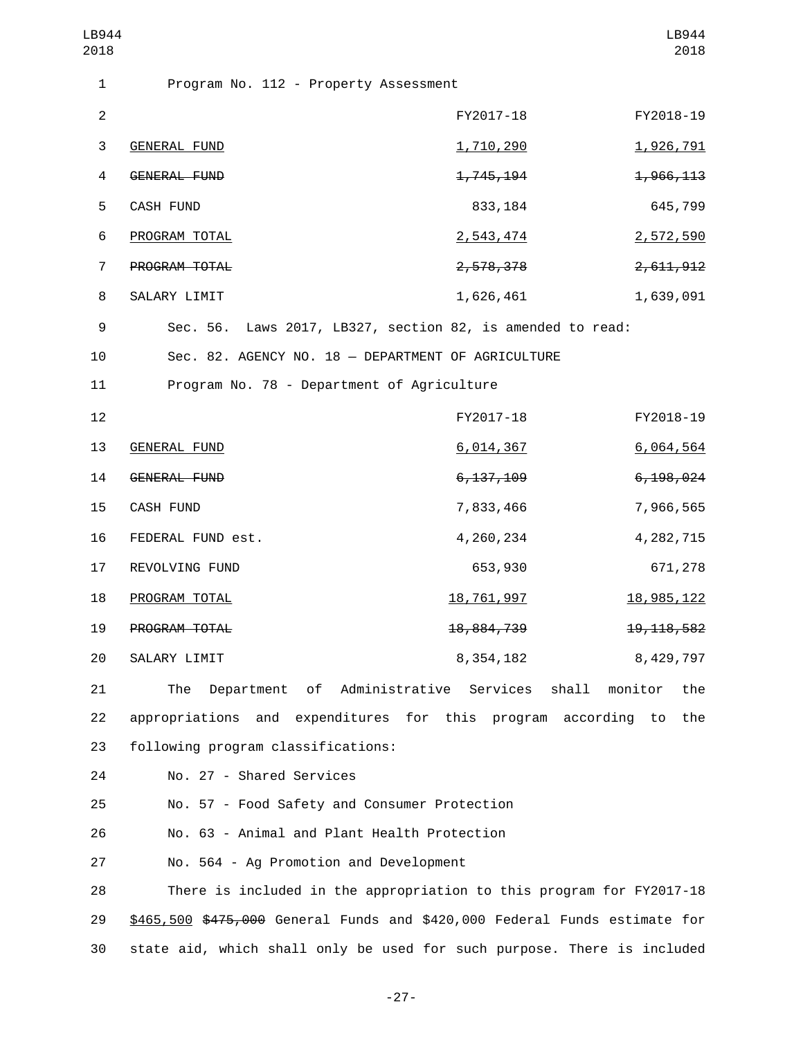Program No. 112 - Property Assessment

| | FY2017-18 | FY2018-19 |
|---|---|---|
| GENERAL FUND | 1,710,290 | 1,926,791 |
| ~~GENERAL FUND~~ | ~~1,745,194~~ | ~~1,966,113~~ |
| CASH FUND | 833,184 | 645,799 |
| PROGRAM TOTAL | 2,543,474 | 2,572,590 |
| ~~PROGRAM TOTAL~~ | ~~2,578,378~~ | ~~2,611,912~~ |
| SALARY LIMIT | 1,626,461 | 1,639,091 |

Sec. 56. Laws 2017, LB327, section 82, is amended to read:

Sec. 82. AGENCY NO. 18 — DEPARTMENT OF AGRICULTURE

Program No. 78 - Department of Agriculture

| | FY2017-18 | FY2018-19 |
|---|---|---|
| GENERAL FUND | 6,014,367 | 6,064,564 |
| ~~GENERAL FUND~~ | ~~6,137,109~~ | ~~6,198,024~~ |
| CASH FUND | 7,833,466 | 7,966,565 |
| FEDERAL FUND est. | 4,260,234 | 4,282,715 |
| REVOLVING FUND | 653,930 | 671,278 |
| PROGRAM TOTAL | 18,761,997 | 18,985,122 |
| ~~PROGRAM TOTAL~~ | ~~18,884,739~~ | ~~19,118,582~~ |
| SALARY LIMIT | 8,354,182 | 8,429,797 |

The Department of Administrative Services shall monitor the appropriations and expenditures for this program according to the following program classifications:

No. 27 - Shared Services

No. 57 - Food Safety and Consumer Protection

No. 63 - Animal and Plant Health Protection

No. 564 - Ag Promotion and Development

There is included in the appropriation to this program for FY2017-18 $465,500 ~~$475,000~~ General Funds and $420,000 Federal Funds estimate for state aid, which shall only be used for such purpose. There is included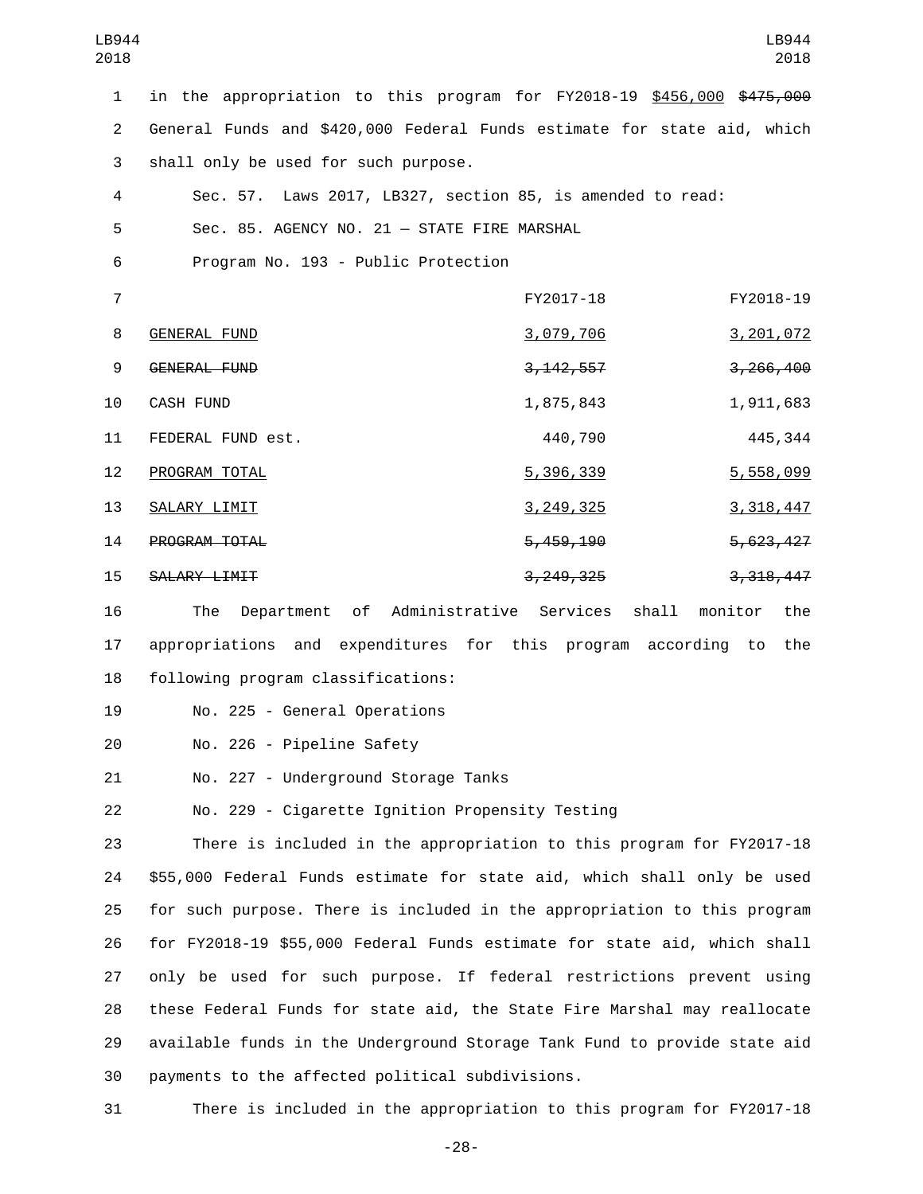in the appropriation to this program for FY2018-19 <u>$456,000</u> ~~$475,000~~ General Funds and $420,000 Federal Funds estimate for state aid, which shall only be used for such purpose.

Sec. 57. Laws 2017, LB327, section 85, is amended to read:

Sec. 85. AGENCY NO. 21 — STATE FIRE MARSHAL

Program No. 193 - Public Protection

| | FY2017-18 | FY2018-19 |
|---|---|---|
| <u>GENERAL FUND</u> | <u>3,079,706</u> | <u>3,201,072</u> |
| ~~GENERAL FUND~~ | ~~3,142,557~~ | ~~3,266,400~~ |
| CASH FUND | 1,875,843 | 1,911,683 |
| FEDERAL FUND est. | 440,790 | 445,344 |
| <u>PROGRAM TOTAL</u> | <u>5,396,339</u> | <u>5,558,099</u> |
| <u>SALARY LIMIT</u> | <u>3,249,325</u> | <u>3,318,447</u> |
| ~~PROGRAM TOTAL~~ | ~~5,459,190~~ | ~~5,623,427~~ |
| ~~SALARY LIMIT~~ | ~~3,249,325~~ | ~~3,318,447~~ |

The Department of Administrative Services shall monitor the appropriations and expenditures for this program according to the following program classifications:

No. 225 - General Operations

No. 226 - Pipeline Safety

No. 227 - Underground Storage Tanks

No. 229 - Cigarette Ignition Propensity Testing

There is included in the appropriation to this program for FY2017-18 $55,000 Federal Funds estimate for state aid, which shall only be used for such purpose. There is included in the appropriation to this program for FY2018-19 $55,000 Federal Funds estimate for state aid, which shall only be used for such purpose. If federal restrictions prevent using these Federal Funds for state aid, the State Fire Marshal may reallocate available funds in the Underground Storage Tank Fund to provide state aid payments to the affected political subdivisions.

There is included in the appropriation to this program for FY2017-18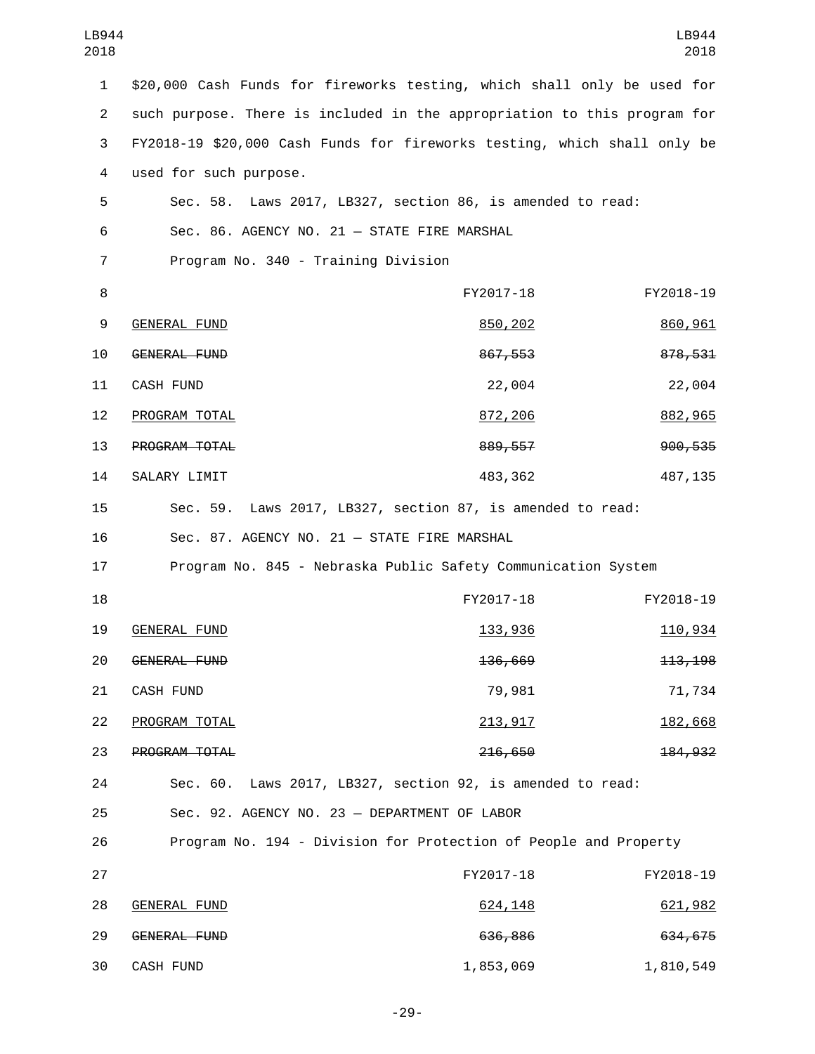$20,000 Cash Funds for fireworks testing, which shall only be used for such purpose. There is included in the appropriation to this program for FY2018-19 $20,000 Cash Funds for fireworks testing, which shall only be used for such purpose.

Sec. 58. Laws 2017, LB327, section 86, is amended to read:

Sec. 86. AGENCY NO. 21 — STATE FIRE MARSHAL

Program No. 340 - Training Division

| | FY2017-18 | FY2018-19 |
|---|---|---|
| GENERAL FUND | 850,202 | 860,961 |
| ~~GENERAL FUND~~ | ~~867,553~~ | ~~878,531~~ |
| CASH FUND | 22,004 | 22,004 |
| PROGRAM TOTAL | 872,206 | 882,965 |
| ~~PROGRAM TOTAL~~ | ~~889,557~~ | ~~900,535~~ |
| SALARY LIMIT | 483,362 | 487,135 |

Sec. 59. Laws 2017, LB327, section 87, is amended to read:

Sec. 87. AGENCY NO. 21 — STATE FIRE MARSHAL

Program No. 845 - Nebraska Public Safety Communication System

| | FY2017-18 | FY2018-19 |
|---|---|---|
| GENERAL FUND | 133,936 | 110,934 |
| ~~GENERAL FUND~~ | ~~136,669~~ | ~~113,198~~ |
| CASH FUND | 79,981 | 71,734 |
| PROGRAM TOTAL | 213,917 | 182,668 |
| ~~PROGRAM TOTAL~~ | ~~216,650~~ | ~~184,932~~ |

Sec. 60. Laws 2017, LB327, section 92, is amended to read:

Sec. 92. AGENCY NO. 23 — DEPARTMENT OF LABOR

Program No. 194 - Division for Protection of People and Property

| | FY2017-18 | FY2018-19 |
|---|---|---|
| GENERAL FUND | 624,148 | 621,982 |
| ~~GENERAL FUND~~ | ~~636,886~~ | ~~634,675~~ |
| CASH FUND | 1,853,069 | 1,810,549 |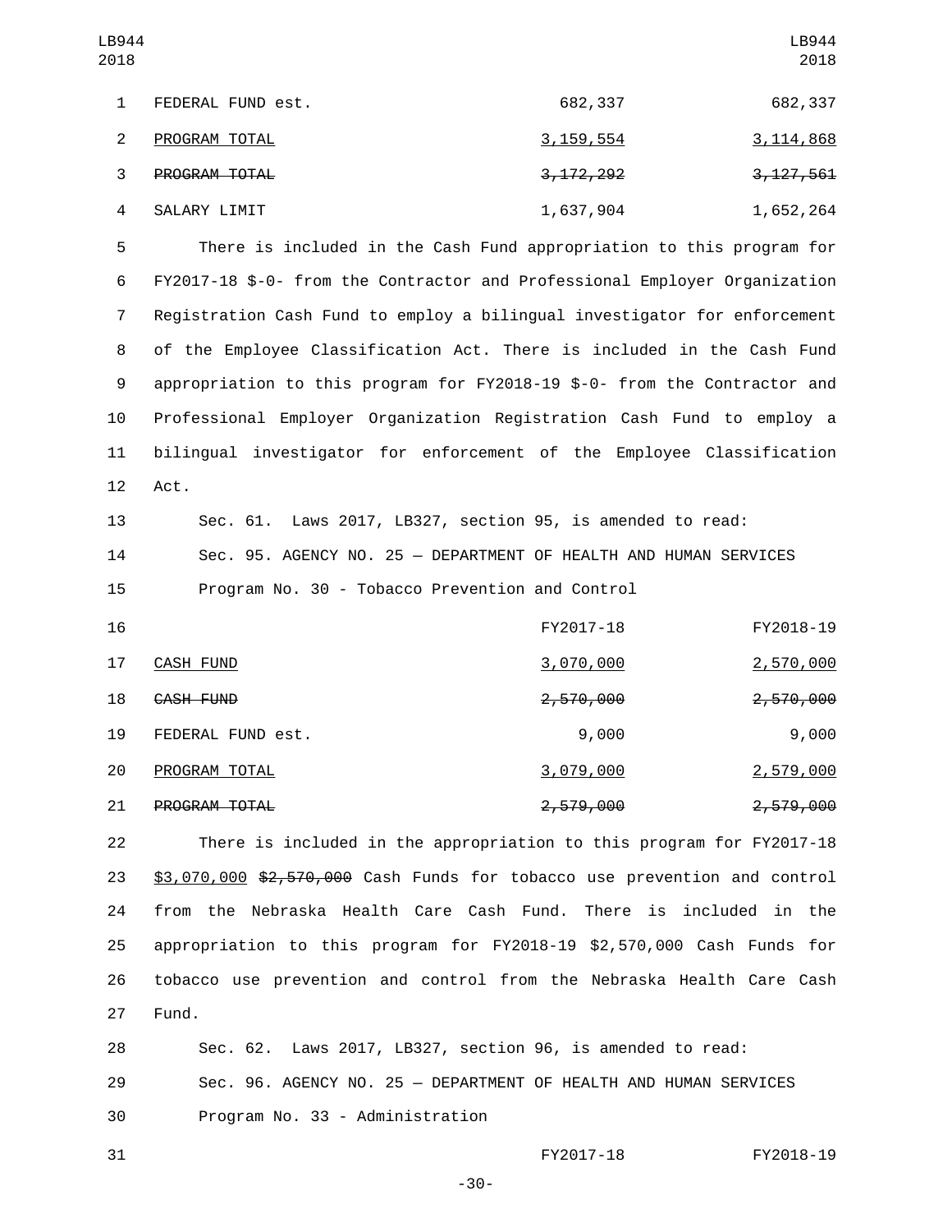| | | |
|---|---|---|
| FEDERAL FUND est. | 682,337 | 682,337 |
| PROGRAM TOTAL | 3,159,554 | 3,114,868 |
| ~~PROGRAM TOTAL~~ | ~~3,172,292~~ | ~~3,127,561~~ |
| SALARY LIMIT | 1,637,904 | 1,652,264 |

There is included in the Cash Fund appropriation to this program for FY2017-18 $-0- from the Contractor and Professional Employer Organization Registration Cash Fund to employ a bilingual investigator for enforcement of the Employee Classification Act. There is included in the Cash Fund appropriation to this program for FY2018-19 $-0- from the Contractor and Professional Employer Organization Registration Cash Fund to employ a bilingual investigator for enforcement of the Employee Classification Act.

Sec. 61. Laws 2017, LB327, section 95, is amended to read:

Sec. 95. AGENCY NO. 25 — DEPARTMENT OF HEALTH AND HUMAN SERVICES

Program No. 30 - Tobacco Prevention and Control

| | FY2017-18 | FY2018-19 |
|---|---|---|
| CASH FUND | 3,070,000 | 2,570,000 |
| ~~CASH FUND~~ | ~~2,570,000~~ | ~~2,570,000~~ |
| FEDERAL FUND est. | 9,000 | 9,000 |
| PROGRAM TOTAL | 3,079,000 | 2,579,000 |
| ~~PROGRAM TOTAL~~ | ~~2,579,000~~ | ~~2,579,000~~ |

There is included in the appropriation to this program for FY2017-18 $3,070,000 ~~$2,570,000~~ Cash Funds for tobacco use prevention and control from the Nebraska Health Care Cash Fund. There is included in the appropriation to this program for FY2018-19 $2,570,000 Cash Funds for tobacco use prevention and control from the Nebraska Health Care Cash Fund.

Sec. 62. Laws 2017, LB327, section 96, is amended to read:

Sec. 96. AGENCY NO. 25 — DEPARTMENT OF HEALTH AND HUMAN SERVICES

Program No. 33 - Administration

| | FY2017-18 | FY2018-19 |
|---|---|---|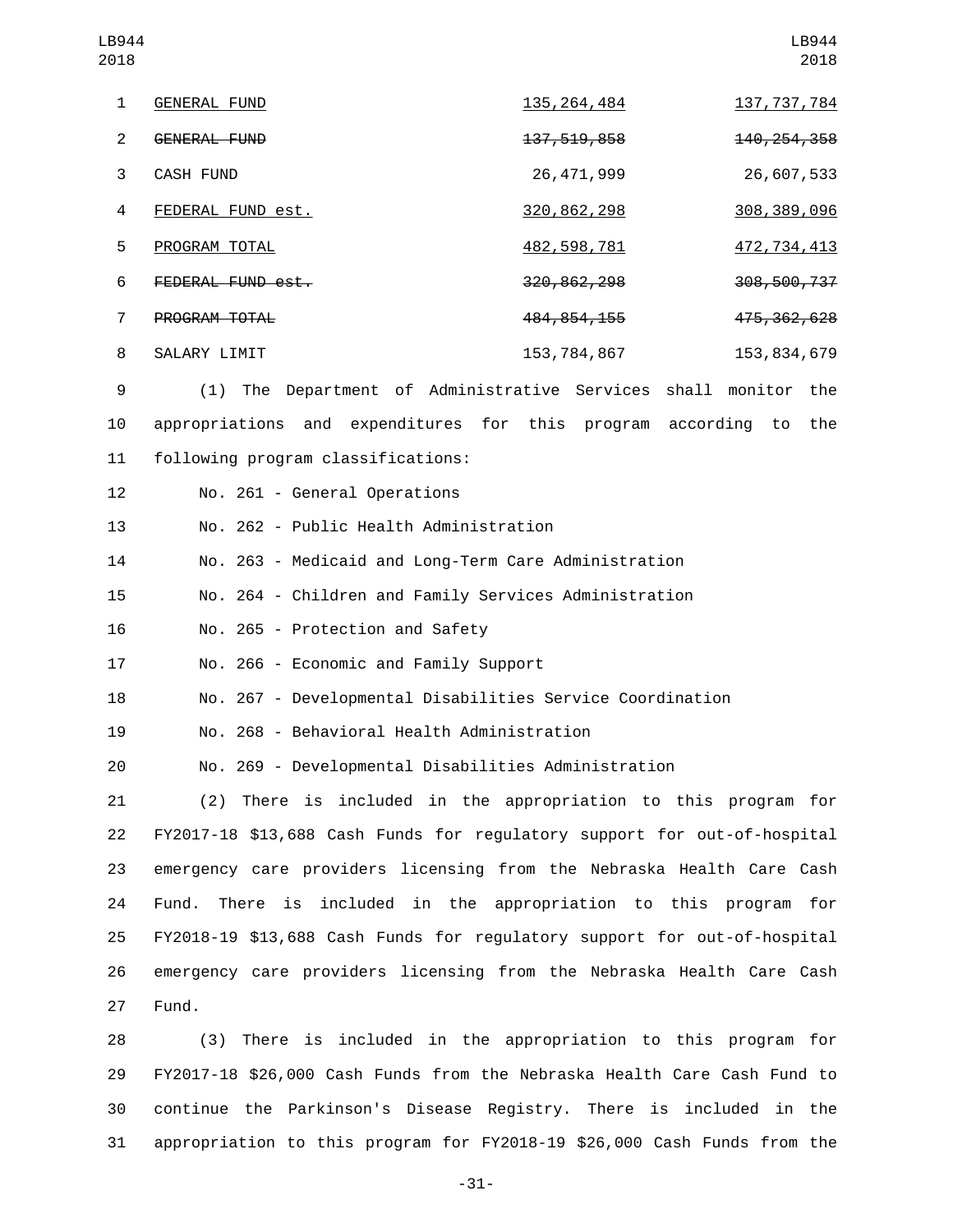| | | |
|---|---|---|
| GENERAL FUND | 135,264,484 | 137,737,784 |
| ~~GENERAL FUND~~ | ~~137,519,858~~ | ~~140,254,358~~ |
| CASH FUND | 26,471,999 | 26,607,533 |
| FEDERAL FUND est. | 320,862,298 | 308,389,096 |
| PROGRAM TOTAL | 482,598,781 | 472,734,413 |
| ~~FEDERAL FUND est.~~ | ~~320,862,298~~ | ~~308,500,737~~ |
| ~~PROGRAM TOTAL~~ | ~~484,854,155~~ | ~~475,362,628~~ |
| SALARY LIMIT | 153,784,867 | 153,834,679 |

(1) The Department of Administrative Services shall monitor the appropriations and expenditures for this program according to the following program classifications:

No. 261 - General Operations

No. 262 - Public Health Administration

No. 263 - Medicaid and Long-Term Care Administration

No. 264 - Children and Family Services Administration

No. 265 - Protection and Safety

No. 266 - Economic and Family Support

No. 267 - Developmental Disabilities Service Coordination

No. 268 - Behavioral Health Administration

No. 269 - Developmental Disabilities Administration

(2) There is included in the appropriation to this program for FY2017-18 $13,688 Cash Funds for regulatory support for out-of-hospital emergency care providers licensing from the Nebraska Health Care Cash Fund. There is included in the appropriation to this program for FY2018-19 $13,688 Cash Funds for regulatory support for out-of-hospital emergency care providers licensing from the Nebraska Health Care Cash Fund.

(3) There is included in the appropriation to this program for FY2017-18 $26,000 Cash Funds from the Nebraska Health Care Cash Fund to continue the Parkinson's Disease Registry. There is included in the appropriation to this program for FY2018-19 $26,000 Cash Funds from the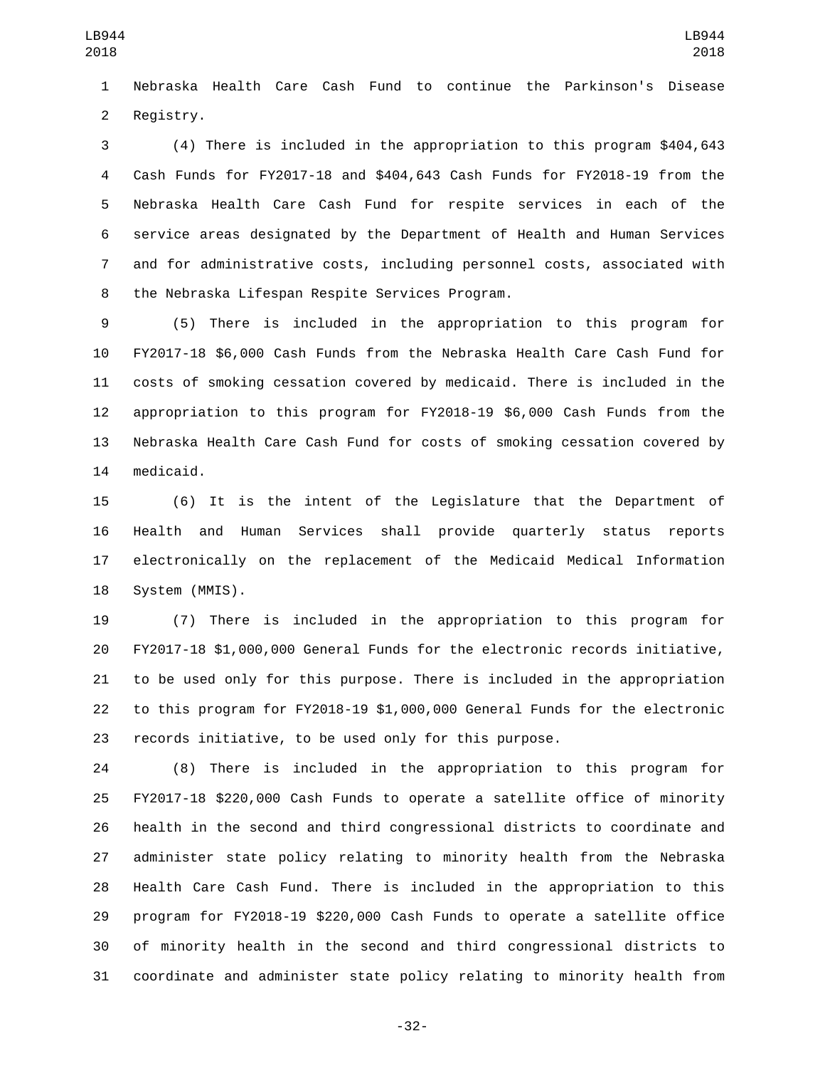Nebraska Health Care Cash Fund to continue the Parkinson's Disease Registry.

(4) There is included in the appropriation to this program $404,643 Cash Funds for FY2017-18 and $404,643 Cash Funds for FY2018-19 from the Nebraska Health Care Cash Fund for respite services in each of the service areas designated by the Department of Health and Human Services and for administrative costs, including personnel costs, associated with the Nebraska Lifespan Respite Services Program.

(5) There is included in the appropriation to this program for FY2017-18 $6,000 Cash Funds from the Nebraska Health Care Cash Fund for costs of smoking cessation covered by medicaid. There is included in the appropriation to this program for FY2018-19 $6,000 Cash Funds from the Nebraska Health Care Cash Fund for costs of smoking cessation covered by medicaid.

(6) It is the intent of the Legislature that the Department of Health and Human Services shall provide quarterly status reports electronically on the replacement of the Medicaid Medical Information System (MMIS).

(7) There is included in the appropriation to this program for FY2017-18 $1,000,000 General Funds for the electronic records initiative, to be used only for this purpose. There is included in the appropriation to this program for FY2018-19 $1,000,000 General Funds for the electronic records initiative, to be used only for this purpose.

(8) There is included in the appropriation to this program for FY2017-18 $220,000 Cash Funds to operate a satellite office of minority health in the second and third congressional districts to coordinate and administer state policy relating to minority health from the Nebraska Health Care Cash Fund. There is included in the appropriation to this program for FY2018-19 $220,000 Cash Funds to operate a satellite office of minority health in the second and third congressional districts to coordinate and administer state policy relating to minority health from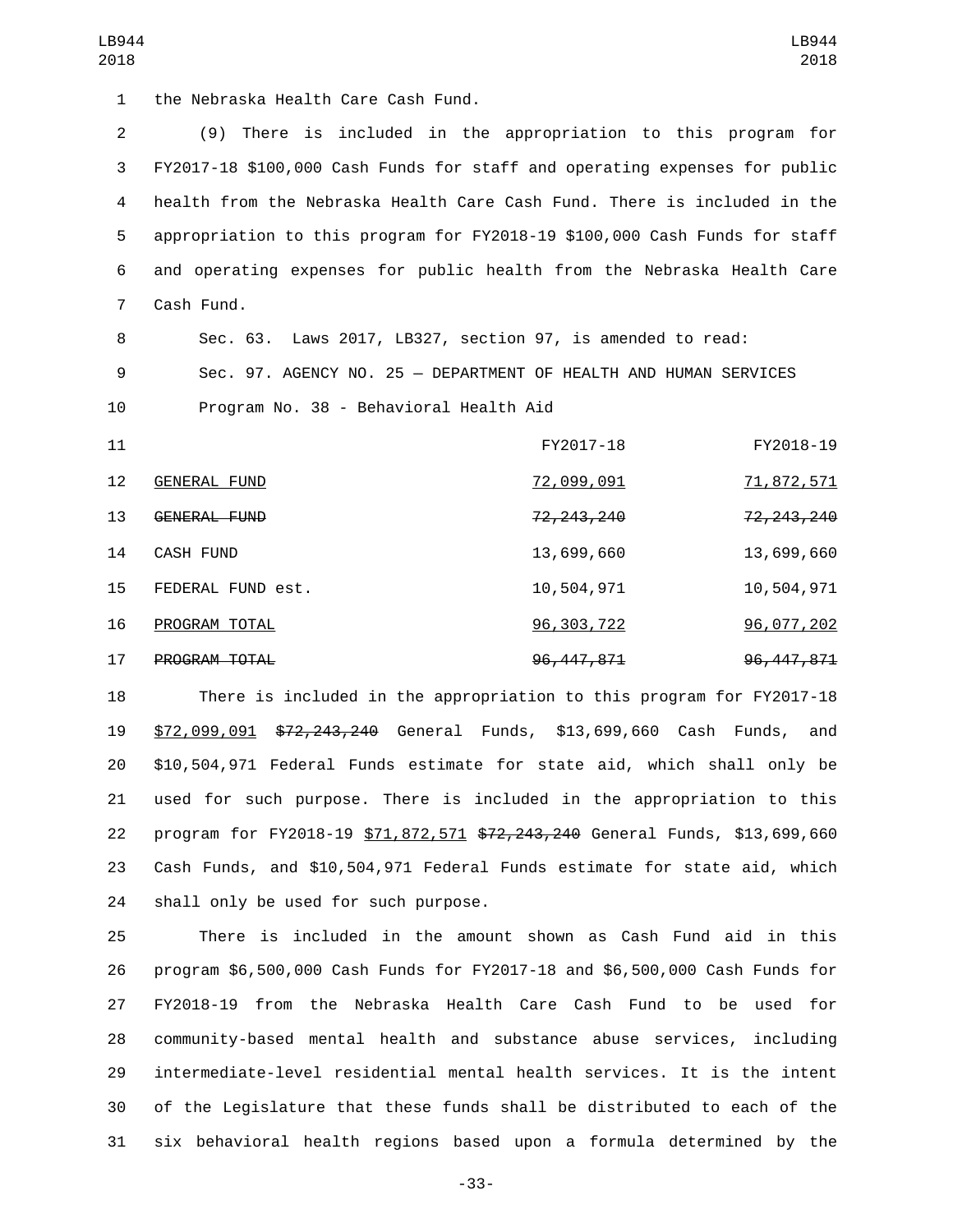the Nebraska Health Care Cash Fund.

(9) There is included in the appropriation to this program for FY2017-18 $100,000 Cash Funds for staff and operating expenses for public health from the Nebraska Health Care Cash Fund. There is included in the appropriation to this program for FY2018-19 $100,000 Cash Funds for staff and operating expenses for public health from the Nebraska Health Care Cash Fund.

Sec. 63. Laws 2017, LB327, section 97, is amended to read:

Sec. 97. AGENCY NO. 25 — DEPARTMENT OF HEALTH AND HUMAN SERVICES

Program No. 38 - Behavioral Health Aid

| | FY2017-18 | FY2018-19 |
|---|---|---|
| GENERAL FUND | 72,099,091 | 71,872,571 |
| ~~GENERAL FUND~~ | ~~72,243,240~~ | ~~72,243,240~~ |
| CASH FUND | 13,699,660 | 13,699,660 |
| FEDERAL FUND est. | 10,504,971 | 10,504,971 |
| PROGRAM TOTAL | 96,303,722 | 96,077,202 |
| ~~PROGRAM TOTAL~~ | ~~96,447,871~~ | ~~96,447,871~~ |

There is included in the appropriation to this program for FY2017-18 $72,099,091 ~~$72,243,240~~ General Funds, $13,699,660 Cash Funds, and $10,504,971 Federal Funds estimate for state aid, which shall only be used for such purpose. There is included in the appropriation to this program for FY2018-19 $71,872,571 ~~$72,243,240~~ General Funds, $13,699,660 Cash Funds, and $10,504,971 Federal Funds estimate for state aid, which shall only be used for such purpose.

There is included in the amount shown as Cash Fund aid in this program $6,500,000 Cash Funds for FY2017-18 and $6,500,000 Cash Funds for FY2018-19 from the Nebraska Health Care Cash Fund to be used for community-based mental health and substance abuse services, including intermediate-level residential mental health services. It is the intent of the Legislature that these funds shall be distributed to each of the six behavioral health regions based upon a formula determined by the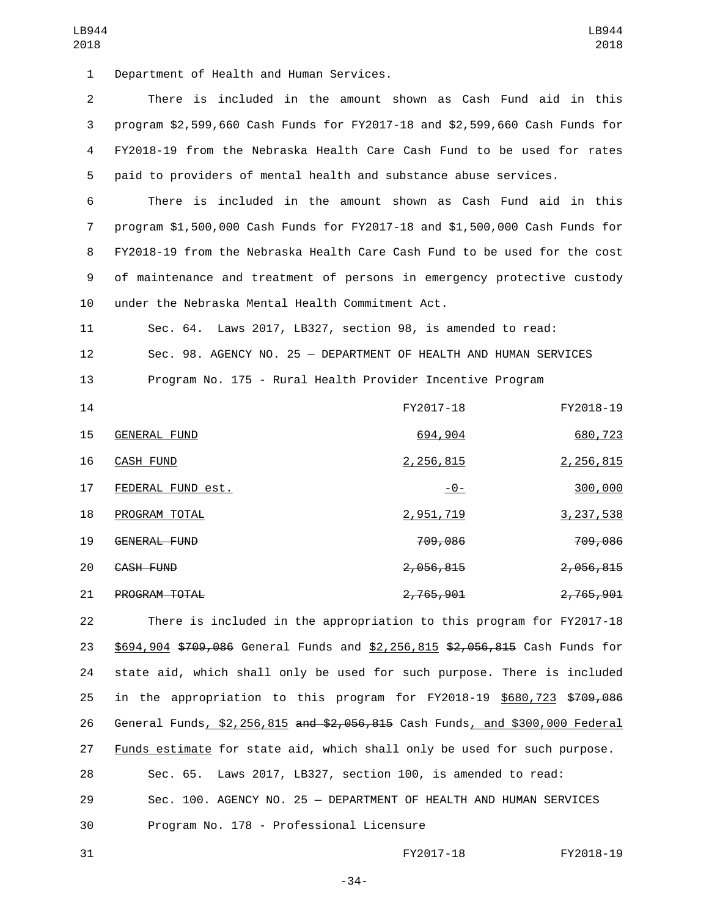Department of Health and Human Services.

There is included in the amount shown as Cash Fund aid in this program $2,599,660 Cash Funds for FY2017-18 and $2,599,660 Cash Funds for FY2018-19 from the Nebraska Health Care Cash Fund to be used for rates paid to providers of mental health and substance abuse services.

There is included in the amount shown as Cash Fund aid in this program $1,500,000 Cash Funds for FY2017-18 and $1,500,000 Cash Funds for FY2018-19 from the Nebraska Health Care Cash Fund to be used for the cost of maintenance and treatment of persons in emergency protective custody under the Nebraska Mental Health Commitment Act.

Sec. 64. Laws 2017, LB327, section 98, is amended to read:

Sec. 98. AGENCY NO. 25 — DEPARTMENT OF HEALTH AND HUMAN SERVICES

Program No. 175 - Rural Health Provider Incentive Program

| | FY2017-18 | FY2018-19 |
|---|---|---|
| GENERAL FUND | 694,904 | 680,723 |
| CASH FUND | 2,256,815 | 2,256,815 |
| FEDERAL FUND est. | -0- | 300,000 |
| PROGRAM TOTAL | 2,951,719 | 3,237,538 |
| ~~GENERAL FUND~~ | ~~709,086~~ | ~~709,086~~ |
| ~~CASH FUND~~ | ~~2,056,815~~ | ~~2,056,815~~ |
| ~~PROGRAM TOTAL~~ | ~~2,765,901~~ | ~~2,765,901~~ |

There is included in the appropriation to this program for FY2017-18 $694,904 ~~$709,086~~ General Funds and $2,256,815 ~~$2,056,815~~ Cash Funds for state aid, which shall only be used for such purpose. There is included in the appropriation to this program for FY2018-19 $680,723 ~~$709,086~~ General Funds, $2,256,815 ~~and $2,056,815~~ Cash Funds, and $300,000 Federal Funds estimate for state aid, which shall only be used for such purpose.

Sec. 65. Laws 2017, LB327, section 100, is amended to read:

Sec. 100. AGENCY NO. 25 — DEPARTMENT OF HEALTH AND HUMAN SERVICES

Program No. 178 - Professional Licensure

| | FY2017-18 | FY2018-19 |
|---|---|---|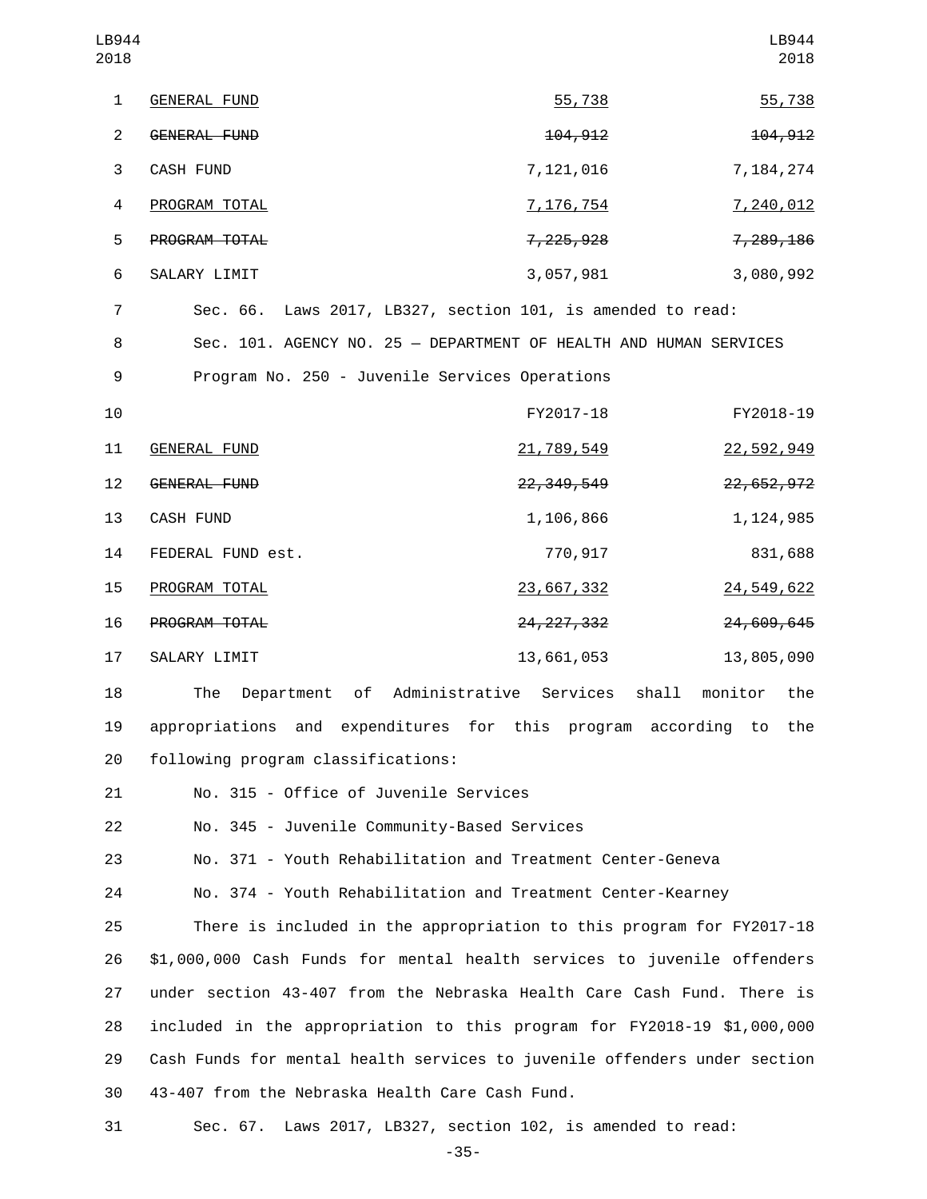| | | |
|---|---|---|
| <u>GENERAL FUND</u> | <u>55,738</u> | <u>55,738</u> |
| ~~GENERAL FUND~~ | ~~104,912~~ | ~~104,912~~ |
| CASH FUND | 7,121,016 | 7,184,274 |
| <u>PROGRAM TOTAL</u> | <u>7,176,754</u> | <u>7,240,012</u> |
| ~~PROGRAM TOTAL~~ | ~~7,225,928~~ | ~~7,289,186~~ |
| SALARY LIMIT | 3,057,981 | 3,080,992 |

Sec. 66. Laws 2017, LB327, section 101, is amended to read:

Sec. 101. AGENCY NO. 25 — DEPARTMENT OF HEALTH AND HUMAN SERVICES

Program No. 250 - Juvenile Services Operations

| | FY2017-18 | FY2018-19 |
|---|---|---|
| <u>GENERAL FUND</u> | <u>21,789,549</u> | <u>22,592,949</u> |
| ~~GENERAL FUND~~ | ~~22,349,549~~ | ~~22,652,972~~ |
| CASH FUND | 1,106,866 | 1,124,985 |
| FEDERAL FUND est. | 770,917 | 831,688 |
| <u>PROGRAM TOTAL</u> | <u>23,667,332</u> | <u>24,549,622</u> |
| ~~PROGRAM TOTAL~~ | ~~24,227,332~~ | ~~24,609,645~~ |
| SALARY LIMIT | 13,661,053 | 13,805,090 |

The Department of Administrative Services shall monitor the appropriations and expenditures for this program according to the following program classifications:

No. 315 - Office of Juvenile Services

No. 345 - Juvenile Community-Based Services

No. 371 - Youth Rehabilitation and Treatment Center-Geneva

No. 374 - Youth Rehabilitation and Treatment Center-Kearney

There is included in the appropriation to this program for FY2017-18 $1,000,000 Cash Funds for mental health services to juvenile offenders under section 43-407 from the Nebraska Health Care Cash Fund. There is included in the appropriation to this program for FY2018-19 $1,000,000 Cash Funds for mental health services to juvenile offenders under section 43-407 from the Nebraska Health Care Cash Fund.

Sec. 67. Laws 2017, LB327, section 102, is amended to read: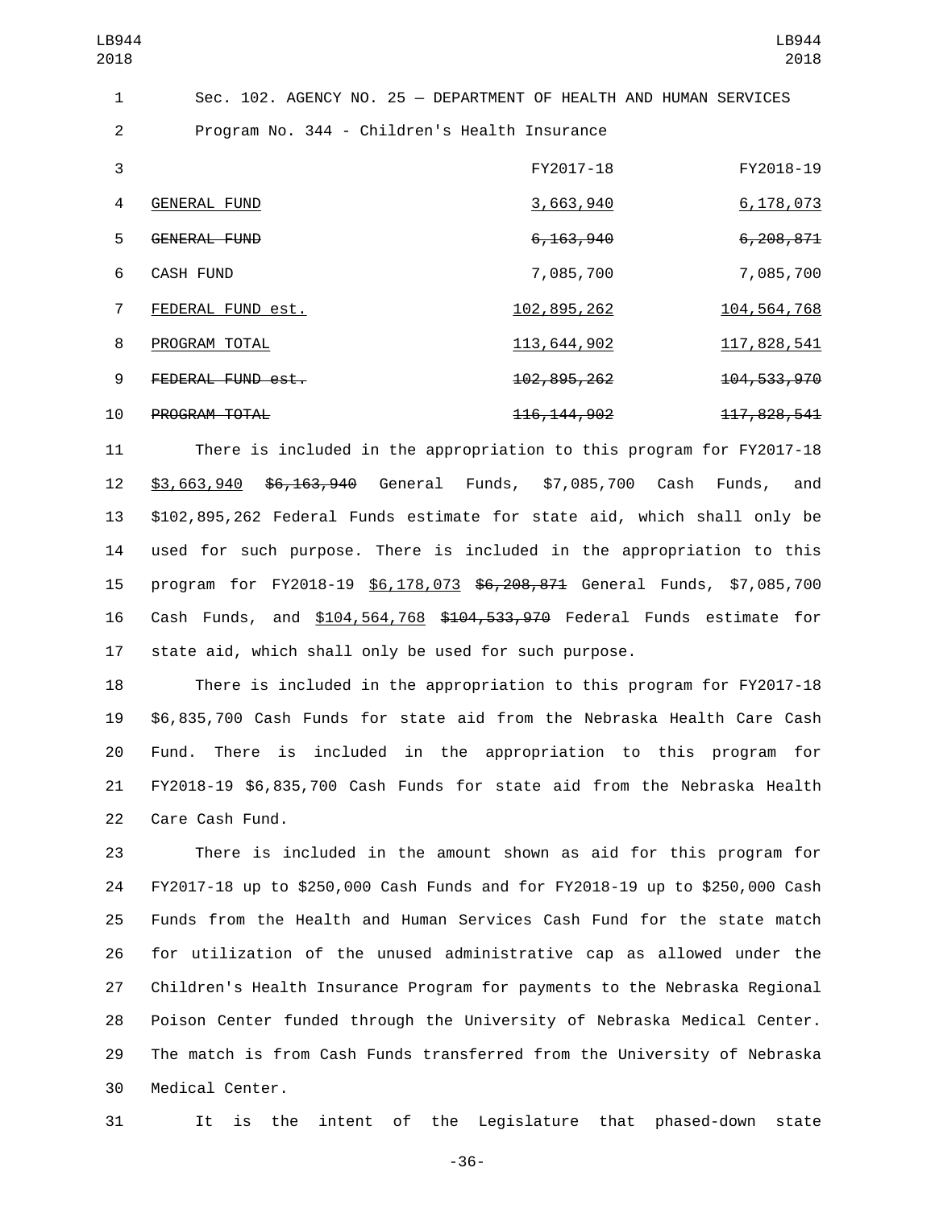Sec. 102. AGENCY NO. 25 — DEPARTMENT OF HEALTH AND HUMAN SERVICES

Program No. 344 - Children's Health Insurance

| | FY2017-18 | FY2018-19 |
|---|---|---|
| GENERAL FUND | 3,663,940 | 6,178,073 |
| ~~GENERAL FUND~~ | ~~6,163,940~~ | ~~6,208,871~~ |
| CASH FUND | 7,085,700 | 7,085,700 |
| FEDERAL FUND est. | 102,895,262 | 104,564,768 |
| PROGRAM TOTAL | 113,644,902 | 117,828,541 |
| ~~FEDERAL FUND est.~~ | ~~102,895,262~~ | ~~104,533,970~~ |
| ~~PROGRAM TOTAL~~ | ~~116,144,902~~ | ~~117,828,541~~ |

There is included in the appropriation to this program for FY2017-18 $3,663,940 ~~$6,163,940~~ General Funds, $7,085,700 Cash Funds, and $102,895,262 Federal Funds estimate for state aid, which shall only be used for such purpose. There is included in the appropriation to this program for FY2018-19 $6,178,073 ~~$6,208,871~~ General Funds, $7,085,700 Cash Funds, and $104,564,768 ~~$104,533,970~~ Federal Funds estimate for state aid, which shall only be used for such purpose.

There is included in the appropriation to this program for FY2017-18 $6,835,700 Cash Funds for state aid from the Nebraska Health Care Cash Fund. There is included in the appropriation to this program for FY2018-19 $6,835,700 Cash Funds for state aid from the Nebraska Health Care Cash Fund.

There is included in the amount shown as aid for this program for FY2017-18 up to $250,000 Cash Funds and for FY2018-19 up to $250,000 Cash Funds from the Health and Human Services Cash Fund for the state match for utilization of the unused administrative cap as allowed under the Children's Health Insurance Program for payments to the Nebraska Regional Poison Center funded through the University of Nebraska Medical Center. The match is from Cash Funds transferred from the University of Nebraska Medical Center.

It is the intent of the Legislature that phased-down state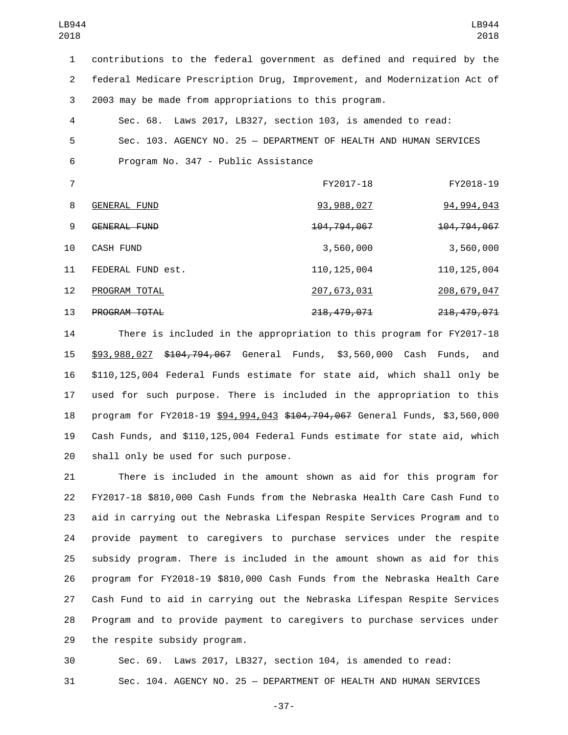contributions to the federal government as defined and required by the federal Medicare Prescription Drug, Improvement, and Modernization Act of 2003 may be made from appropriations to this program.

Sec. 68. Laws 2017, LB327, section 103, is amended to read:

Sec. 103. AGENCY NO. 25 — DEPARTMENT OF HEALTH AND HUMAN SERVICES

Program No. 347 - Public Assistance

| | FY2017-18 | FY2018-19 |
|---|---|---|
| <u>GENERAL FUND</u> | <u>93,988,027</u> | <u>94,994,043</u> |
| ~~GENERAL FUND~~ | ~~104,794,067~~ | ~~104,794,067~~ |
| CASH FUND | 3,560,000 | 3,560,000 |
| FEDERAL FUND est. | 110,125,004 | 110,125,004 |
| <u>PROGRAM TOTAL</u> | <u>207,673,031</u> | <u>208,679,047</u> |
| ~~PROGRAM TOTAL~~ | ~~218,479,071~~ | ~~218,479,071~~ |

There is included in the appropriation to this program for FY2017-18 <u>$93,988,027</u> ~~$104,794,067~~ General Funds, $3,560,000 Cash Funds, and $110,125,004 Federal Funds estimate for state aid, which shall only be used for such purpose. There is included in the appropriation to this program for FY2018-19 <u>$94,994,043</u> ~~$104,794,067~~ General Funds, $3,560,000 Cash Funds, and $110,125,004 Federal Funds estimate for state aid, which shall only be used for such purpose.

There is included in the amount shown as aid for this program for FY2017-18 $810,000 Cash Funds from the Nebraska Health Care Cash Fund to aid in carrying out the Nebraska Lifespan Respite Services Program and to provide payment to caregivers to purchase services under the respite subsidy program. There is included in the amount shown as aid for this program for FY2018-19 $810,000 Cash Funds from the Nebraska Health Care Cash Fund to aid in carrying out the Nebraska Lifespan Respite Services Program and to provide payment to caregivers to purchase services under the respite subsidy program.

Sec. 69. Laws 2017, LB327, section 104, is amended to read:

Sec. 104. AGENCY NO. 25 — DEPARTMENT OF HEALTH AND HUMAN SERVICES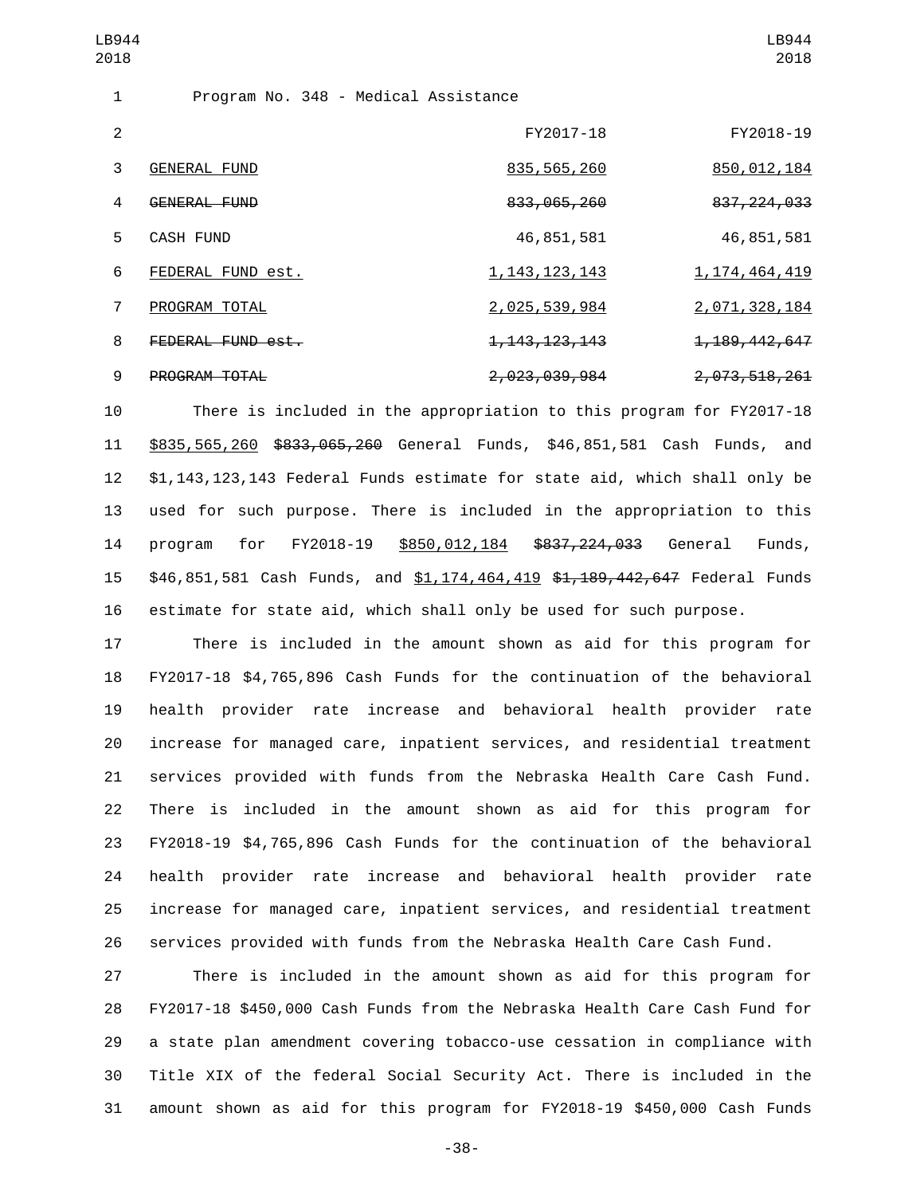Program No. 348 - Medical Assistance

| | FY2017-18 | FY2018-19 |
|---|---|---|
| GENERAL FUND | 835,565,260 | 850,012,184 |
| ~~GENERAL FUND~~ | ~~833,065,260~~ | ~~837,224,033~~ |
| CASH FUND | 46,851,581 | 46,851,581 |
| FEDERAL FUND est. | 1,143,123,143 | 1,174,464,419 |
| PROGRAM TOTAL | 2,025,539,984 | 2,071,328,184 |
| ~~FEDERAL FUND est.~~ | ~~1,143,123,143~~ | ~~1,189,442,647~~ |
| ~~PROGRAM TOTAL~~ | ~~2,023,039,984~~ | ~~2,073,518,261~~ |

There is included in the appropriation to this program for FY2017-18 $835,565,260 ~~$833,065,260~~ General Funds, $46,851,581 Cash Funds, and $1,143,123,143 Federal Funds estimate for state aid, which shall only be used for such purpose. There is included in the appropriation to this program for FY2018-19 $850,012,184 ~~$837,224,033~~ General Funds, $46,851,581 Cash Funds, and $1,174,464,419 ~~$1,189,442,647~~ Federal Funds estimate for state aid, which shall only be used for such purpose.

There is included in the amount shown as aid for this program for FY2017-18 $4,765,896 Cash Funds for the continuation of the behavioral health provider rate increase and behavioral health provider rate increase for managed care, inpatient services, and residential treatment services provided with funds from the Nebraska Health Care Cash Fund. There is included in the amount shown as aid for this program for FY2018-19 $4,765,896 Cash Funds for the continuation of the behavioral health provider rate increase and behavioral health provider rate increase for managed care, inpatient services, and residential treatment services provided with funds from the Nebraska Health Care Cash Fund.

There is included in the amount shown as aid for this program for FY2017-18 $450,000 Cash Funds from the Nebraska Health Care Cash Fund for a state plan amendment covering tobacco-use cessation in compliance with Title XIX of the federal Social Security Act. There is included in the amount shown as aid for this program for FY2018-19 $450,000 Cash Funds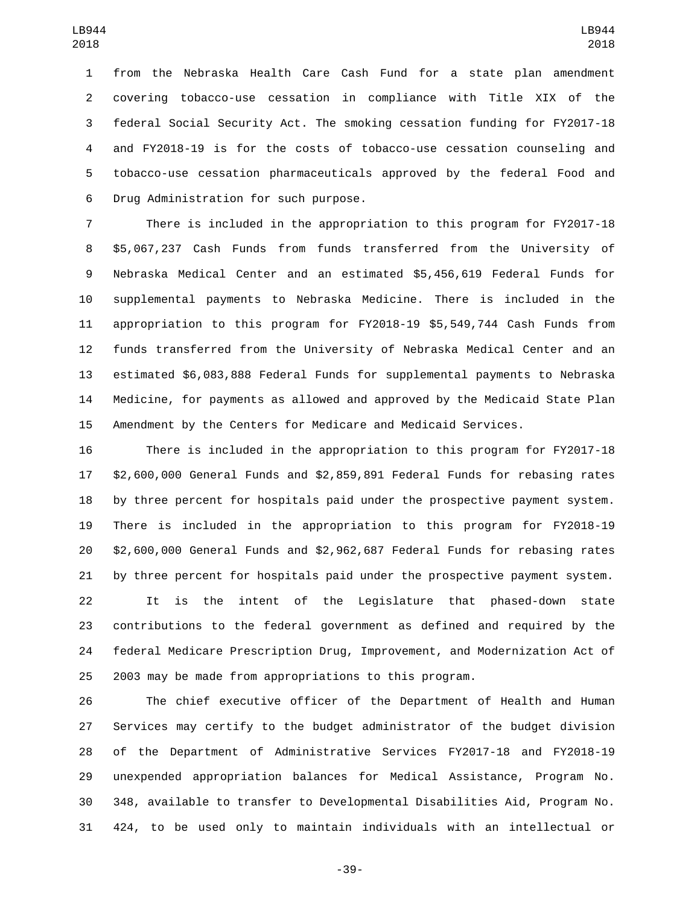from the Nebraska Health Care Cash Fund for a state plan amendment covering tobacco-use cessation in compliance with Title XIX of the federal Social Security Act. The smoking cessation funding for FY2017-18 and FY2018-19 is for the costs of tobacco-use cessation counseling and tobacco-use cessation pharmaceuticals approved by the federal Food and Drug Administration for such purpose.

There is included in the appropriation to this program for FY2017-18 $5,067,237 Cash Funds from funds transferred from the University of Nebraska Medical Center and an estimated $5,456,619 Federal Funds for supplemental payments to Nebraska Medicine. There is included in the appropriation to this program for FY2018-19 $5,549,744 Cash Funds from funds transferred from the University of Nebraska Medical Center and an estimated $6,083,888 Federal Funds for supplemental payments to Nebraska Medicine, for payments as allowed and approved by the Medicaid State Plan Amendment by the Centers for Medicare and Medicaid Services.

There is included in the appropriation to this program for FY2017-18 $2,600,000 General Funds and $2,859,891 Federal Funds for rebasing rates by three percent for hospitals paid under the prospective payment system. There is included in the appropriation to this program for FY2018-19 $2,600,000 General Funds and $2,962,687 Federal Funds for rebasing rates by three percent for hospitals paid under the prospective payment system.

It is the intent of the Legislature that phased-down state contributions to the federal government as defined and required by the federal Medicare Prescription Drug, Improvement, and Modernization Act of 2003 may be made from appropriations to this program.

The chief executive officer of the Department of Health and Human Services may certify to the budget administrator of the budget division of the Department of Administrative Services FY2017-18 and FY2018-19 unexpended appropriation balances for Medical Assistance, Program No. 348, available to transfer to Developmental Disabilities Aid, Program No. 424, to be used only to maintain individuals with an intellectual or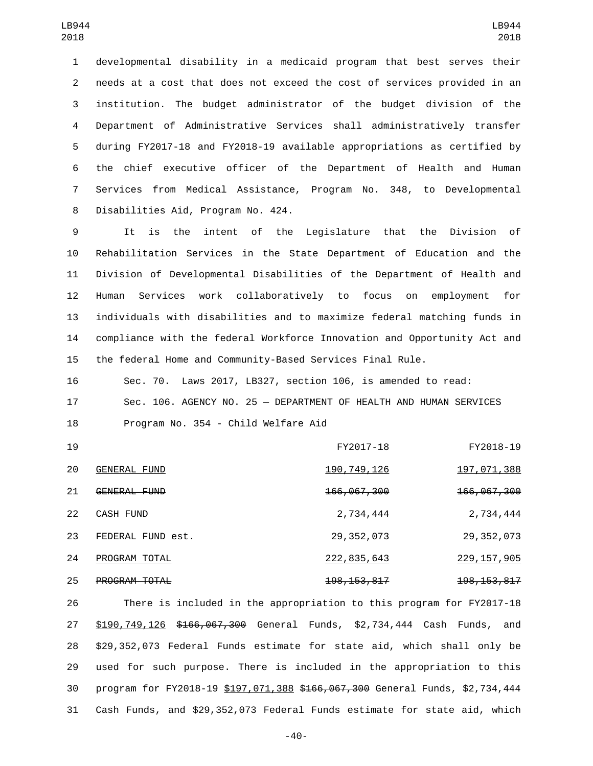developmental disability in a medicaid program that best serves their needs at a cost that does not exceed the cost of services provided in an institution. The budget administrator of the budget division of the Department of Administrative Services shall administratively transfer during FY2017-18 and FY2018-19 available appropriations as certified by the chief executive officer of the Department of Health and Human Services from Medical Assistance, Program No. 348, to Developmental Disabilities Aid, Program No. 424.

It is the intent of the Legislature that the Division of Rehabilitation Services in the State Department of Education and the Division of Developmental Disabilities of the Department of Health and Human Services work collaboratively to focus on employment for individuals with disabilities and to maximize federal matching funds in compliance with the federal Workforce Innovation and Opportunity Act and the federal Home and Community-Based Services Final Rule.

Sec. 70. Laws 2017, LB327, section 106, is amended to read:

Sec. 106. AGENCY NO. 25 — DEPARTMENT OF HEALTH AND HUMAN SERVICES

Program No. 354 - Child Welfare Aid

| | FY2017-18 | FY2018-19 |
|---|---|---|
| GENERAL FUND | 190,749,126 | 197,071,388 |
| ~~GENERAL FUND~~ | ~~166,067,300~~ | ~~166,067,300~~ |
| CASH FUND | 2,734,444 | 2,734,444 |
| FEDERAL FUND est. | 29,352,073 | 29,352,073 |
| PROGRAM TOTAL | 222,835,643 | 229,157,905 |
| ~~PROGRAM TOTAL~~ | ~~198,153,817~~ | ~~198,153,817~~ |

There is included in the appropriation to this program for FY2017-18 $190,749,126 ~~$166,067,300~~ General Funds, $2,734,444 Cash Funds, and $29,352,073 Federal Funds estimate for state aid, which shall only be used for such purpose. There is included in the appropriation to this program for FY2018-19 $197,071,388 ~~$166,067,300~~ General Funds, $2,734,444 Cash Funds, and $29,352,073 Federal Funds estimate for state aid, which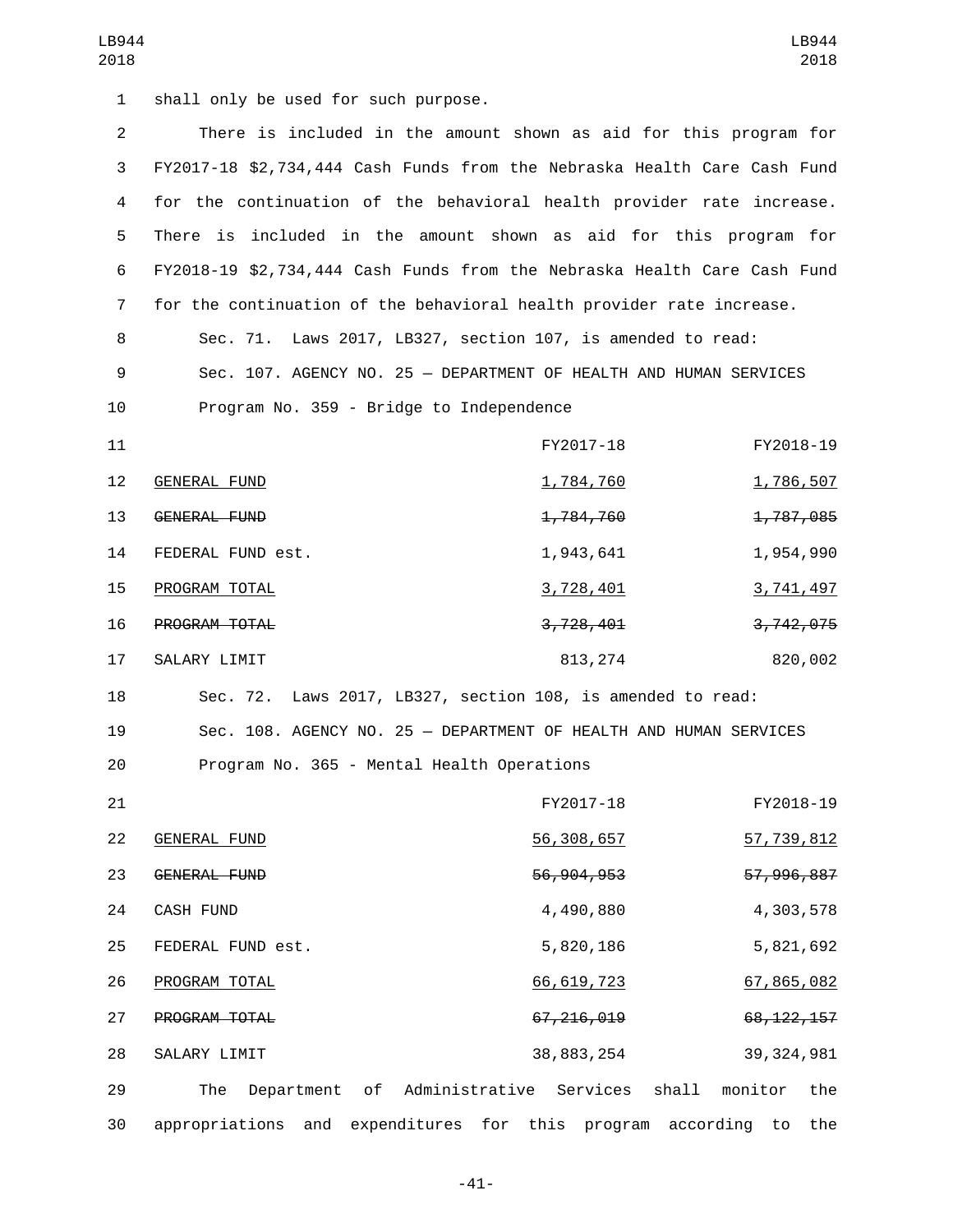shall only be used for such purpose.

There is included in the amount shown as aid for this program for FY2017-18 $2,734,444 Cash Funds from the Nebraska Health Care Cash Fund for the continuation of the behavioral health provider rate increase. There is included in the amount shown as aid for this program for FY2018-19 $2,734,444 Cash Funds from the Nebraska Health Care Cash Fund for the continuation of the behavioral health provider rate increase.

Sec. 71. Laws 2017, LB327, section 107, is amended to read:

Sec. 107. AGENCY NO. 25 — DEPARTMENT OF HEALTH AND HUMAN SERVICES

Program No. 359 - Bridge to Independence

| | FY2017-18 | FY2018-19 |
|---|---|---|
| GENERAL FUND | 1,784,760 | 1,786,507 |
| ~~GENERAL FUND~~ | ~~1,784,760~~ | ~~1,787,085~~ |
| FEDERAL FUND est. | 1,943,641 | 1,954,990 |
| PROGRAM TOTAL | 3,728,401 | 3,741,497 |
| ~~PROGRAM TOTAL~~ | ~~3,728,401~~ | ~~3,742,075~~ |
| SALARY LIMIT | 813,274 | 820,002 |

Sec. 72. Laws 2017, LB327, section 108, is amended to read:

Sec. 108. AGENCY NO. 25 — DEPARTMENT OF HEALTH AND HUMAN SERVICES

Program No. 365 - Mental Health Operations

| | FY2017-18 | FY2018-19 |
|---|---|---|
| GENERAL FUND | 56,308,657 | 57,739,812 |
| ~~GENERAL FUND~~ | ~~56,904,953~~ | ~~57,996,887~~ |
| CASH FUND | 4,490,880 | 4,303,578 |
| FEDERAL FUND est. | 5,820,186 | 5,821,692 |
| PROGRAM TOTAL | 66,619,723 | 67,865,082 |
| ~~PROGRAM TOTAL~~ | ~~67,216,019~~ | ~~68,122,157~~ |
| SALARY LIMIT | 38,883,254 | 39,324,981 |

The Department of Administrative Services shall monitor the appropriations and expenditures for this program according to the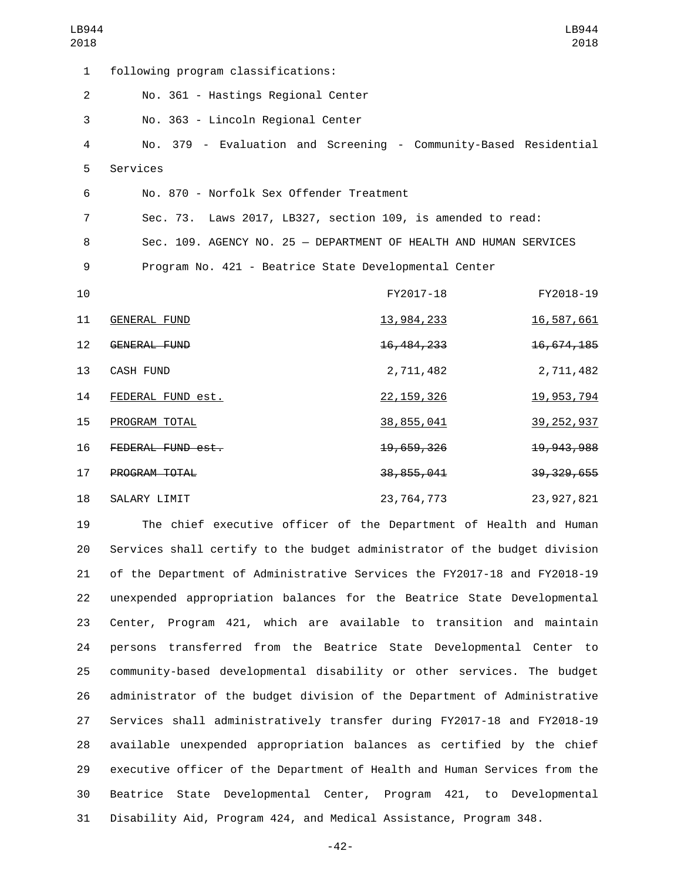following program classifications:

No. 361 - Hastings Regional Center

No. 363 - Lincoln Regional Center

No. 379 - Evaluation and Screening - Community-Based Residential Services

No. 870 - Norfolk Sex Offender Treatment

Sec. 73. Laws 2017, LB327, section 109, is amended to read:

Sec. 109. AGENCY NO. 25 — DEPARTMENT OF HEALTH AND HUMAN SERVICES

Program No. 421 - Beatrice State Developmental Center

| | FY2017-18 | FY2018-19 |
|---|---|---|
| GENERAL FUND | 13,984,233 | 16,587,661 |
| ~~GENERAL FUND~~ | ~~16,484,233~~ | ~~16,674,185~~ |
| CASH FUND | 2,711,482 | 2,711,482 |
| FEDERAL FUND est. | 22,159,326 | 19,953,794 |
| PROGRAM TOTAL | 38,855,041 | 39,252,937 |
| ~~FEDERAL FUND est.~~ | ~~19,659,326~~ | ~~19,943,988~~ |
| ~~PROGRAM TOTAL~~ | ~~38,855,041~~ | ~~39,329,655~~ |
| SALARY LIMIT | 23,764,773 | 23,927,821 |

The chief executive officer of the Department of Health and Human Services shall certify to the budget administrator of the budget division of the Department of Administrative Services the FY2017-18 and FY2018-19 unexpended appropriation balances for the Beatrice State Developmental Center, Program 421, which are available to transition and maintain persons transferred from the Beatrice State Developmental Center to community-based developmental disability or other services. The budget administrator of the budget division of the Department of Administrative Services shall administratively transfer during FY2017-18 and FY2018-19 available unexpended appropriation balances as certified by the chief executive officer of the Department of Health and Human Services from the Beatrice State Developmental Center, Program 421, to Developmental Disability Aid, Program 424, and Medical Assistance, Program 348.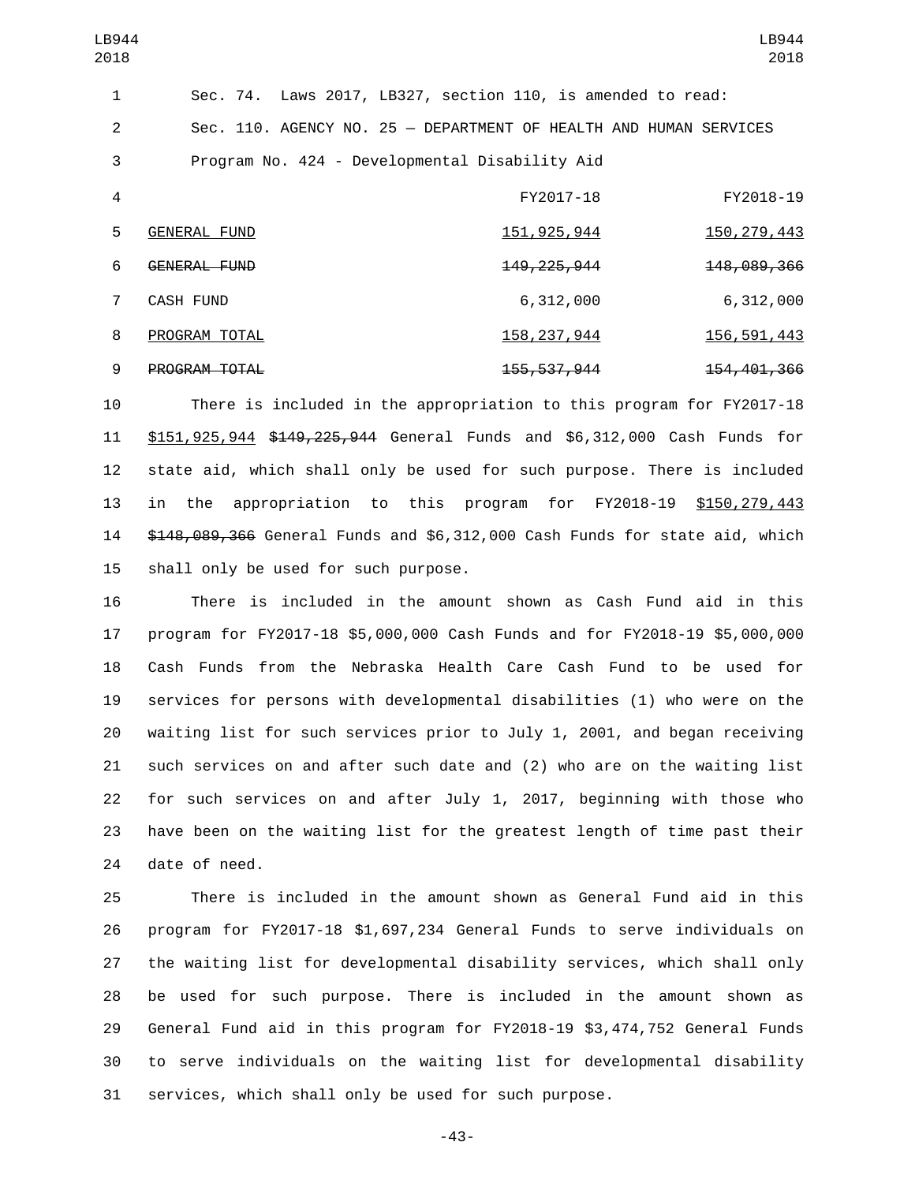Sec. 74. Laws 2017, LB327, section 110, is amended to read:

Sec. 110. AGENCY NO. 25 — DEPARTMENT OF HEALTH AND HUMAN SERVICES

Program No. 424 - Developmental Disability Aid

| | FY2017-18 | FY2018-19 |
|---|---|---|
| GENERAL FUND | 151,925,944 | 150,279,443 |
| ~~GENERAL FUND~~ | ~~149,225,944~~ | ~~148,089,366~~ |
| CASH FUND | 6,312,000 | 6,312,000 |
| PROGRAM TOTAL | 158,237,944 | 156,591,443 |
| ~~PROGRAM TOTAL~~ | ~~155,537,944~~ | ~~154,401,366~~ |

There is included in the appropriation to this program for FY2017-18 $151,925,944 ~~$149,225,944~~ General Funds and $6,312,000 Cash Funds for state aid, which shall only be used for such purpose. There is included in the appropriation to this program for FY2018-19 $150,279,443 ~~$148,089,366~~ General Funds and $6,312,000 Cash Funds for state aid, which shall only be used for such purpose.

There is included in the amount shown as Cash Fund aid in this program for FY2017-18 $5,000,000 Cash Funds and for FY2018-19 $5,000,000 Cash Funds from the Nebraska Health Care Cash Fund to be used for services for persons with developmental disabilities (1) who were on the waiting list for such services prior to July 1, 2001, and began receiving such services on and after such date and (2) who are on the waiting list for such services on and after July 1, 2017, beginning with those who have been on the waiting list for the greatest length of time past their date of need.

There is included in the amount shown as General Fund aid in this program for FY2017-18 $1,697,234 General Funds to serve individuals on the waiting list for developmental disability services, which shall only be used for such purpose. There is included in the amount shown as General Fund aid in this program for FY2018-19 $3,474,752 General Funds to serve individuals on the waiting list for developmental disability services, which shall only be used for such purpose.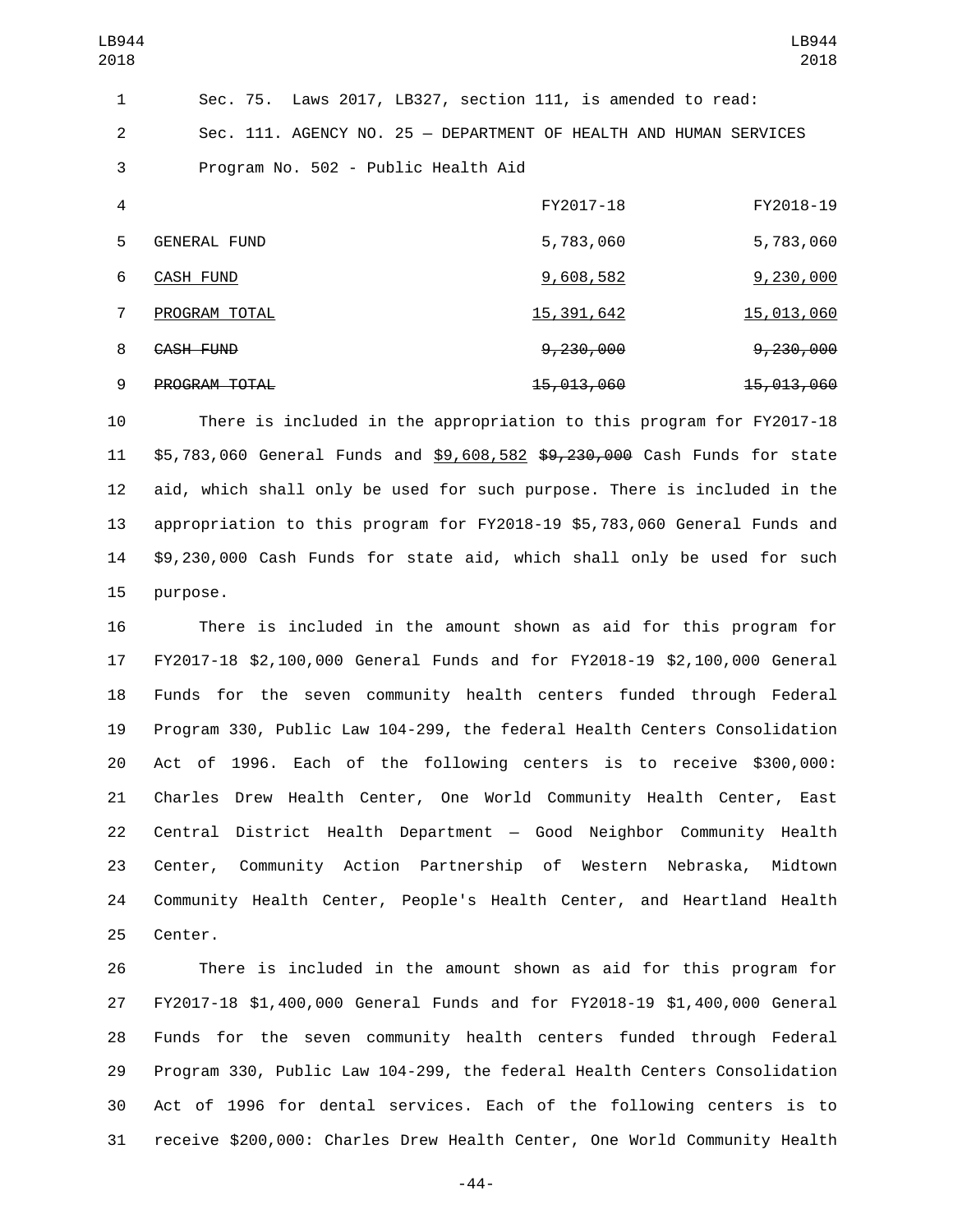Sec. 75. Laws 2017, LB327, section 111, is amended to read:

Sec. 111. AGENCY NO. 25 — DEPARTMENT OF HEALTH AND HUMAN SERVICES

Program No. 502 - Public Health Aid

| | FY2017-18 | FY2018-19 |
|---|---|---|
| GENERAL FUND | 5,783,060 | 5,783,060 |
| CASH FUND | 9,608,582 | 9,230,000 |
| PROGRAM TOTAL | 15,391,642 | 15,013,060 |
| ~~CASH FUND~~ | ~~9,230,000~~ | ~~9,230,000~~ |
| ~~PROGRAM TOTAL~~ | ~~15,013,060~~ | ~~15,013,060~~ |

There is included in the appropriation to this program for FY2017-18 $5,783,060 General Funds and $9,608,582 ~~$9,230,000~~ Cash Funds for state aid, which shall only be used for such purpose. There is included in the appropriation to this program for FY2018-19 $5,783,060 General Funds and $9,230,000 Cash Funds for state aid, which shall only be used for such purpose.

There is included in the amount shown as aid for this program for FY2017-18 $2,100,000 General Funds and for FY2018-19 $2,100,000 General Funds for the seven community health centers funded through Federal Program 330, Public Law 104-299, the federal Health Centers Consolidation Act of 1996. Each of the following centers is to receive $300,000: Charles Drew Health Center, One World Community Health Center, East Central District Health Department — Good Neighbor Community Health Center, Community Action Partnership of Western Nebraska, Midtown Community Health Center, People's Health Center, and Heartland Health Center.

There is included in the amount shown as aid for this program for FY2017-18 $1,400,000 General Funds and for FY2018-19 $1,400,000 General Funds for the seven community health centers funded through Federal Program 330, Public Law 104-299, the federal Health Centers Consolidation Act of 1996 for dental services. Each of the following centers is to receive $200,000: Charles Drew Health Center, One World Community Health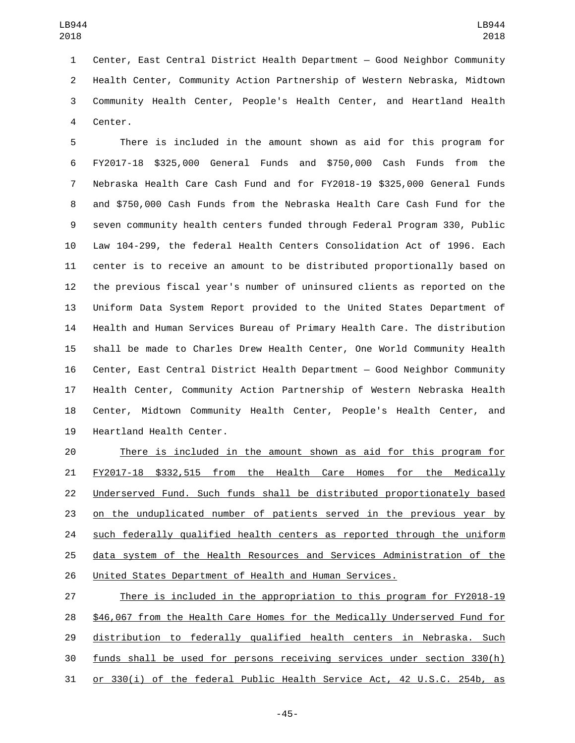Center, East Central District Health Department — Good Neighbor Community Health Center, Community Action Partnership of Western Nebraska, Midtown Community Health Center, People's Health Center, and Heartland Health Center.

There is included in the amount shown as aid for this program for FY2017-18 $325,000 General Funds and $750,000 Cash Funds from the Nebraska Health Care Cash Fund and for FY2018-19 $325,000 General Funds and $750,000 Cash Funds from the Nebraska Health Care Cash Fund for the seven community health centers funded through Federal Program 330, Public Law 104-299, the federal Health Centers Consolidation Act of 1996. Each center is to receive an amount to be distributed proportionally based on the previous fiscal year's number of uninsured clients as reported on the Uniform Data System Report provided to the United States Department of Health and Human Services Bureau of Primary Health Care. The distribution shall be made to Charles Drew Health Center, One World Community Health Center, East Central District Health Department — Good Neighbor Community Health Center, Community Action Partnership of Western Nebraska Health Center, Midtown Community Health Center, People's Health Center, and Heartland Health Center.

<u>There is included in the amount shown as aid for this program for FY2017-18 $332,515 from the Health Care Homes for the Medically Underserved Fund. Such funds shall be distributed proportionately based on the unduplicated number of patients served in the previous year by such federally qualified health centers as reported through the uniform data system of the Health Resources and Services Administration of the United States Department of Health and Human Services.</u>

<u>There is included in the appropriation to this program for FY2018-19 $46,067 from the Health Care Homes for the Medically Underserved Fund for distribution to federally qualified health centers in Nebraska. Such funds shall be used for persons receiving services under section 330(h) or 330(i) of the federal Public Health Service Act, 42 U.S.C. 254b, as</u>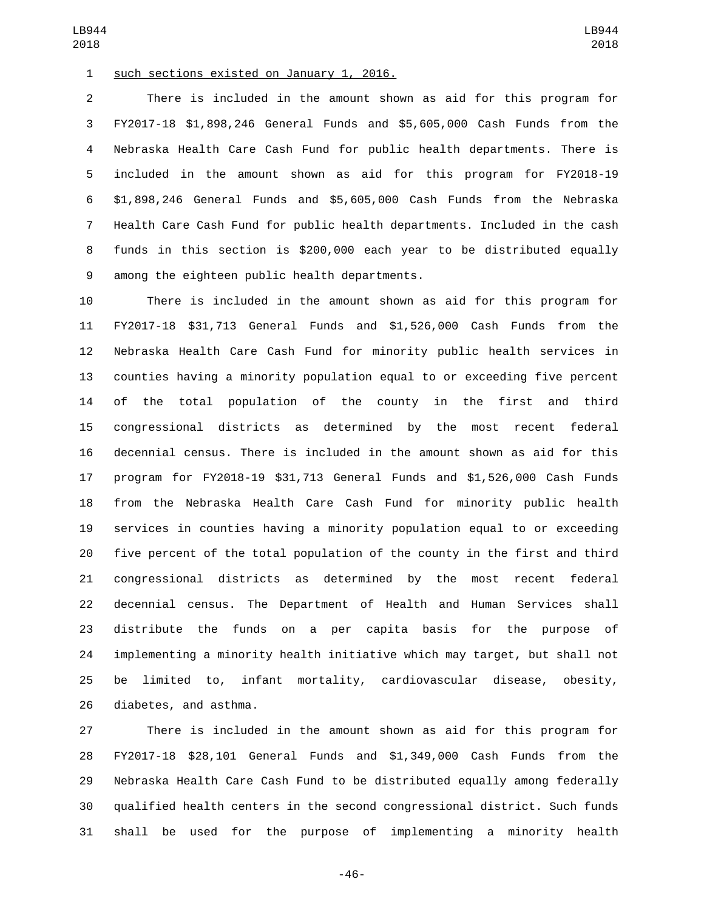such sections existed on January 1, 2016.

There is included in the amount shown as aid for this program for FY2017-18 $1,898,246 General Funds and $5,605,000 Cash Funds from the Nebraska Health Care Cash Fund for public health departments. There is included in the amount shown as aid for this program for FY2018-19 $1,898,246 General Funds and $5,605,000 Cash Funds from the Nebraska Health Care Cash Fund for public health departments. Included in the cash funds in this section is $200,000 each year to be distributed equally among the eighteen public health departments.

There is included in the amount shown as aid for this program for FY2017-18 $31,713 General Funds and $1,526,000 Cash Funds from the Nebraska Health Care Cash Fund for minority public health services in counties having a minority population equal to or exceeding five percent of the total population of the county in the first and third congressional districts as determined by the most recent federal decennial census. There is included in the amount shown as aid for this program for FY2018-19 $31,713 General Funds and $1,526,000 Cash Funds from the Nebraska Health Care Cash Fund for minority public health services in counties having a minority population equal to or exceeding five percent of the total population of the county in the first and third congressional districts as determined by the most recent federal decennial census. The Department of Health and Human Services shall distribute the funds on a per capita basis for the purpose of implementing a minority health initiative which may target, but shall not be limited to, infant mortality, cardiovascular disease, obesity, diabetes, and asthma.

There is included in the amount shown as aid for this program for FY2017-18 $28,101 General Funds and $1,349,000 Cash Funds from the Nebraska Health Care Cash Fund to be distributed equally among federally qualified health centers in the second congressional district. Such funds shall be used for the purpose of implementing a minority health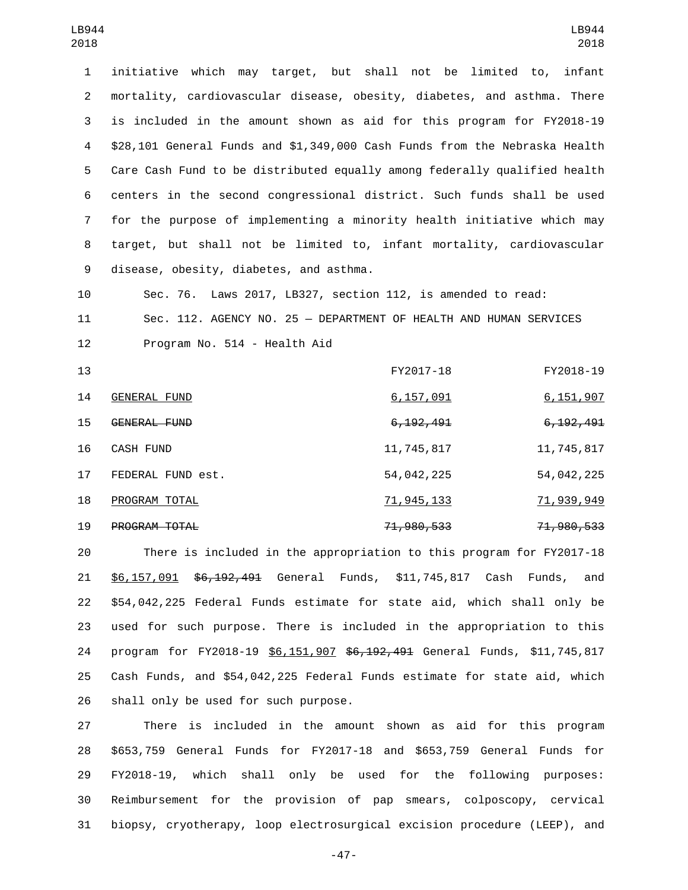initiative which may target, but shall not be limited to, infant mortality, cardiovascular disease, obesity, diabetes, and asthma. There is included in the amount shown as aid for this program for FY2018-19 $28,101 General Funds and $1,349,000 Cash Funds from the Nebraska Health Care Cash Fund to be distributed equally among federally qualified health centers in the second congressional district. Such funds shall be used for the purpose of implementing a minority health initiative which may target, but shall not be limited to, infant mortality, cardiovascular disease, obesity, diabetes, and asthma.

Sec. 76. Laws 2017, LB327, section 112, is amended to read:

Sec. 112. AGENCY NO. 25 — DEPARTMENT OF HEALTH AND HUMAN SERVICES

Program No. 514 - Health Aid

| | FY2017-18 | FY2018-19 |
|---|---|---|
| GENERAL FUND | 6,157,091 | 6,151,907 |
| ~~GENERAL FUND~~ | ~~6,192,491~~ | ~~6,192,491~~ |
| CASH FUND | 11,745,817 | 11,745,817 |
| FEDERAL FUND est. | 54,042,225 | 54,042,225 |
| PROGRAM TOTAL | 71,945,133 | 71,939,949 |
| ~~PROGRAM TOTAL~~ | ~~71,980,533~~ | ~~71,980,533~~ |

There is included in the appropriation to this program for FY2017-18 $6,157,091 ~~$6,192,491~~ General Funds, $11,745,817 Cash Funds, and $54,042,225 Federal Funds estimate for state aid, which shall only be used for such purpose. There is included in the appropriation to this program for FY2018-19 $6,151,907 ~~$6,192,491~~ General Funds, $11,745,817 Cash Funds, and $54,042,225 Federal Funds estimate for state aid, which shall only be used for such purpose.

There is included in the amount shown as aid for this program $653,759 General Funds for FY2017-18 and $653,759 General Funds for FY2018-19, which shall only be used for the following purposes: Reimbursement for the provision of pap smears, colposcopy, cervical biopsy, cryotherapy, loop electrosurgical excision procedure (LEEP), and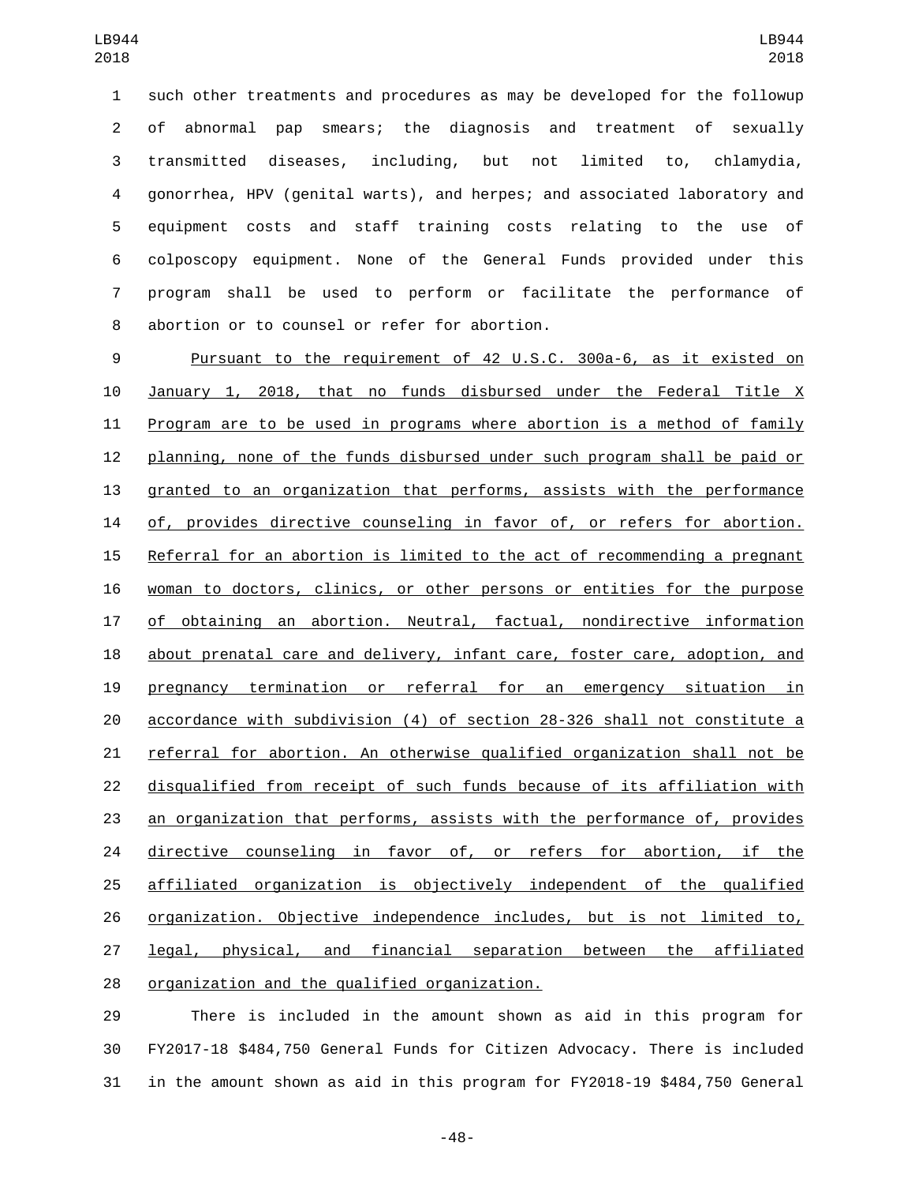such other treatments and procedures as may be developed for the followup of abnormal pap smears; the diagnosis and treatment of sexually transmitted diseases, including, but not limited to, chlamydia, gonorrhea, HPV (genital warts), and herpes; and associated laboratory and equipment costs and staff training costs relating to the use of colposcopy equipment. None of the General Funds provided under this program shall be used to perform or facilitate the performance of abortion or to counsel or refer for abortion.

Pursuant to the requirement of 42 U.S.C. 300a-6, as it existed on January 1, 2018, that no funds disbursed under the Federal Title X Program are to be used in programs where abortion is a method of family planning, none of the funds disbursed under such program shall be paid or granted to an organization that performs, assists with the performance of, provides directive counseling in favor of, or refers for abortion. Referral for an abortion is limited to the act of recommending a pregnant woman to doctors, clinics, or other persons or entities for the purpose of obtaining an abortion. Neutral, factual, nondirective information about prenatal care and delivery, infant care, foster care, adoption, and pregnancy termination or referral for an emergency situation in accordance with subdivision (4) of section 28-326 shall not constitute a referral for abortion. An otherwise qualified organization shall not be disqualified from receipt of such funds because of its affiliation with an organization that performs, assists with the performance of, provides directive counseling in favor of, or refers for abortion, if the affiliated organization is objectively independent of the qualified organization. Objective independence includes, but is not limited to, legal, physical, and financial separation between the affiliated organization and the qualified organization.

There is included in the amount shown as aid in this program for FY2017-18 $484,750 General Funds for Citizen Advocacy. There is included in the amount shown as aid in this program for FY2018-19 $484,750 General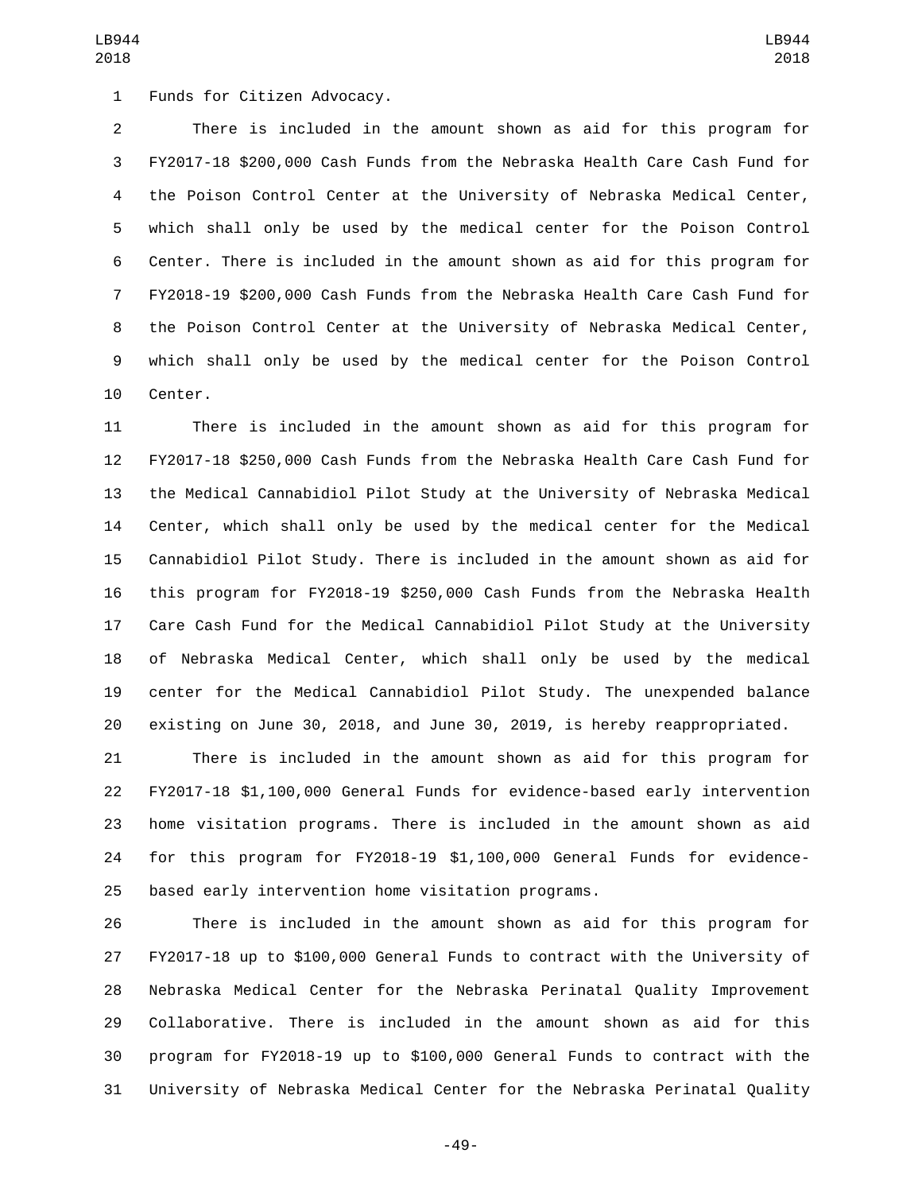Funds for Citizen Advocacy.

There is included in the amount shown as aid for this program for FY2017-18 $200,000 Cash Funds from the Nebraska Health Care Cash Fund for the Poison Control Center at the University of Nebraska Medical Center, which shall only be used by the medical center for the Poison Control Center. There is included in the amount shown as aid for this program for FY2018-19 $200,000 Cash Funds from the Nebraska Health Care Cash Fund for the Poison Control Center at the University of Nebraska Medical Center, which shall only be used by the medical center for the Poison Control Center.

There is included in the amount shown as aid for this program for FY2017-18 $250,000 Cash Funds from the Nebraska Health Care Cash Fund for the Medical Cannabidiol Pilot Study at the University of Nebraska Medical Center, which shall only be used by the medical center for the Medical Cannabidiol Pilot Study. There is included in the amount shown as aid for this program for FY2018-19 $250,000 Cash Funds from the Nebraska Health Care Cash Fund for the Medical Cannabidiol Pilot Study at the University of Nebraska Medical Center, which shall only be used by the medical center for the Medical Cannabidiol Pilot Study. The unexpended balance existing on June 30, 2018, and June 30, 2019, is hereby reappropriated.

There is included in the amount shown as aid for this program for FY2017-18 $1,100,000 General Funds for evidence-based early intervention home visitation programs. There is included in the amount shown as aid for this program for FY2018-19 $1,100,000 General Funds for evidence-based early intervention home visitation programs.

There is included in the amount shown as aid for this program for FY2017-18 up to $100,000 General Funds to contract with the University of Nebraska Medical Center for the Nebraska Perinatal Quality Improvement Collaborative. There is included in the amount shown as aid for this program for FY2018-19 up to $100,000 General Funds to contract with the University of Nebraska Medical Center for the Nebraska Perinatal Quality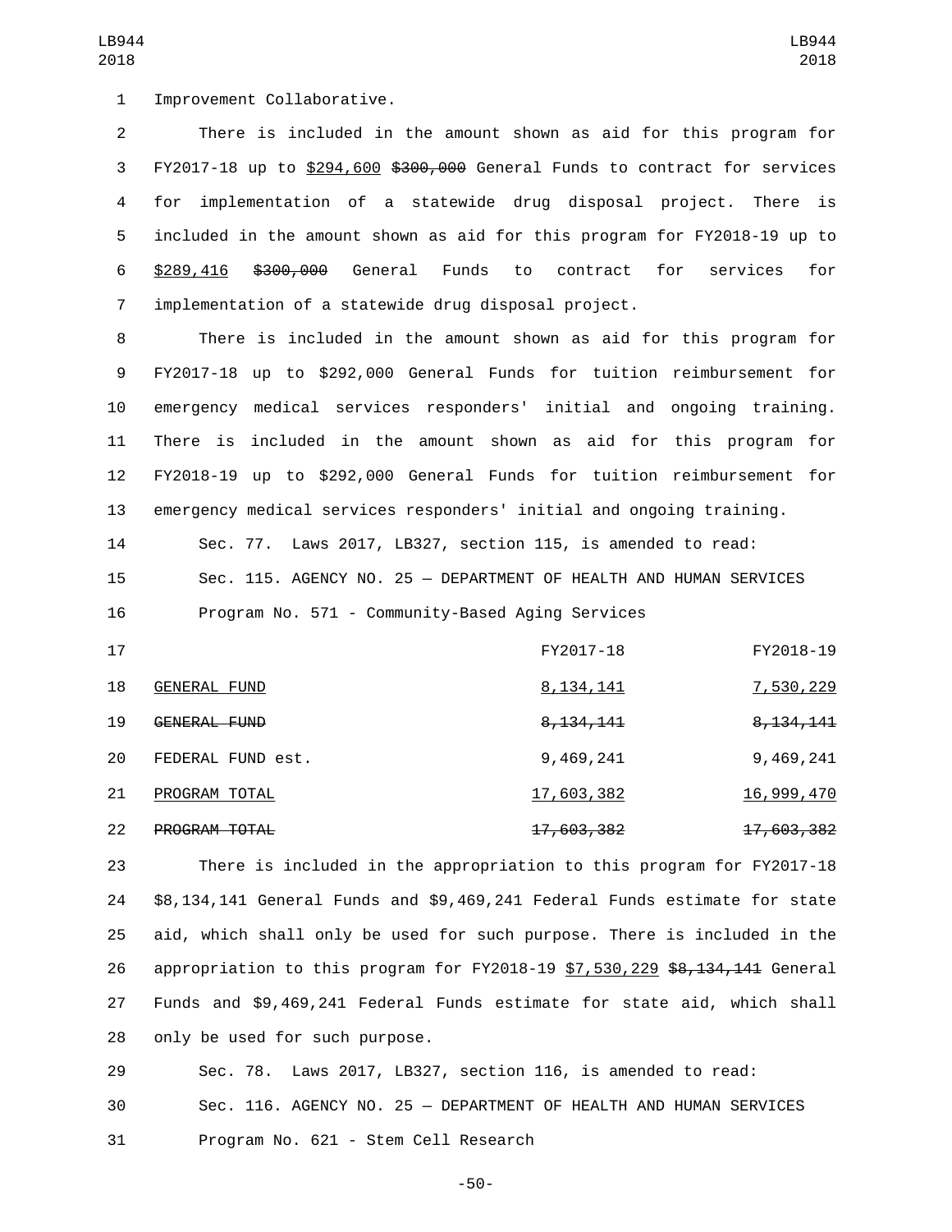Improvement Collaborative.

There is included in the amount shown as aid for this program for FY2017-18 up to $294,600 ~~$300,000~~ General Funds to contract for services for implementation of a statewide drug disposal project. There is included in the amount shown as aid for this program for FY2018-19 up to $289,416 ~~$300,000~~ General Funds to contract for services for implementation of a statewide drug disposal project.

There is included in the amount shown as aid for this program for FY2017-18 up to $292,000 General Funds for tuition reimbursement for emergency medical services responders' initial and ongoing training. There is included in the amount shown as aid for this program for FY2018-19 up to $292,000 General Funds for tuition reimbursement for emergency medical services responders' initial and ongoing training.

Sec. 77. Laws 2017, LB327, section 115, is amended to read:

Sec. 115. AGENCY NO. 25 — DEPARTMENT OF HEALTH AND HUMAN SERVICES

Program No. 571 - Community-Based Aging Services

| | FY2017-18 | FY2018-19 |
|---|---|---|
| GENERAL FUND | 8,134,141 | 7,530,229 |
| ~~GENERAL FUND~~ | ~~8,134,141~~ | ~~8,134,141~~ |
| FEDERAL FUND est. | 9,469,241 | 9,469,241 |
| PROGRAM TOTAL | 17,603,382 | 16,999,470 |
| ~~PROGRAM TOTAL~~ | ~~17,603,382~~ | ~~17,603,382~~ |

There is included in the appropriation to this program for FY2017-18 $8,134,141 General Funds and $9,469,241 Federal Funds estimate for state aid, which shall only be used for such purpose. There is included in the appropriation to this program for FY2018-19 $7,530,229 ~~$8,134,141~~ General Funds and $9,469,241 Federal Funds estimate for state aid, which shall only be used for such purpose.

Sec. 78. Laws 2017, LB327, section 116, is amended to read:

Sec. 116. AGENCY NO. 25 — DEPARTMENT OF HEALTH AND HUMAN SERVICES

Program No. 621 - Stem Cell Research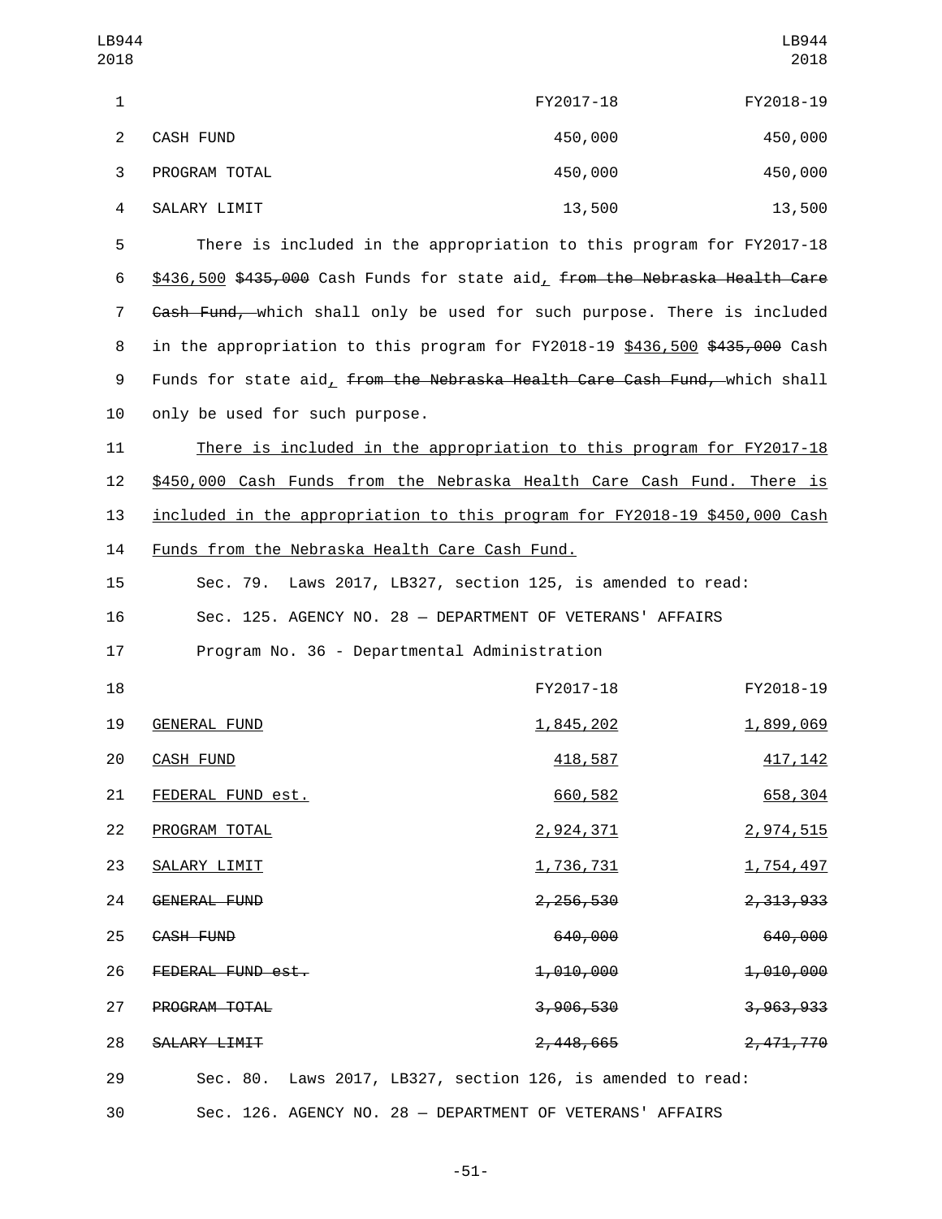| | FY2017-18 | FY2018-19 |
|---|---|---|
| CASH FUND | 450,000 | 450,000 |
| PROGRAM TOTAL | 450,000 | 450,000 |
| SALARY LIMIT | 13,500 | 13,500 |

There is included in the appropriation to this program for FY2017-18 $436,500 ~~$435,000~~ Cash Funds for state aid, ~~from the Nebraska Health Care Cash Fund,~~ which shall only be used for such purpose. There is included in the appropriation to this program for FY2018-19 $436,500 ~~$435,000~~ Cash Funds for state aid, ~~from the Nebraska Health Care Cash Fund,~~ which shall only be used for such purpose.

There is included in the appropriation to this program for FY2017-18 $450,000 Cash Funds from the Nebraska Health Care Cash Fund. There is included in the appropriation to this program for FY2018-19 $450,000 Cash Funds from the Nebraska Health Care Cash Fund.

Sec. 79. Laws 2017, LB327, section 125, is amended to read:

Sec. 125. AGENCY NO. 28 — DEPARTMENT OF VETERANS' AFFAIRS

Program No. 36 - Departmental Administration

| | FY2017-18 | FY2018-19 |
|---|---|---|
| GENERAL FUND | 1,845,202 | 1,899,069 |
| CASH FUND | 418,587 | 417,142 |
| FEDERAL FUND est. | 660,582 | 658,304 |
| PROGRAM TOTAL | 2,924,371 | 2,974,515 |
| SALARY LIMIT | 1,736,731 | 1,754,497 |
| ~~GENERAL FUND~~ | ~~2,256,530~~ | ~~2,313,933~~ |
| ~~CASH FUND~~ | ~~640,000~~ | ~~640,000~~ |
| ~~FEDERAL FUND est.~~ | ~~1,010,000~~ | ~~1,010,000~~ |
| ~~PROGRAM TOTAL~~ | ~~3,906,530~~ | ~~3,963,933~~ |
| ~~SALARY LIMIT~~ | ~~2,448,665~~ | ~~2,471,770~~ |

Sec. 80. Laws 2017, LB327, section 126, is amended to read:

Sec. 126. AGENCY NO. 28 — DEPARTMENT OF VETERANS' AFFAIRS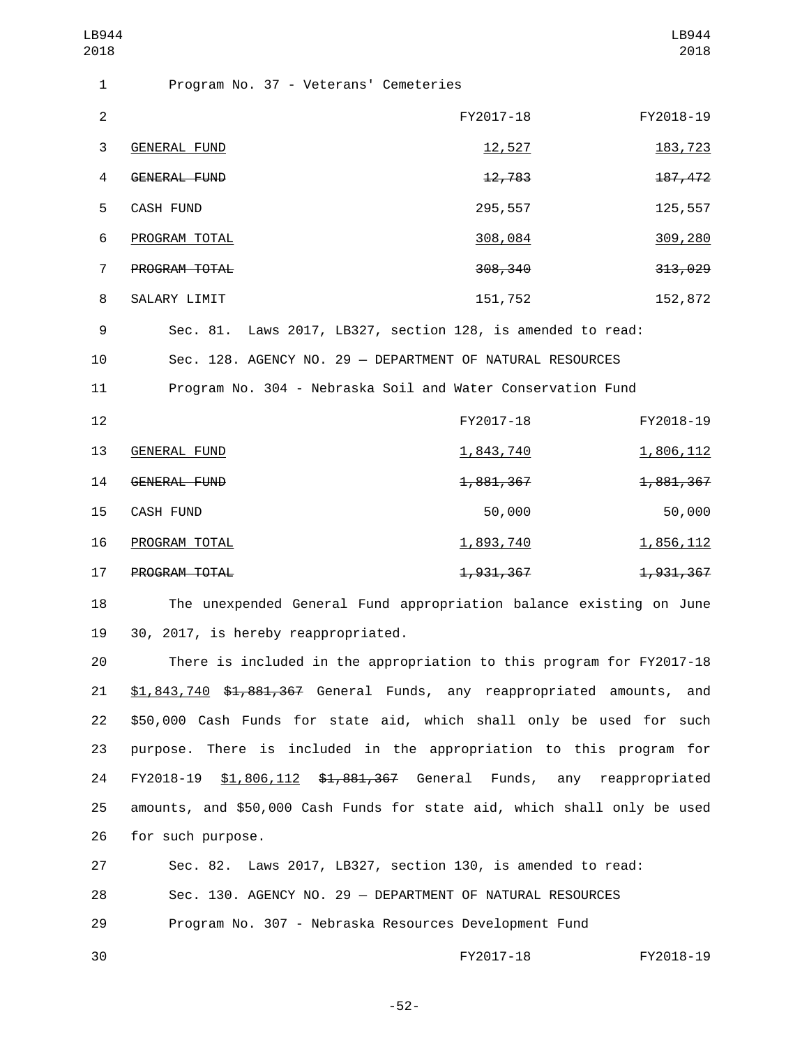Program No. 37 - Veterans' Cemeteries

| | FY2017-18 | FY2018-19 |
|---|---|---|
| GENERAL FUND | 12,527 | 183,723 |
| ~~GENERAL FUND~~ | ~~12,783~~ | ~~187,472~~ |
| CASH FUND | 295,557 | 125,557 |
| PROGRAM TOTAL | 308,084 | 309,280 |
| ~~PROGRAM TOTAL~~ | ~~308,340~~ | ~~313,029~~ |
| SALARY LIMIT | 151,752 | 152,872 |

Sec. 81. Laws 2017, LB327, section 128, is amended to read:

Sec. 128. AGENCY NO. 29 — DEPARTMENT OF NATURAL RESOURCES

Program No. 304 - Nebraska Soil and Water Conservation Fund

| | FY2017-18 | FY2018-19 |
|---|---|---|
| GENERAL FUND | 1,843,740 | 1,806,112 |
| ~~GENERAL FUND~~ | ~~1,881,367~~ | ~~1,881,367~~ |
| CASH FUND | 50,000 | 50,000 |
| PROGRAM TOTAL | 1,893,740 | 1,856,112 |
| ~~PROGRAM TOTAL~~ | ~~1,931,367~~ | ~~1,931,367~~ |

The unexpended General Fund appropriation balance existing on June 30, 2017, is hereby reappropriated.

There is included in the appropriation to this program for FY2017-18 $1,843,740 ~~$1,881,367~~ General Funds, any reappropriated amounts, and $50,000 Cash Funds for state aid, which shall only be used for such purpose. There is included in the appropriation to this program for FY2018-19 $1,806,112 ~~$1,881,367~~ General Funds, any reappropriated amounts, and $50,000 Cash Funds for state aid, which shall only be used for such purpose.

Sec. 82. Laws 2017, LB327, section 130, is amended to read:

Sec. 130. AGENCY NO. 29 — DEPARTMENT OF NATURAL RESOURCES

Program No. 307 - Nebraska Resources Development Fund

| | FY2017-18 | FY2018-19 |
|---|---|---|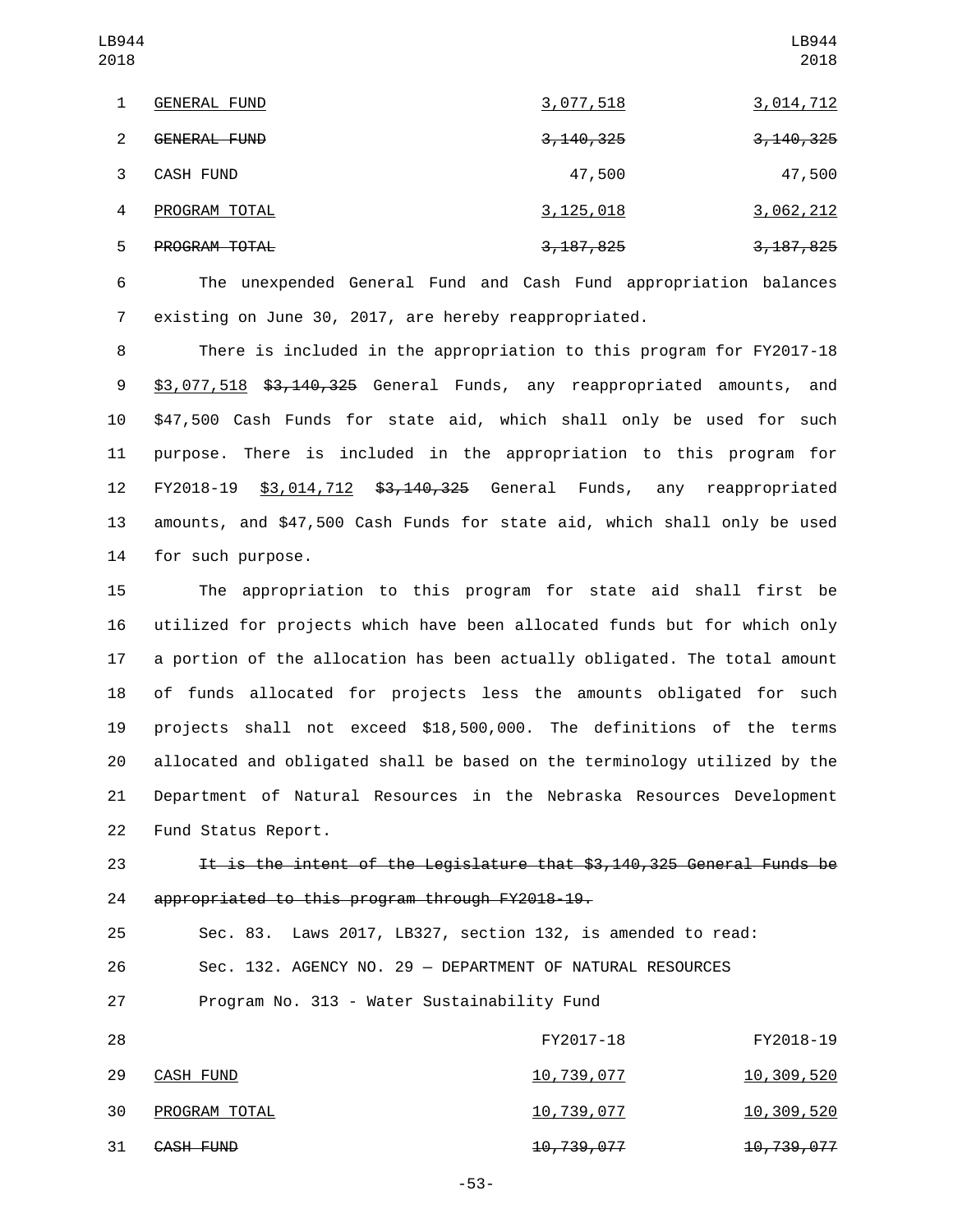| | FY2017-18 | FY2018-19 |
|---|---|---|
| <u>GENERAL FUND</u> | <u>3,077,518</u> | <u>3,014,712</u> |
| ~~GENERAL FUND~~ | ~~3,140,325~~ | ~~3,140,325~~ |
| CASH FUND | 47,500 | 47,500 |
| <u>PROGRAM TOTAL</u> | <u>3,125,018</u> | <u>3,062,212</u> |
| ~~PROGRAM TOTAL~~ | ~~3,187,825~~ | ~~3,187,825~~ |

The unexpended General Fund and Cash Fund appropriation balances existing on June 30, 2017, are hereby reappropriated.

There is included in the appropriation to this program for FY2017-18 <u>$3,077,518</u> ~~$3,140,325~~ General Funds, any reappropriated amounts, and $47,500 Cash Funds for state aid, which shall only be used for such purpose. There is included in the appropriation to this program for FY2018-19 <u>$3,014,712</u> ~~$3,140,325~~ General Funds, any reappropriated amounts, and $47,500 Cash Funds for state aid, which shall only be used for such purpose.

The appropriation to this program for state aid shall first be utilized for projects which have been allocated funds but for which only a portion of the allocation has been actually obligated. The total amount of funds allocated for projects less the amounts obligated for such projects shall not exceed $18,500,000. The definitions of the terms allocated and obligated shall be based on the terminology utilized by the Department of Natural Resources in the Nebraska Resources Development Fund Status Report.

~~It is the intent of the Legislature that $3,140,325 General Funds be appropriated to this program through FY2018-19.~~

Sec. 83. Laws 2017, LB327, section 132, is amended to read:

Sec. 132. AGENCY NO. 29 — DEPARTMENT OF NATURAL RESOURCES

Program No. 313 - Water Sustainability Fund

| | FY2017-18 | FY2018-19 |
|---|---|---|
| <u>CASH FUND</u> | <u>10,739,077</u> | <u>10,309,520</u> |
| <u>PROGRAM TOTAL</u> | <u>10,739,077</u> | <u>10,309,520</u> |
| ~~CASH FUND~~ | ~~10,739,077~~ | ~~10,739,077~~ |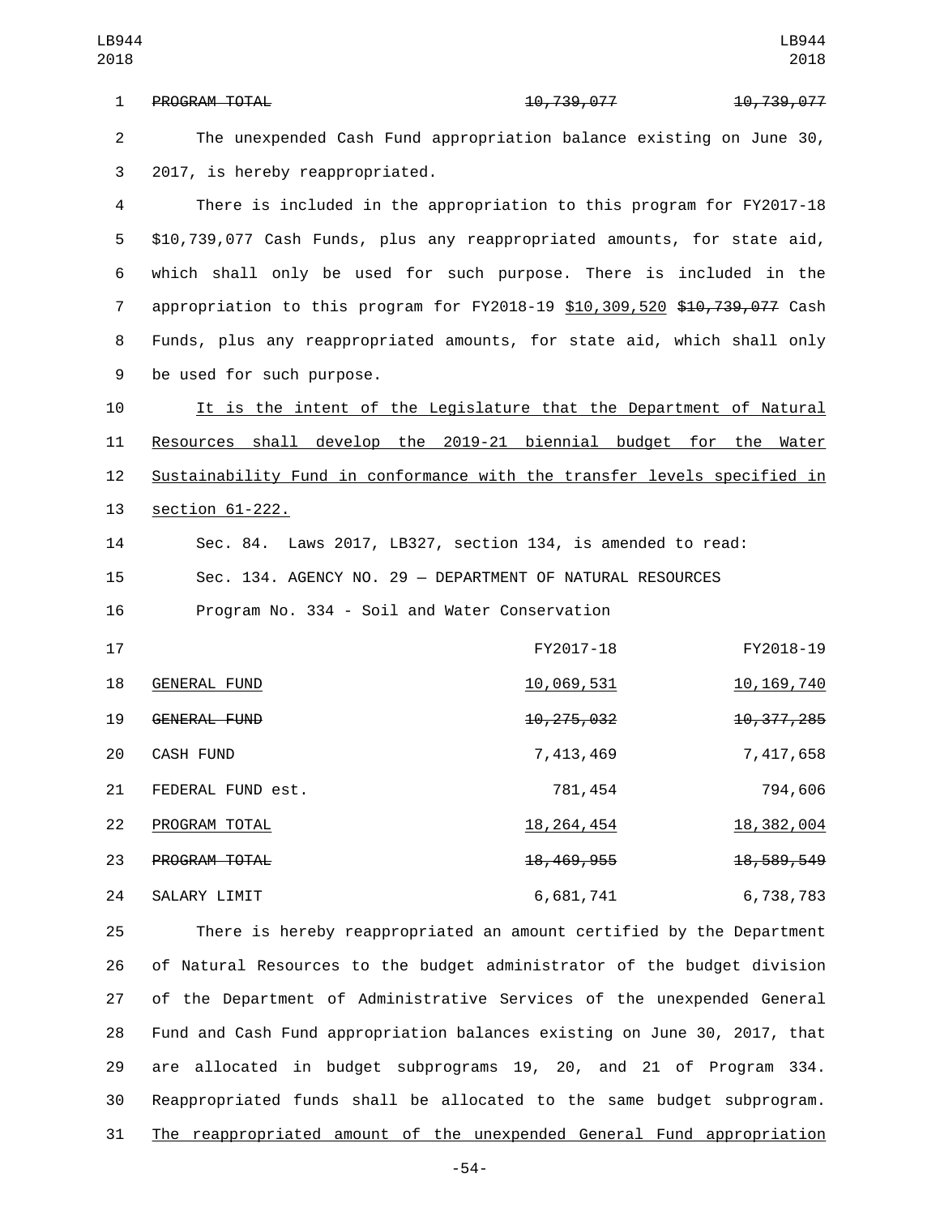| | FY2017-18 | FY2018-19 |
|---|---|---|
| ~~PROGRAM TOTAL~~ | ~~10,739,077~~ | ~~10,739,077~~ |

The unexpended Cash Fund appropriation balance existing on June 30, 2017, is hereby reappropriated.

There is included in the appropriation to this program for FY2017-18 $10,739,077 Cash Funds, plus any reappropriated amounts, for state aid, which shall only be used for such purpose. There is included in the appropriation to this program for FY2018-19 <u>$10,309,520</u> ~~$10,739,077~~ Cash Funds, plus any reappropriated amounts, for state aid, which shall only be used for such purpose.

<u>It is the intent of the Legislature that the Department of Natural Resources shall develop the 2019-21 biennial budget for the Water Sustainability Fund in conformance with the transfer levels specified in section 61-222.</u>

Sec. 84. Laws 2017, LB327, section 134, is amended to read:

Sec. 134. AGENCY NO. 29 — DEPARTMENT OF NATURAL RESOURCES

Program No. 334 - Soil and Water Conservation

| | FY2017-18 | FY2018-19 |
|---|---|---|
| <u>GENERAL FUND</u> | <u>10,069,531</u> | <u>10,169,740</u> |
| ~~GENERAL FUND~~ | ~~10,275,032~~ | ~~10,377,285~~ |
| CASH FUND | 7,413,469 | 7,417,658 |
| FEDERAL FUND est. | 781,454 | 794,606 |
| <u>PROGRAM TOTAL</u> | <u>18,264,454</u> | <u>18,382,004</u> |
| ~~PROGRAM TOTAL~~ | ~~18,469,955~~ | ~~18,589,549~~ |
| SALARY LIMIT | 6,681,741 | 6,738,783 |

There is hereby reappropriated an amount certified by the Department of Natural Resources to the budget administrator of the budget division of the Department of Administrative Services of the unexpended General Fund and Cash Fund appropriation balances existing on June 30, 2017, that are allocated in budget subprograms 19, 20, and 21 of Program 334. Reappropriated funds shall be allocated to the same budget subprogram. <u>The reappropriated amount of the unexpended General Fund appropriation</u>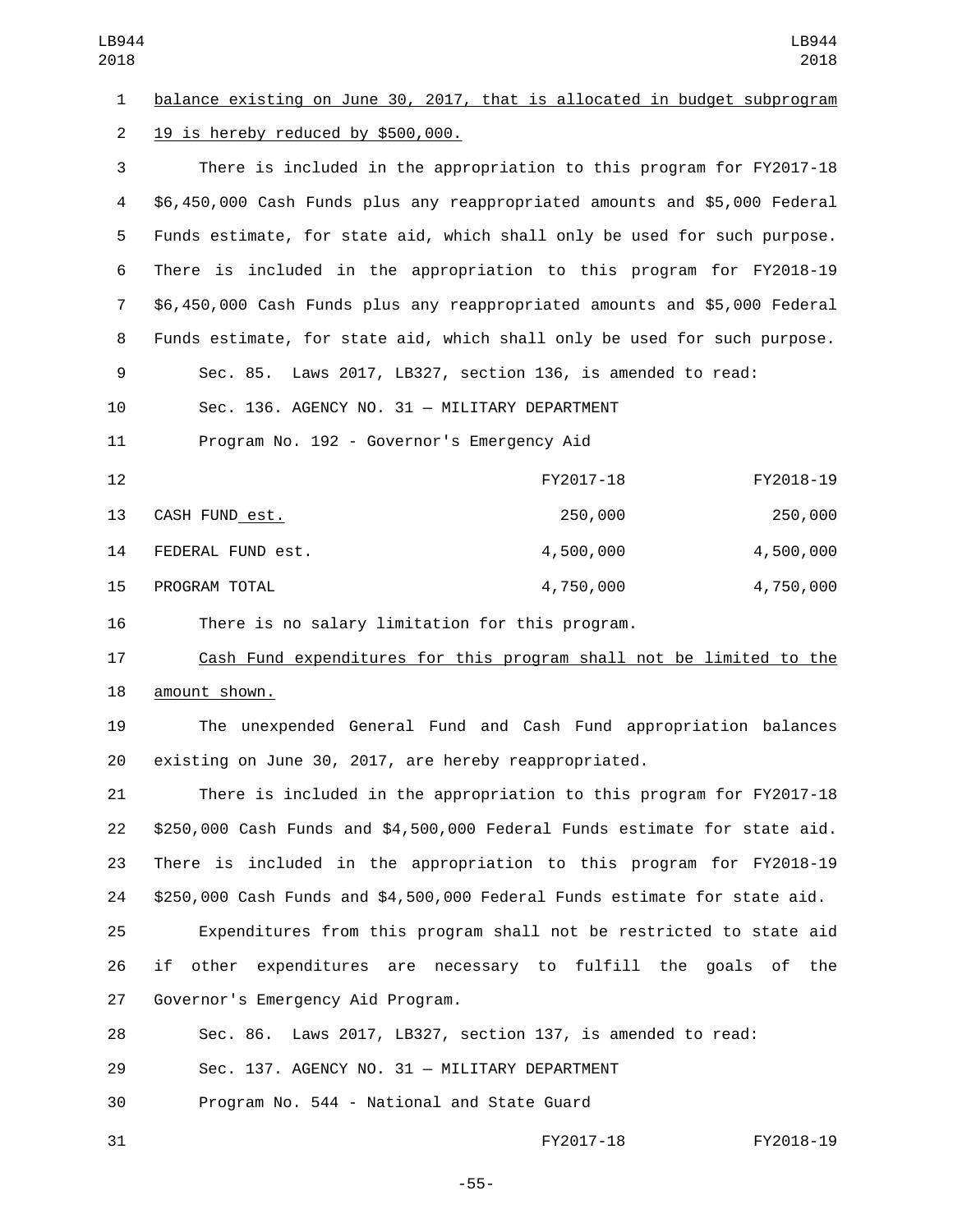balance existing on June 30, 2017, that is allocated in budget subprogram 19 is hereby reduced by $500,000.

There is included in the appropriation to this program for FY2017-18 $6,450,000 Cash Funds plus any reappropriated amounts and $5,000 Federal Funds estimate, for state aid, which shall only be used for such purpose. There is included in the appropriation to this program for FY2018-19 $6,450,000 Cash Funds plus any reappropriated amounts and $5,000 Federal Funds estimate, for state aid, which shall only be used for such purpose.

Sec. 85. Laws 2017, LB327, section 136, is amended to read:

Sec. 136. AGENCY NO. 31 — MILITARY DEPARTMENT

Program No. 192 - Governor's Emergency Aid

| | FY2017-18 | FY2018-19 |
|---|---|---|
| CASH FUND est. | 250,000 | 250,000 |
| FEDERAL FUND est. | 4,500,000 | 4,500,000 |
| PROGRAM TOTAL | 4,750,000 | 4,750,000 |

There is no salary limitation for this program.

Cash Fund expenditures for this program shall not be limited to the amount shown.

The unexpended General Fund and Cash Fund appropriation balances existing on June 30, 2017, are hereby reappropriated.

There is included in the appropriation to this program for FY2017-18 $250,000 Cash Funds and $4,500,000 Federal Funds estimate for state aid. There is included in the appropriation to this program for FY2018-19 $250,000 Cash Funds and $4,500,000 Federal Funds estimate for state aid.

Expenditures from this program shall not be restricted to state aid if other expenditures are necessary to fulfill the goals of the Governor's Emergency Aid Program.

Sec. 86. Laws 2017, LB327, section 137, is amended to read:

Sec. 137. AGENCY NO. 31 — MILITARY DEPARTMENT

Program No. 544 - National and State Guard

| | FY2017-18 | FY2018-19 |
|---|---|---|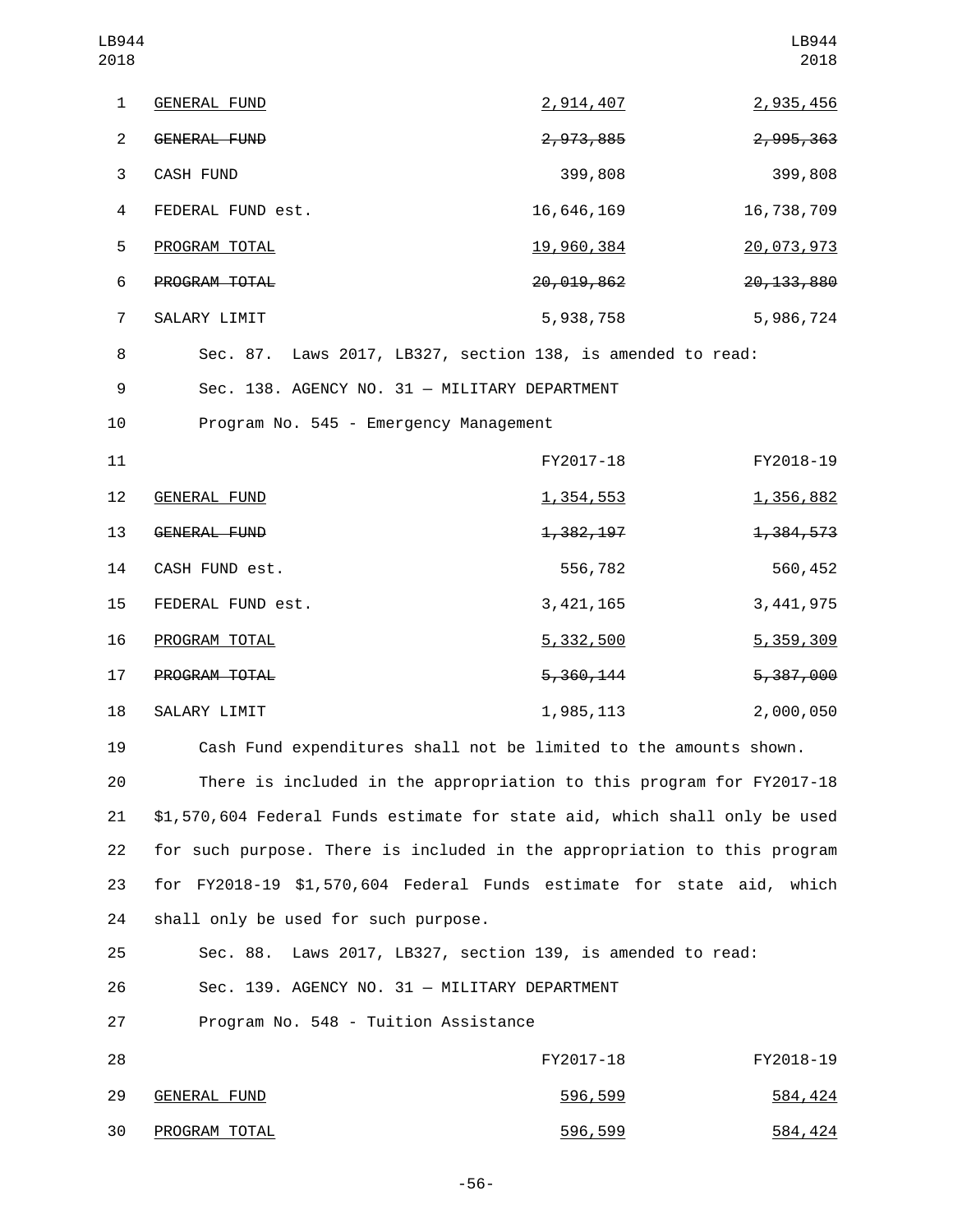| | FY2017-18 | FY2018-19 |
|---|---|---|
| GENERAL FUND | 2,914,407 | 2,935,456 |
| ~~GENERAL FUND~~ | ~~2,973,885~~ | ~~2,995,363~~ |
| CASH FUND | 399,808 | 399,808 |
| FEDERAL FUND est. | 16,646,169 | 16,738,709 |
| PROGRAM TOTAL | 19,960,384 | 20,073,973 |
| ~~PROGRAM TOTAL~~ | ~~20,019,862~~ | ~~20,133,880~~ |
| SALARY LIMIT | 5,938,758 | 5,986,724 |

Sec. 87. Laws 2017, LB327, section 138, is amended to read:

Sec. 138. AGENCY NO. 31 — MILITARY DEPARTMENT

Program No. 545 - Emergency Management

| | FY2017-18 | FY2018-19 |
|---|---|---|
| GENERAL FUND | 1,354,553 | 1,356,882 |
| ~~GENERAL FUND~~ | ~~1,382,197~~ | ~~1,384,573~~ |
| CASH FUND est. | 556,782 | 560,452 |
| FEDERAL FUND est. | 3,421,165 | 3,441,975 |
| PROGRAM TOTAL | 5,332,500 | 5,359,309 |
| ~~PROGRAM TOTAL~~ | ~~5,360,144~~ | ~~5,387,000~~ |
| SALARY LIMIT | 1,985,113 | 2,000,050 |

Cash Fund expenditures shall not be limited to the amounts shown.

There is included in the appropriation to this program for FY2017-18 $1,570,604 Federal Funds estimate for state aid, which shall only be used for such purpose. There is included in the appropriation to this program for FY2018-19 $1,570,604 Federal Funds estimate for state aid, which shall only be used for such purpose.

Sec. 88. Laws 2017, LB327, section 139, is amended to read:

Sec. 139. AGENCY NO. 31 — MILITARY DEPARTMENT

Program No. 548 - Tuition Assistance

| | FY2017-18 | FY2018-19 |
|---|---|---|
| GENERAL FUND | 596,599 | 584,424 |
| PROGRAM TOTAL | 596,599 | 584,424 |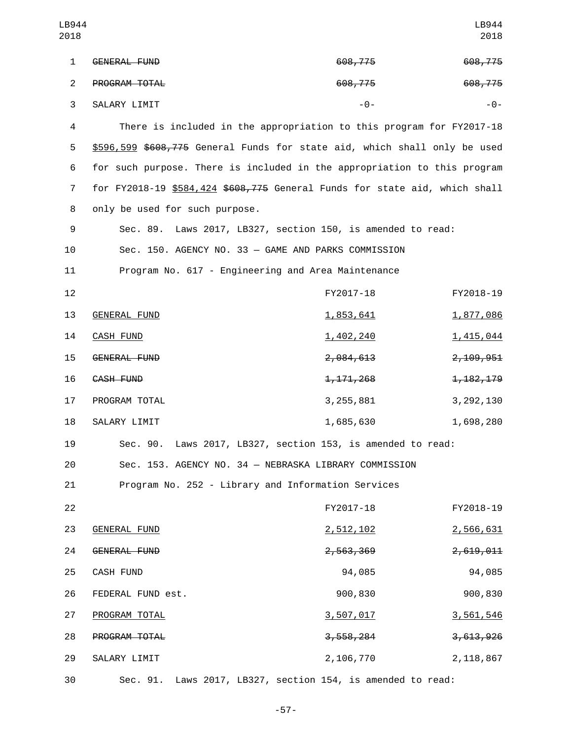| | FY2017-18 | FY2018-19 |
|---|---|---|
| ~~GENERAL FUND~~ | ~~608,775~~ | ~~608,775~~ |
| ~~PROGRAM TOTAL~~ | ~~608,775~~ | ~~608,775~~ |
| SALARY LIMIT | -0- | -0- |

There is included in the appropriation to this program for FY2017-18 <u>$596,599</u> ~~$608,775~~ General Funds for state aid, which shall only be used for such purpose. There is included in the appropriation to this program for FY2018-19 <u>$584,424</u> ~~$608,775~~ General Funds for state aid, which shall only be used for such purpose.

Sec. 89. Laws 2017, LB327, section 150, is amended to read:

Sec. 150. AGENCY NO. 33 — GAME AND PARKS COMMISSION

Program No. 617 - Engineering and Area Maintenance

| | FY2017-18 | FY2018-19 |
|---|---|---|
| <u>GENERAL FUND</u> | <u>1,853,641</u> | <u>1,877,086</u> |
| <u>CASH FUND</u> | <u>1,402,240</u> | <u>1,415,044</u> |
| ~~GENERAL FUND~~ | ~~2,084,613~~ | ~~2,109,951~~ |
| ~~CASH FUND~~ | ~~1,171,268~~ | ~~1,182,179~~ |
| PROGRAM TOTAL | 3,255,881 | 3,292,130 |
| SALARY LIMIT | 1,685,630 | 1,698,280 |

Sec. 90. Laws 2017, LB327, section 153, is amended to read:

Sec. 153. AGENCY NO. 34 — NEBRASKA LIBRARY COMMISSION

Program No. 252 - Library and Information Services

| | FY2017-18 | FY2018-19 |
|---|---|---|
| <u>GENERAL FUND</u> | <u>2,512,102</u> | <u>2,566,631</u> |
| ~~GENERAL FUND~~ | ~~2,563,369~~ | ~~2,619,011~~ |
| CASH FUND | 94,085 | 94,085 |
| FEDERAL FUND est. | 900,830 | 900,830 |
| <u>PROGRAM TOTAL</u> | <u>3,507,017</u> | <u>3,561,546</u> |
| ~~PROGRAM TOTAL~~ | ~~3,558,284~~ | ~~3,613,926~~ |
| SALARY LIMIT | 2,106,770 | 2,118,867 |

Sec. 91. Laws 2017, LB327, section 154, is amended to read: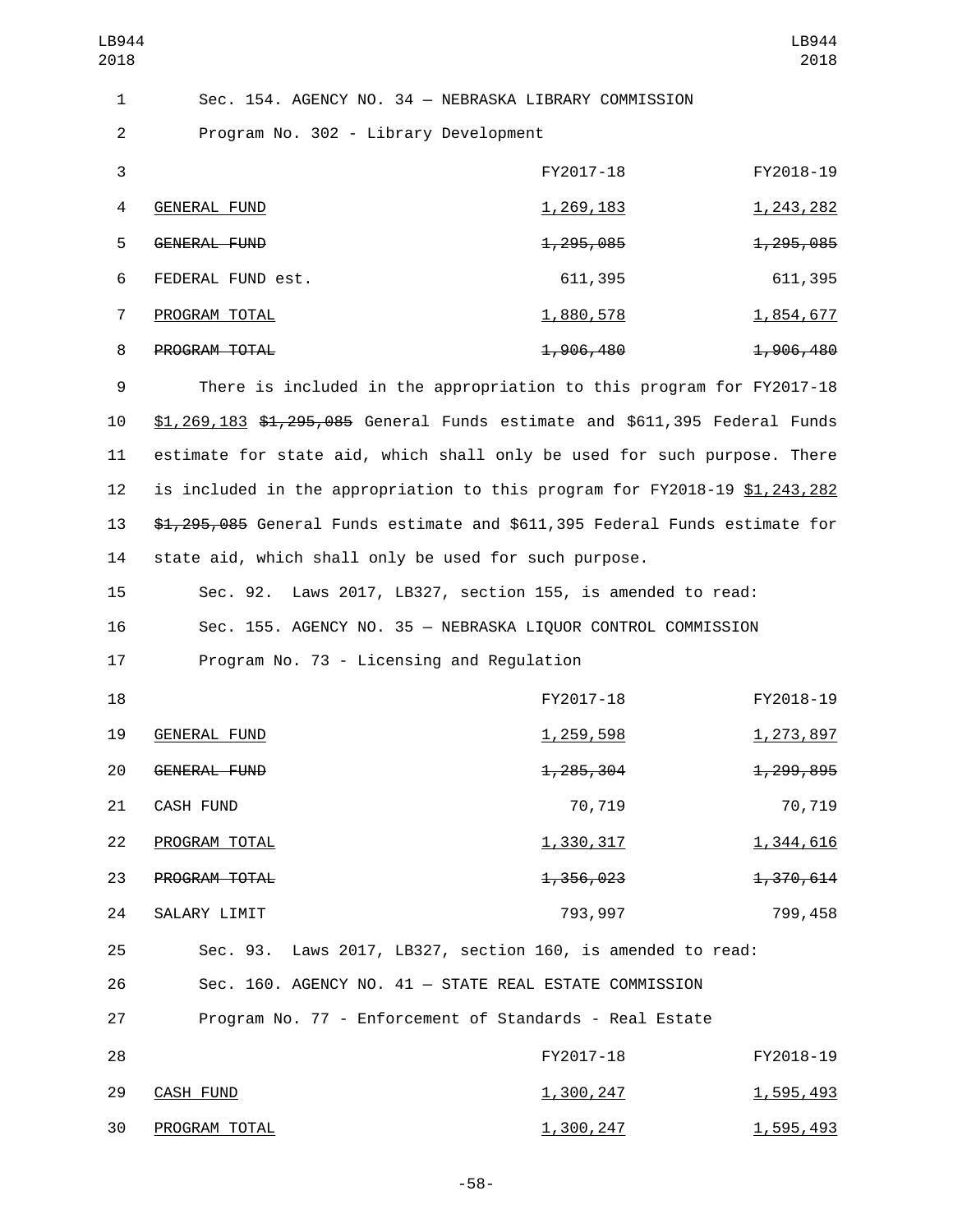Sec. 154. AGENCY NO. 34 — NEBRASKA LIBRARY COMMISSION

Program No. 302 - Library Development

| | FY2017-18 | FY2018-19 |
|---|---|---|
| GENERAL FUND | 1,269,183 | 1,243,282 |
| ~~GENERAL FUND~~ | ~~1,295,085~~ | ~~1,295,085~~ |
| FEDERAL FUND est. | 611,395 | 611,395 |
| PROGRAM TOTAL | 1,880,578 | 1,854,677 |
| ~~PROGRAM TOTAL~~ | ~~1,906,480~~ | ~~1,906,480~~ |

There is included in the appropriation to this program for FY2017-18 $1,269,183 ~~$1,295,085~~ General Funds estimate and $611,395 Federal Funds estimate for state aid, which shall only be used for such purpose. There is included in the appropriation to this program for FY2018-19 $1,243,282 ~~$1,295,085~~ General Funds estimate and $611,395 Federal Funds estimate for state aid, which shall only be used for such purpose.

Sec. 92. Laws 2017, LB327, section 155, is amended to read:

Sec. 155. AGENCY NO. 35 — NEBRASKA LIQUOR CONTROL COMMISSION

Program No. 73 - Licensing and Regulation

| | FY2017-18 | FY2018-19 |
|---|---|---|
| GENERAL FUND | 1,259,598 | 1,273,897 |
| ~~GENERAL FUND~~ | ~~1,285,304~~ | ~~1,299,895~~ |
| CASH FUND | 70,719 | 70,719 |
| PROGRAM TOTAL | 1,330,317 | 1,344,616 |
| ~~PROGRAM TOTAL~~ | ~~1,356,023~~ | ~~1,370,614~~ |
| SALARY LIMIT | 793,997 | 799,458 |

Sec. 93. Laws 2017, LB327, section 160, is amended to read:

Sec. 160. AGENCY NO. 41 — STATE REAL ESTATE COMMISSION

Program No. 77 - Enforcement of Standards - Real Estate

| | FY2017-18 | FY2018-19 |
|---|---|---|
| CASH FUND | 1,300,247 | 1,595,493 |
| PROGRAM TOTAL | 1,300,247 | 1,595,493 |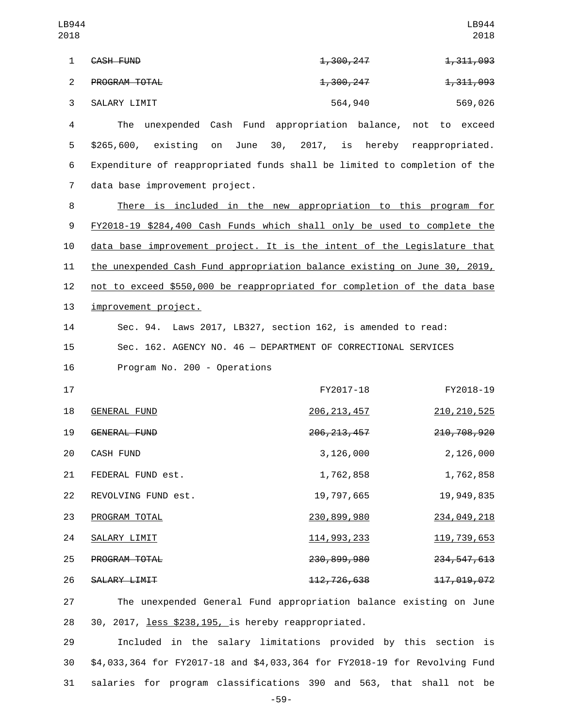| | FY2017-18 | FY2018-19 |
|---|---|---|
| ~~CASH FUND~~ | ~~1,300,247~~ | ~~1,311,093~~ |
| ~~PROGRAM TOTAL~~ | ~~1,300,247~~ | ~~1,311,093~~ |
| SALARY LIMIT | 564,940 | 569,026 |

The unexpended Cash Fund appropriation balance, not to exceed $265,600, existing on June 30, 2017, is hereby reappropriated. Expenditure of reappropriated funds shall be limited to completion of the data base improvement project.

<u>There is included in the new appropriation to this program for FY2018-19 $284,400 Cash Funds which shall only be used to complete the data base improvement project. It is the intent of the Legislature that the unexpended Cash Fund appropriation balance existing on June 30, 2019, not to exceed $550,000 be reappropriated for completion of the data base improvement project.</u>

Sec. 94. Laws 2017, LB327, section 162, is amended to read:

Sec. 162. AGENCY NO. 46 — DEPARTMENT OF CORRECTIONAL SERVICES

Program No. 200 - Operations

| | FY2017-18 | FY2018-19 |
|---|---|---|
| <u>GENERAL FUND</u> | <u>206,213,457</u> | <u>210,210,525</u> |
| ~~GENERAL FUND~~ | ~~206,213,457~~ | ~~210,708,920~~ |
| CASH FUND | 3,126,000 | 2,126,000 |
| FEDERAL FUND est. | 1,762,858 | 1,762,858 |
| REVOLVING FUND est. | 19,797,665 | 19,949,835 |
| <u>PROGRAM TOTAL</u> | <u>230,899,980</u> | <u>234,049,218</u> |
| <u>SALARY LIMIT</u> | <u>114,993,233</u> | <u>119,739,653</u> |
| ~~PROGRAM TOTAL~~ | ~~230,899,980~~ | ~~234,547,613~~ |
| ~~SALARY LIMIT~~ | ~~112,726,638~~ | ~~117,019,072~~ |

The unexpended General Fund appropriation balance existing on June 30, 2017, <u>less $238,195,</u> is hereby reappropriated.

Included in the salary limitations provided by this section is $4,033,364 for FY2017-18 and $4,033,364 for FY2018-19 for Revolving Fund salaries for program classifications 390 and 563, that shall not be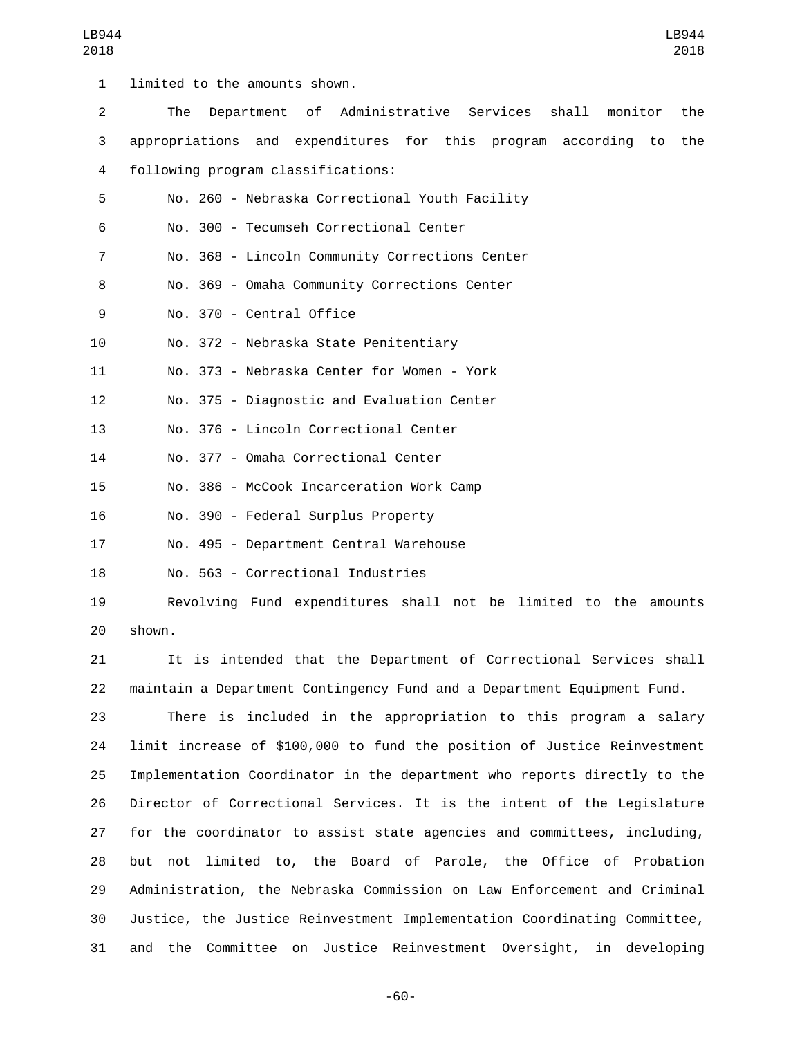limited to the amounts shown.

The Department of Administrative Services shall monitor the appropriations and expenditures for this program according to the following program classifications:

No. 260 - Nebraska Correctional Youth Facility

No. 300 - Tecumseh Correctional Center

No. 368 - Lincoln Community Corrections Center

No. 369 - Omaha Community Corrections Center

No. 370 - Central Office

No. 372 - Nebraska State Penitentiary

No. 373 - Nebraska Center for Women - York

No. 375 - Diagnostic and Evaluation Center

No. 376 - Lincoln Correctional Center

No. 377 - Omaha Correctional Center

No. 386 - McCook Incarceration Work Camp

No. 390 - Federal Surplus Property

No. 495 - Department Central Warehouse

No. 563 - Correctional Industries

Revolving Fund expenditures shall not be limited to the amounts shown.

It is intended that the Department of Correctional Services shall maintain a Department Contingency Fund and a Department Equipment Fund.

There is included in the appropriation to this program a salary limit increase of $100,000 to fund the position of Justice Reinvestment Implementation Coordinator in the department who reports directly to the Director of Correctional Services. It is the intent of the Legislature for the coordinator to assist state agencies and committees, including, but not limited to, the Board of Parole, the Office of Probation Administration, the Nebraska Commission on Law Enforcement and Criminal Justice, the Justice Reinvestment Implementation Coordinating Committee, and the Committee on Justice Reinvestment Oversight, in developing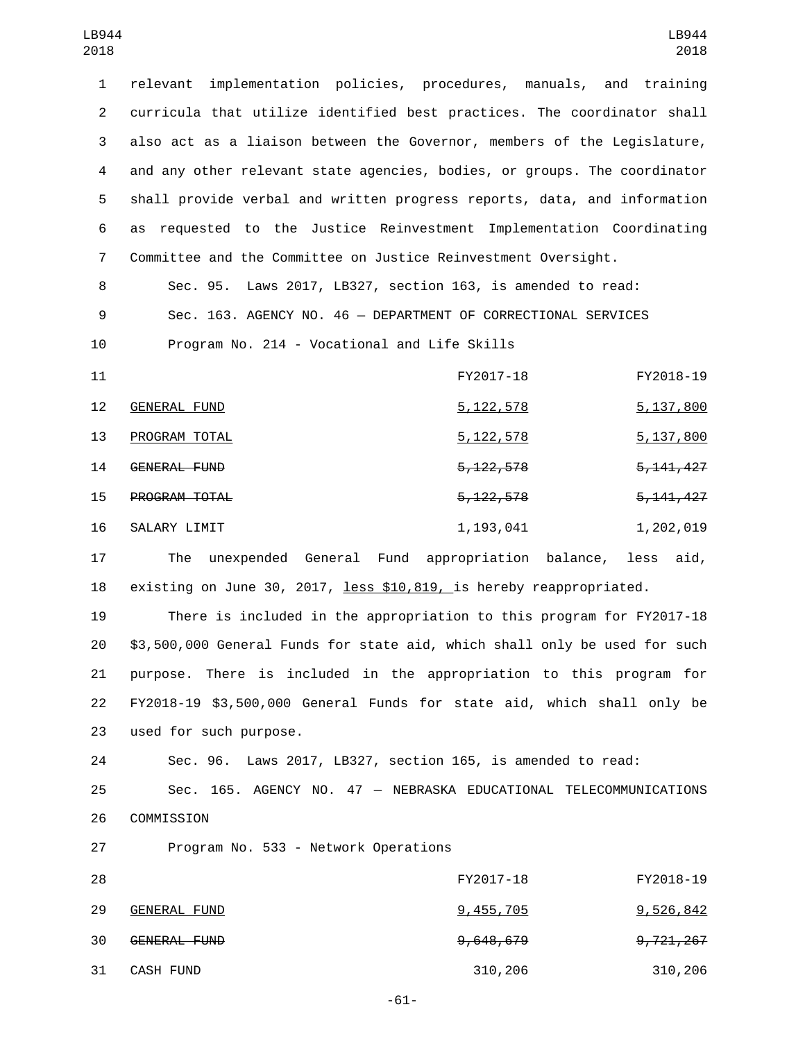relevant implementation policies, procedures, manuals, and training curricula that utilize identified best practices. The coordinator shall also act as a liaison between the Governor, members of the Legislature, and any other relevant state agencies, bodies, or groups. The coordinator shall provide verbal and written progress reports, data, and information as requested to the Justice Reinvestment Implementation Coordinating Committee and the Committee on Justice Reinvestment Oversight.

Sec. 95. Laws 2017, LB327, section 163, is amended to read:

Sec. 163. AGENCY NO. 46 — DEPARTMENT OF CORRECTIONAL SERVICES

Program No. 214 - Vocational and Life Skills

| | FY2017-18 | FY2018-19 |
|---|---|---|
| GENERAL FUND | 5,122,578 | 5,137,800 |
| PROGRAM TOTAL | 5,122,578 | 5,137,800 |
| ~~GENERAL FUND~~ | ~~5,122,578~~ | ~~5,141,427~~ |
| ~~PROGRAM TOTAL~~ | ~~5,122,578~~ | ~~5,141,427~~ |
| SALARY LIMIT | 1,193,041 | 1,202,019 |

The unexpended General Fund appropriation balance, less aid, existing on June 30, 2017, less $10,819, is hereby reappropriated.

There is included in the appropriation to this program for FY2017-18 $3,500,000 General Funds for state aid, which shall only be used for such purpose. There is included in the appropriation to this program for FY2018-19 $3,500,000 General Funds for state aid, which shall only be used for such purpose.

Sec. 96. Laws 2017, LB327, section 165, is amended to read:

Sec. 165. AGENCY NO. 47 — NEBRASKA EDUCATIONAL TELECOMMUNICATIONS COMMISSION

Program No. 533 - Network Operations

| | FY2017-18 | FY2018-19 |
|---|---|---|
| GENERAL FUND | 9,455,705 | 9,526,842 |
| ~~GENERAL FUND~~ | ~~9,648,679~~ | ~~9,721,267~~ |
| CASH FUND | 310,206 | 310,206 |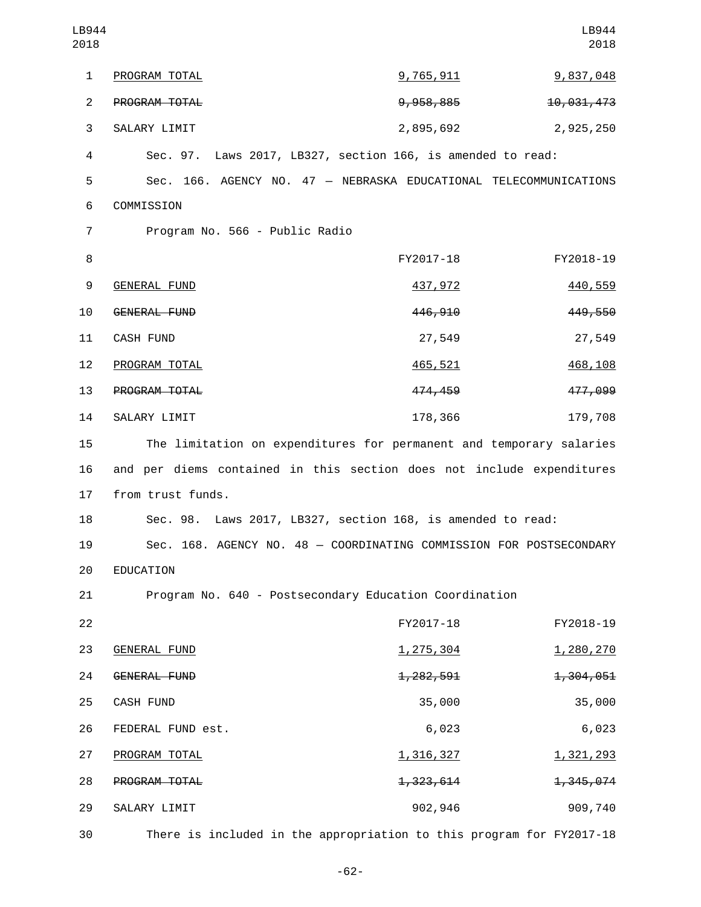| | FY2017-18 | FY2018-19 |
|---|---|---|
| PROGRAM TOTAL | 9,765,911 | 9,837,048 |
| ~~PROGRAM TOTAL~~ | ~~9,958,885~~ | ~~10,031,473~~ |
| SALARY LIMIT | 2,895,692 | 2,925,250 |

Sec. 97. Laws 2017, LB327, section 166, is amended to read:

Sec. 166. AGENCY NO. 47 — NEBRASKA EDUCATIONAL TELECOMMUNICATIONS COMMISSION

Program No. 566 - Public Radio

| | FY2017-18 | FY2018-19 |
|---|---|---|
| GENERAL FUND | 437,972 | 440,559 |
| ~~GENERAL FUND~~ | ~~446,910~~ | ~~449,550~~ |
| CASH FUND | 27,549 | 27,549 |
| PROGRAM TOTAL | 465,521 | 468,108 |
| ~~PROGRAM TOTAL~~ | ~~474,459~~ | ~~477,099~~ |
| SALARY LIMIT | 178,366 | 179,708 |

The limitation on expenditures for permanent and temporary salaries and per diems contained in this section does not include expenditures from trust funds.

Sec. 98. Laws 2017, LB327, section 168, is amended to read:

Sec. 168. AGENCY NO. 48 — COORDINATING COMMISSION FOR POSTSECONDARY EDUCATION

Program No. 640 - Postsecondary Education Coordination

| | FY2017-18 | FY2018-19 |
|---|---|---|
| GENERAL FUND | 1,275,304 | 1,280,270 |
| ~~GENERAL FUND~~ | ~~1,282,591~~ | ~~1,304,051~~ |
| CASH FUND | 35,000 | 35,000 |
| FEDERAL FUND est. | 6,023 | 6,023 |
| PROGRAM TOTAL | 1,316,327 | 1,321,293 |
| ~~PROGRAM TOTAL~~ | ~~1,323,614~~ | ~~1,345,074~~ |
| SALARY LIMIT | 902,946 | 909,740 |

There is included in the appropriation to this program for FY2017-18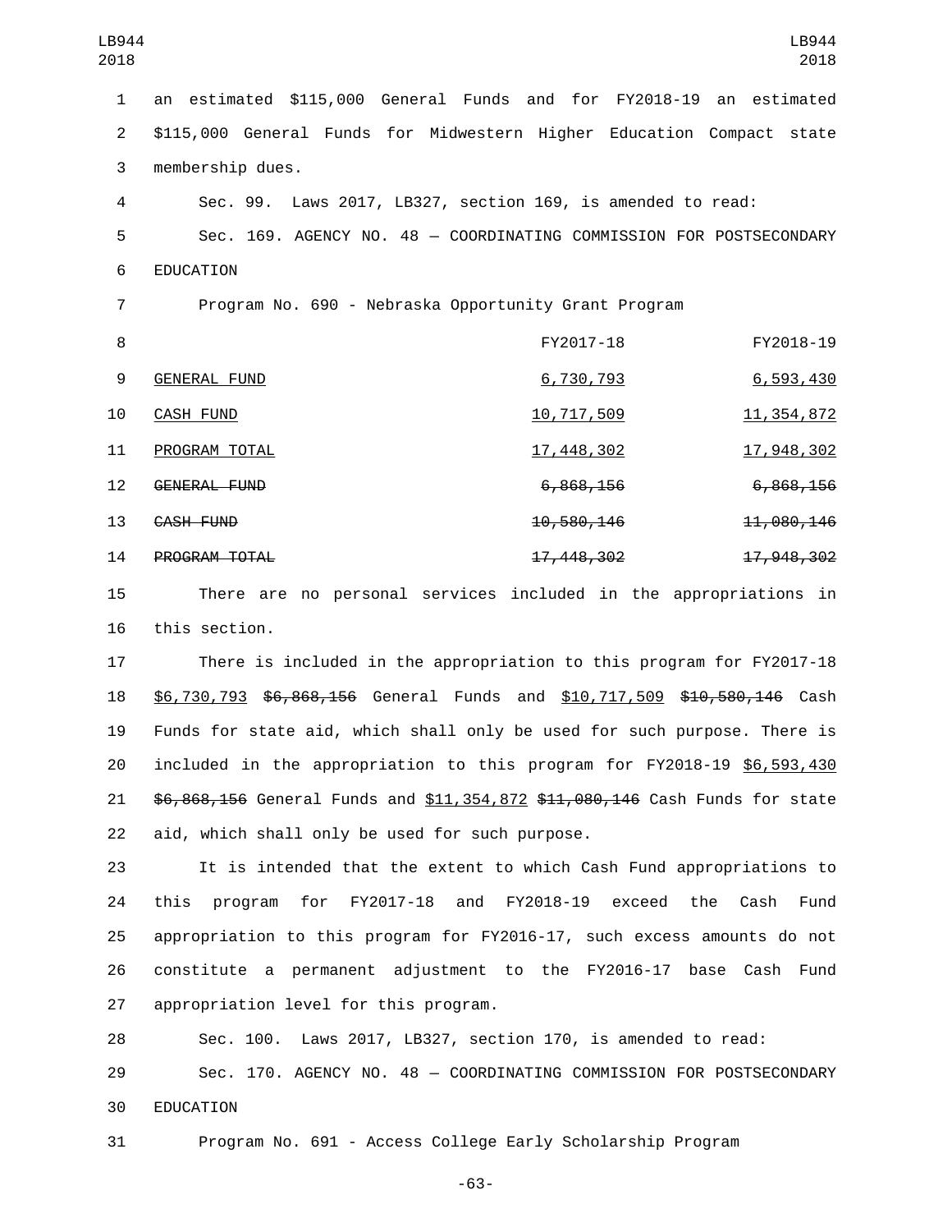an estimated $115,000 General Funds and for FY2018-19 an estimated $115,000 General Funds for Midwestern Higher Education Compact state membership dues.

Sec. 99. Laws 2017, LB327, section 169, is amended to read:

Sec. 169. AGENCY NO. 48 — COORDINATING COMMISSION FOR POSTSECONDARY EDUCATION

Program No. 690 - Nebraska Opportunity Grant Program

| | FY2017-18 | FY2018-19 |
|---|---|---|
| GENERAL FUND | 6,730,793 | 6,593,430 |
| CASH FUND | 10,717,509 | 11,354,872 |
| PROGRAM TOTAL | 17,448,302 | 17,948,302 |
| ~~GENERAL FUND~~ | ~~6,868,156~~ | ~~6,868,156~~ |
| ~~CASH FUND~~ | ~~10,580,146~~ | ~~11,080,146~~ |
| ~~PROGRAM TOTAL~~ | ~~17,448,302~~ | ~~17,948,302~~ |

There are no personal services included in the appropriations in this section.

There is included in the appropriation to this program for FY2017-18 $6,730,793 ~~$6,868,156~~ General Funds and $10,717,509 ~~$10,580,146~~ Cash Funds for state aid, which shall only be used for such purpose. There is included in the appropriation to this program for FY2018-19 $6,593,430 ~~$6,868,156~~ General Funds and $11,354,872 ~~$11,080,146~~ Cash Funds for state aid, which shall only be used for such purpose.

It is intended that the extent to which Cash Fund appropriations to this program for FY2017-18 and FY2018-19 exceed the Cash Fund appropriation to this program for FY2016-17, such excess amounts do not constitute a permanent adjustment to the FY2016-17 base Cash Fund appropriation level for this program.

Sec. 100. Laws 2017, LB327, section 170, is amended to read:

Sec. 170. AGENCY NO. 48 — COORDINATING COMMISSION FOR POSTSECONDARY EDUCATION

Program No. 691 - Access College Early Scholarship Program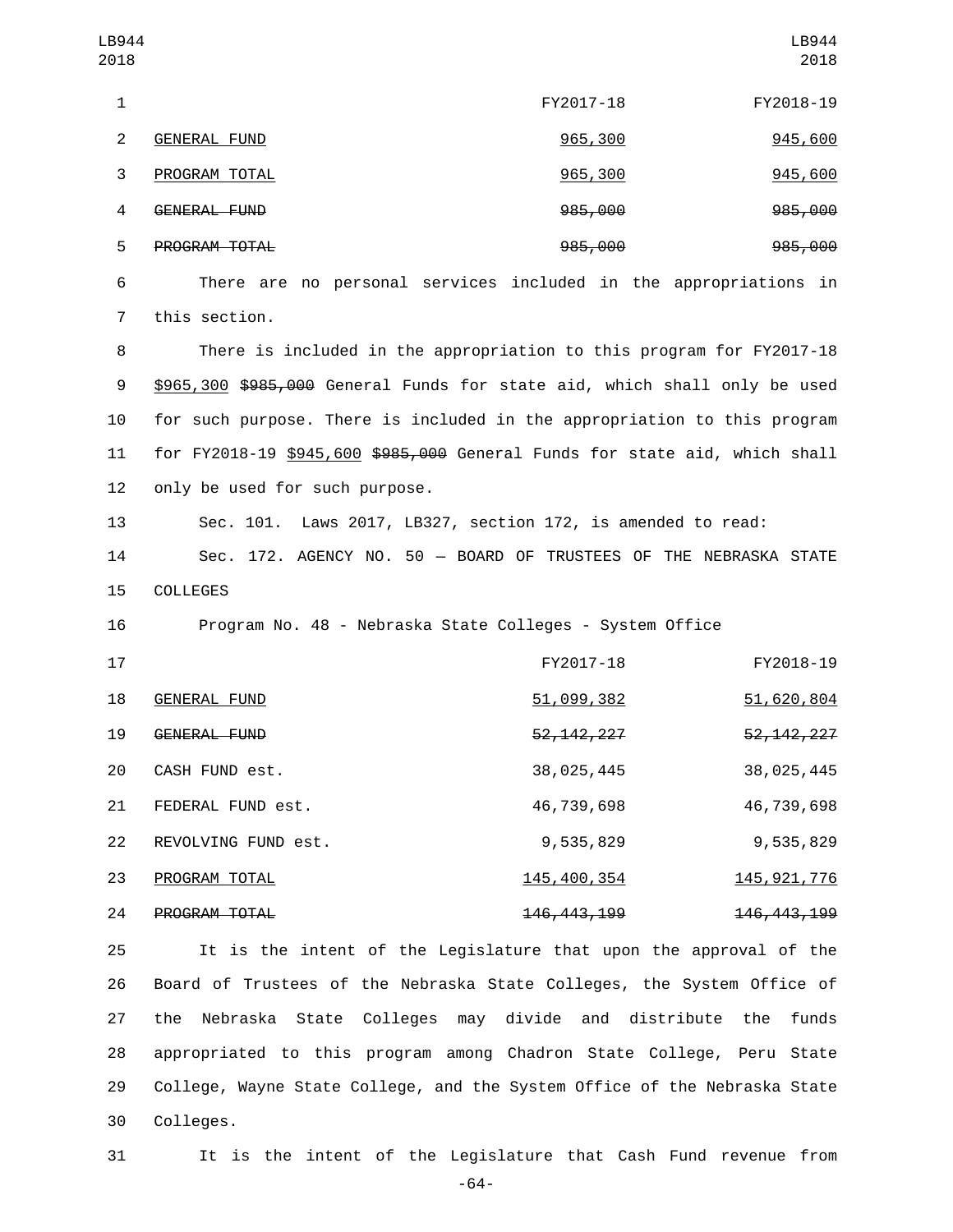| | FY2017-18 | FY2018-19 |
|---|---|---|
| GENERAL FUND | 965,300 | 945,600 |
| PROGRAM TOTAL | 965,300 | 945,600 |
| ~~GENERAL FUND~~ | ~~985,000~~ | ~~985,000~~ |
| ~~PROGRAM TOTAL~~ | ~~985,000~~ | ~~985,000~~ |

There are no personal services included in the appropriations in this section.

There is included in the appropriation to this program for FY2017-18 $965,300 ~~$985,000~~ General Funds for state aid, which shall only be used for such purpose. There is included in the appropriation to this program for FY2018-19 $945,600 ~~$985,000~~ General Funds for state aid, which shall only be used for such purpose.

Sec. 101. Laws 2017, LB327, section 172, is amended to read:

Sec. 172. AGENCY NO. 50 — BOARD OF TRUSTEES OF THE NEBRASKA STATE COLLEGES

Program No. 48 - Nebraska State Colleges - System Office

| | FY2017-18 | FY2018-19 |
|---|---|---|
| GENERAL FUND | 51,099,382 | 51,620,804 |
| ~~GENERAL FUND~~ | ~~52,142,227~~ | ~~52,142,227~~ |
| CASH FUND est. | 38,025,445 | 38,025,445 |
| FEDERAL FUND est. | 46,739,698 | 46,739,698 |
| REVOLVING FUND est. | 9,535,829 | 9,535,829 |
| PROGRAM TOTAL | 145,400,354 | 145,921,776 |
| ~~PROGRAM TOTAL~~ | ~~146,443,199~~ | ~~146,443,199~~ |

It is the intent of the Legislature that upon the approval of the Board of Trustees of the Nebraska State Colleges, the System Office of the Nebraska State Colleges may divide and distribute the funds appropriated to this program among Chadron State College, Peru State College, Wayne State College, and the System Office of the Nebraska State Colleges.

It is the intent of the Legislature that Cash Fund revenue from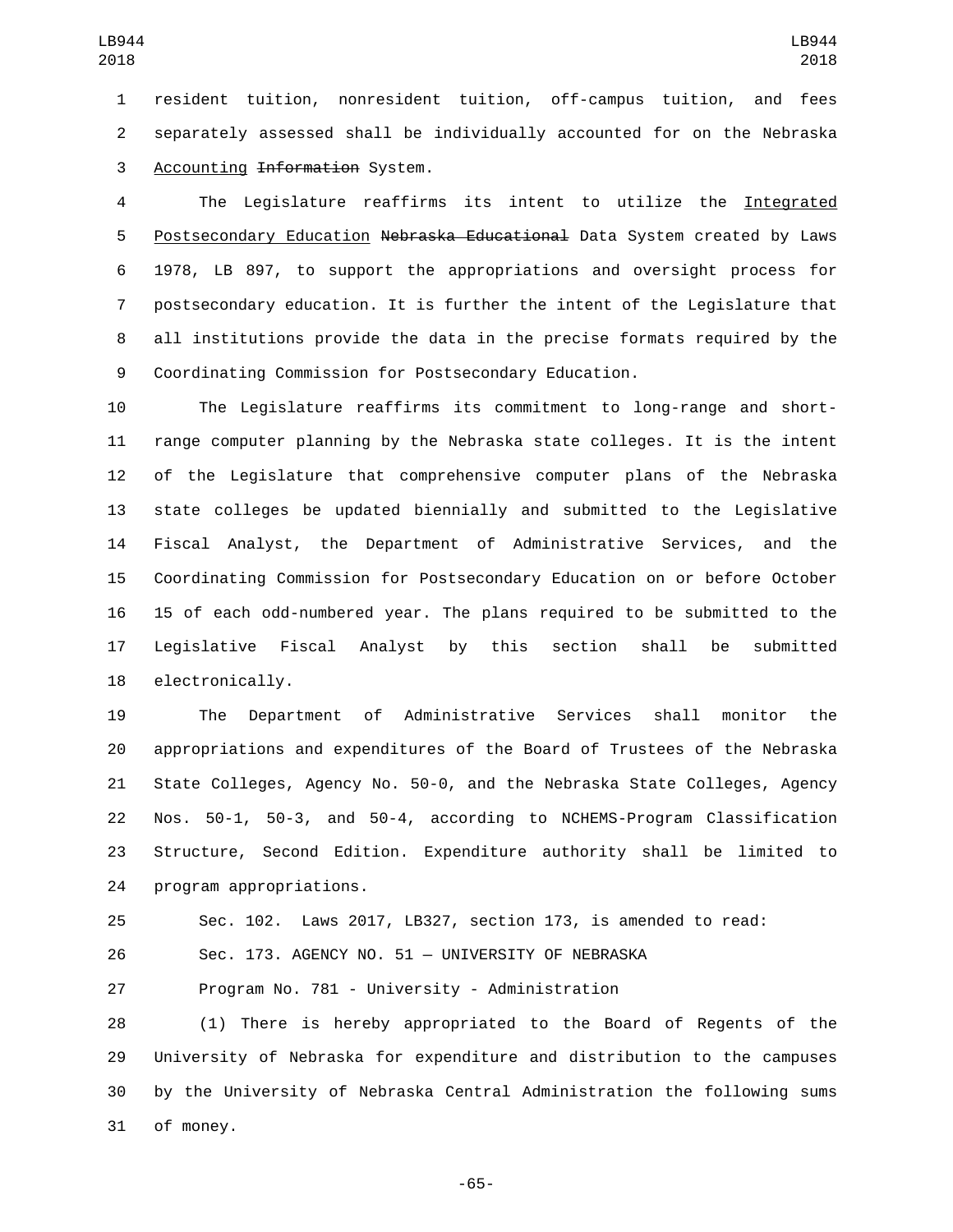resident tuition, nonresident tuition, off-campus tuition, and fees separately assessed shall be individually accounted for on the Nebraska Accounting ~~Information~~ System.

The Legislature reaffirms its intent to utilize the Integrated Postsecondary Education ~~Nebraska Educational~~ Data System created by Laws 1978, LB 897, to support the appropriations and oversight process for postsecondary education. It is further the intent of the Legislature that all institutions provide the data in the precise formats required by the Coordinating Commission for Postsecondary Education.

The Legislature reaffirms its commitment to long-range and short-range computer planning by the Nebraska state colleges. It is the intent of the Legislature that comprehensive computer plans of the Nebraska state colleges be updated biennially and submitted to the Legislative Fiscal Analyst, the Department of Administrative Services, and the Coordinating Commission for Postsecondary Education on or before October 15 of each odd-numbered year. The plans required to be submitted to the Legislative Fiscal Analyst by this section shall be submitted electronically.

The Department of Administrative Services shall monitor the appropriations and expenditures of the Board of Trustees of the Nebraska State Colleges, Agency No. 50-0, and the Nebraska State Colleges, Agency Nos. 50-1, 50-3, and 50-4, according to NCHEMS-Program Classification Structure, Second Edition. Expenditure authority shall be limited to program appropriations.

Sec. 102. Laws 2017, LB327, section 173, is amended to read:

Sec. 173. AGENCY NO. 51 — UNIVERSITY OF NEBRASKA

Program No. 781 - University - Administration

(1) There is hereby appropriated to the Board of Regents of the University of Nebraska for expenditure and distribution to the campuses by the University of Nebraska Central Administration the following sums of money.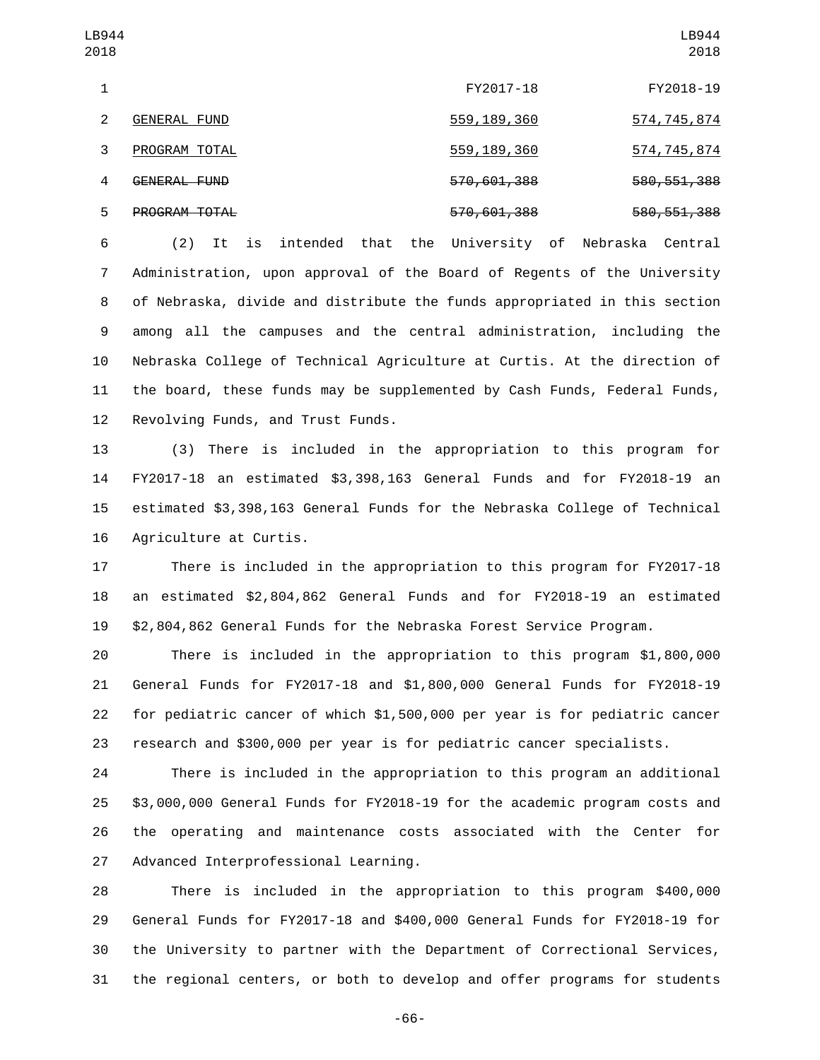| | FY2017-18 | FY2018-19 |
|---|---|---|
| <u>GENERAL FUND</u> | <u>559,189,360</u> | <u>574,745,874</u> |
| <u>PROGRAM TOTAL</u> | <u>559,189,360</u> | <u>574,745,874</u> |
| ~~GENERAL FUND~~ | ~~570,601,388~~ | ~~580,551,388~~ |
| ~~PROGRAM TOTAL~~ | ~~570,601,388~~ | ~~580,551,388~~ |

(2) It is intended that the University of Nebraska Central Administration, upon approval of the Board of Regents of the University of Nebraska, divide and distribute the funds appropriated in this section among all the campuses and the central administration, including the Nebraska College of Technical Agriculture at Curtis. At the direction of the board, these funds may be supplemented by Cash Funds, Federal Funds, Revolving Funds, and Trust Funds.

(3) There is included in the appropriation to this program for FY2017-18 an estimated $3,398,163 General Funds and for FY2018-19 an estimated $3,398,163 General Funds for the Nebraska College of Technical Agriculture at Curtis.

There is included in the appropriation to this program for FY2017-18 an estimated $2,804,862 General Funds and for FY2018-19 an estimated $2,804,862 General Funds for the Nebraska Forest Service Program.

There is included in the appropriation to this program $1,800,000 General Funds for FY2017-18 and $1,800,000 General Funds for FY2018-19 for pediatric cancer of which $1,500,000 per year is for pediatric cancer research and $300,000 per year is for pediatric cancer specialists.

There is included in the appropriation to this program an additional $3,000,000 General Funds for FY2018-19 for the academic program costs and the operating and maintenance costs associated with the Center for Advanced Interprofessional Learning.

There is included in the appropriation to this program $400,000 General Funds for FY2017-18 and $400,000 General Funds for FY2018-19 for the University to partner with the Department of Correctional Services, the regional centers, or both to develop and offer programs for students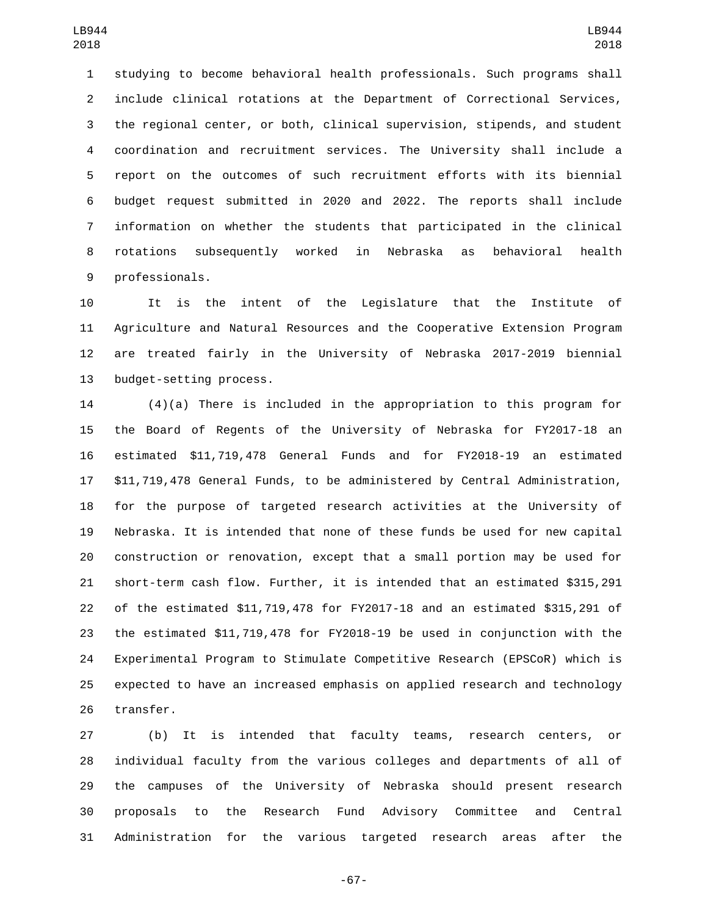studying to become behavioral health professionals. Such programs shall include clinical rotations at the Department of Correctional Services, the regional center, or both, clinical supervision, stipends, and student coordination and recruitment services. The University shall include a report on the outcomes of such recruitment efforts with its biennial budget request submitted in 2020 and 2022. The reports shall include information on whether the students that participated in the clinical rotations subsequently worked in Nebraska as behavioral health professionals.

It is the intent of the Legislature that the Institute of Agriculture and Natural Resources and the Cooperative Extension Program are treated fairly in the University of Nebraska 2017-2019 biennial budget-setting process.

(4)(a) There is included in the appropriation to this program for the Board of Regents of the University of Nebraska for FY2017-18 an estimated $11,719,478 General Funds and for FY2018-19 an estimated $11,719,478 General Funds, to be administered by Central Administration, for the purpose of targeted research activities at the University of Nebraska. It is intended that none of these funds be used for new capital construction or renovation, except that a small portion may be used for short-term cash flow. Further, it is intended that an estimated $315,291 of the estimated $11,719,478 for FY2017-18 and an estimated $315,291 of the estimated $11,719,478 for FY2018-19 be used in conjunction with the Experimental Program to Stimulate Competitive Research (EPSCoR) which is expected to have an increased emphasis on applied research and technology transfer.

(b) It is intended that faculty teams, research centers, or individual faculty from the various colleges and departments of all of the campuses of the University of Nebraska should present research proposals to the Research Fund Advisory Committee and Central Administration for the various targeted research areas after the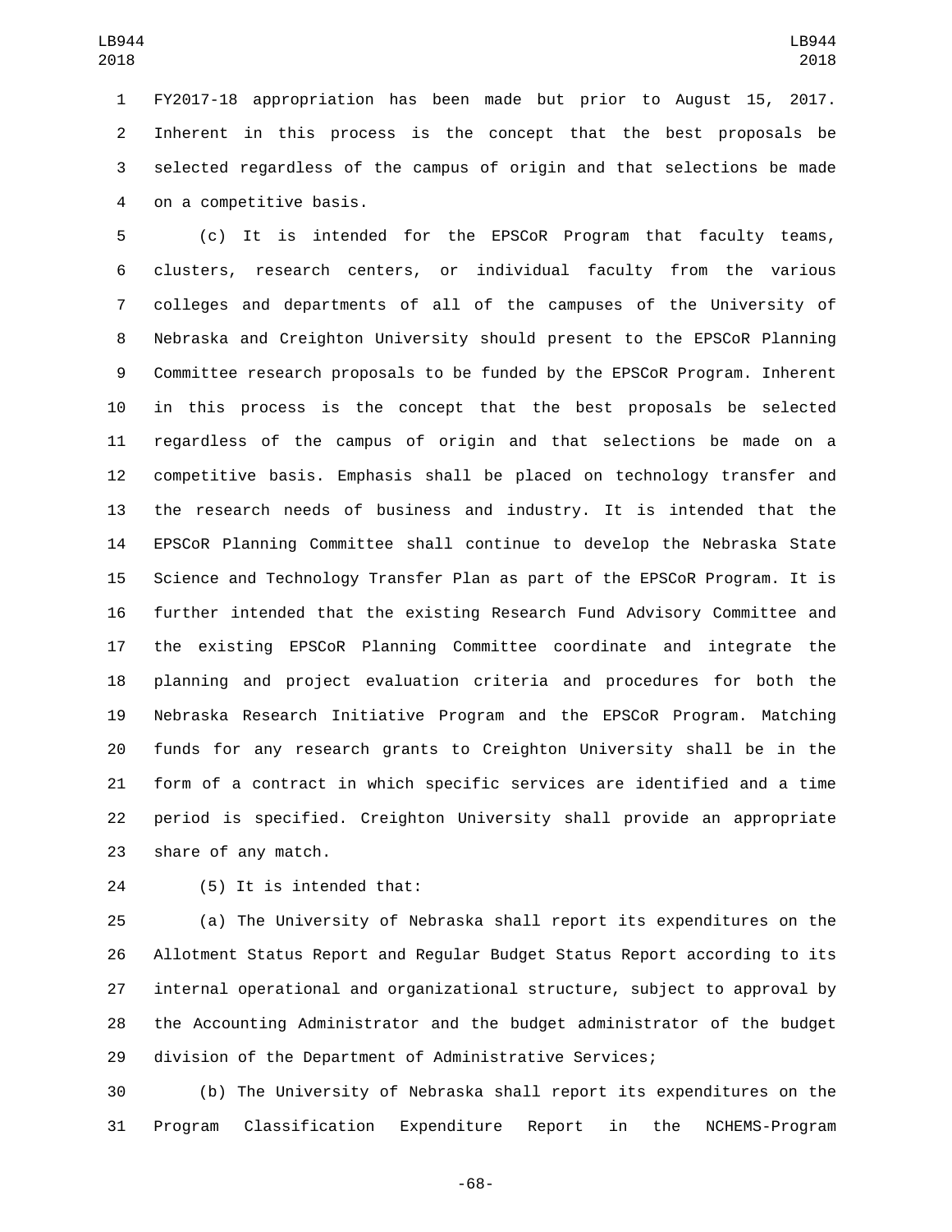FY2017-18 appropriation has been made but prior to August 15, 2017. Inherent in this process is the concept that the best proposals be selected regardless of the campus of origin and that selections be made on a competitive basis.

(c) It is intended for the EPSCoR Program that faculty teams, clusters, research centers, or individual faculty from the various colleges and departments of all of the campuses of the University of Nebraska and Creighton University should present to the EPSCoR Planning Committee research proposals to be funded by the EPSCoR Program. Inherent in this process is the concept that the best proposals be selected regardless of the campus of origin and that selections be made on a competitive basis. Emphasis shall be placed on technology transfer and the research needs of business and industry. It is intended that the EPSCoR Planning Committee shall continue to develop the Nebraska State Science and Technology Transfer Plan as part of the EPSCoR Program. It is further intended that the existing Research Fund Advisory Committee and the existing EPSCoR Planning Committee coordinate and integrate the planning and project evaluation criteria and procedures for both the Nebraska Research Initiative Program and the EPSCoR Program. Matching funds for any research grants to Creighton University shall be in the form of a contract in which specific services are identified and a time period is specified. Creighton University shall provide an appropriate share of any match.

(5) It is intended that:

(a) The University of Nebraska shall report its expenditures on the Allotment Status Report and Regular Budget Status Report according to its internal operational and organizational structure, subject to approval by the Accounting Administrator and the budget administrator of the budget division of the Department of Administrative Services;

(b) The University of Nebraska shall report its expenditures on the Program Classification Expenditure Report in the NCHEMS-Program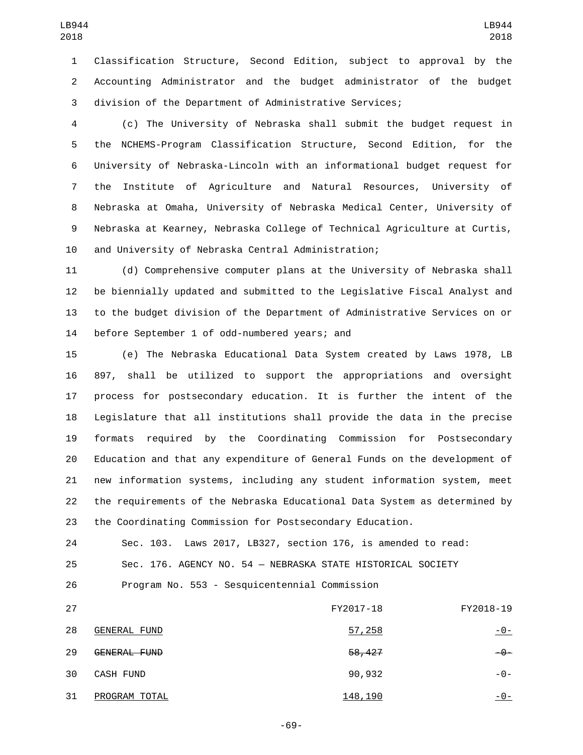Classification Structure, Second Edition, subject to approval by the Accounting Administrator and the budget administrator of the budget division of the Department of Administrative Services;

(c) The University of Nebraska shall submit the budget request in the NCHEMS-Program Classification Structure, Second Edition, for the University of Nebraska-Lincoln with an informational budget request for the Institute of Agriculture and Natural Resources, University of Nebraska at Omaha, University of Nebraska Medical Center, University of Nebraska at Kearney, Nebraska College of Technical Agriculture at Curtis, and University of Nebraska Central Administration;

(d) Comprehensive computer plans at the University of Nebraska shall be biennially updated and submitted to the Legislative Fiscal Analyst and to the budget division of the Department of Administrative Services on or before September 1 of odd-numbered years; and

(e) The Nebraska Educational Data System created by Laws 1978, LB 897, shall be utilized to support the appropriations and oversight process for postsecondary education. It is further the intent of the Legislature that all institutions shall provide the data in the precise formats required by the Coordinating Commission for Postsecondary Education and that any expenditure of General Funds on the development of new information systems, including any student information system, meet the requirements of the Nebraska Educational Data System as determined by the Coordinating Commission for Postsecondary Education.

Sec. 103. Laws 2017, LB327, section 176, is amended to read:

Sec. 176. AGENCY NO. 54 — NEBRASKA STATE HISTORICAL SOCIETY

Program No. 553 - Sesquicentennial Commission

| | FY2017-18 | FY2018-19 |
|---|---|---|
| <u>GENERAL FUND</u> | <u>57,258</u> | <u>-0-</u> |
| ~~GENERAL FUND~~ | ~~58,427~~ | ~~-0-~~ |
| CASH FUND | 90,932 | -0- |
| <u>PROGRAM TOTAL</u> | <u>148,190</u> | <u>-0-</u> |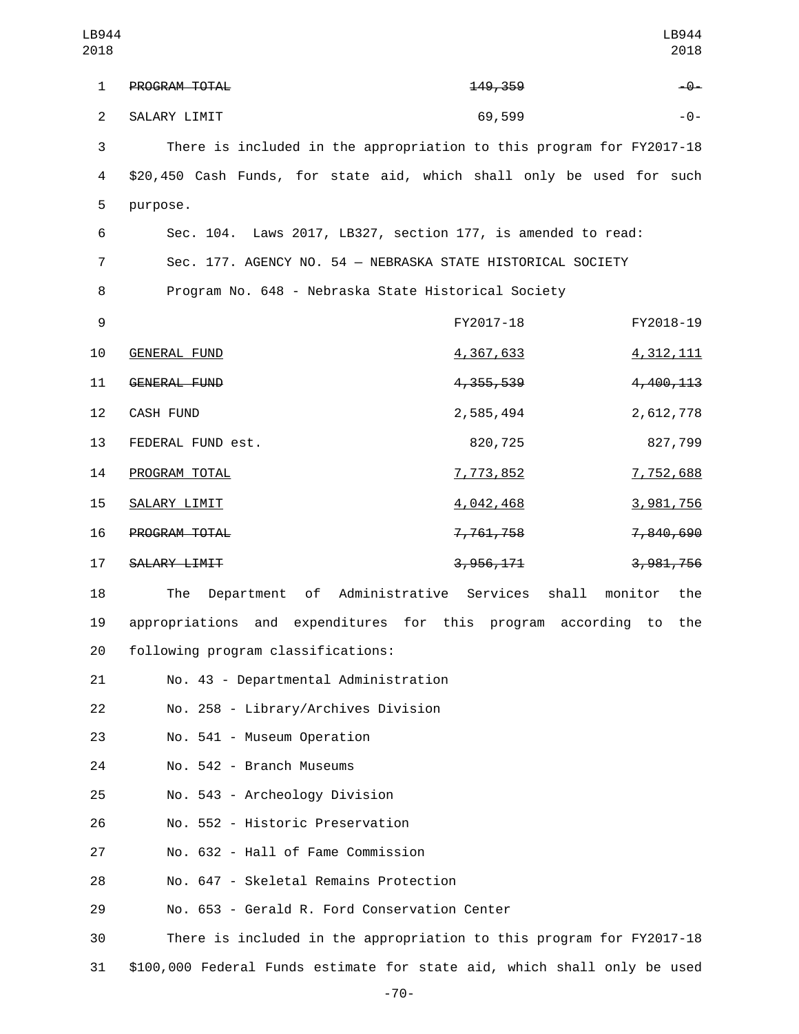| | | |
|---|---|---|
| ~~PROGRAM TOTAL~~ | ~~149,359~~ | ~~-0-~~ |
| SALARY LIMIT | 69,599 | -0- |

There is included in the appropriation to this program for FY2017-18 $20,450 Cash Funds, for state aid, which shall only be used for such purpose.

Sec. 104. Laws 2017, LB327, section 177, is amended to read:

Sec. 177. AGENCY NO. 54 — NEBRASKA STATE HISTORICAL SOCIETY

Program No. 648 - Nebraska State Historical Society

| | FY2017-18 | FY2018-19 |
|---|---|---|
| <u>GENERAL FUND</u> | <u>4,367,633</u> | <u>4,312,111</u> |
| ~~GENERAL FUND~~ | ~~4,355,539~~ | ~~4,400,113~~ |
| CASH FUND | 2,585,494 | 2,612,778 |
| FEDERAL FUND est. | 820,725 | 827,799 |
| <u>PROGRAM TOTAL</u> | <u>7,773,852</u> | <u>7,752,688</u> |
| <u>SALARY LIMIT</u> | <u>4,042,468</u> | <u>3,981,756</u> |
| ~~PROGRAM TOTAL~~ | ~~7,761,758~~ | ~~7,840,690~~ |
| ~~SALARY LIMIT~~ | ~~3,956,171~~ | ~~3,981,756~~ |

The Department of Administrative Services shall monitor the appropriations and expenditures for this program according to the following program classifications:

No. 43 - Departmental Administration

No. 258 - Library/Archives Division

No. 541 - Museum Operation

No. 542 - Branch Museums

No. 543 - Archeology Division

No. 552 - Historic Preservation

No. 632 - Hall of Fame Commission

No. 647 - Skeletal Remains Protection

No. 653 - Gerald R. Ford Conservation Center

There is included in the appropriation to this program for FY2017-18 $100,000 Federal Funds estimate for state aid, which shall only be used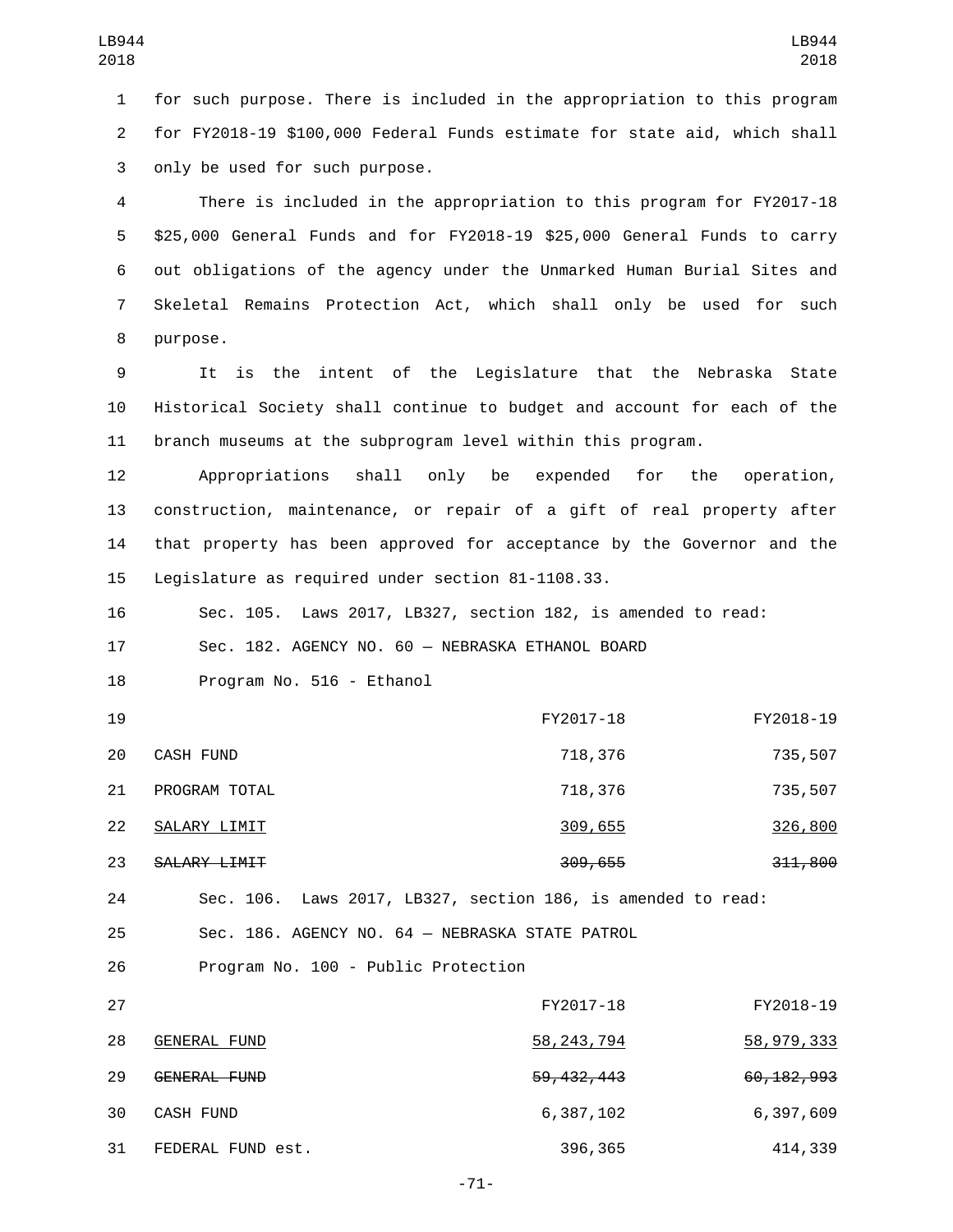for such purpose. There is included in the appropriation to this program for FY2018-19 $100,000 Federal Funds estimate for state aid, which shall only be used for such purpose.

There is included in the appropriation to this program for FY2017-18 $25,000 General Funds and for FY2018-19 $25,000 General Funds to carry out obligations of the agency under the Unmarked Human Burial Sites and Skeletal Remains Protection Act, which shall only be used for such purpose.

It is the intent of the Legislature that the Nebraska State Historical Society shall continue to budget and account for each of the branch museums at the subprogram level within this program.

Appropriations shall only be expended for the operation, construction, maintenance, or repair of a gift of real property after that property has been approved for acceptance by the Governor and the Legislature as required under section 81-1108.33.

Sec. 105. Laws 2017, LB327, section 182, is amended to read:

Sec. 182. AGENCY NO. 60 — NEBRASKA ETHANOL BOARD

Program No. 516 - Ethanol

| | FY2017-18 | FY2018-19 |
|---|---|---|
| CASH FUND | 718,376 | 735,507 |
| PROGRAM TOTAL | 718,376 | 735,507 |
| <u>SALARY LIMIT</u> | <u>309,655</u> | <u>326,800</u> |
| ~~SALARY LIMIT~~ | ~~309,655~~ | ~~311,800~~ |

Sec. 106. Laws 2017, LB327, section 186, is amended to read:

Sec. 186. AGENCY NO. 64 — NEBRASKA STATE PATROL

Program No. 100 - Public Protection

| | FY2017-18 | FY2018-19 |
|---|---|---|
| <u>GENERAL FUND</u> | <u>58,243,794</u> | <u>58,979,333</u> |
| ~~GENERAL FUND~~ | ~~59,432,443~~ | ~~60,182,993~~ |
| CASH FUND | 6,387,102 | 6,397,609 |
| FEDERAL FUND est. | 396,365 | 414,339 |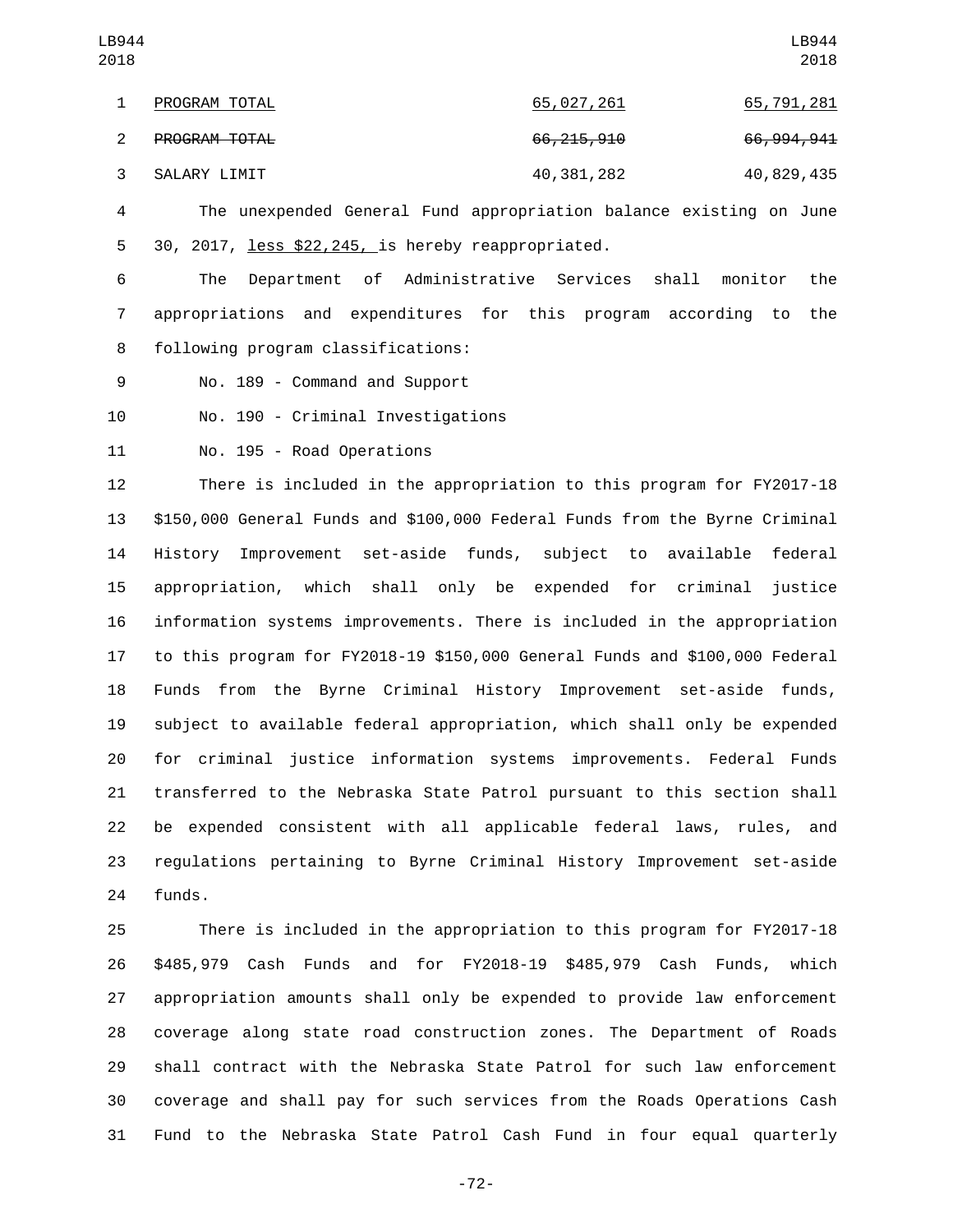| | | |
|---|---|---|
| <u>PROGRAM TOTAL</u> | <u>65,027,261</u> | <u>65,791,281</u> |
| ~~PROGRAM TOTAL~~ | ~~66,215,910~~ | ~~66,994,941~~ |
| SALARY LIMIT | 40,381,282 | 40,829,435 |

The unexpended General Fund appropriation balance existing on June 30, 2017, <u>less $22,245,</u> is hereby reappropriated.

The Department of Administrative Services shall monitor the appropriations and expenditures for this program according to the following program classifications:

No. 189 - Command and Support

No. 190 - Criminal Investigations

No. 195 - Road Operations

There is included in the appropriation to this program for FY2017-18 $150,000 General Funds and $100,000 Federal Funds from the Byrne Criminal History Improvement set-aside funds, subject to available federal appropriation, which shall only be expended for criminal justice information systems improvements. There is included in the appropriation to this program for FY2018-19 $150,000 General Funds and $100,000 Federal Funds from the Byrne Criminal History Improvement set-aside funds, subject to available federal appropriation, which shall only be expended for criminal justice information systems improvements. Federal Funds transferred to the Nebraska State Patrol pursuant to this section shall be expended consistent with all applicable federal laws, rules, and regulations pertaining to Byrne Criminal History Improvement set-aside funds.

There is included in the appropriation to this program for FY2017-18 $485,979 Cash Funds and for FY2018-19 $485,979 Cash Funds, which appropriation amounts shall only be expended to provide law enforcement coverage along state road construction zones. The Department of Roads shall contract with the Nebraska State Patrol for such law enforcement coverage and shall pay for such services from the Roads Operations Cash Fund to the Nebraska State Patrol Cash Fund in four equal quarterly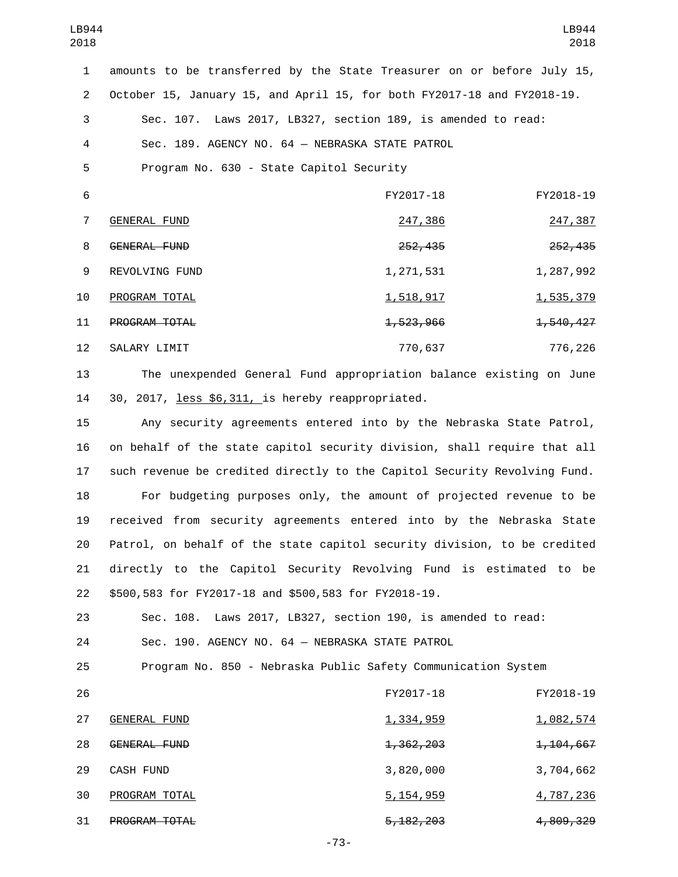amounts to be transferred by the State Treasurer on or before July 15, October 15, January 15, and April 15, for both FY2017-18 and FY2018-19.

Sec. 107. Laws 2017, LB327, section 189, is amended to read:

Sec. 189. AGENCY NO. 64 — NEBRASKA STATE PATROL

Program No. 630 - State Capitol Security

| | FY2017-18 | FY2018-19 |
|---|---|---|
| GENERAL FUND | 247,386 | 247,387 |
| ~~GENERAL FUND~~ | ~~252,435~~ | ~~252,435~~ |
| REVOLVING FUND | 1,271,531 | 1,287,992 |
| PROGRAM TOTAL | 1,518,917 | 1,535,379 |
| ~~PROGRAM TOTAL~~ | ~~1,523,966~~ | ~~1,540,427~~ |
| SALARY LIMIT | 770,637 | 776,226 |

The unexpended General Fund appropriation balance existing on June 30, 2017, less $6,311, is hereby reappropriated.

Any security agreements entered into by the Nebraska State Patrol, on behalf of the state capitol security division, shall require that all such revenue be credited directly to the Capitol Security Revolving Fund.

For budgeting purposes only, the amount of projected revenue to be received from security agreements entered into by the Nebraska State Patrol, on behalf of the state capitol security division, to be credited directly to the Capitol Security Revolving Fund is estimated to be $500,583 for FY2017-18 and $500,583 for FY2018-19.

Sec. 108. Laws 2017, LB327, section 190, is amended to read:

Sec. 190. AGENCY NO. 64 — NEBRASKA STATE PATROL

Program No. 850 - Nebraska Public Safety Communication System

| | FY2017-18 | FY2018-19 |
|---|---|---|
| GENERAL FUND | 1,334,959 | 1,082,574 |
| ~~GENERAL FUND~~ | ~~1,362,203~~ | ~~1,104,667~~ |
| CASH FUND | 3,820,000 | 3,704,662 |
| PROGRAM TOTAL | 5,154,959 | 4,787,236 |
| ~~PROGRAM TOTAL~~ | ~~5,182,203~~ | ~~4,809,329~~ |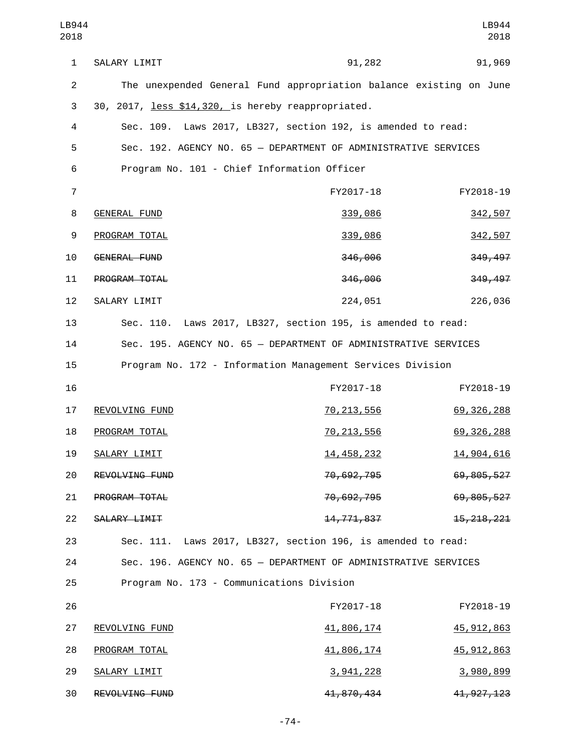| | FY2017-18 | FY2018-19 |
|---|---|---|
| SALARY LIMIT | 91,282 | 91,969 |

The unexpended General Fund appropriation balance existing on June 30, 2017, less $14,320, is hereby reappropriated.

Sec. 109. Laws 2017, LB327, section 192, is amended to read:

Sec. 192. AGENCY NO. 65 — DEPARTMENT OF ADMINISTRATIVE SERVICES

Program No. 101 - Chief Information Officer

| | FY2017-18 | FY2018-19 |
|---|---|---|
| GENERAL FUND | 339,086 | 342,507 |
| PROGRAM TOTAL | 339,086 | 342,507 |
| ~~GENERAL FUND~~ | ~~346,006~~ | ~~349,497~~ |
| ~~PROGRAM TOTAL~~ | ~~346,006~~ | ~~349,497~~ |
| SALARY LIMIT | 224,051 | 226,036 |

Sec. 110. Laws 2017, LB327, section 195, is amended to read:

Sec. 195. AGENCY NO. 65 — DEPARTMENT OF ADMINISTRATIVE SERVICES

Program No. 172 - Information Management Services Division

| | FY2017-18 | FY2018-19 |
|---|---|---|
| REVOLVING FUND | 70,213,556 | 69,326,288 |
| PROGRAM TOTAL | 70,213,556 | 69,326,288 |
| SALARY LIMIT | 14,458,232 | 14,904,616 |
| ~~REVOLVING FUND~~ | ~~70,692,795~~ | ~~69,805,527~~ |
| ~~PROGRAM TOTAL~~ | ~~70,692,795~~ | ~~69,805,527~~ |
| ~~SALARY LIMIT~~ | ~~14,771,837~~ | ~~15,218,221~~ |

Sec. 111. Laws 2017, LB327, section 196, is amended to read:

Sec. 196. AGENCY NO. 65 — DEPARTMENT OF ADMINISTRATIVE SERVICES

Program No. 173 - Communications Division

| | FY2017-18 | FY2018-19 |
|---|---|---|
| REVOLVING FUND | 41,806,174 | 45,912,863 |
| PROGRAM TOTAL | 41,806,174 | 45,912,863 |
| SALARY LIMIT | 3,941,228 | 3,980,899 |
| ~~REVOLVING FUND~~ | ~~41,870,434~~ | ~~41,927,123~~ |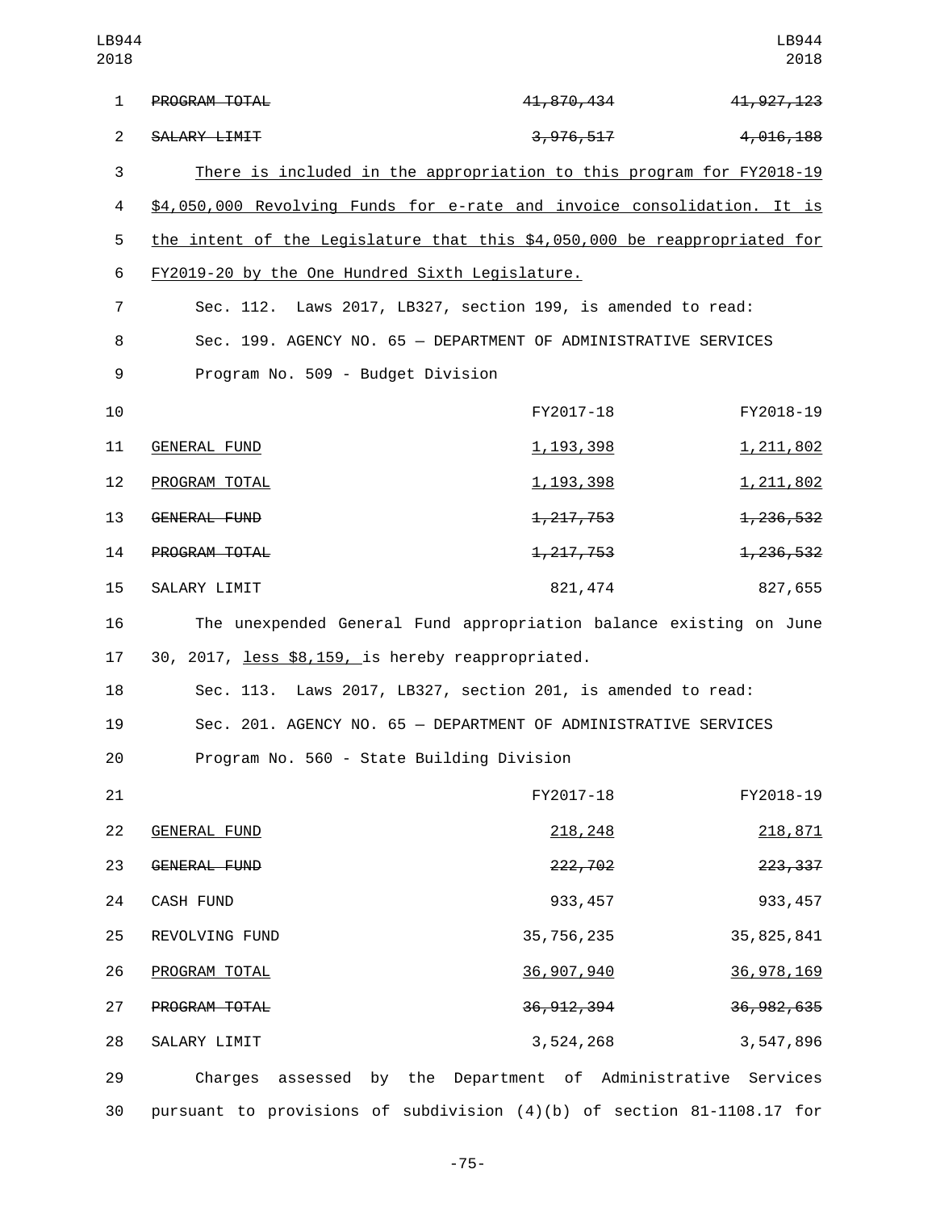| | FY2017-18 | FY2018-19 |
|---|---|---|
| ~~PROGRAM TOTAL~~ | ~~41,870,434~~ | ~~41,927,123~~ |
| ~~SALARY LIMIT~~ | ~~3,976,517~~ | ~~4,016,188~~ |

There is included in the appropriation to this program for FY2018-19 $4,050,000 Revolving Funds for e-rate and invoice consolidation. It is the intent of the Legislature that this $4,050,000 be reappropriated for FY2019-20 by the One Hundred Sixth Legislature.

Sec. 112. Laws 2017, LB327, section 199, is amended to read:

Sec. 199. AGENCY NO. 65 — DEPARTMENT OF ADMINISTRATIVE SERVICES

Program No. 509 - Budget Division

| | FY2017-18 | FY2018-19 |
|---|---|---|
| GENERAL FUND | 1,193,398 | 1,211,802 |
| PROGRAM TOTAL | 1,193,398 | 1,211,802 |
| ~~GENERAL FUND~~ | ~~1,217,753~~ | ~~1,236,532~~ |
| ~~PROGRAM TOTAL~~ | ~~1,217,753~~ | ~~1,236,532~~ |
| SALARY LIMIT | 821,474 | 827,655 |

The unexpended General Fund appropriation balance existing on June 30, 2017, less $8,159, is hereby reappropriated.

Sec. 113. Laws 2017, LB327, section 201, is amended to read:

Sec. 201. AGENCY NO. 65 — DEPARTMENT OF ADMINISTRATIVE SERVICES

Program No. 560 - State Building Division

| | FY2017-18 | FY2018-19 |
|---|---|---|
| GENERAL FUND | 218,248 | 218,871 |
| ~~GENERAL FUND~~ | ~~222,702~~ | ~~223,337~~ |
| CASH FUND | 933,457 | 933,457 |
| REVOLVING FUND | 35,756,235 | 35,825,841 |
| PROGRAM TOTAL | 36,907,940 | 36,978,169 |
| ~~PROGRAM TOTAL~~ | ~~36,912,394~~ | ~~36,982,635~~ |
| SALARY LIMIT | 3,524,268 | 3,547,896 |

Charges assessed by the Department of Administrative Services pursuant to provisions of subdivision (4)(b) of section 81-1108.17 for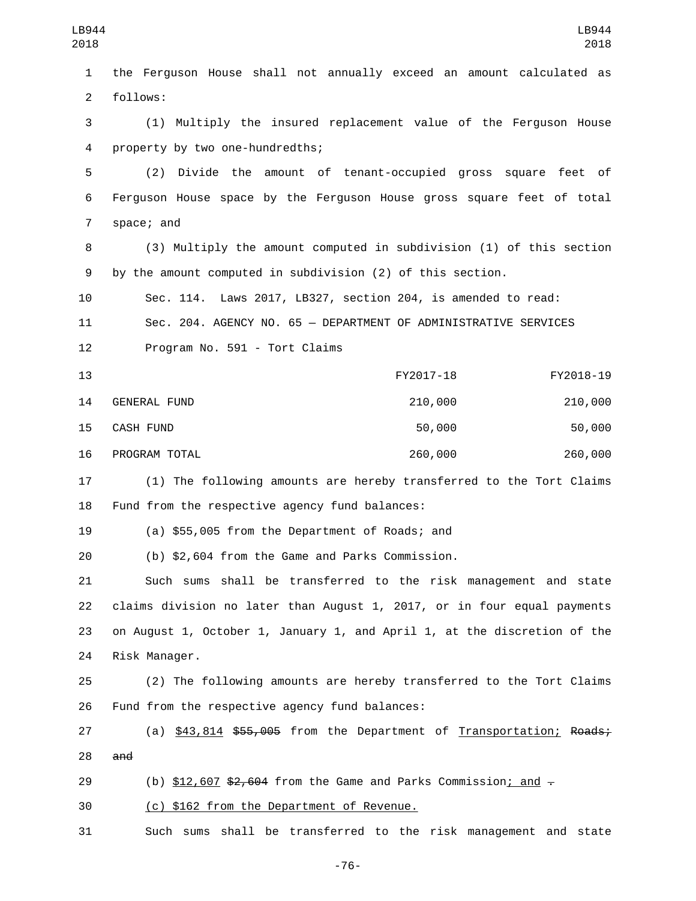the Ferguson House shall not annually exceed an amount calculated as follows:

(1) Multiply the insured replacement value of the Ferguson House property by two one-hundredths;

(2) Divide the amount of tenant-occupied gross square feet of Ferguson House space by the Ferguson House gross square feet of total space; and

(3) Multiply the amount computed in subdivision (1) of this section by the amount computed in subdivision (2) of this section.

Sec. 114. Laws 2017, LB327, section 204, is amended to read:

Sec. 204. AGENCY NO. 65 — DEPARTMENT OF ADMINISTRATIVE SERVICES

Program No. 591 - Tort Claims

| | FY2017-18 | FY2018-19 |
|---|---|---|
| GENERAL FUND | 210,000 | 210,000 |
| CASH FUND | 50,000 | 50,000 |
| PROGRAM TOTAL | 260,000 | 260,000 |

(1) The following amounts are hereby transferred to the Tort Claims Fund from the respective agency fund balances:

(a) $55,005 from the Department of Roads; and

(b) $2,604 from the Game and Parks Commission.

Such sums shall be transferred to the risk management and state claims division no later than August 1, 2017, or in four equal payments on August 1, October 1, January 1, and April 1, at the discretion of the Risk Manager.

(2) The following amounts are hereby transferred to the Tort Claims Fund from the respective agency fund balances:

(a) <u>$43,814</u> ~~$55,005~~ from the Department of <u>Transportation;</u> ~~Roads; and~~

(b) <u>$12,607</u> ~~$2,604~~ from the Game and Parks Commission<u>; and</u> ~~.~~

<u>(c) $162 from the Department of Revenue.</u>

Such sums shall be transferred to the risk management and state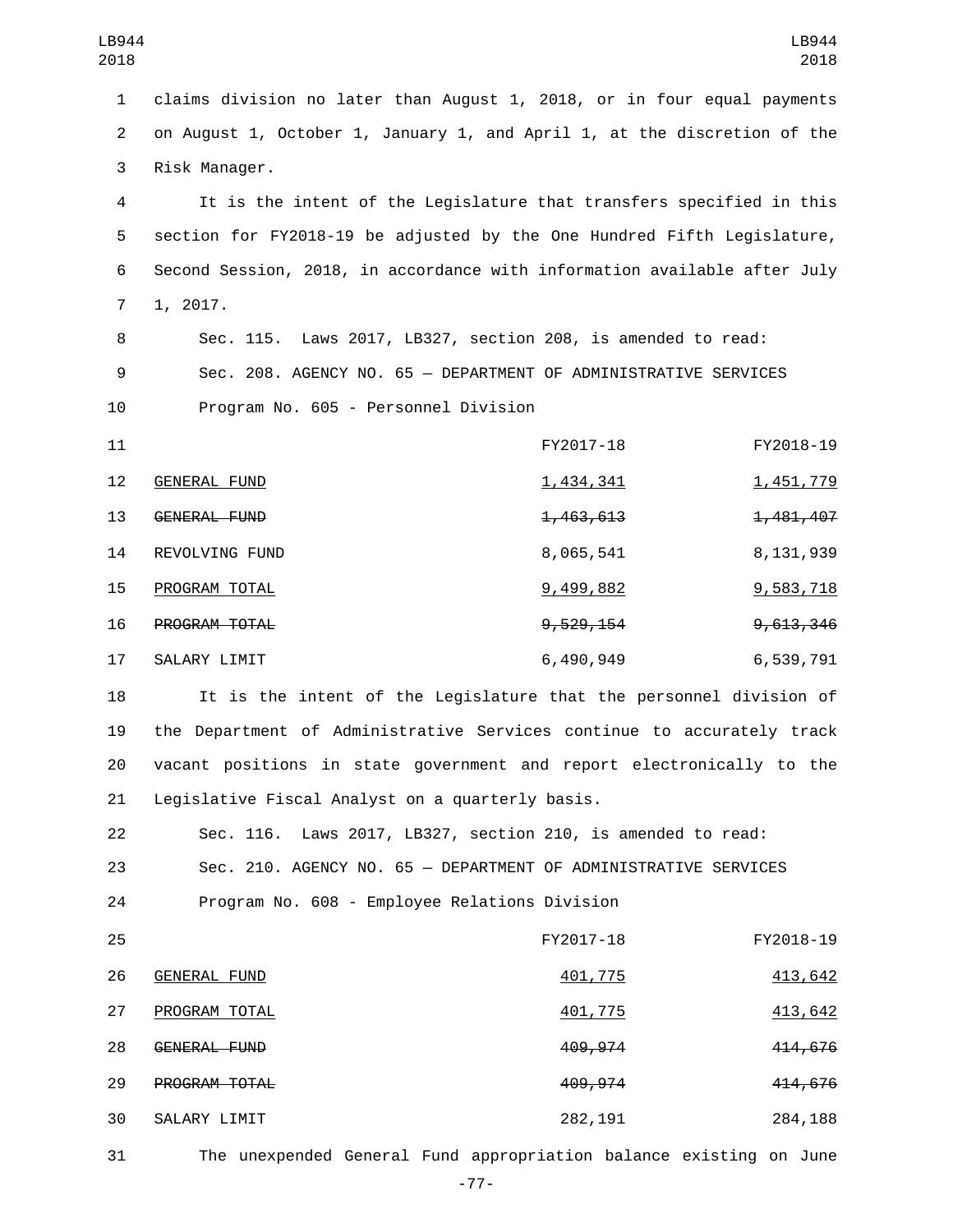claims division no later than August 1, 2018, or in four equal payments on August 1, October 1, January 1, and April 1, at the discretion of the Risk Manager.

It is the intent of the Legislature that transfers specified in this section for FY2018-19 be adjusted by the One Hundred Fifth Legislature, Second Session, 2018, in accordance with information available after July 1, 2017.

Sec. 115. Laws 2017, LB327, section 208, is amended to read:

Sec. 208. AGENCY NO. 65 — DEPARTMENT OF ADMINISTRATIVE SERVICES

Program No. 605 - Personnel Division

| | FY2017-18 | FY2018-19 |
|---|---|---|
| <u>GENERAL FUND</u> | <u>1,434,341</u> | <u>1,451,779</u> |
| ~~GENERAL FUND~~ | ~~1,463,613~~ | ~~1,481,407~~ |
| REVOLVING FUND | 8,065,541 | 8,131,939 |
| <u>PROGRAM TOTAL</u> | <u>9,499,882</u> | <u>9,583,718</u> |
| ~~PROGRAM TOTAL~~ | ~~9,529,154~~ | ~~9,613,346~~ |
| SALARY LIMIT | 6,490,949 | 6,539,791 |

It is the intent of the Legislature that the personnel division of the Department of Administrative Services continue to accurately track vacant positions in state government and report electronically to the Legislative Fiscal Analyst on a quarterly basis.

Sec. 116. Laws 2017, LB327, section 210, is amended to read:

Sec. 210. AGENCY NO. 65 — DEPARTMENT OF ADMINISTRATIVE SERVICES

Program No. 608 - Employee Relations Division

| | FY2017-18 | FY2018-19 |
|---|---|---|
| <u>GENERAL FUND</u> | <u>401,775</u> | <u>413,642</u> |
| <u>PROGRAM TOTAL</u> | <u>401,775</u> | <u>413,642</u> |
| ~~GENERAL FUND~~ | ~~409,974~~ | ~~414,676~~ |
| ~~PROGRAM TOTAL~~ | ~~409,974~~ | ~~414,676~~ |
| SALARY LIMIT | 282,191 | 284,188 |

The unexpended General Fund appropriation balance existing on June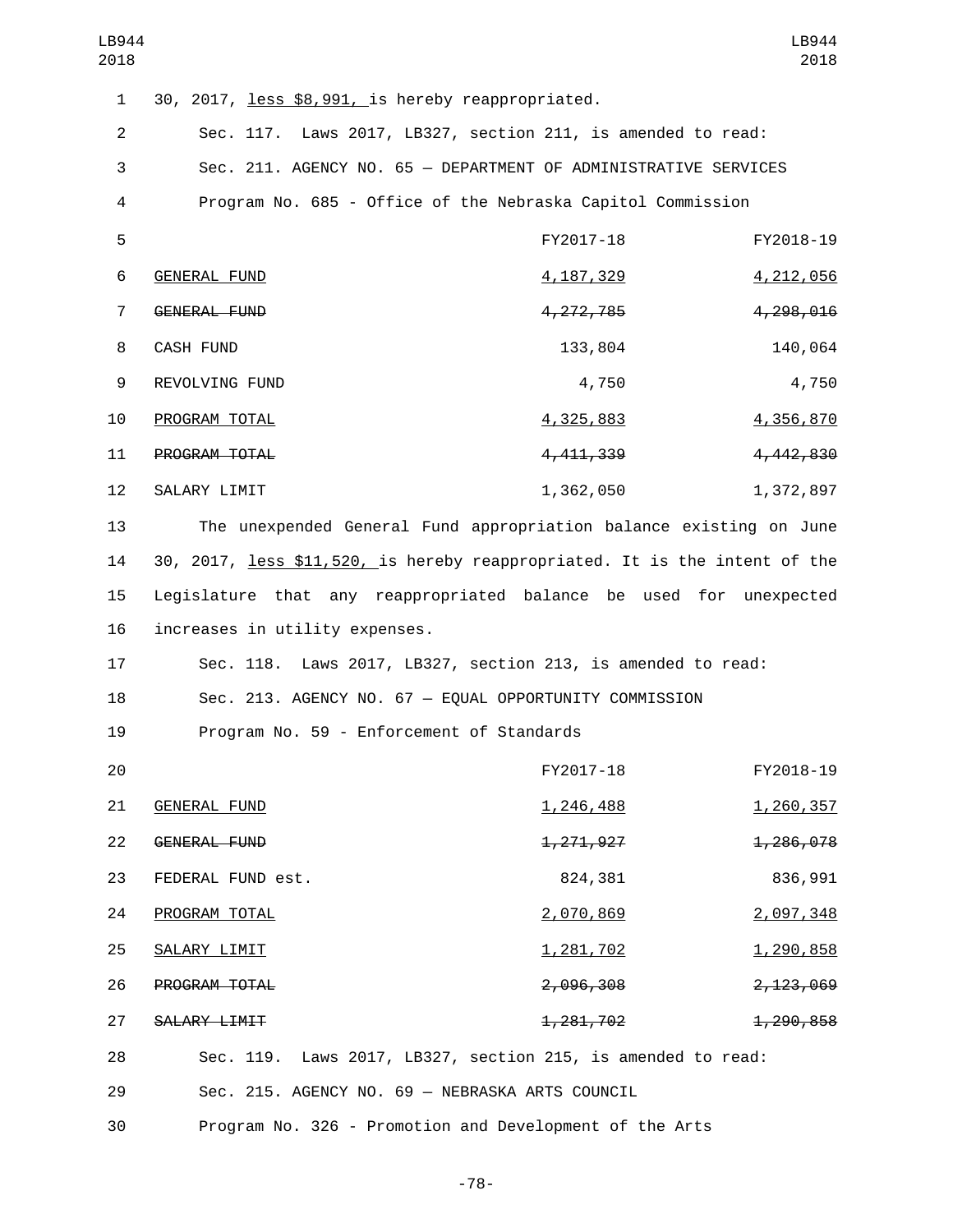30, 2017, less $8,991, is hereby reappropriated.

Sec. 117. Laws 2017, LB327, section 211, is amended to read:

Sec. 211. AGENCY NO. 65 — DEPARTMENT OF ADMINISTRATIVE SERVICES

Program No. 685 - Office of the Nebraska Capitol Commission

| | FY2017-18 | FY2018-19 |
|---|---|---|
| GENERAL FUND | 4,187,329 | 4,212,056 |
| ~~GENERAL FUND~~ | ~~4,272,785~~ | ~~4,298,016~~ |
| CASH FUND | 133,804 | 140,064 |
| REVOLVING FUND | 4,750 | 4,750 |
| PROGRAM TOTAL | 4,325,883 | 4,356,870 |
| ~~PROGRAM TOTAL~~ | ~~4,411,339~~ | ~~4,442,830~~ |
| SALARY LIMIT | 1,362,050 | 1,372,897 |

The unexpended General Fund appropriation balance existing on June 30, 2017, less $11,520, is hereby reappropriated. It is the intent of the Legislature that any reappropriated balance be used for unexpected increases in utility expenses.

Sec. 118. Laws 2017, LB327, section 213, is amended to read:

Sec. 213. AGENCY NO. 67 — EQUAL OPPORTUNITY COMMISSION

Program No. 59 - Enforcement of Standards

| | FY2017-18 | FY2018-19 |
|---|---|---|
| GENERAL FUND | 1,246,488 | 1,260,357 |
| ~~GENERAL FUND~~ | ~~1,271,927~~ | ~~1,286,078~~ |
| FEDERAL FUND est. | 824,381 | 836,991 |
| PROGRAM TOTAL | 2,070,869 | 2,097,348 |
| SALARY LIMIT | 1,281,702 | 1,290,858 |
| ~~PROGRAM TOTAL~~ | ~~2,096,308~~ | ~~2,123,069~~ |
| ~~SALARY LIMIT~~ | ~~1,281,702~~ | ~~1,290,858~~ |

Sec. 119. Laws 2017, LB327, section 215, is amended to read:

Sec. 215. AGENCY NO. 69 — NEBRASKA ARTS COUNCIL

Program No. 326 - Promotion and Development of the Arts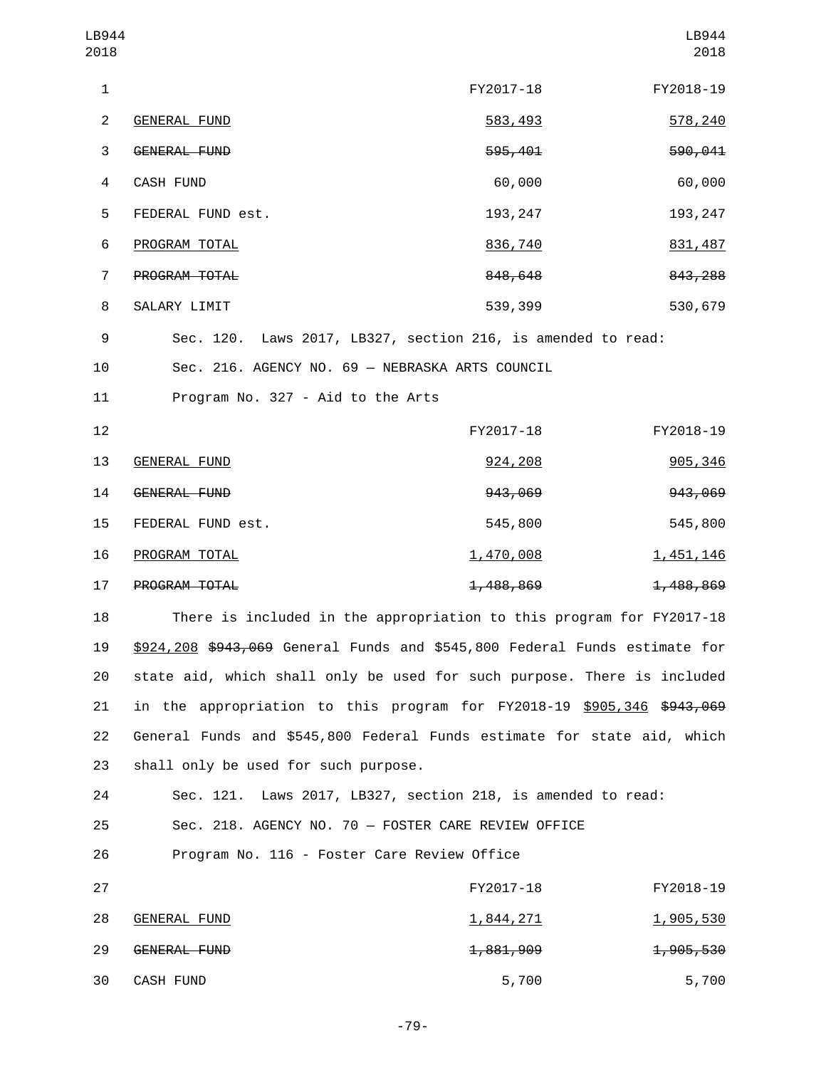| | FY2017-18 | FY2018-19 |
|---|---|---|
| GENERAL FUND | 583,493 | 578,240 |
| ~~GENERAL FUND~~ | ~~595,401~~ | ~~590,041~~ |
| CASH FUND | 60,000 | 60,000 |
| FEDERAL FUND est. | 193,247 | 193,247 |
| PROGRAM TOTAL | 836,740 | 831,487 |
| ~~PROGRAM TOTAL~~ | ~~848,648~~ | ~~843,288~~ |
| SALARY LIMIT | 539,399 | 530,679 |

Sec. 120. Laws 2017, LB327, section 216, is amended to read:

Sec. 216. AGENCY NO. 69 — NEBRASKA ARTS COUNCIL

Program No. 327 - Aid to the Arts

| | FY2017-18 | FY2018-19 |
|---|---|---|
| GENERAL FUND | 924,208 | 905,346 |
| ~~GENERAL FUND~~ | ~~943,069~~ | ~~943,069~~ |
| FEDERAL FUND est. | 545,800 | 545,800 |
| PROGRAM TOTAL | 1,470,008 | 1,451,146 |
| ~~PROGRAM TOTAL~~ | ~~1,488,869~~ | ~~1,488,869~~ |

There is included in the appropriation to this program for FY2017-18 $924,208 ~~$943,069~~ General Funds and $545,800 Federal Funds estimate for state aid, which shall only be used for such purpose. There is included in the appropriation to this program for FY2018-19 $905,346 ~~$943,069~~ General Funds and $545,800 Federal Funds estimate for state aid, which shall only be used for such purpose.

Sec. 121. Laws 2017, LB327, section 218, is amended to read:

Sec. 218. AGENCY NO. 70 — FOSTER CARE REVIEW OFFICE

Program No. 116 - Foster Care Review Office

| | FY2017-18 | FY2018-19 |
|---|---|---|
| GENERAL FUND | 1,844,271 | 1,905,530 |
| ~~GENERAL FUND~~ | ~~1,881,909~~ | ~~1,905,530~~ |
| CASH FUND | 5,700 | 5,700 |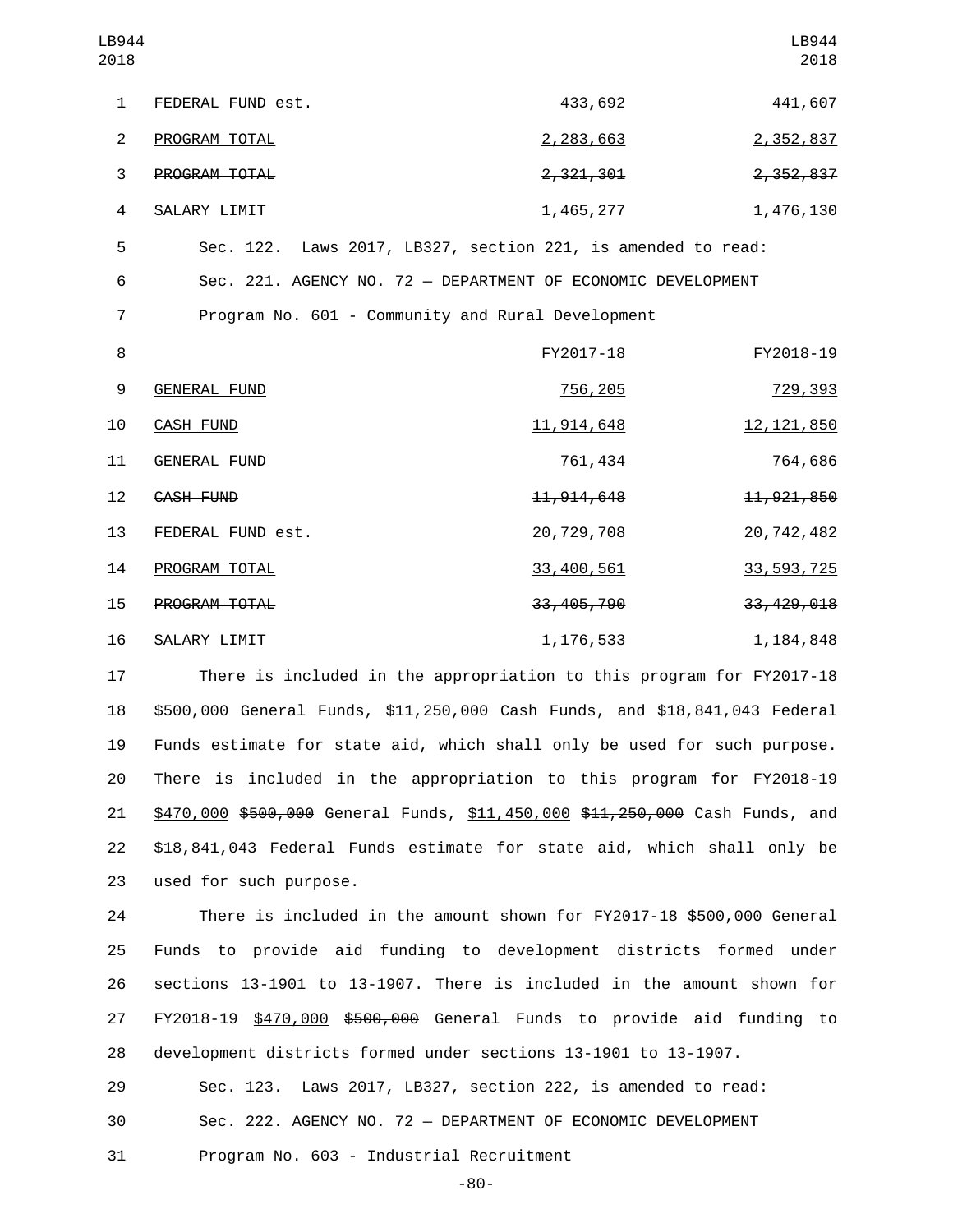| | FY2017-18 | FY2018-19 |
|---|---|---|
| FEDERAL FUND est. | 433,692 | 441,607 |
| <u>PROGRAM TOTAL</u> | <u>2,283,663</u> | <u>2,352,837</u> |
| ~~PROGRAM TOTAL~~ | ~~2,321,301~~ | ~~2,352,837~~ |
| SALARY LIMIT | 1,465,277 | 1,476,130 |

Sec. 122. Laws 2017, LB327, section 221, is amended to read:

Sec. 221. AGENCY NO. 72 — DEPARTMENT OF ECONOMIC DEVELOPMENT

Program No. 601 - Community and Rural Development

| | FY2017-18 | FY2018-19 |
|---|---|---|
| <u>GENERAL FUND</u> | <u>756,205</u> | <u>729,393</u> |
| <u>CASH FUND</u> | <u>11,914,648</u> | <u>12,121,850</u> |
| ~~GENERAL FUND~~ | ~~761,434~~ | ~~764,686~~ |
| ~~CASH FUND~~ | ~~11,914,648~~ | ~~11,921,850~~ |
| FEDERAL FUND est. | 20,729,708 | 20,742,482 |
| <u>PROGRAM TOTAL</u> | <u>33,400,561</u> | <u>33,593,725</u> |
| ~~PROGRAM TOTAL~~ | ~~33,405,790~~ | ~~33,429,018~~ |
| SALARY LIMIT | 1,176,533 | 1,184,848 |

There is included in the appropriation to this program for FY2017-18 $500,000 General Funds, $11,250,000 Cash Funds, and $18,841,043 Federal Funds estimate for state aid, which shall only be used for such purpose. There is included in the appropriation to this program for FY2018-19 <u>$470,000</u> ~~$500,000~~ General Funds, <u>$11,450,000</u> ~~$11,250,000~~ Cash Funds, and $18,841,043 Federal Funds estimate for state aid, which shall only be used for such purpose.

There is included in the amount shown for FY2017-18 $500,000 General Funds to provide aid funding to development districts formed under sections 13-1901 to 13-1907. There is included in the amount shown for FY2018-19 <u>$470,000</u> ~~$500,000~~ General Funds to provide aid funding to development districts formed under sections 13-1901 to 13-1907.

Sec. 123. Laws 2017, LB327, section 222, is amended to read:

Sec. 222. AGENCY NO. 72 — DEPARTMENT OF ECONOMIC DEVELOPMENT

Program No. 603 - Industrial Recruitment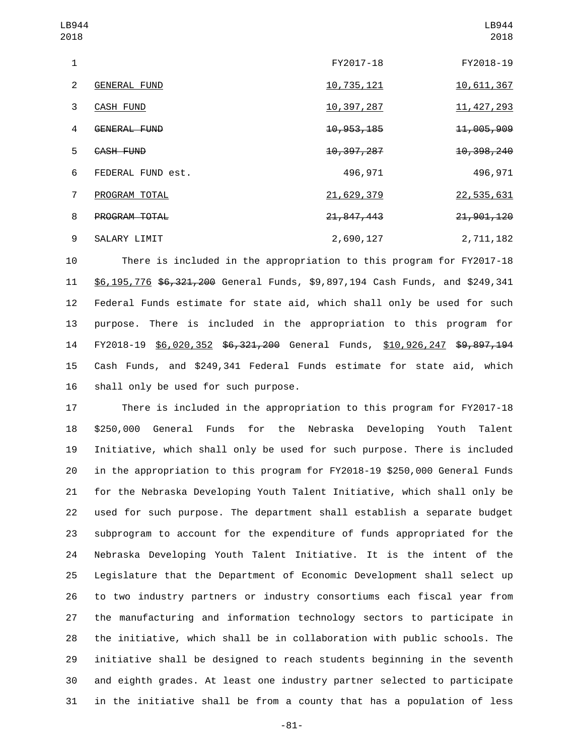| | FY2017-18 | FY2018-19 |
|---|---|---|
| GENERAL FUND | 10,735,121 | 10,611,367 |
| CASH FUND | 10,397,287 | 11,427,293 |
| ~~GENERAL FUND~~ | ~~10,953,185~~ | ~~11,005,909~~ |
| ~~CASH FUND~~ | ~~10,397,287~~ | ~~10,398,240~~ |
| FEDERAL FUND est. | 496,971 | 496,971 |
| PROGRAM TOTAL | 21,629,379 | 22,535,631 |
| ~~PROGRAM TOTAL~~ | ~~21,847,443~~ | ~~21,901,120~~ |
| SALARY LIMIT | 2,690,127 | 2,711,182 |

There is included in the appropriation to this program for FY2017-18 $6,195,776 ~~$6,321,200~~ General Funds, $9,897,194 Cash Funds, and $249,341 Federal Funds estimate for state aid, which shall only be used for such purpose. There is included in the appropriation to this program for FY2018-19 $6,020,352 ~~$6,321,200~~ General Funds, $10,926,247 ~~$9,897,194~~ Cash Funds, and $249,341 Federal Funds estimate for state aid, which shall only be used for such purpose.

There is included in the appropriation to this program for FY2017-18 $250,000 General Funds for the Nebraska Developing Youth Talent Initiative, which shall only be used for such purpose. There is included in the appropriation to this program for FY2018-19 $250,000 General Funds for the Nebraska Developing Youth Talent Initiative, which shall only be used for such purpose. The department shall establish a separate budget subprogram to account for the expenditure of funds appropriated for the Nebraska Developing Youth Talent Initiative. It is the intent of the Legislature that the Department of Economic Development shall select up to two industry partners or industry consortiums each fiscal year from the manufacturing and information technology sectors to participate in the initiative, which shall be in collaboration with public schools. The initiative shall be designed to reach students beginning in the seventh and eighth grades. At least one industry partner selected to participate in the initiative shall be from a county that has a population of less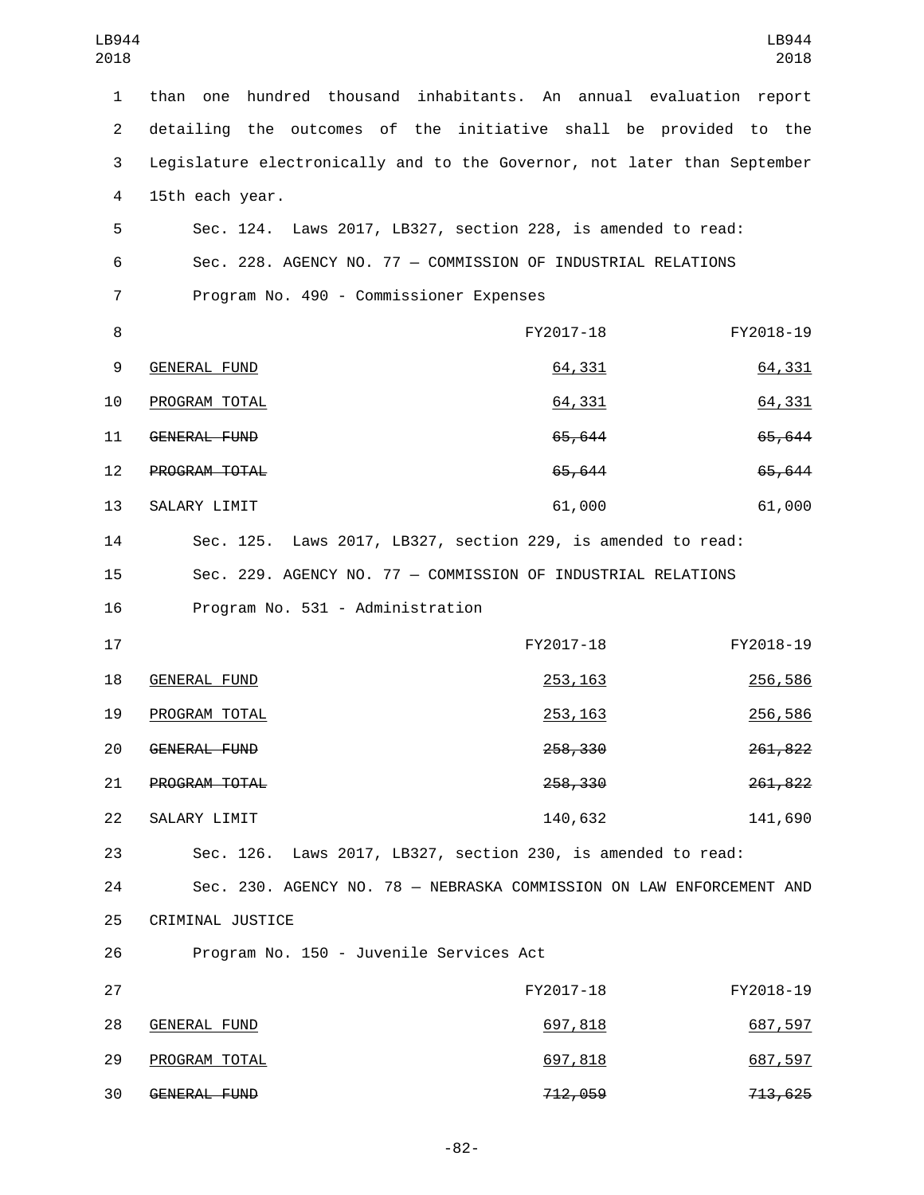than one hundred thousand inhabitants. An annual evaluation report detailing the outcomes of the initiative shall be provided to the Legislature electronically and to the Governor, not later than September 15th each year.

Sec. 124. Laws 2017, LB327, section 228, is amended to read:

Sec. 228. AGENCY NO. 77 — COMMISSION OF INDUSTRIAL RELATIONS

Program No. 490 - Commissioner Expenses

| | FY2017-18 | FY2018-19 |
|---|---|---|
| <u>GENERAL FUND</u> | <u>64,331</u> | <u>64,331</u> |
| <u>PROGRAM TOTAL</u> | <u>64,331</u> | <u>64,331</u> |
| ~~GENERAL FUND~~ | ~~65,644~~ | ~~65,644~~ |
| ~~PROGRAM TOTAL~~ | ~~65,644~~ | ~~65,644~~ |
| SALARY LIMIT | 61,000 | 61,000 |

Sec. 125. Laws 2017, LB327, section 229, is amended to read:

Sec. 229. AGENCY NO. 77 — COMMISSION OF INDUSTRIAL RELATIONS

Program No. 531 - Administration

| | FY2017-18 | FY2018-19 |
|---|---|---|
| <u>GENERAL FUND</u> | <u>253,163</u> | <u>256,586</u> |
| <u>PROGRAM TOTAL</u> | <u>253,163</u> | <u>256,586</u> |
| ~~GENERAL FUND~~ | ~~258,330~~ | ~~261,822~~ |
| ~~PROGRAM TOTAL~~ | ~~258,330~~ | ~~261,822~~ |
| SALARY LIMIT | 140,632 | 141,690 |

Sec. 126. Laws 2017, LB327, section 230, is amended to read:

Sec. 230. AGENCY NO. 78 — NEBRASKA COMMISSION ON LAW ENFORCEMENT AND CRIMINAL JUSTICE

Program No. 150 - Juvenile Services Act

| | FY2017-18 | FY2018-19 |
|---|---|---|
| <u>GENERAL FUND</u> | <u>697,818</u> | <u>687,597</u> |
| <u>PROGRAM TOTAL</u> | <u>697,818</u> | <u>687,597</u> |
| ~~GENERAL FUND~~ | ~~712,059~~ | ~~713,625~~ |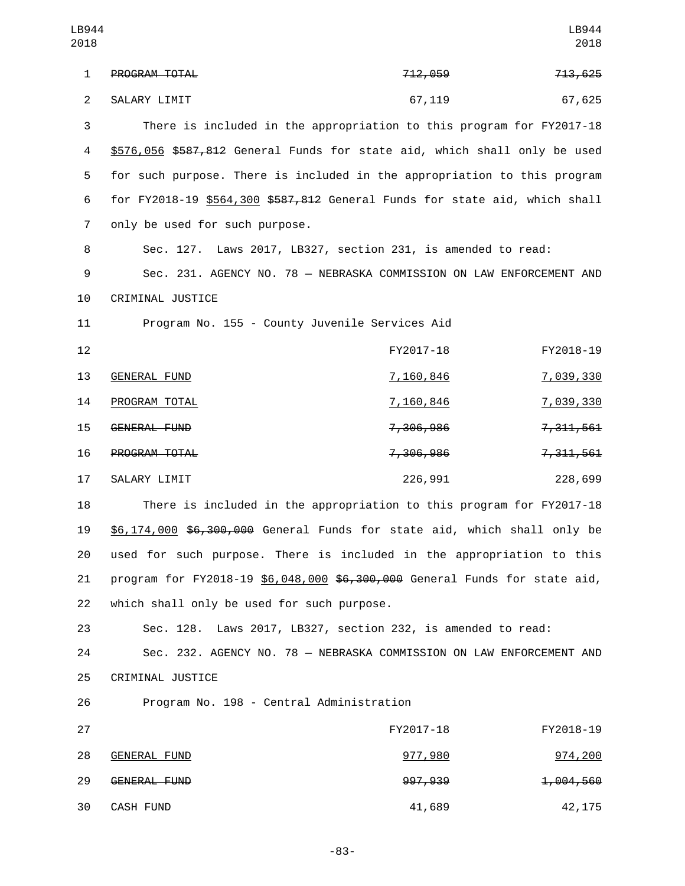| | FY2017-18 | FY2018-19 |
|---|---|---|
| ~~PROGRAM TOTAL~~ | ~~712,059~~ | ~~713,625~~ |
| SALARY LIMIT | 67,119 | 67,625 |

There is included in the appropriation to this program for FY2017-18 $576,056 ~~$587,812~~ General Funds for state aid, which shall only be used for such purpose. There is included in the appropriation to this program for FY2018-19 $564,300 ~~$587,812~~ General Funds for state aid, which shall only be used for such purpose.

Sec. 127. Laws 2017, LB327, section 231, is amended to read:

Sec. 231. AGENCY NO. 78 — NEBRASKA COMMISSION ON LAW ENFORCEMENT AND CRIMINAL JUSTICE

Program No. 155 - County Juvenile Services Aid

| | FY2017-18 | FY2018-19 |
|---|---|---|
| GENERAL FUND | 7,160,846 | 7,039,330 |
| PROGRAM TOTAL | 7,160,846 | 7,039,330 |
| ~~GENERAL FUND~~ | ~~7,306,986~~ | ~~7,311,561~~ |
| ~~PROGRAM TOTAL~~ | ~~7,306,986~~ | ~~7,311,561~~ |
| SALARY LIMIT | 226,991 | 228,699 |

There is included in the appropriation to this program for FY2017-18 $6,174,000 ~~$6,300,000~~ General Funds for state aid, which shall only be used for such purpose. There is included in the appropriation to this program for FY2018-19 $6,048,000 ~~$6,300,000~~ General Funds for state aid, which shall only be used for such purpose.

Sec. 128. Laws 2017, LB327, section 232, is amended to read:

Sec. 232. AGENCY NO. 78 — NEBRASKA COMMISSION ON LAW ENFORCEMENT AND CRIMINAL JUSTICE

Program No. 198 - Central Administration

| | FY2017-18 | FY2018-19 |
|---|---|---|
| GENERAL FUND | 977,980 | 974,200 |
| ~~GENERAL FUND~~ | ~~997,939~~ | ~~1,004,560~~ |
| CASH FUND | 41,689 | 42,175 |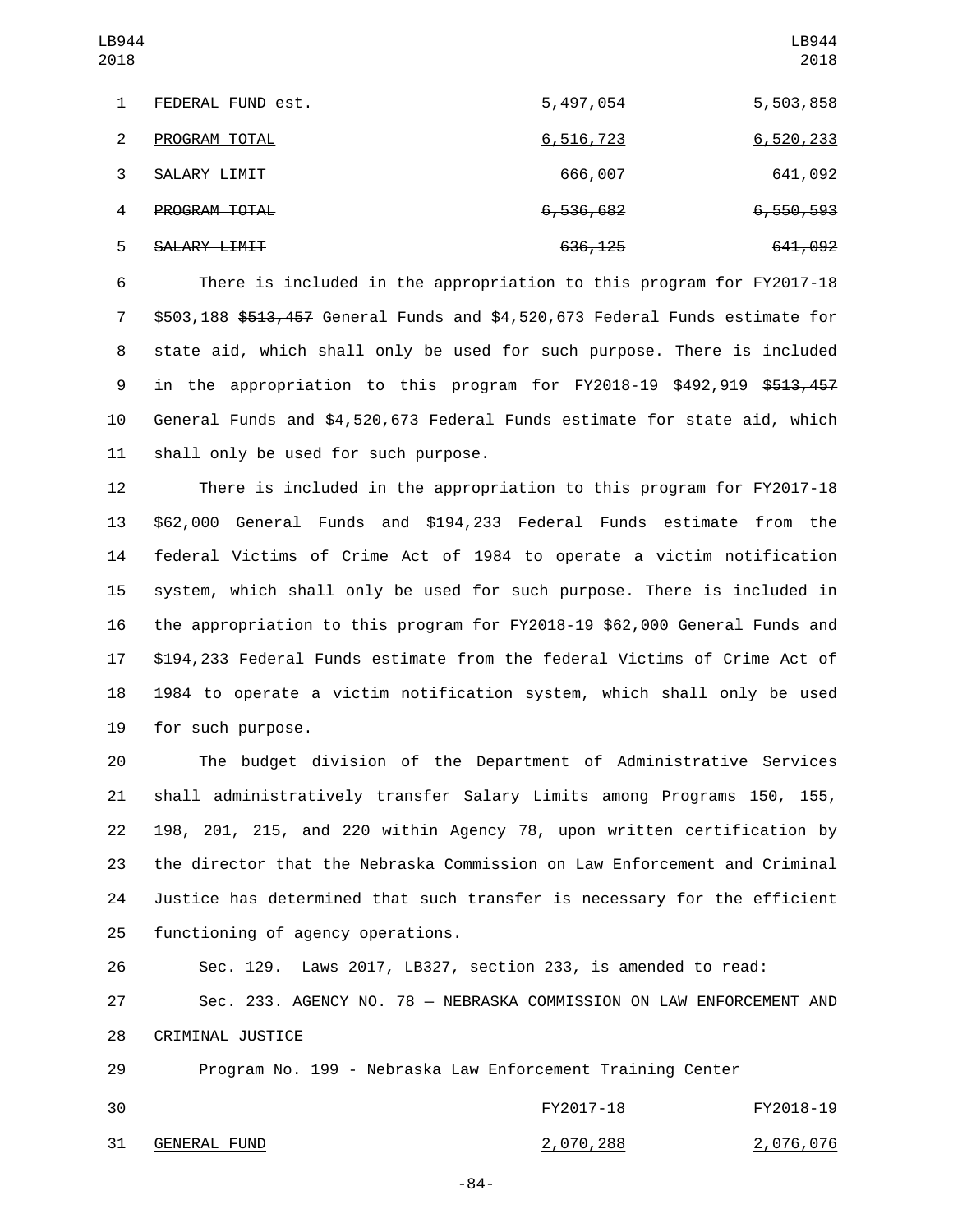| | FY2017-18 | FY2018-19 |
|---|---|---|
| FEDERAL FUND est. | 5,497,054 | 5,503,858 |
| PROGRAM TOTAL | 6,516,723 | 6,520,233 |
| SALARY LIMIT | 666,007 | 641,092 |
| ~~PROGRAM TOTAL~~ | ~~6,536,682~~ | ~~6,550,593~~ |
| ~~SALARY LIMIT~~ | ~~636,125~~ | ~~641,092~~ |

There is included in the appropriation to this program for FY2017-18 $503,188 ~~$513,457~~ General Funds and $4,520,673 Federal Funds estimate for state aid, which shall only be used for such purpose. There is included in the appropriation to this program for FY2018-19 $492,919 ~~$513,457~~ General Funds and $4,520,673 Federal Funds estimate for state aid, which shall only be used for such purpose.

There is included in the appropriation to this program for FY2017-18 $62,000 General Funds and $194,233 Federal Funds estimate from the federal Victims of Crime Act of 1984 to operate a victim notification system, which shall only be used for such purpose. There is included in the appropriation to this program for FY2018-19 $62,000 General Funds and $194,233 Federal Funds estimate from the federal Victims of Crime Act of 1984 to operate a victim notification system, which shall only be used for such purpose.

The budget division of the Department of Administrative Services shall administratively transfer Salary Limits among Programs 150, 155, 198, 201, 215, and 220 within Agency 78, upon written certification by the director that the Nebraska Commission on Law Enforcement and Criminal Justice has determined that such transfer is necessary for the efficient functioning of agency operations.

Sec. 129. Laws 2017, LB327, section 233, is amended to read:

Sec. 233. AGENCY NO. 78 — NEBRASKA COMMISSION ON LAW ENFORCEMENT AND CRIMINAL JUSTICE

Program No. 199 - Nebraska Law Enforcement Training Center

| | FY2017-18 | FY2018-19 |
|---|---|---|
| GENERAL FUND | 2,070,288 | 2,076,076 |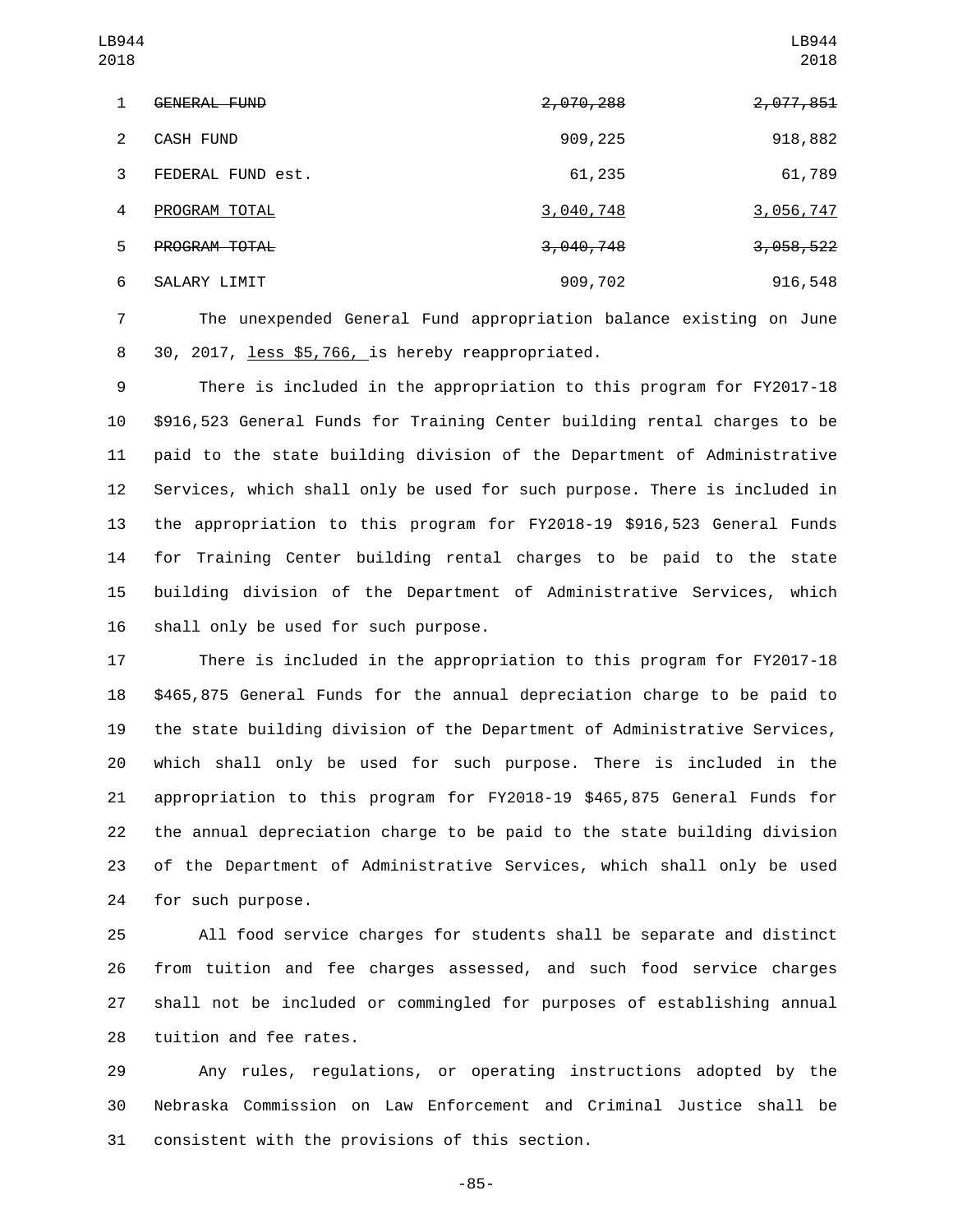| | | |
|---|---|---|
| ~~GENERAL FUND~~ | ~~2,070,288~~ | ~~2,077,851~~ |
| CASH FUND | 909,225 | 918,882 |
| FEDERAL FUND est. | 61,235 | 61,789 |
| <u>PROGRAM TOTAL</u> | <u>3,040,748</u> | <u>3,056,747</u> |
| ~~PROGRAM TOTAL~~ | ~~3,040,748~~ | ~~3,058,522~~ |
| SALARY LIMIT | 909,702 | 916,548 |

The unexpended General Fund appropriation balance existing on June 30, 2017, <u>less $5,766,</u> is hereby reappropriated.

There is included in the appropriation to this program for FY2017-18 $916,523 General Funds for Training Center building rental charges to be paid to the state building division of the Department of Administrative Services, which shall only be used for such purpose. There is included in the appropriation to this program for FY2018-19 $916,523 General Funds for Training Center building rental charges to be paid to the state building division of the Department of Administrative Services, which shall only be used for such purpose.

There is included in the appropriation to this program for FY2017-18 $465,875 General Funds for the annual depreciation charge to be paid to the state building division of the Department of Administrative Services, which shall only be used for such purpose. There is included in the appropriation to this program for FY2018-19 $465,875 General Funds for the annual depreciation charge to be paid to the state building division of the Department of Administrative Services, which shall only be used for such purpose.

All food service charges for students shall be separate and distinct from tuition and fee charges assessed, and such food service charges shall not be included or commingled for purposes of establishing annual tuition and fee rates.

Any rules, regulations, or operating instructions adopted by the Nebraska Commission on Law Enforcement and Criminal Justice shall be consistent with the provisions of this section.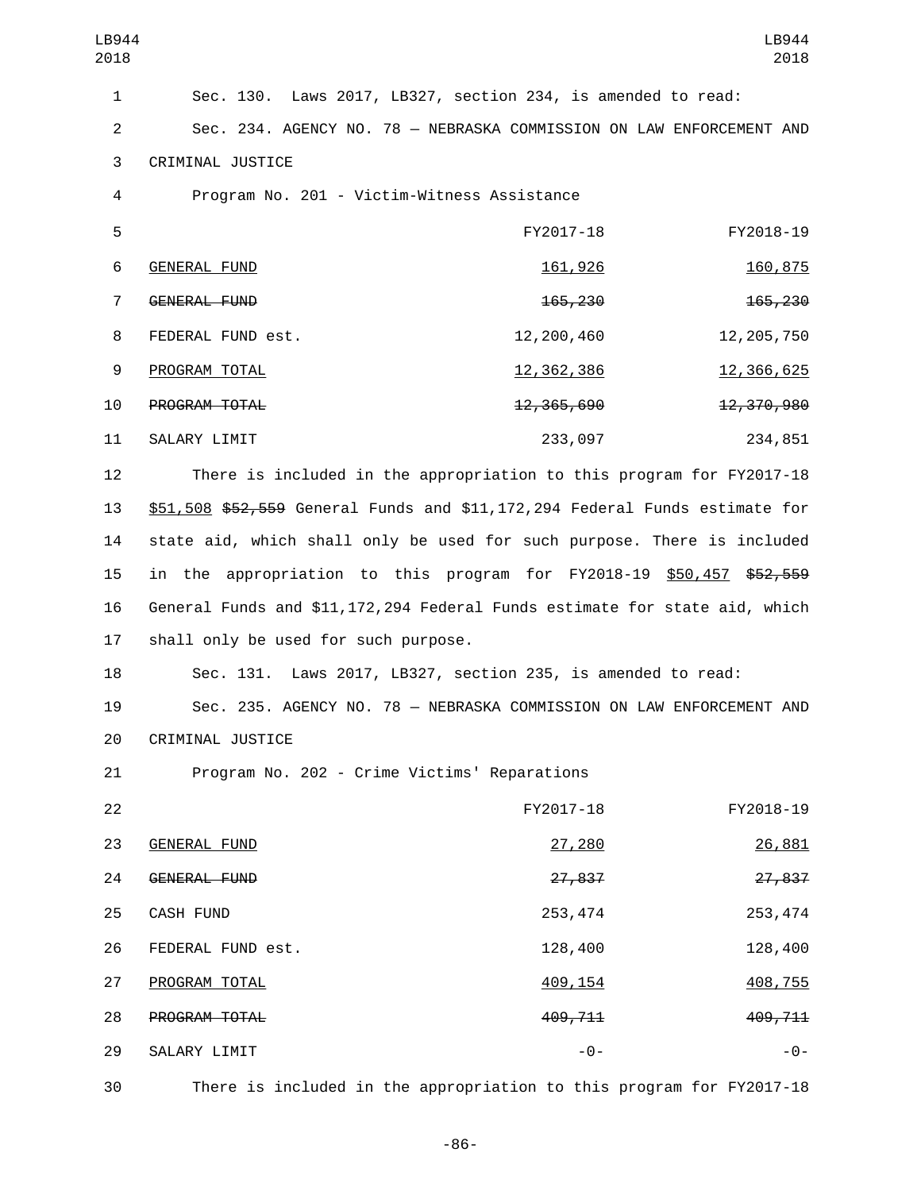Sec. 130. Laws 2017, LB327, section 234, is amended to read:

Sec. 234. AGENCY NO. 78 — NEBRASKA COMMISSION ON LAW ENFORCEMENT AND CRIMINAL JUSTICE

Program No. 201 - Victim-Witness Assistance

| | FY2017-18 | FY2018-19 |
|---|---|---|
| GENERAL FUND | 161,926 | 160,875 |
| ~~GENERAL FUND~~ | ~~165,230~~ | ~~165,230~~ |
| FEDERAL FUND est. | 12,200,460 | 12,205,750 |
| PROGRAM TOTAL | 12,362,386 | 12,366,625 |
| ~~PROGRAM TOTAL~~ | ~~12,365,690~~ | ~~12,370,980~~ |
| SALARY LIMIT | 233,097 | 234,851 |

There is included in the appropriation to this program for FY2017-18 $51,508 ~~$52,559~~ General Funds and $11,172,294 Federal Funds estimate for state aid, which shall only be used for such purpose. There is included in the appropriation to this program for FY2018-19 $50,457 ~~$52,559~~ General Funds and $11,172,294 Federal Funds estimate for state aid, which shall only be used for such purpose.

Sec. 131. Laws 2017, LB327, section 235, is amended to read:

Sec. 235. AGENCY NO. 78 — NEBRASKA COMMISSION ON LAW ENFORCEMENT AND CRIMINAL JUSTICE

Program No. 202 - Crime Victims' Reparations

| | FY2017-18 | FY2018-19 |
|---|---|---|
| GENERAL FUND | 27,280 | 26,881 |
| ~~GENERAL FUND~~ | ~~27,837~~ | ~~27,837~~ |
| CASH FUND | 253,474 | 253,474 |
| FEDERAL FUND est. | 128,400 | 128,400 |
| PROGRAM TOTAL | 409,154 | 408,755 |
| ~~PROGRAM TOTAL~~ | ~~409,711~~ | ~~409,711~~ |
| SALARY LIMIT | -0- | -0- |

There is included in the appropriation to this program for FY2017-18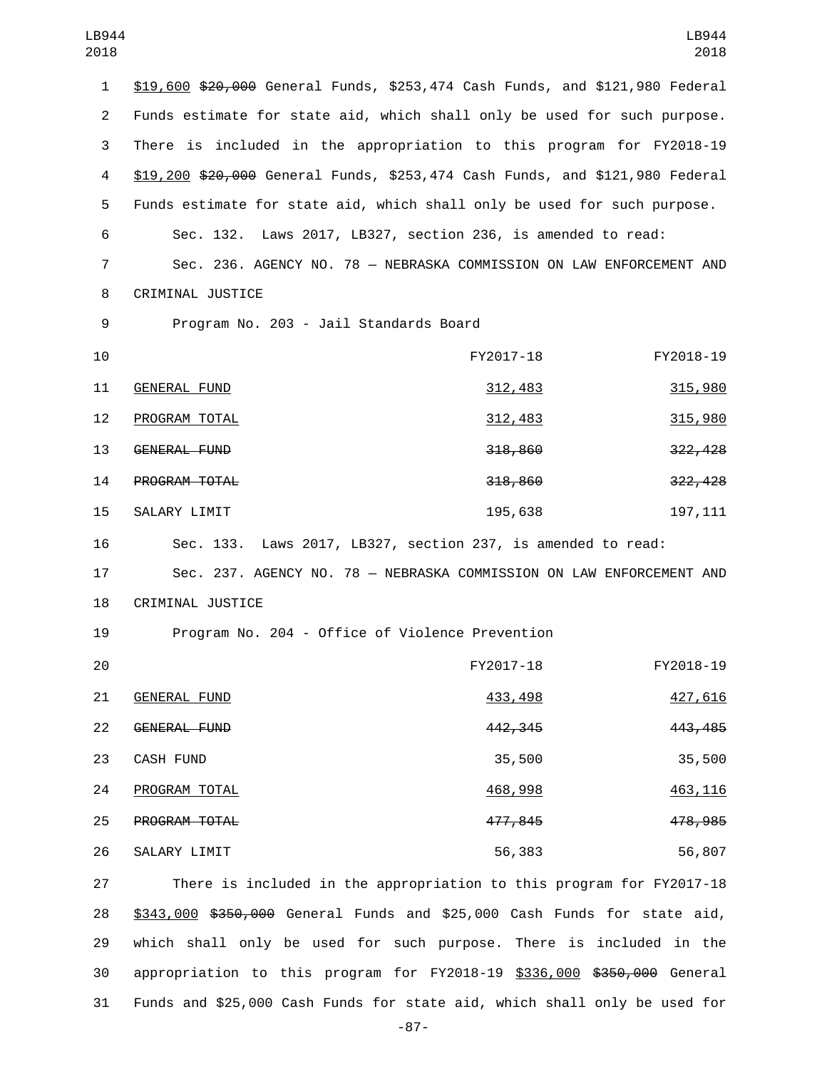$19,600 ~~$20,000~~ General Funds, $253,474 Cash Funds, and $121,980 Federal Funds estimate for state aid, which shall only be used for such purpose. There is included in the appropriation to this program for FY2018-19 $19,200 ~~$20,000~~ General Funds, $253,474 Cash Funds, and $121,980 Federal Funds estimate for state aid, which shall only be used for such purpose.

Sec. 132. Laws 2017, LB327, section 236, is amended to read:

Sec. 236. AGENCY NO. 78 — NEBRASKA COMMISSION ON LAW ENFORCEMENT AND CRIMINAL JUSTICE

Program No. 203 - Jail Standards Board

| | FY2017-18 | FY2018-19 |
|---|---|---|
| GENERAL FUND | 312,483 | 315,980 |
| PROGRAM TOTAL | 312,483 | 315,980 |
| ~~GENERAL FUND~~ | ~~318,860~~ | ~~322,428~~ |
| ~~PROGRAM TOTAL~~ | ~~318,860~~ | ~~322,428~~ |
| SALARY LIMIT | 195,638 | 197,111 |

Sec. 133. Laws 2017, LB327, section 237, is amended to read:

Sec. 237. AGENCY NO. 78 — NEBRASKA COMMISSION ON LAW ENFORCEMENT AND CRIMINAL JUSTICE

Program No. 204 - Office of Violence Prevention

| | FY2017-18 | FY2018-19 |
|---|---|---|
| GENERAL FUND | 433,498 | 427,616 |
| ~~GENERAL FUND~~ | ~~442,345~~ | ~~443,485~~ |
| CASH FUND | 35,500 | 35,500 |
| PROGRAM TOTAL | 468,998 | 463,116 |
| ~~PROGRAM TOTAL~~ | ~~477,845~~ | ~~478,985~~ |
| SALARY LIMIT | 56,383 | 56,807 |

There is included in the appropriation to this program for FY2017-18 $343,000 ~~$350,000~~ General Funds and $25,000 Cash Funds for state aid, which shall only be used for such purpose. There is included in the appropriation to this program for FY2018-19 $336,000 ~~$350,000~~ General Funds and $25,000 Cash Funds for state aid, which shall only be used for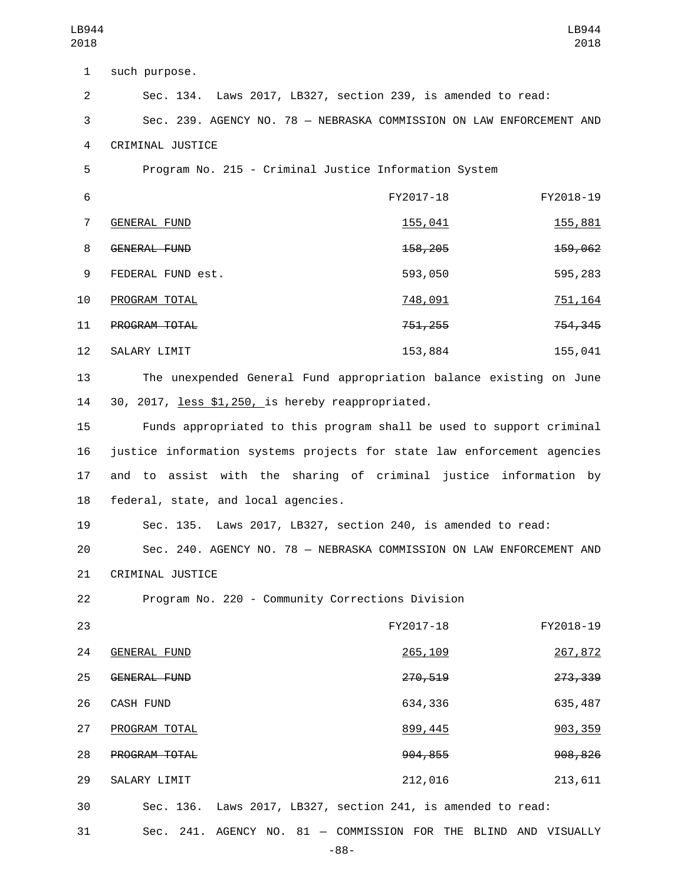such purpose.

Sec. 134. Laws 2017, LB327, section 239, is amended to read:

Sec. 239. AGENCY NO. 78 — NEBRASKA COMMISSION ON LAW ENFORCEMENT AND CRIMINAL JUSTICE

Program No. 215 - Criminal Justice Information System

| | FY2017-18 | FY2018-19 |
|---|---|---|
| GENERAL FUND | 155,041 | 155,881 |
| ~~GENERAL FUND~~ | ~~158,205~~ | ~~159,062~~ |
| FEDERAL FUND est. | 593,050 | 595,283 |
| PROGRAM TOTAL | 748,091 | 751,164 |
| ~~PROGRAM TOTAL~~ | ~~751,255~~ | ~~754,345~~ |
| SALARY LIMIT | 153,884 | 155,041 |

The unexpended General Fund appropriation balance existing on June 30, 2017, less $1,250, is hereby reappropriated.

Funds appropriated to this program shall be used to support criminal justice information systems projects for state law enforcement agencies and to assist with the sharing of criminal justice information by federal, state, and local agencies.

Sec. 135. Laws 2017, LB327, section 240, is amended to read:

Sec. 240. AGENCY NO. 78 — NEBRASKA COMMISSION ON LAW ENFORCEMENT AND CRIMINAL JUSTICE

Program No. 220 - Community Corrections Division

| | FY2017-18 | FY2018-19 |
|---|---|---|
| GENERAL FUND | 265,109 | 267,872 |
| ~~GENERAL FUND~~ | ~~270,519~~ | ~~273,339~~ |
| CASH FUND | 634,336 | 635,487 |
| PROGRAM TOTAL | 899,445 | 903,359 |
| ~~PROGRAM TOTAL~~ | ~~904,855~~ | ~~908,826~~ |
| SALARY LIMIT | 212,016 | 213,611 |

Sec. 136. Laws 2017, LB327, section 241, is amended to read:

Sec. 241. AGENCY NO. 81 — COMMISSION FOR THE BLIND AND VISUALLY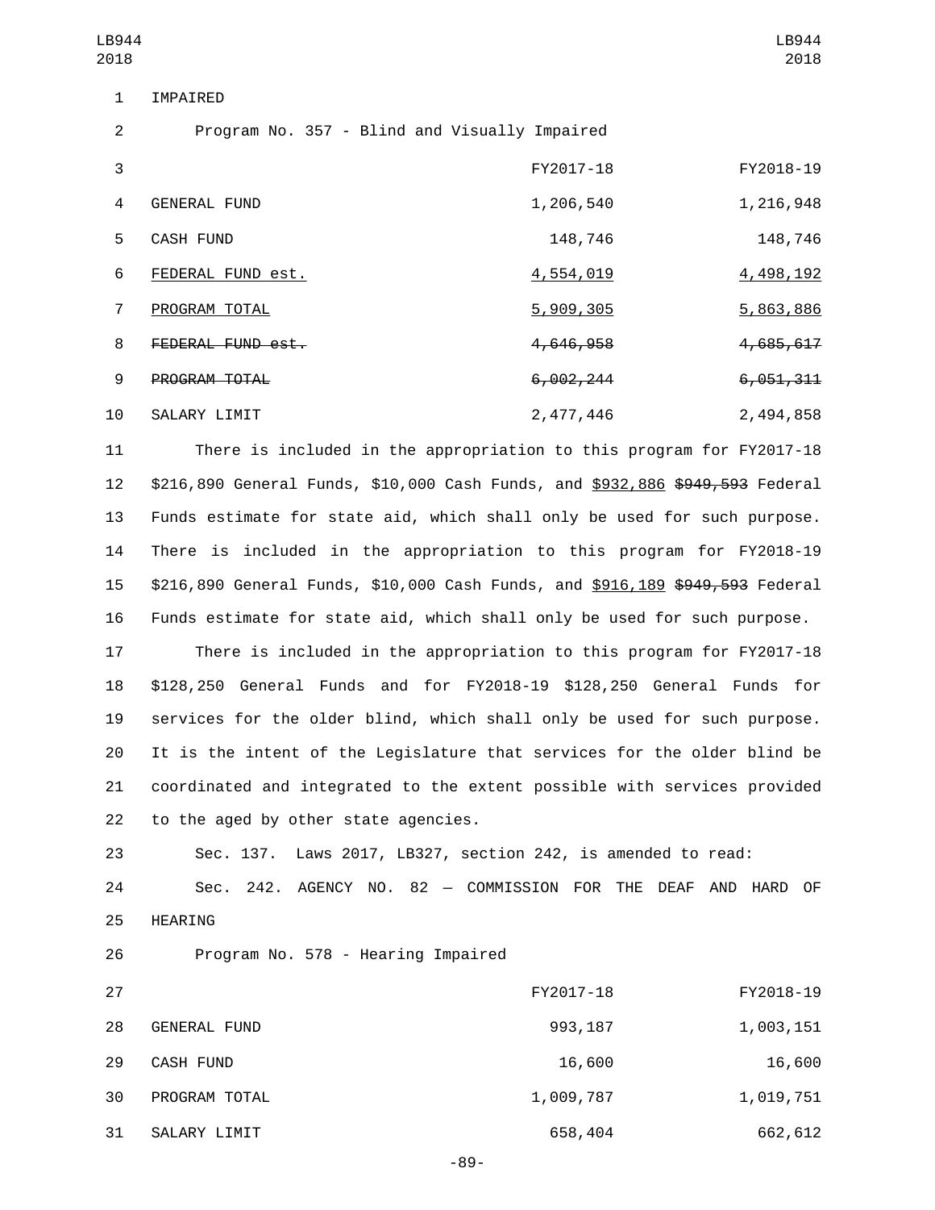IMPAIRED

Program No. 357 - Blind and Visually Impaired

| | FY2017-18 | FY2018-19 |
|---|---|---|
| GENERAL FUND | 1,206,540 | 1,216,948 |
| CASH FUND | 148,746 | 148,746 |
| FEDERAL FUND est. | 4,554,019 | 4,498,192 |
| PROGRAM TOTAL | 5,909,305 | 5,863,886 |
| ~~FEDERAL FUND est.~~ | ~~4,646,958~~ | ~~4,685,617~~ |
| ~~PROGRAM TOTAL~~ | ~~6,002,244~~ | ~~6,051,311~~ |
| SALARY LIMIT | 2,477,446 | 2,494,858 |

There is included in the appropriation to this program for FY2017-18 $216,890 General Funds, $10,000 Cash Funds, and $932,886 ~~$949,593~~ Federal Funds estimate for state aid, which shall only be used for such purpose. There is included in the appropriation to this program for FY2018-19 $216,890 General Funds, $10,000 Cash Funds, and $916,189 ~~$949,593~~ Federal Funds estimate for state aid, which shall only be used for such purpose.

There is included in the appropriation to this program for FY2017-18 $128,250 General Funds and for FY2018-19 $128,250 General Funds for services for the older blind, which shall only be used for such purpose. It is the intent of the Legislature that services for the older blind be coordinated and integrated to the extent possible with services provided to the aged by other state agencies.

Sec. 137. Laws 2017, LB327, section 242, is amended to read:

Sec. 242. AGENCY NO. 82 — COMMISSION FOR THE DEAF AND HARD OF HEARING

Program No. 578 - Hearing Impaired

| | FY2017-18 | FY2018-19 |
|---|---|---|
| GENERAL FUND | 993,187 | 1,003,151 |
| CASH FUND | 16,600 | 16,600 |
| PROGRAM TOTAL | 1,009,787 | 1,019,751 |
| SALARY LIMIT | 658,404 | 662,612 |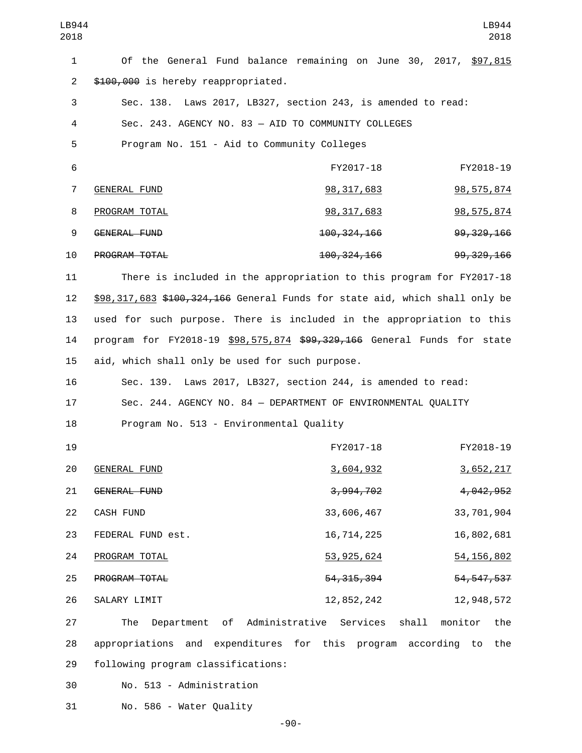Of the General Fund balance remaining on June 30, 2017, $97,815 ~~$100,000~~ is hereby reappropriated.

Sec. 138. Laws 2017, LB327, section 243, is amended to read:

Sec. 243. AGENCY NO. 83 — AID TO COMMUNITY COLLEGES

Program No. 151 - Aid to Community Colleges

| | FY2017-18 | FY2018-19 |
|---|---|---|
| GENERAL FUND | 98,317,683 | 98,575,874 |
| PROGRAM TOTAL | 98,317,683 | 98,575,874 |
| ~~GENERAL FUND~~ | ~~100,324,166~~ | ~~99,329,166~~ |
| ~~PROGRAM TOTAL~~ | ~~100,324,166~~ | ~~99,329,166~~ |

There is included in the appropriation to this program for FY2017-18 $98,317,683 ~~$100,324,166~~ General Funds for state aid, which shall only be used for such purpose. There is included in the appropriation to this program for FY2018-19 $98,575,874 ~~$99,329,166~~ General Funds for state aid, which shall only be used for such purpose.

Sec. 139. Laws 2017, LB327, section 244, is amended to read:

Sec. 244. AGENCY NO. 84 — DEPARTMENT OF ENVIRONMENTAL QUALITY

Program No. 513 - Environmental Quality

| | FY2017-18 | FY2018-19 |
|---|---|---|
| GENERAL FUND | 3,604,932 | 3,652,217 |
| ~~GENERAL FUND~~ | ~~3,994,702~~ | ~~4,042,952~~ |
| CASH FUND | 33,606,467 | 33,701,904 |
| FEDERAL FUND est. | 16,714,225 | 16,802,681 |
| PROGRAM TOTAL | 53,925,624 | 54,156,802 |
| ~~PROGRAM TOTAL~~ | ~~54,315,394~~ | ~~54,547,537~~ |
| SALARY LIMIT | 12,852,242 | 12,948,572 |

The Department of Administrative Services shall monitor the appropriations and expenditures for this program according to the following program classifications:

No. 513 - Administration

No. 586 - Water Quality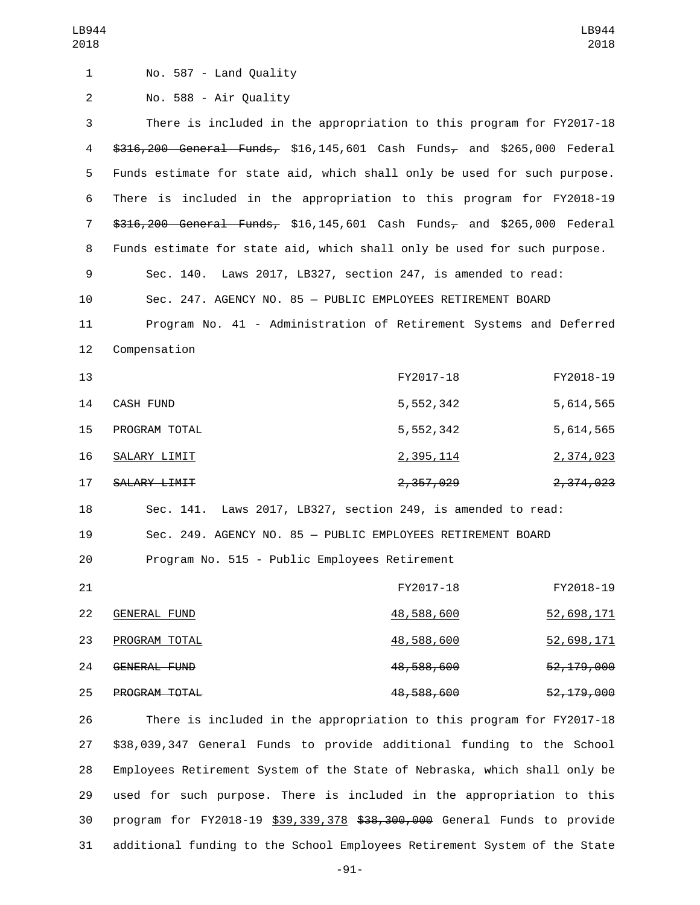No. 587 - Land Quality

No. 588 - Air Quality

There is included in the appropriation to this program for FY2017-18 ~~$316,200 General Funds,~~ $16,145,601 Cash Funds~~,~~ and $265,000 Federal Funds estimate for state aid, which shall only be used for such purpose. There is included in the appropriation to this program for FY2018-19 ~~$316,200 General Funds,~~ $16,145,601 Cash Funds~~,~~ and $265,000 Federal Funds estimate for state aid, which shall only be used for such purpose.

Sec. 140. Laws 2017, LB327, section 247, is amended to read:

Sec. 247. AGENCY NO. 85 — PUBLIC EMPLOYEES RETIREMENT BOARD

Program No. 41 - Administration of Retirement Systems and Deferred Compensation

| | FY2017-18 | FY2018-19 |
|---|---|---|
| CASH FUND | 5,552,342 | 5,614,565 |
| PROGRAM TOTAL | 5,552,342 | 5,614,565 |
| SALARY LIMIT | 2,395,114 | 2,374,023 |
| ~~SALARY LIMIT~~ | ~~2,357,029~~ | ~~2,374,023~~ |

Sec. 141. Laws 2017, LB327, section 249, is amended to read:

Sec. 249. AGENCY NO. 85 — PUBLIC EMPLOYEES RETIREMENT BOARD

Program No. 515 - Public Employees Retirement

| | FY2017-18 | FY2018-19 |
|---|---|---|
| GENERAL FUND | 48,588,600 | 52,698,171 |
| PROGRAM TOTAL | 48,588,600 | 52,698,171 |
| ~~GENERAL FUND~~ | ~~48,588,600~~ | ~~52,179,000~~ |
| ~~PROGRAM TOTAL~~ | ~~48,588,600~~ | ~~52,179,000~~ |

There is included in the appropriation to this program for FY2017-18 $38,039,347 General Funds to provide additional funding to the School Employees Retirement System of the State of Nebraska, which shall only be used for such purpose. There is included in the appropriation to this program for FY2018-19 $39,339,378 ~~$38,300,000~~ General Funds to provide additional funding to the School Employees Retirement System of the State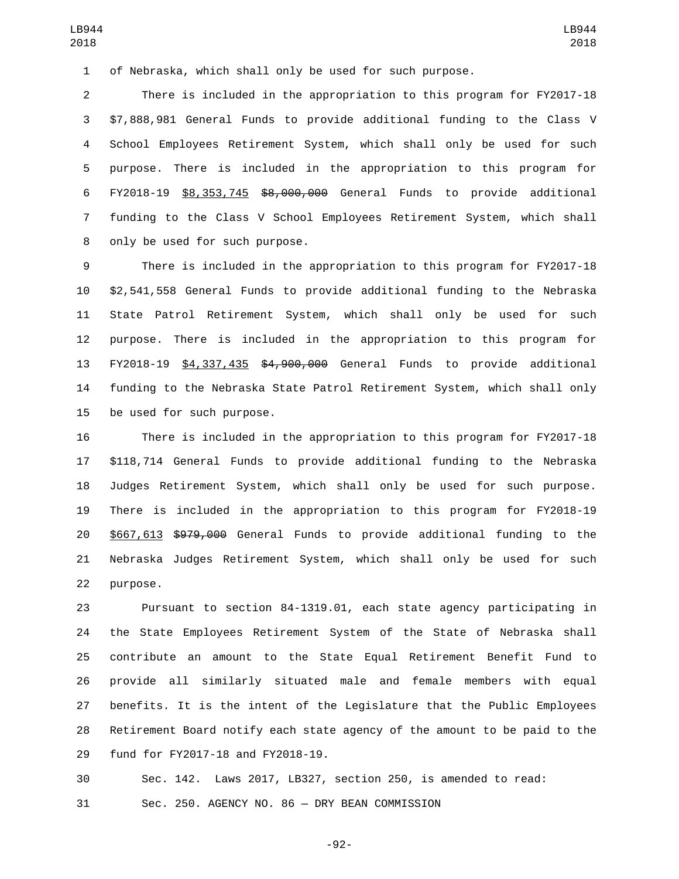of Nebraska, which shall only be used for such purpose.

There is included in the appropriation to this program for FY2017-18 $7,888,981 General Funds to provide additional funding to the Class V School Employees Retirement System, which shall only be used for such purpose. There is included in the appropriation to this program for FY2018-19 <u>$8,353,745</u> ~~$8,000,000~~ General Funds to provide additional funding to the Class V School Employees Retirement System, which shall only be used for such purpose.

There is included in the appropriation to this program for FY2017-18 $2,541,558 General Funds to provide additional funding to the Nebraska State Patrol Retirement System, which shall only be used for such purpose. There is included in the appropriation to this program for FY2018-19 <u>$4,337,435</u> ~~$4,900,000~~ General Funds to provide additional funding to the Nebraska State Patrol Retirement System, which shall only be used for such purpose.

There is included in the appropriation to this program for FY2017-18 $118,714 General Funds to provide additional funding to the Nebraska Judges Retirement System, which shall only be used for such purpose. There is included in the appropriation to this program for FY2018-19 <u>$667,613</u> ~~$979,000~~ General Funds to provide additional funding to the Nebraska Judges Retirement System, which shall only be used for such purpose.

Pursuant to section 84-1319.01, each state agency participating in the State Employees Retirement System of the State of Nebraska shall contribute an amount to the State Equal Retirement Benefit Fund to provide all similarly situated male and female members with equal benefits. It is the intent of the Legislature that the Public Employees Retirement Board notify each state agency of the amount to be paid to the fund for FY2017-18 and FY2018-19.

Sec. 142. Laws 2017, LB327, section 250, is amended to read:

Sec. 250. AGENCY NO. 86 — DRY BEAN COMMISSION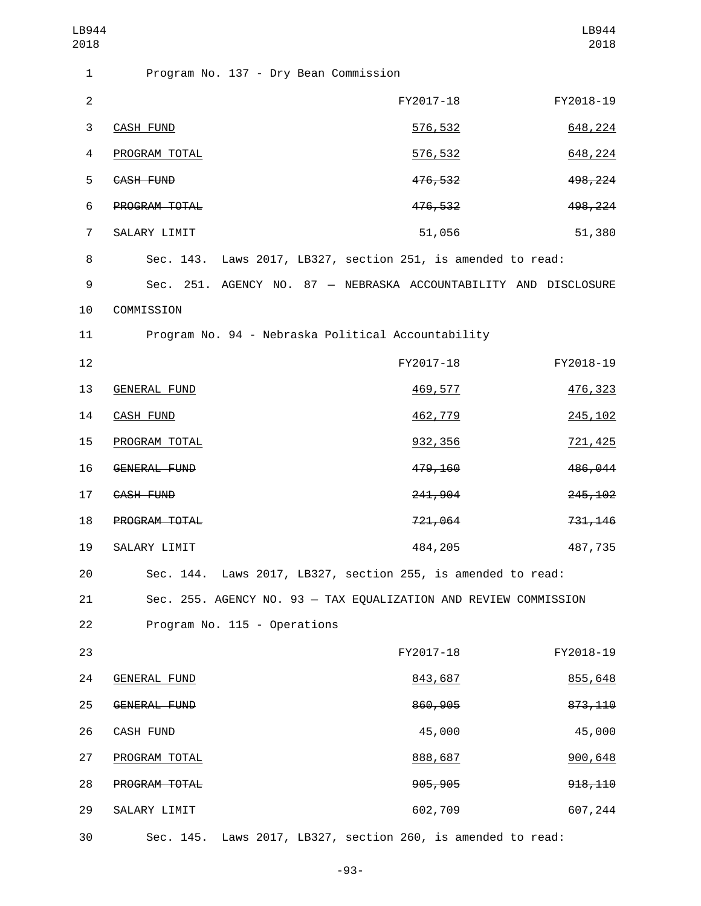Program No. 137 - Dry Bean Commission

| | FY2017-18 | FY2018-19 |
|---|---|---|
| <u>CASH FUND</u> | <u>576,532</u> | <u>648,224</u> |
| <u>PROGRAM TOTAL</u> | <u>576,532</u> | <u>648,224</u> |
| ~~CASH FUND~~ | ~~476,532~~ | ~~498,224~~ |
| ~~PROGRAM TOTAL~~ | ~~476,532~~ | ~~498,224~~ |
| SALARY LIMIT | 51,056 | 51,380 |

Sec. 143. Laws 2017, LB327, section 251, is amended to read:

Sec. 251. AGENCY NO. 87 — NEBRASKA ACCOUNTABILITY AND DISCLOSURE COMMISSION

Program No. 94 - Nebraska Political Accountability

| | FY2017-18 | FY2018-19 |
|---|---|---|
| <u>GENERAL FUND</u> | <u>469,577</u> | <u>476,323</u> |
| <u>CASH FUND</u> | <u>462,779</u> | <u>245,102</u> |
| <u>PROGRAM TOTAL</u> | <u>932,356</u> | <u>721,425</u> |
| ~~GENERAL FUND~~ | ~~479,160~~ | ~~486,044~~ |
| ~~CASH FUND~~ | ~~241,904~~ | ~~245,102~~ |
| ~~PROGRAM TOTAL~~ | ~~721,064~~ | ~~731,146~~ |
| SALARY LIMIT | 484,205 | 487,735 |

Sec. 144. Laws 2017, LB327, section 255, is amended to read:

Sec. 255. AGENCY NO. 93 — TAX EQUALIZATION AND REVIEW COMMISSION

Program No. 115 - Operations

| | FY2017-18 | FY2018-19 |
|---|---|---|
| <u>GENERAL FUND</u> | <u>843,687</u> | <u>855,648</u> |
| ~~GENERAL FUND~~ | ~~860,905~~ | ~~873,110~~ |
| CASH FUND | 45,000 | 45,000 |
| <u>PROGRAM TOTAL</u> | <u>888,687</u> | <u>900,648</u> |
| ~~PROGRAM TOTAL~~ | ~~905,905~~ | ~~918,110~~ |
| SALARY LIMIT | 602,709 | 607,244 |

Sec. 145. Laws 2017, LB327, section 260, is amended to read: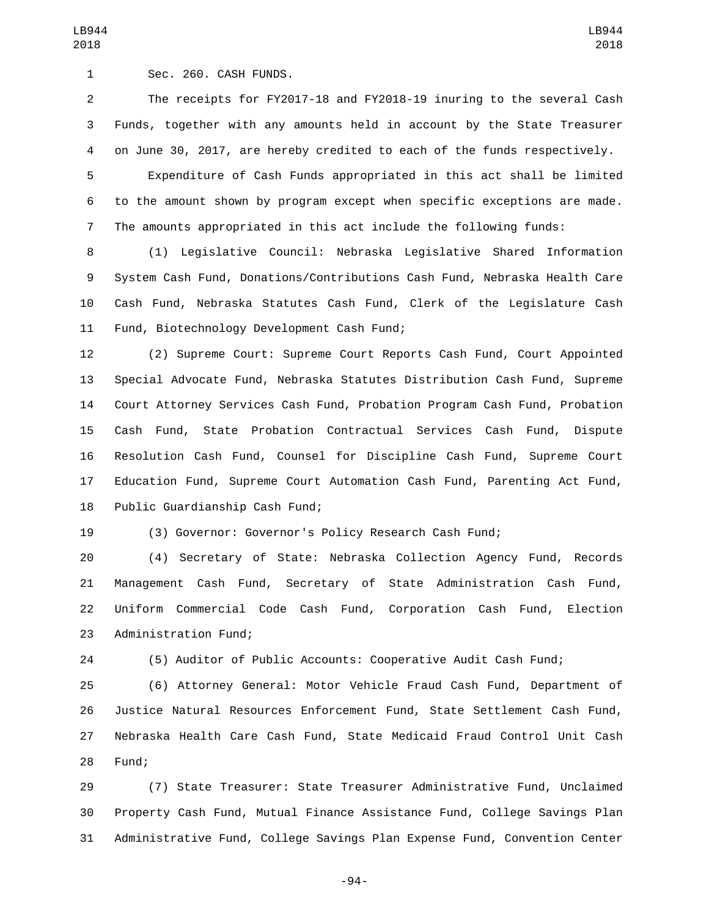Sec. 260. CASH FUNDS.

The receipts for FY2017-18 and FY2018-19 inuring to the several Cash Funds, together with any amounts held in account by the State Treasurer on June 30, 2017, are hereby credited to each of the funds respectively.

Expenditure of Cash Funds appropriated in this act shall be limited to the amount shown by program except when specific exceptions are made. The amounts appropriated in this act include the following funds:

(1) Legislative Council: Nebraska Legislative Shared Information System Cash Fund, Donations/Contributions Cash Fund, Nebraska Health Care Cash Fund, Nebraska Statutes Cash Fund, Clerk of the Legislature Cash Fund, Biotechnology Development Cash Fund;

(2) Supreme Court: Supreme Court Reports Cash Fund, Court Appointed Special Advocate Fund, Nebraska Statutes Distribution Cash Fund, Supreme Court Attorney Services Cash Fund, Probation Program Cash Fund, Probation Cash Fund, State Probation Contractual Services Cash Fund, Dispute Resolution Cash Fund, Counsel for Discipline Cash Fund, Supreme Court Education Fund, Supreme Court Automation Cash Fund, Parenting Act Fund, Public Guardianship Cash Fund;

(3) Governor: Governor's Policy Research Cash Fund;

(4) Secretary of State: Nebraska Collection Agency Fund, Records Management Cash Fund, Secretary of State Administration Cash Fund, Uniform Commercial Code Cash Fund, Corporation Cash Fund, Election Administration Fund;

(5) Auditor of Public Accounts: Cooperative Audit Cash Fund;

(6) Attorney General: Motor Vehicle Fraud Cash Fund, Department of Justice Natural Resources Enforcement Fund, State Settlement Cash Fund, Nebraska Health Care Cash Fund, State Medicaid Fraud Control Unit Cash Fund;

(7) State Treasurer: State Treasurer Administrative Fund, Unclaimed Property Cash Fund, Mutual Finance Assistance Fund, College Savings Plan Administrative Fund, College Savings Plan Expense Fund, Convention Center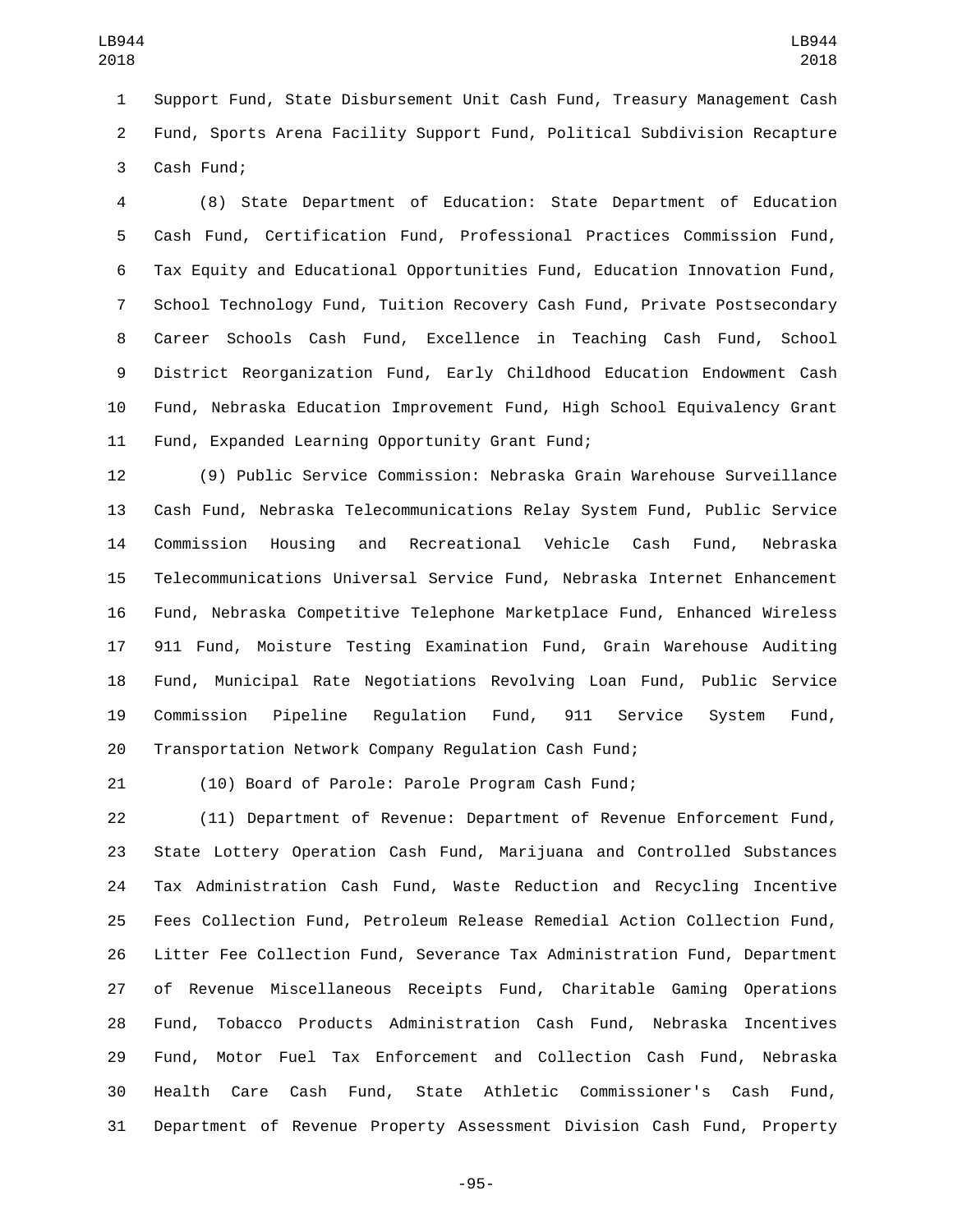Support Fund, State Disbursement Unit Cash Fund, Treasury Management Cash Fund, Sports Arena Facility Support Fund, Political Subdivision Recapture Cash Fund;

(8) State Department of Education: State Department of Education Cash Fund, Certification Fund, Professional Practices Commission Fund, Tax Equity and Educational Opportunities Fund, Education Innovation Fund, School Technology Fund, Tuition Recovery Cash Fund, Private Postsecondary Career Schools Cash Fund, Excellence in Teaching Cash Fund, School District Reorganization Fund, Early Childhood Education Endowment Cash Fund, Nebraska Education Improvement Fund, High School Equivalency Grant Fund, Expanded Learning Opportunity Grant Fund;

(9) Public Service Commission: Nebraska Grain Warehouse Surveillance Cash Fund, Nebraska Telecommunications Relay System Fund, Public Service Commission Housing and Recreational Vehicle Cash Fund, Nebraska Telecommunications Universal Service Fund, Nebraska Internet Enhancement Fund, Nebraska Competitive Telephone Marketplace Fund, Enhanced Wireless 911 Fund, Moisture Testing Examination Fund, Grain Warehouse Auditing Fund, Municipal Rate Negotiations Revolving Loan Fund, Public Service Commission Pipeline Regulation Fund, 911 Service System Fund, Transportation Network Company Regulation Cash Fund;

(10) Board of Parole: Parole Program Cash Fund;

(11) Department of Revenue: Department of Revenue Enforcement Fund, State Lottery Operation Cash Fund, Marijuana and Controlled Substances Tax Administration Cash Fund, Waste Reduction and Recycling Incentive Fees Collection Fund, Petroleum Release Remedial Action Collection Fund, Litter Fee Collection Fund, Severance Tax Administration Fund, Department of Revenue Miscellaneous Receipts Fund, Charitable Gaming Operations Fund, Tobacco Products Administration Cash Fund, Nebraska Incentives Fund, Motor Fuel Tax Enforcement and Collection Cash Fund, Nebraska Health Care Cash Fund, State Athletic Commissioner's Cash Fund, Department of Revenue Property Assessment Division Cash Fund, Property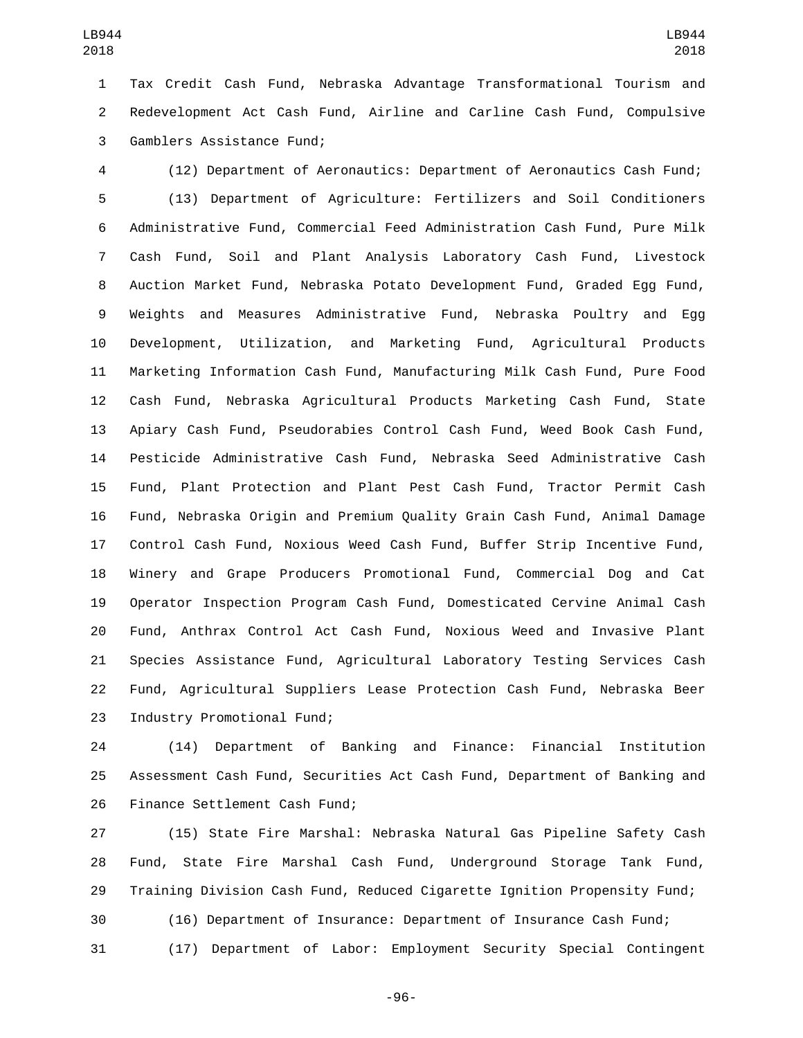Tax Credit Cash Fund, Nebraska Advantage Transformational Tourism and Redevelopment Act Cash Fund, Airline and Carline Cash Fund, Compulsive Gamblers Assistance Fund;

(12) Department of Aeronautics: Department of Aeronautics Cash Fund;

(13) Department of Agriculture: Fertilizers and Soil Conditioners Administrative Fund, Commercial Feed Administration Cash Fund, Pure Milk Cash Fund, Soil and Plant Analysis Laboratory Cash Fund, Livestock Auction Market Fund, Nebraska Potato Development Fund, Graded Egg Fund, Weights and Measures Administrative Fund, Nebraska Poultry and Egg Development, Utilization, and Marketing Fund, Agricultural Products Marketing Information Cash Fund, Manufacturing Milk Cash Fund, Pure Food Cash Fund, Nebraska Agricultural Products Marketing Cash Fund, State Apiary Cash Fund, Pseudorabies Control Cash Fund, Weed Book Cash Fund, Pesticide Administrative Cash Fund, Nebraska Seed Administrative Cash Fund, Plant Protection and Plant Pest Cash Fund, Tractor Permit Cash Fund, Nebraska Origin and Premium Quality Grain Cash Fund, Animal Damage Control Cash Fund, Noxious Weed Cash Fund, Buffer Strip Incentive Fund, Winery and Grape Producers Promotional Fund, Commercial Dog and Cat Operator Inspection Program Cash Fund, Domesticated Cervine Animal Cash Fund, Anthrax Control Act Cash Fund, Noxious Weed and Invasive Plant Species Assistance Fund, Agricultural Laboratory Testing Services Cash Fund, Agricultural Suppliers Lease Protection Cash Fund, Nebraska Beer Industry Promotional Fund;

(14) Department of Banking and Finance: Financial Institution Assessment Cash Fund, Securities Act Cash Fund, Department of Banking and Finance Settlement Cash Fund;

(15) State Fire Marshal: Nebraska Natural Gas Pipeline Safety Cash Fund, State Fire Marshal Cash Fund, Underground Storage Tank Fund, Training Division Cash Fund, Reduced Cigarette Ignition Propensity Fund;

(16) Department of Insurance: Department of Insurance Cash Fund;

(17) Department of Labor: Employment Security Special Contingent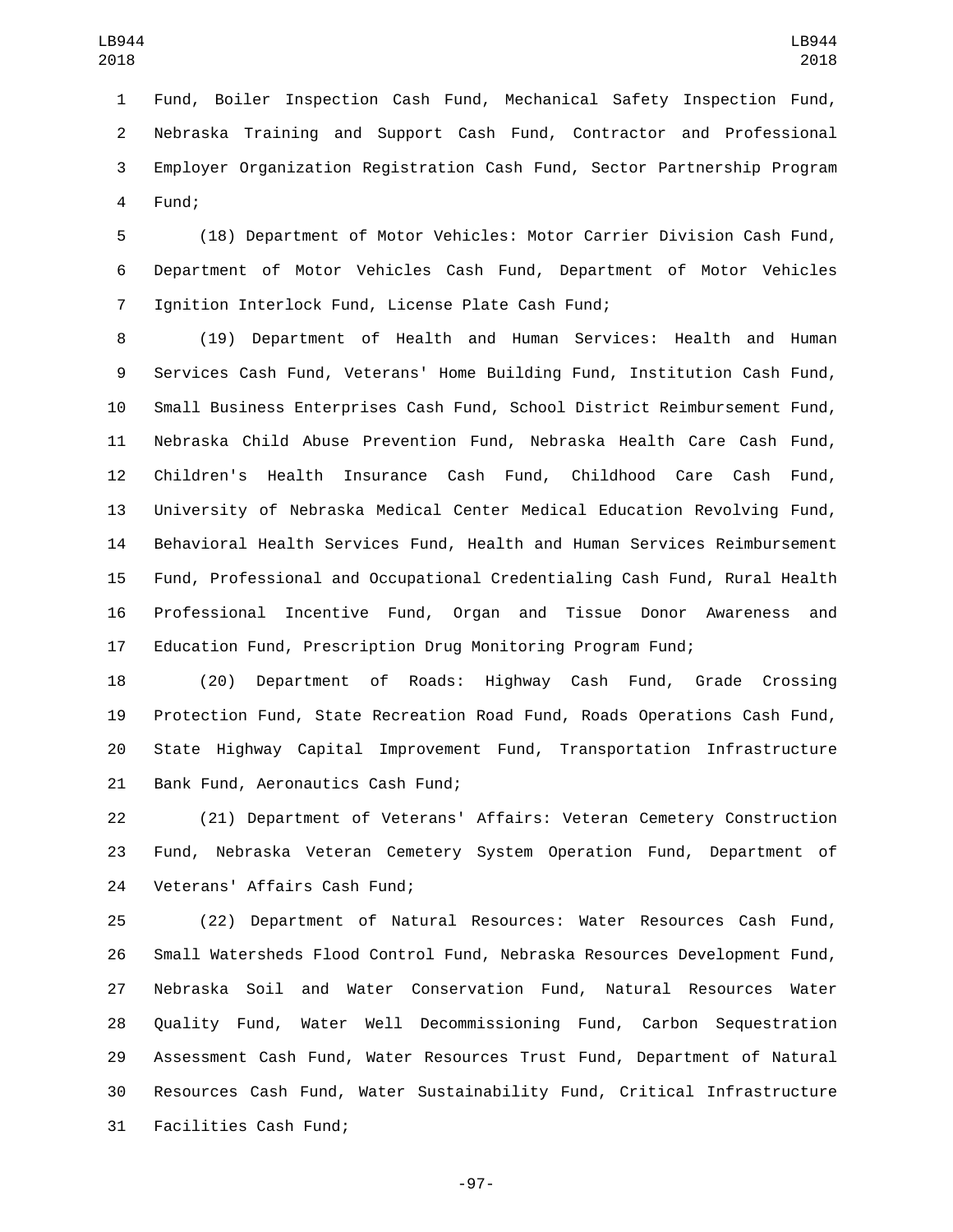Fund, Boiler Inspection Cash Fund, Mechanical Safety Inspection Fund, Nebraska Training and Support Cash Fund, Contractor and Professional Employer Organization Registration Cash Fund, Sector Partnership Program Fund;

(18) Department of Motor Vehicles: Motor Carrier Division Cash Fund, Department of Motor Vehicles Cash Fund, Department of Motor Vehicles Ignition Interlock Fund, License Plate Cash Fund;

(19) Department of Health and Human Services: Health and Human Services Cash Fund, Veterans' Home Building Fund, Institution Cash Fund, Small Business Enterprises Cash Fund, School District Reimbursement Fund, Nebraska Child Abuse Prevention Fund, Nebraska Health Care Cash Fund, Children's Health Insurance Cash Fund, Childhood Care Cash Fund, University of Nebraska Medical Center Medical Education Revolving Fund, Behavioral Health Services Fund, Health and Human Services Reimbursement Fund, Professional and Occupational Credentialing Cash Fund, Rural Health Professional Incentive Fund, Organ and Tissue Donor Awareness and Education Fund, Prescription Drug Monitoring Program Fund;

(20) Department of Roads: Highway Cash Fund, Grade Crossing Protection Fund, State Recreation Road Fund, Roads Operations Cash Fund, State Highway Capital Improvement Fund, Transportation Infrastructure Bank Fund, Aeronautics Cash Fund;

(21) Department of Veterans' Affairs: Veteran Cemetery Construction Fund, Nebraska Veteran Cemetery System Operation Fund, Department of Veterans' Affairs Cash Fund;

(22) Department of Natural Resources: Water Resources Cash Fund, Small Watersheds Flood Control Fund, Nebraska Resources Development Fund, Nebraska Soil and Water Conservation Fund, Natural Resources Water Quality Fund, Water Well Decommissioning Fund, Carbon Sequestration Assessment Cash Fund, Water Resources Trust Fund, Department of Natural Resources Cash Fund, Water Sustainability Fund, Critical Infrastructure Facilities Cash Fund;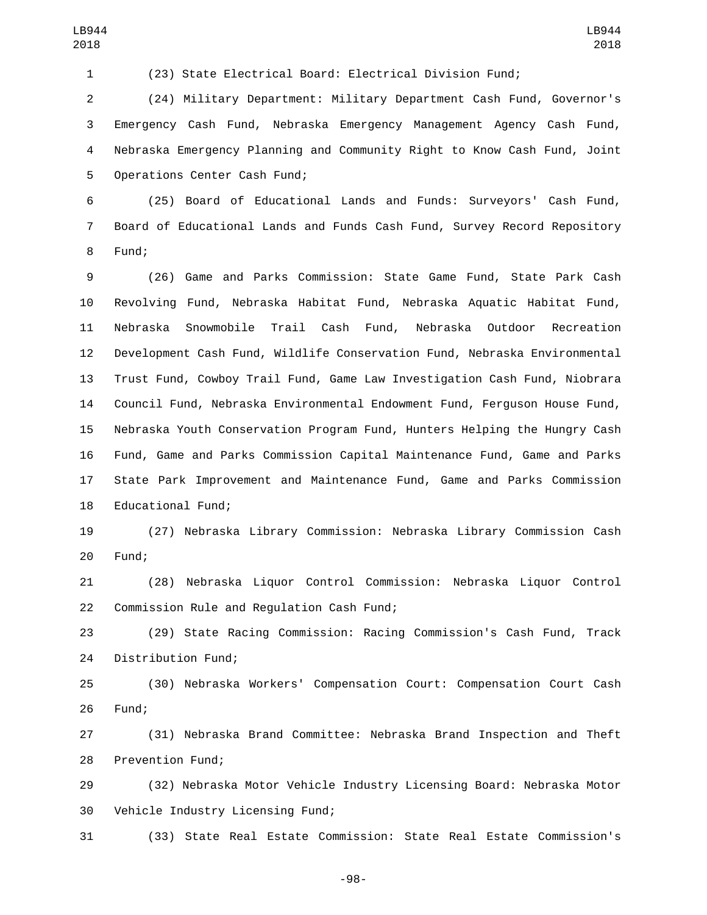(23) State Electrical Board: Electrical Division Fund;

(24) Military Department: Military Department Cash Fund, Governor's Emergency Cash Fund, Nebraska Emergency Management Agency Cash Fund, Nebraska Emergency Planning and Community Right to Know Cash Fund, Joint Operations Center Cash Fund;

(25) Board of Educational Lands and Funds: Surveyors' Cash Fund, Board of Educational Lands and Funds Cash Fund, Survey Record Repository Fund;

(26) Game and Parks Commission: State Game Fund, State Park Cash Revolving Fund, Nebraska Habitat Fund, Nebraska Aquatic Habitat Fund, Nebraska Snowmobile Trail Cash Fund, Nebraska Outdoor Recreation Development Cash Fund, Wildlife Conservation Fund, Nebraska Environmental Trust Fund, Cowboy Trail Fund, Game Law Investigation Cash Fund, Niobrara Council Fund, Nebraska Environmental Endowment Fund, Ferguson House Fund, Nebraska Youth Conservation Program Fund, Hunters Helping the Hungry Cash Fund, Game and Parks Commission Capital Maintenance Fund, Game and Parks State Park Improvement and Maintenance Fund, Game and Parks Commission Educational Fund;

(27) Nebraska Library Commission: Nebraska Library Commission Cash Fund;

(28) Nebraska Liquor Control Commission: Nebraska Liquor Control Commission Rule and Regulation Cash Fund;

(29) State Racing Commission: Racing Commission's Cash Fund, Track Distribution Fund;

(30) Nebraska Workers' Compensation Court: Compensation Court Cash Fund;

(31) Nebraska Brand Committee: Nebraska Brand Inspection and Theft Prevention Fund;

(32) Nebraska Motor Vehicle Industry Licensing Board: Nebraska Motor Vehicle Industry Licensing Fund;

(33) State Real Estate Commission: State Real Estate Commission's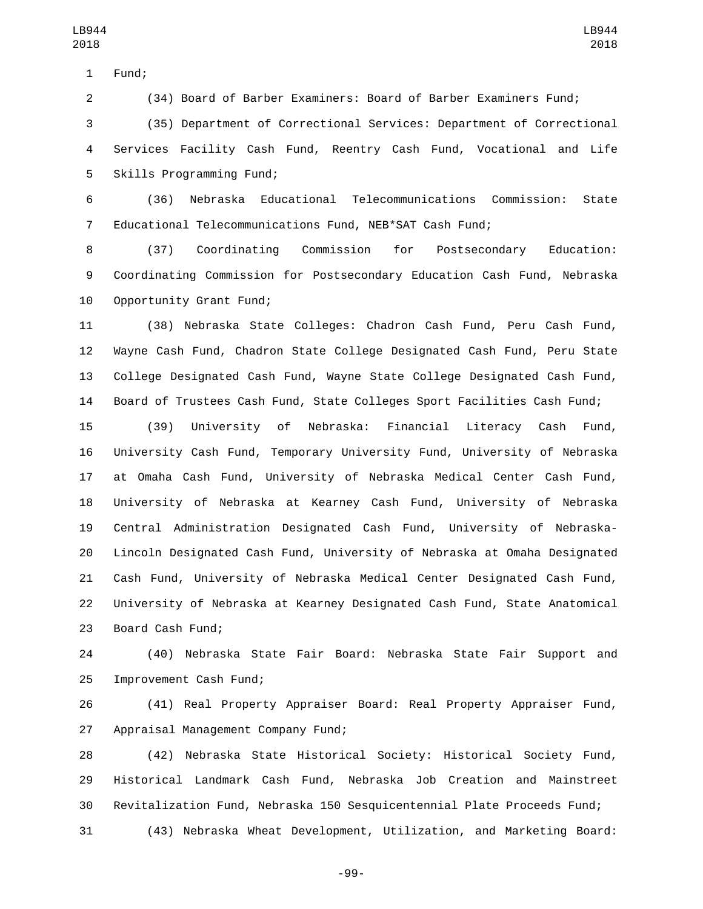Fund;

(34) Board of Barber Examiners: Board of Barber Examiners Fund;

(35) Department of Correctional Services: Department of Correctional Services Facility Cash Fund, Reentry Cash Fund, Vocational and Life Skills Programming Fund;

(36) Nebraska Educational Telecommunications Commission: State Educational Telecommunications Fund, NEB*SAT Cash Fund;

(37) Coordinating Commission for Postsecondary Education: Coordinating Commission for Postsecondary Education Cash Fund, Nebraska Opportunity Grant Fund;

(38) Nebraska State Colleges: Chadron Cash Fund, Peru Cash Fund, Wayne Cash Fund, Chadron State College Designated Cash Fund, Peru State College Designated Cash Fund, Wayne State College Designated Cash Fund, Board of Trustees Cash Fund, State Colleges Sport Facilities Cash Fund;

(39) University of Nebraska: Financial Literacy Cash Fund, University Cash Fund, Temporary University Fund, University of Nebraska at Omaha Cash Fund, University of Nebraska Medical Center Cash Fund, University of Nebraska at Kearney Cash Fund, University of Nebraska Central Administration Designated Cash Fund, University of Nebraska-Lincoln Designated Cash Fund, University of Nebraska at Omaha Designated Cash Fund, University of Nebraska Medical Center Designated Cash Fund, University of Nebraska at Kearney Designated Cash Fund, State Anatomical Board Cash Fund;

(40) Nebraska State Fair Board: Nebraska State Fair Support and Improvement Cash Fund;

(41) Real Property Appraiser Board: Real Property Appraiser Fund, Appraisal Management Company Fund;

(42) Nebraska State Historical Society: Historical Society Fund, Historical Landmark Cash Fund, Nebraska Job Creation and Mainstreet Revitalization Fund, Nebraska 150 Sesquicentennial Plate Proceeds Fund;

(43) Nebraska Wheat Development, Utilization, and Marketing Board: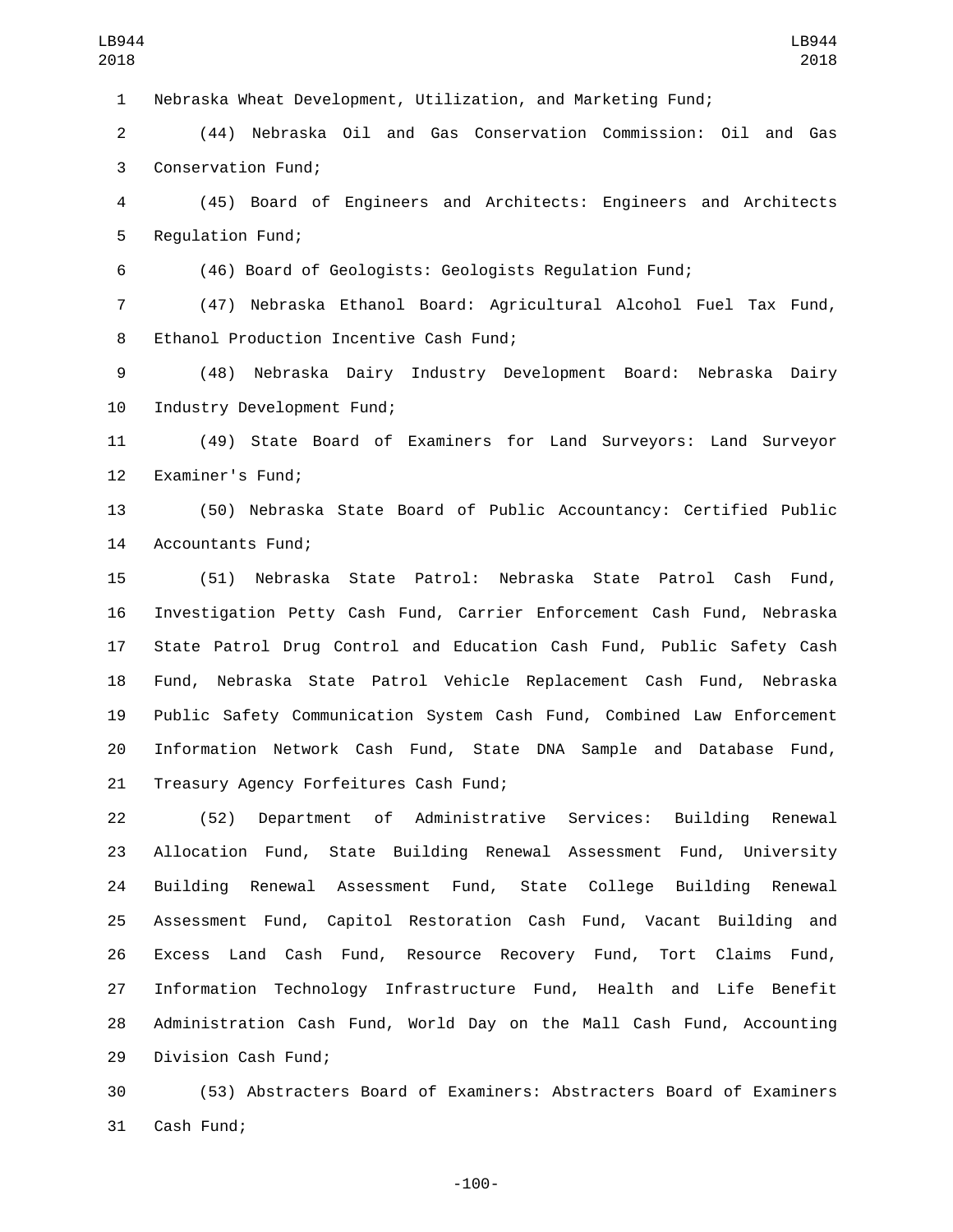Nebraska Wheat Development, Utilization, and Marketing Fund;

(44) Nebraska Oil and Gas Conservation Commission: Oil and Gas Conservation Fund;

(45) Board of Engineers and Architects: Engineers and Architects Regulation Fund;

(46) Board of Geologists: Geologists Regulation Fund;

(47) Nebraska Ethanol Board: Agricultural Alcohol Fuel Tax Fund, Ethanol Production Incentive Cash Fund;

(48) Nebraska Dairy Industry Development Board: Nebraska Dairy Industry Development Fund;

(49) State Board of Examiners for Land Surveyors: Land Surveyor Examiner's Fund;

(50) Nebraska State Board of Public Accountancy: Certified Public Accountants Fund;

(51) Nebraska State Patrol: Nebraska State Patrol Cash Fund, Investigation Petty Cash Fund, Carrier Enforcement Cash Fund, Nebraska State Patrol Drug Control and Education Cash Fund, Public Safety Cash Fund, Nebraska State Patrol Vehicle Replacement Cash Fund, Nebraska Public Safety Communication System Cash Fund, Combined Law Enforcement Information Network Cash Fund, State DNA Sample and Database Fund, Treasury Agency Forfeitures Cash Fund;

(52) Department of Administrative Services: Building Renewal Allocation Fund, State Building Renewal Assessment Fund, University Building Renewal Assessment Fund, State College Building Renewal Assessment Fund, Capitol Restoration Cash Fund, Vacant Building and Excess Land Cash Fund, Resource Recovery Fund, Tort Claims Fund, Information Technology Infrastructure Fund, Health and Life Benefit Administration Cash Fund, World Day on the Mall Cash Fund, Accounting Division Cash Fund;

(53) Abstracters Board of Examiners: Abstracters Board of Examiners Cash Fund;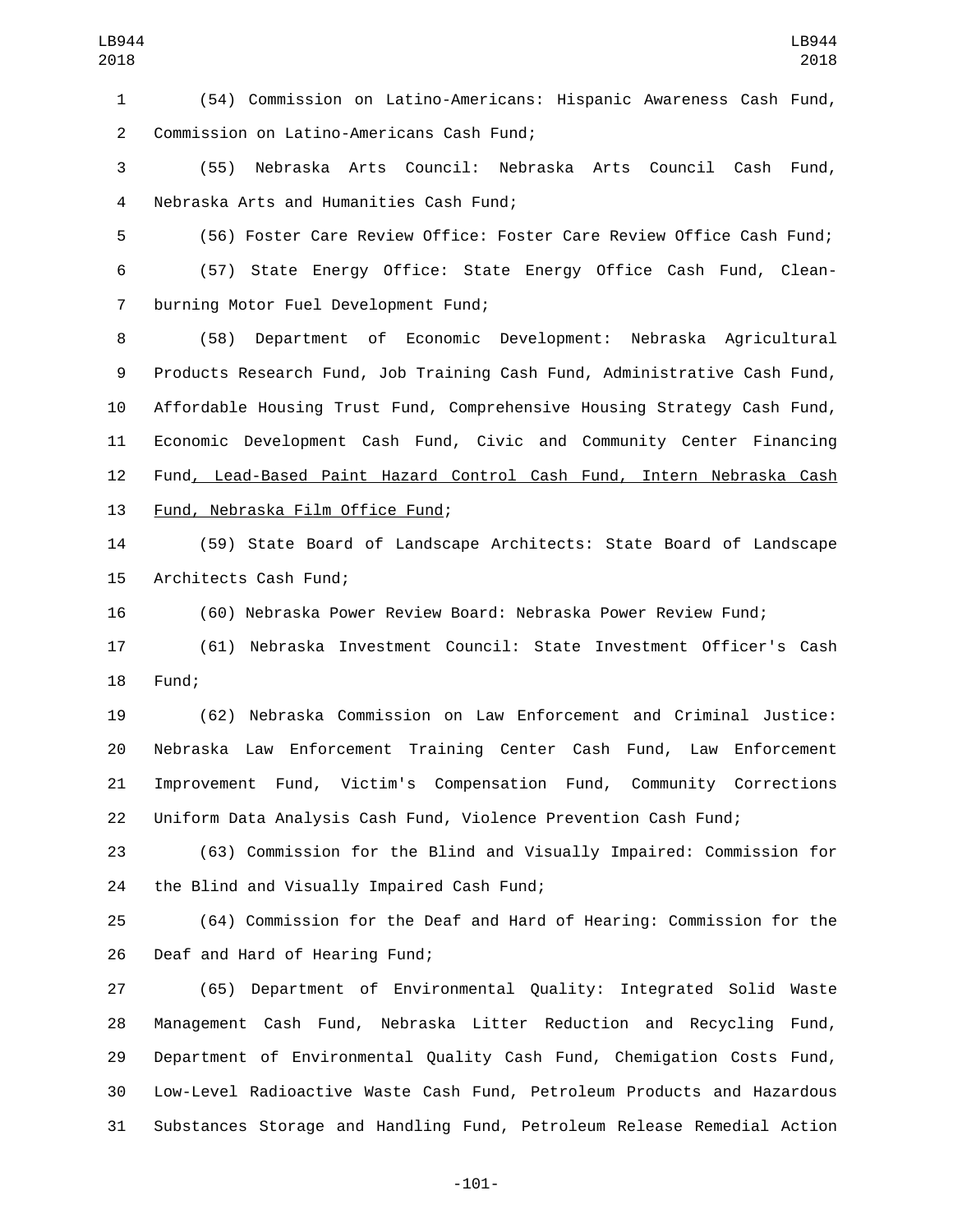(54) Commission on Latino-Americans: Hispanic Awareness Cash Fund, Commission on Latino-Americans Cash Fund;

(55) Nebraska Arts Council: Nebraska Arts Council Cash Fund, Nebraska Arts and Humanities Cash Fund;

(56) Foster Care Review Office: Foster Care Review Office Cash Fund;

(57) State Energy Office: State Energy Office Cash Fund, Clean-burning Motor Fuel Development Fund;

(58) Department of Economic Development: Nebraska Agricultural Products Research Fund, Job Training Cash Fund, Administrative Cash Fund, Affordable Housing Trust Fund, Comprehensive Housing Strategy Cash Fund, Economic Development Cash Fund, Civic and Community Center Financing Fund<u>, Lead-Based Paint Hazard Control Cash Fund, Intern Nebraska Cash Fund, Nebraska Film Office Fund</u>;

(59) State Board of Landscape Architects: State Board of Landscape Architects Cash Fund;

(60) Nebraska Power Review Board: Nebraska Power Review Fund;

(61) Nebraska Investment Council: State Investment Officer's Cash Fund;

(62) Nebraska Commission on Law Enforcement and Criminal Justice: Nebraska Law Enforcement Training Center Cash Fund, Law Enforcement Improvement Fund, Victim's Compensation Fund, Community Corrections Uniform Data Analysis Cash Fund, Violence Prevention Cash Fund;

(63) Commission for the Blind and Visually Impaired: Commission for the Blind and Visually Impaired Cash Fund;

(64) Commission for the Deaf and Hard of Hearing: Commission for the Deaf and Hard of Hearing Fund;

(65) Department of Environmental Quality: Integrated Solid Waste Management Cash Fund, Nebraska Litter Reduction and Recycling Fund, Department of Environmental Quality Cash Fund, Chemigation Costs Fund, Low-Level Radioactive Waste Cash Fund, Petroleum Products and Hazardous Substances Storage and Handling Fund, Petroleum Release Remedial Action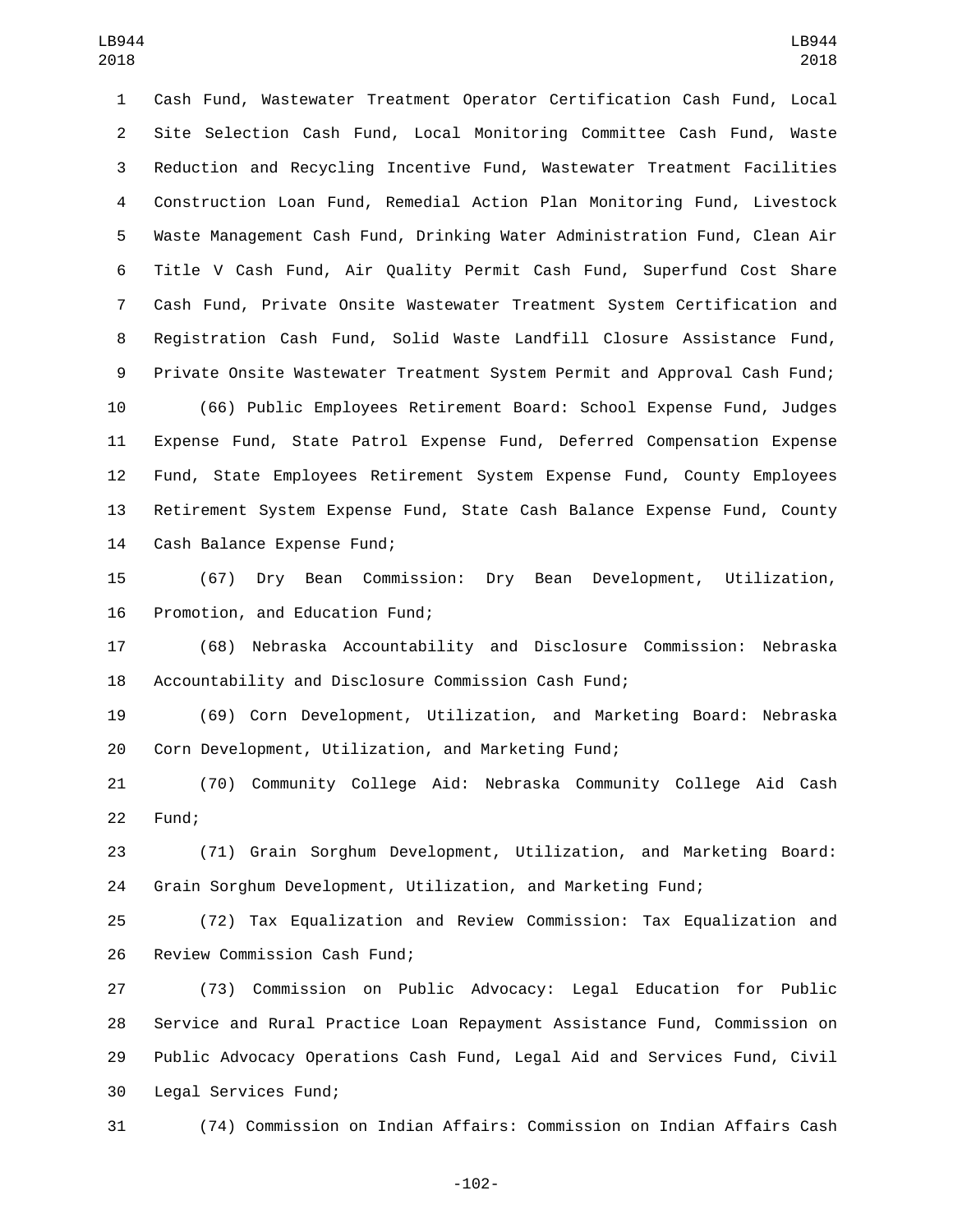Cash Fund, Wastewater Treatment Operator Certification Cash Fund, Local Site Selection Cash Fund, Local Monitoring Committee Cash Fund, Waste Reduction and Recycling Incentive Fund, Wastewater Treatment Facilities Construction Loan Fund, Remedial Action Plan Monitoring Fund, Livestock Waste Management Cash Fund, Drinking Water Administration Fund, Clean Air Title V Cash Fund, Air Quality Permit Cash Fund, Superfund Cost Share Cash Fund, Private Onsite Wastewater Treatment System Certification and Registration Cash Fund, Solid Waste Landfill Closure Assistance Fund, Private Onsite Wastewater Treatment System Permit and Approval Cash Fund;

(66) Public Employees Retirement Board: School Expense Fund, Judges Expense Fund, State Patrol Expense Fund, Deferred Compensation Expense Fund, State Employees Retirement System Expense Fund, County Employees Retirement System Expense Fund, State Cash Balance Expense Fund, County Cash Balance Expense Fund;

(67) Dry Bean Commission: Dry Bean Development, Utilization, Promotion, and Education Fund;

(68) Nebraska Accountability and Disclosure Commission: Nebraska Accountability and Disclosure Commission Cash Fund;

(69) Corn Development, Utilization, and Marketing Board: Nebraska Corn Development, Utilization, and Marketing Fund;

(70) Community College Aid: Nebraska Community College Aid Cash Fund;

(71) Grain Sorghum Development, Utilization, and Marketing Board: Grain Sorghum Development, Utilization, and Marketing Fund;

(72) Tax Equalization and Review Commission: Tax Equalization and Review Commission Cash Fund;

(73) Commission on Public Advocacy: Legal Education for Public Service and Rural Practice Loan Repayment Assistance Fund, Commission on Public Advocacy Operations Cash Fund, Legal Aid and Services Fund, Civil Legal Services Fund;

(74) Commission on Indian Affairs: Commission on Indian Affairs Cash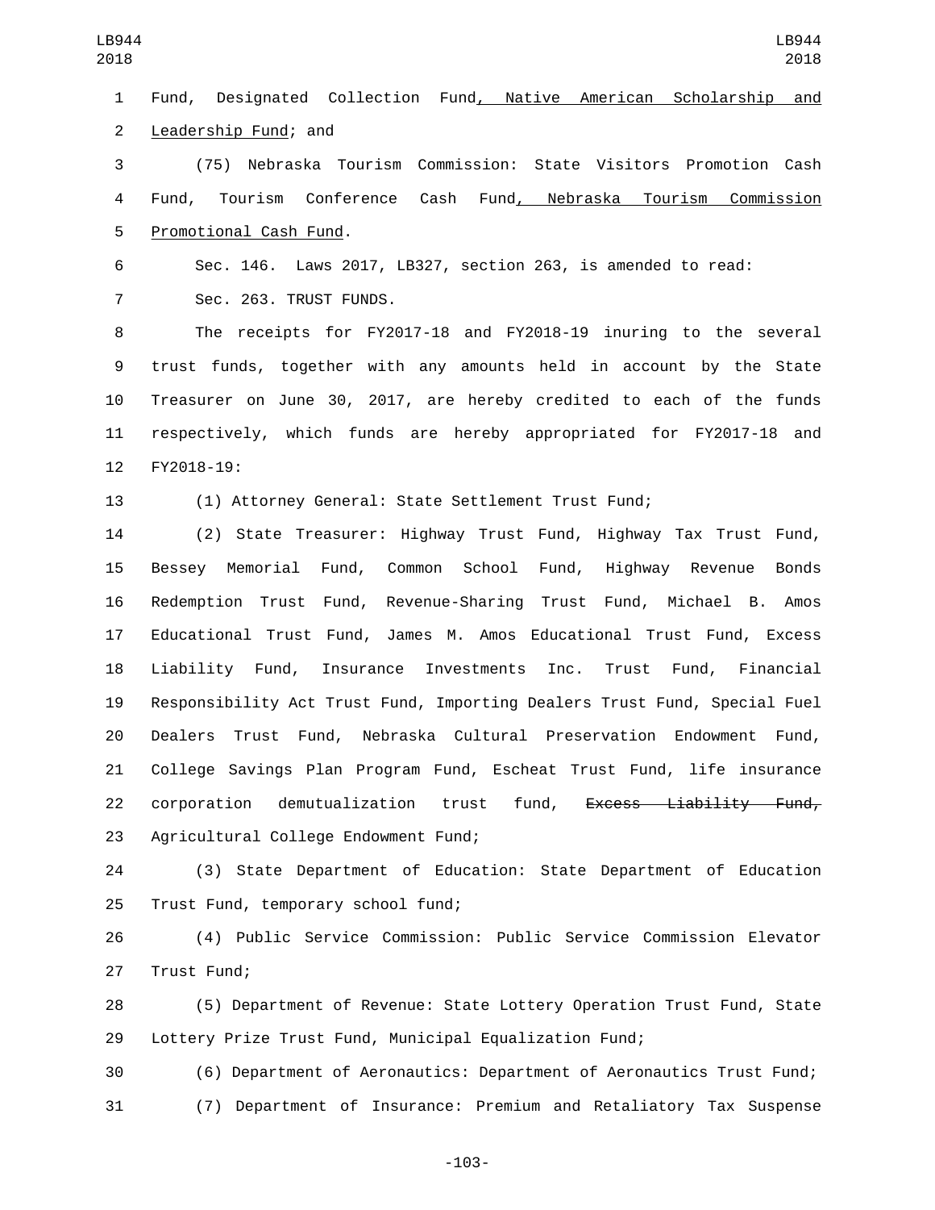Fund, Designated Collection Fund, Native American Scholarship and Leadership Fund; and

(75) Nebraska Tourism Commission: State Visitors Promotion Cash Fund, Tourism Conference Cash Fund, Nebraska Tourism Commission Promotional Cash Fund.

Sec. 146. Laws 2017, LB327, section 263, is amended to read:

Sec. 263. TRUST FUNDS.

The receipts for FY2017-18 and FY2018-19 inuring to the several trust funds, together with any amounts held in account by the State Treasurer on June 30, 2017, are hereby credited to each of the funds respectively, which funds are hereby appropriated for FY2017-18 and FY2018-19:

(1) Attorney General: State Settlement Trust Fund;

(2) State Treasurer: Highway Trust Fund, Highway Tax Trust Fund, Bessey Memorial Fund, Common School Fund, Highway Revenue Bonds Redemption Trust Fund, Revenue-Sharing Trust Fund, Michael B. Amos Educational Trust Fund, James M. Amos Educational Trust Fund, Excess Liability Fund, Insurance Investments Inc. Trust Fund, Financial Responsibility Act Trust Fund, Importing Dealers Trust Fund, Special Fuel Dealers Trust Fund, Nebraska Cultural Preservation Endowment Fund, College Savings Plan Program Fund, Escheat Trust Fund, life insurance corporation demutualization trust fund, ~~Excess Liability Fund,~~ Agricultural College Endowment Fund;

(3) State Department of Education: State Department of Education Trust Fund, temporary school fund;

(4) Public Service Commission: Public Service Commission Elevator Trust Fund;

(5) Department of Revenue: State Lottery Operation Trust Fund, State Lottery Prize Trust Fund, Municipal Equalization Fund;

(6) Department of Aeronautics: Department of Aeronautics Trust Fund;

(7) Department of Insurance: Premium and Retaliatory Tax Suspense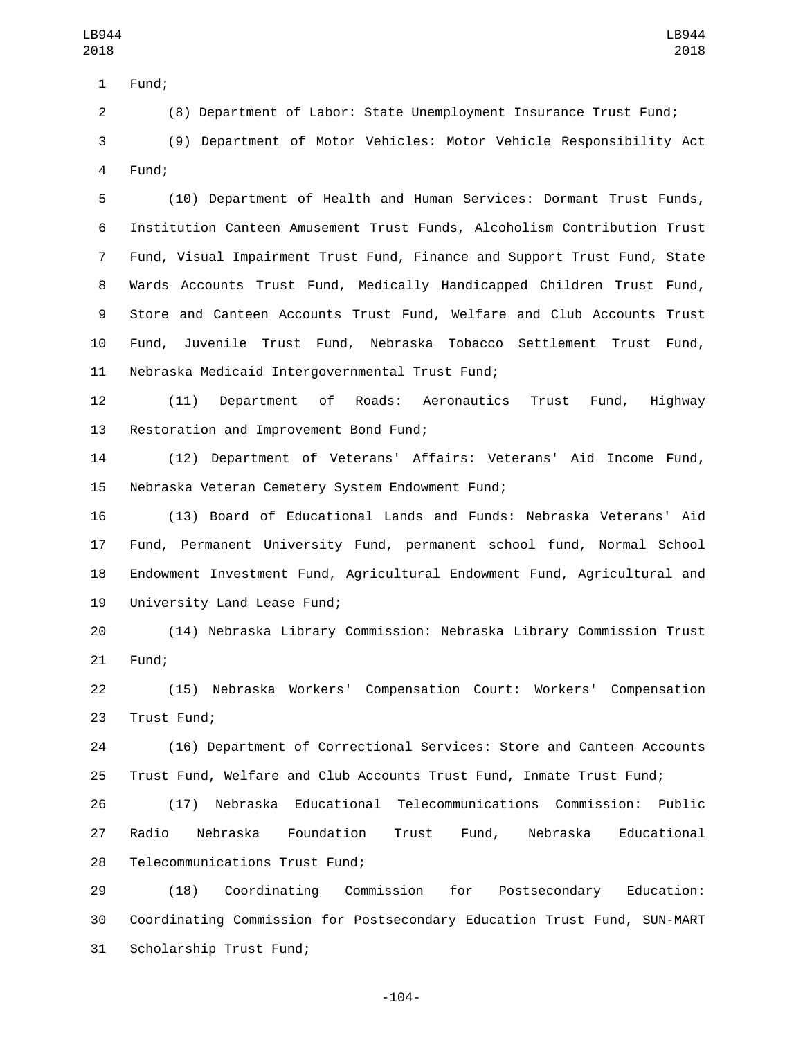Fund;

(8) Department of Labor: State Unemployment Insurance Trust Fund;

(9) Department of Motor Vehicles: Motor Vehicle Responsibility Act Fund;

(10) Department of Health and Human Services: Dormant Trust Funds, Institution Canteen Amusement Trust Funds, Alcoholism Contribution Trust Fund, Visual Impairment Trust Fund, Finance and Support Trust Fund, State Wards Accounts Trust Fund, Medically Handicapped Children Trust Fund, Store and Canteen Accounts Trust Fund, Welfare and Club Accounts Trust Fund, Juvenile Trust Fund, Nebraska Tobacco Settlement Trust Fund, Nebraska Medicaid Intergovernmental Trust Fund;

(11) Department of Roads: Aeronautics Trust Fund, Highway Restoration and Improvement Bond Fund;

(12) Department of Veterans' Affairs: Veterans' Aid Income Fund, Nebraska Veteran Cemetery System Endowment Fund;

(13) Board of Educational Lands and Funds: Nebraska Veterans' Aid Fund, Permanent University Fund, permanent school fund, Normal School Endowment Investment Fund, Agricultural Endowment Fund, Agricultural and University Land Lease Fund;

(14) Nebraska Library Commission: Nebraska Library Commission Trust Fund;

(15) Nebraska Workers' Compensation Court: Workers' Compensation Trust Fund;

(16) Department of Correctional Services: Store and Canteen Accounts Trust Fund, Welfare and Club Accounts Trust Fund, Inmate Trust Fund;

(17) Nebraska Educational Telecommunications Commission: Public Radio Nebraska Foundation Trust Fund, Nebraska Educational Telecommunications Trust Fund;

(18) Coordinating Commission for Postsecondary Education: Coordinating Commission for Postsecondary Education Trust Fund, SUN-MART Scholarship Trust Fund;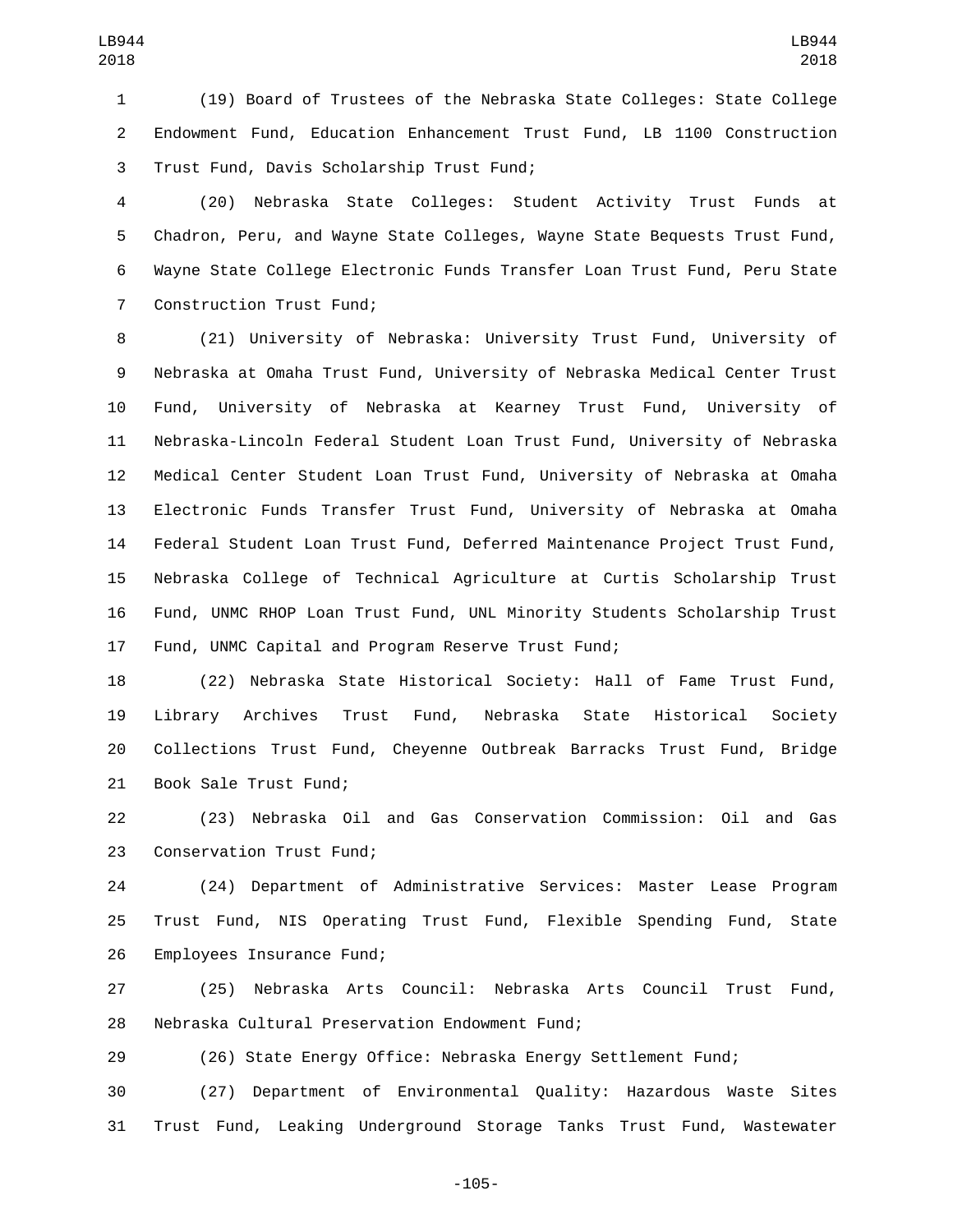(19) Board of Trustees of the Nebraska State Colleges: State College Endowment Fund, Education Enhancement Trust Fund, LB 1100 Construction Trust Fund, Davis Scholarship Trust Fund;

(20) Nebraska State Colleges: Student Activity Trust Funds at Chadron, Peru, and Wayne State Colleges, Wayne State Bequests Trust Fund, Wayne State College Electronic Funds Transfer Loan Trust Fund, Peru State Construction Trust Fund;

(21) University of Nebraska: University Trust Fund, University of Nebraska at Omaha Trust Fund, University of Nebraska Medical Center Trust Fund, University of Nebraska at Kearney Trust Fund, University of Nebraska-Lincoln Federal Student Loan Trust Fund, University of Nebraska Medical Center Student Loan Trust Fund, University of Nebraska at Omaha Electronic Funds Transfer Trust Fund, University of Nebraska at Omaha Federal Student Loan Trust Fund, Deferred Maintenance Project Trust Fund, Nebraska College of Technical Agriculture at Curtis Scholarship Trust Fund, UNMC RHOP Loan Trust Fund, UNL Minority Students Scholarship Trust Fund, UNMC Capital and Program Reserve Trust Fund;

(22) Nebraska State Historical Society: Hall of Fame Trust Fund, Library Archives Trust Fund, Nebraska State Historical Society Collections Trust Fund, Cheyenne Outbreak Barracks Trust Fund, Bridge Book Sale Trust Fund;

(23) Nebraska Oil and Gas Conservation Commission: Oil and Gas Conservation Trust Fund;

(24) Department of Administrative Services: Master Lease Program Trust Fund, NIS Operating Trust Fund, Flexible Spending Fund, State Employees Insurance Fund;

(25) Nebraska Arts Council: Nebraska Arts Council Trust Fund, Nebraska Cultural Preservation Endowment Fund;

(26) State Energy Office: Nebraska Energy Settlement Fund;

(27) Department of Environmental Quality: Hazardous Waste Sites Trust Fund, Leaking Underground Storage Tanks Trust Fund, Wastewater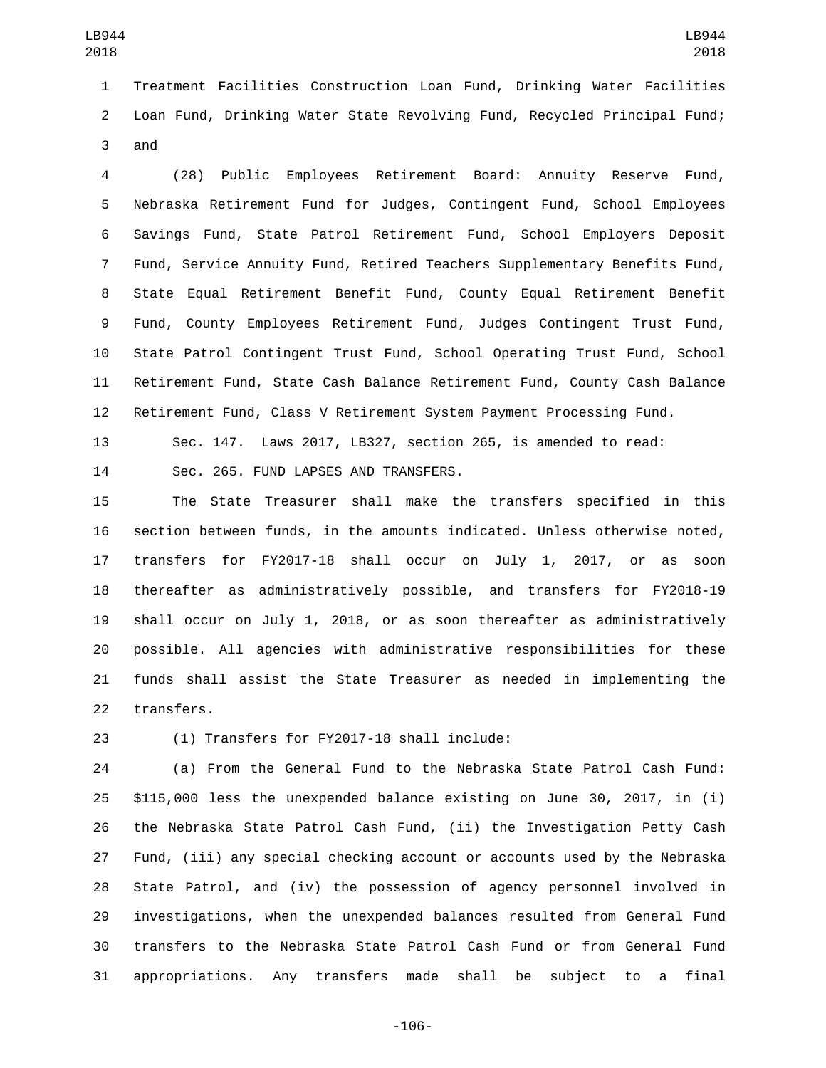Treatment Facilities Construction Loan Fund, Drinking Water Facilities Loan Fund, Drinking Water State Revolving Fund, Recycled Principal Fund; and

(28) Public Employees Retirement Board: Annuity Reserve Fund, Nebraska Retirement Fund for Judges, Contingent Fund, School Employees Savings Fund, State Patrol Retirement Fund, School Employers Deposit Fund, Service Annuity Fund, Retired Teachers Supplementary Benefits Fund, State Equal Retirement Benefit Fund, County Equal Retirement Benefit Fund, County Employees Retirement Fund, Judges Contingent Trust Fund, State Patrol Contingent Trust Fund, School Operating Trust Fund, School Retirement Fund, State Cash Balance Retirement Fund, County Cash Balance Retirement Fund, Class V Retirement System Payment Processing Fund.

Sec. 147. Laws 2017, LB327, section 265, is amended to read:

Sec. 265. FUND LAPSES AND TRANSFERS.

The State Treasurer shall make the transfers specified in this section between funds, in the amounts indicated. Unless otherwise noted, transfers for FY2017-18 shall occur on July 1, 2017, or as soon thereafter as administratively possible, and transfers for FY2018-19 shall occur on July 1, 2018, or as soon thereafter as administratively possible. All agencies with administrative responsibilities for these funds shall assist the State Treasurer as needed in implementing the transfers.

(1) Transfers for FY2017-18 shall include:

(a) From the General Fund to the Nebraska State Patrol Cash Fund: $115,000 less the unexpended balance existing on June 30, 2017, in (i) the Nebraska State Patrol Cash Fund, (ii) the Investigation Petty Cash Fund, (iii) any special checking account or accounts used by the Nebraska State Patrol, and (iv) the possession of agency personnel involved in investigations, when the unexpended balances resulted from General Fund transfers to the Nebraska State Patrol Cash Fund or from General Fund appropriations. Any transfers made shall be subject to a final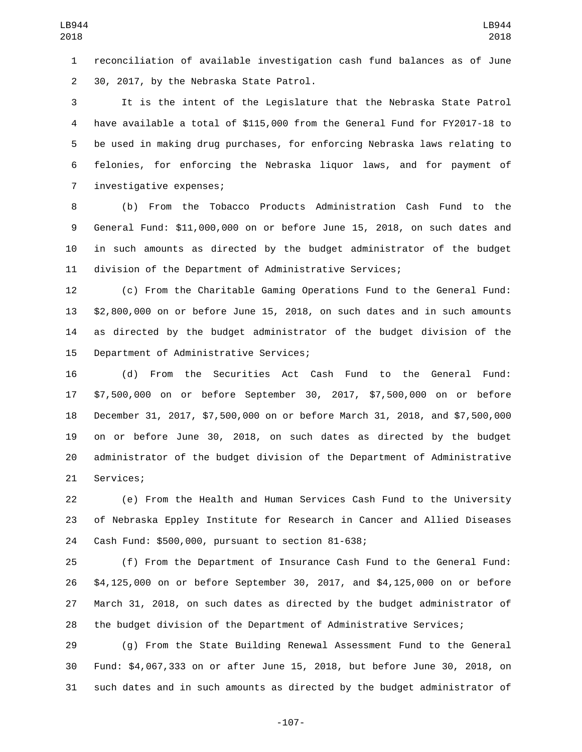reconciliation of available investigation cash fund balances as of June 30, 2017, by the Nebraska State Patrol.

It is the intent of the Legislature that the Nebraska State Patrol have available a total of $115,000 from the General Fund for FY2017-18 to be used in making drug purchases, for enforcing Nebraska laws relating to felonies, for enforcing the Nebraska liquor laws, and for payment of investigative expenses;

(b) From the Tobacco Products Administration Cash Fund to the General Fund: $11,000,000 on or before June 15, 2018, on such dates and in such amounts as directed by the budget administrator of the budget division of the Department of Administrative Services;

(c) From the Charitable Gaming Operations Fund to the General Fund: $2,800,000 on or before June 15, 2018, on such dates and in such amounts as directed by the budget administrator of the budget division of the Department of Administrative Services;

(d) From the Securities Act Cash Fund to the General Fund: $7,500,000 on or before September 30, 2017, $7,500,000 on or before December 31, 2017, $7,500,000 on or before March 31, 2018, and $7,500,000 on or before June 30, 2018, on such dates as directed by the budget administrator of the budget division of the Department of Administrative Services;

(e) From the Health and Human Services Cash Fund to the University of Nebraska Eppley Institute for Research in Cancer and Allied Diseases Cash Fund: $500,000, pursuant to section 81-638;

(f) From the Department of Insurance Cash Fund to the General Fund: $4,125,000 on or before September 30, 2017, and $4,125,000 on or before March 31, 2018, on such dates as directed by the budget administrator of the budget division of the Department of Administrative Services;

(g) From the State Building Renewal Assessment Fund to the General Fund: $4,067,333 on or after June 15, 2018, but before June 30, 2018, on such dates and in such amounts as directed by the budget administrator of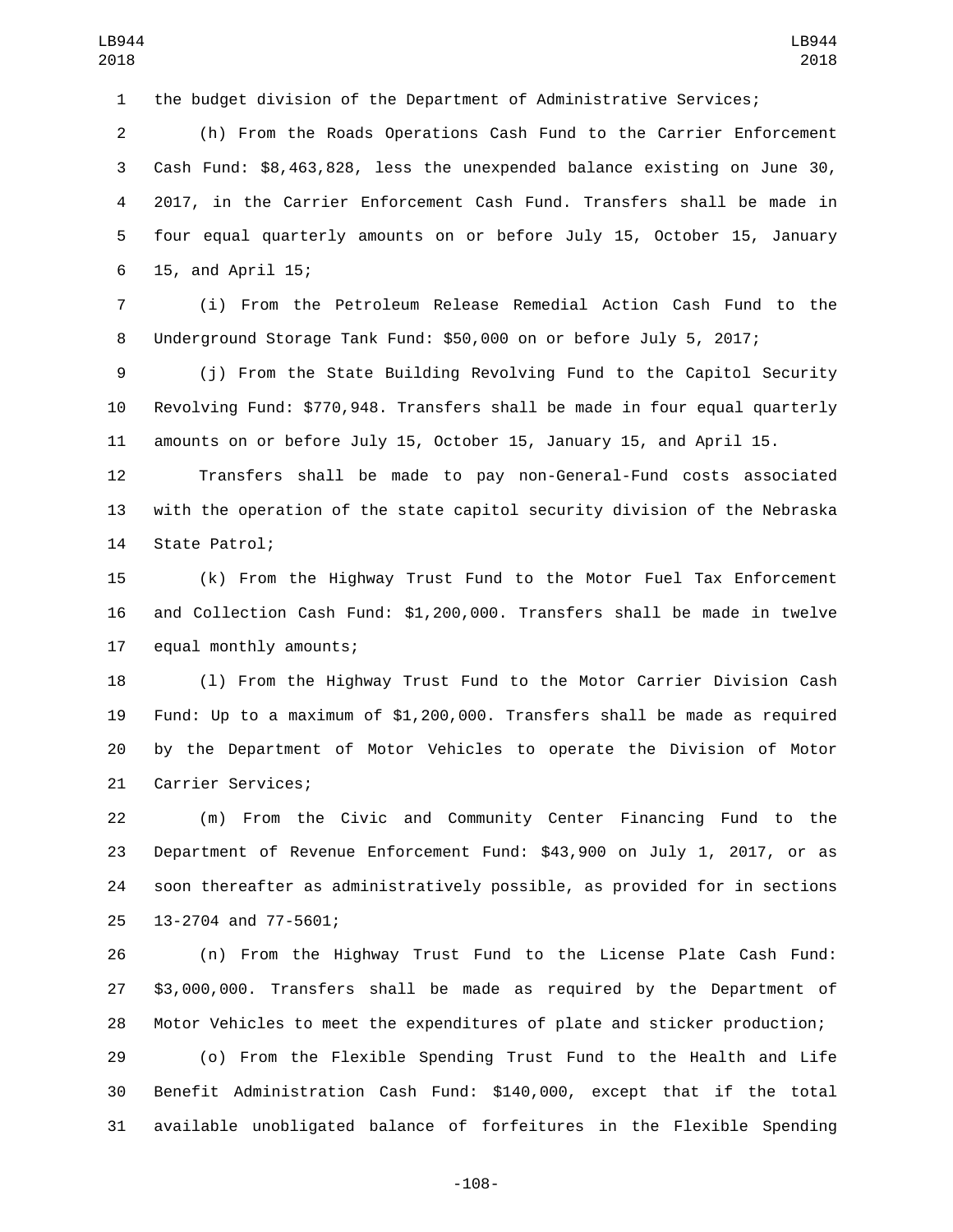the budget division of the Department of Administrative Services;

(h) From the Roads Operations Cash Fund to the Carrier Enforcement Cash Fund: $8,463,828, less the unexpended balance existing on June 30, 2017, in the Carrier Enforcement Cash Fund. Transfers shall be made in four equal quarterly amounts on or before July 15, October 15, January 15, and April 15;

(i) From the Petroleum Release Remedial Action Cash Fund to the Underground Storage Tank Fund: $50,000 on or before July 5, 2017;

(j) From the State Building Revolving Fund to the Capitol Security Revolving Fund: $770,948. Transfers shall be made in four equal quarterly amounts on or before July 15, October 15, January 15, and April 15.

Transfers shall be made to pay non-General-Fund costs associated with the operation of the state capitol security division of the Nebraska State Patrol;

(k) From the Highway Trust Fund to the Motor Fuel Tax Enforcement and Collection Cash Fund: $1,200,000. Transfers shall be made in twelve equal monthly amounts;

(l) From the Highway Trust Fund to the Motor Carrier Division Cash Fund: Up to a maximum of $1,200,000. Transfers shall be made as required by the Department of Motor Vehicles to operate the Division of Motor Carrier Services;

(m) From the Civic and Community Center Financing Fund to the Department of Revenue Enforcement Fund: $43,900 on July 1, 2017, or as soon thereafter as administratively possible, as provided for in sections 13-2704 and 77-5601;

(n) From the Highway Trust Fund to the License Plate Cash Fund: $3,000,000. Transfers shall be made as required by the Department of Motor Vehicles to meet the expenditures of plate and sticker production;

(o) From the Flexible Spending Trust Fund to the Health and Life Benefit Administration Cash Fund: $140,000, except that if the total available unobligated balance of forfeitures in the Flexible Spending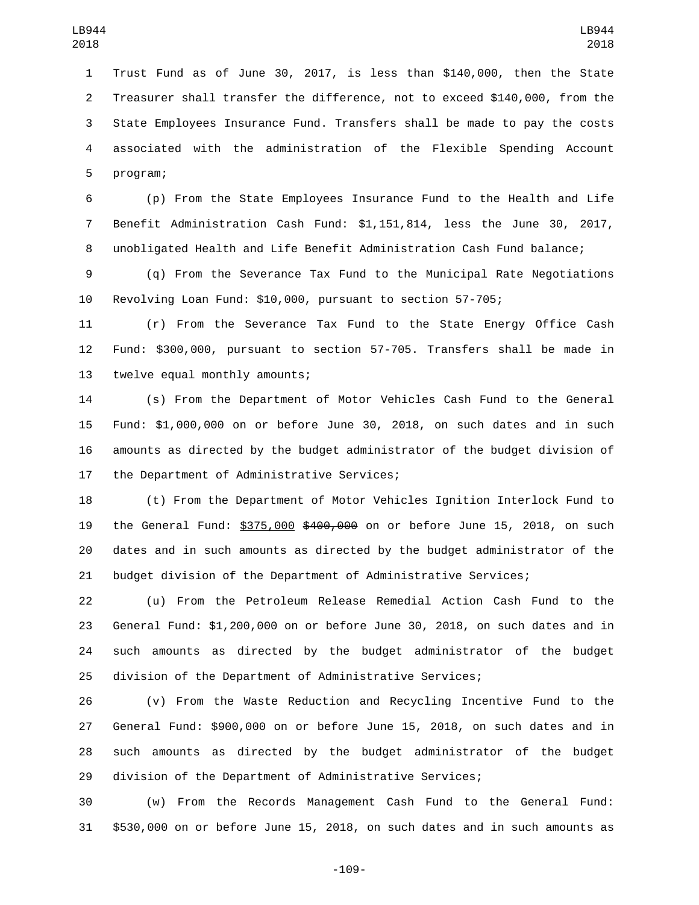Trust Fund as of June 30, 2017, is less than $140,000, then the State Treasurer shall transfer the difference, not to exceed $140,000, from the State Employees Insurance Fund. Transfers shall be made to pay the costs associated with the administration of the Flexible Spending Account program;

(p) From the State Employees Insurance Fund to the Health and Life Benefit Administration Cash Fund: $1,151,814, less the June 30, 2017, unobligated Health and Life Benefit Administration Cash Fund balance;

(q) From the Severance Tax Fund to the Municipal Rate Negotiations Revolving Loan Fund: $10,000, pursuant to section 57-705;

(r) From the Severance Tax Fund to the State Energy Office Cash Fund: $300,000, pursuant to section 57-705. Transfers shall be made in twelve equal monthly amounts;

(s) From the Department of Motor Vehicles Cash Fund to the General Fund: $1,000,000 on or before June 30, 2018, on such dates and in such amounts as directed by the budget administrator of the budget division of the Department of Administrative Services;

(t) From the Department of Motor Vehicles Ignition Interlock Fund to the General Fund: <u>$375,000</u> ~~$400,000~~ on or before June 15, 2018, on such dates and in such amounts as directed by the budget administrator of the budget division of the Department of Administrative Services;

(u) From the Petroleum Release Remedial Action Cash Fund to the General Fund: $1,200,000 on or before June 30, 2018, on such dates and in such amounts as directed by the budget administrator of the budget division of the Department of Administrative Services;

(v) From the Waste Reduction and Recycling Incentive Fund to the General Fund: $900,000 on or before June 15, 2018, on such dates and in such amounts as directed by the budget administrator of the budget division of the Department of Administrative Services;

(w) From the Records Management Cash Fund to the General Fund: $530,000 on or before June 15, 2018, on such dates and in such amounts as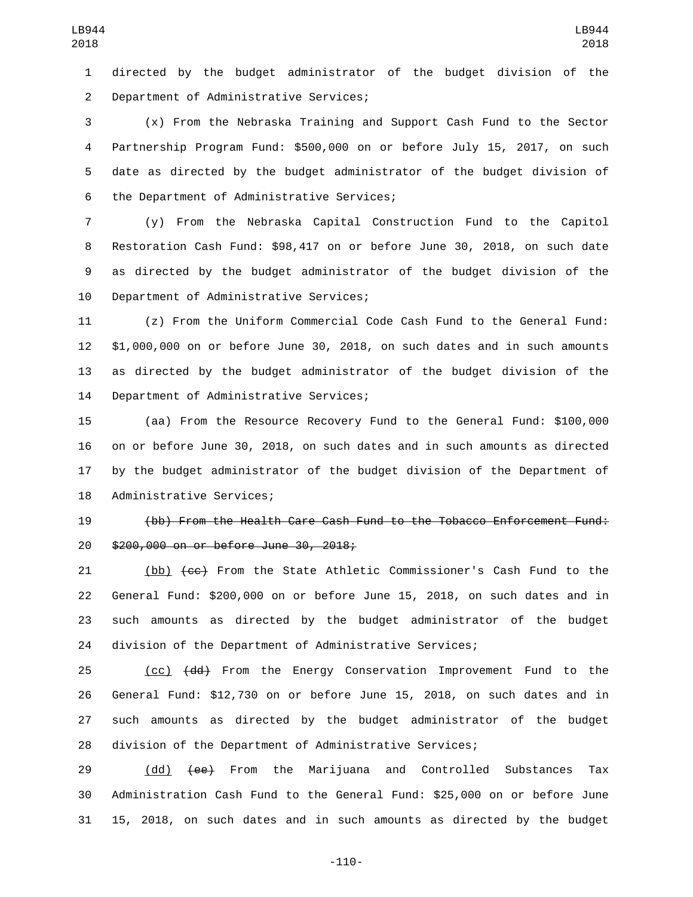directed by the budget administrator of the budget division of the Department of Administrative Services;

(x) From the Nebraska Training and Support Cash Fund to the Sector Partnership Program Fund: $500,000 on or before July 15, 2017, on such date as directed by the budget administrator of the budget division of the Department of Administrative Services;

(y) From the Nebraska Capital Construction Fund to the Capitol Restoration Cash Fund: $98,417 on or before June 30, 2018, on such date as directed by the budget administrator of the budget division of the Department of Administrative Services;

(z) From the Uniform Commercial Code Cash Fund to the General Fund: $1,000,000 on or before June 30, 2018, on such dates and in such amounts as directed by the budget administrator of the budget division of the Department of Administrative Services;

(aa) From the Resource Recovery Fund to the General Fund: $100,000 on or before June 30, 2018, on such dates and in such amounts as directed by the budget administrator of the budget division of the Department of Administrative Services;

~~(bb) From the Health Care Cash Fund to the Tobacco Enforcement Fund: $200,000 on or before June 30, 2018;~~

(bb) ~~(cc)~~ From the State Athletic Commissioner's Cash Fund to the General Fund: $200,000 on or before June 15, 2018, on such dates and in such amounts as directed by the budget administrator of the budget division of the Department of Administrative Services;

(cc) ~~(dd)~~ From the Energy Conservation Improvement Fund to the General Fund: $12,730 on or before June 15, 2018, on such dates and in such amounts as directed by the budget administrator of the budget division of the Department of Administrative Services;

(dd) ~~(ee)~~ From the Marijuana and Controlled Substances Tax Administration Cash Fund to the General Fund: $25,000 on or before June 15, 2018, on such dates and in such amounts as directed by the budget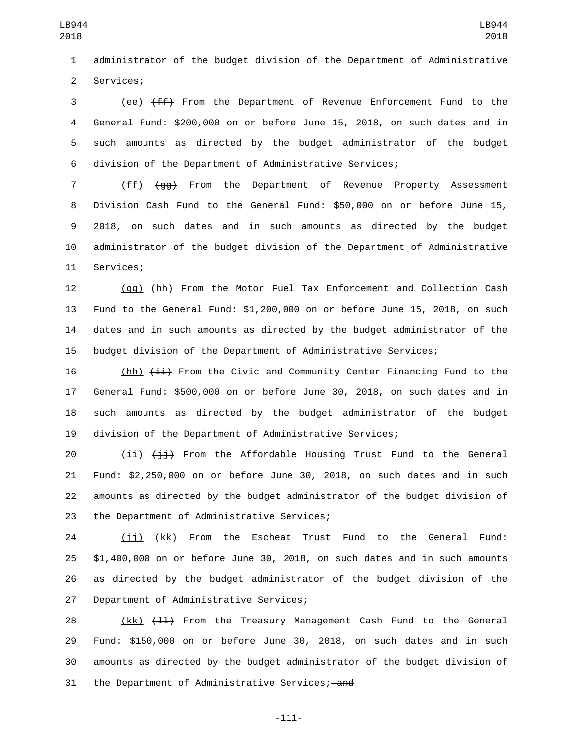administrator of the budget division of the Department of Administrative Services;

(ee) ~~(ff)~~ From the Department of Revenue Enforcement Fund to the General Fund: $200,000 on or before June 15, 2018, on such dates and in such amounts as directed by the budget administrator of the budget division of the Department of Administrative Services;

(ff) ~~(gg)~~ From the Department of Revenue Property Assessment Division Cash Fund to the General Fund: $50,000 on or before June 15, 2018, on such dates and in such amounts as directed by the budget administrator of the budget division of the Department of Administrative Services;

(gg) ~~(hh)~~ From the Motor Fuel Tax Enforcement and Collection Cash Fund to the General Fund: $1,200,000 on or before June 15, 2018, on such dates and in such amounts as directed by the budget administrator of the budget division of the Department of Administrative Services;

(hh) ~~(ii)~~ From the Civic and Community Center Financing Fund to the General Fund: $500,000 on or before June 30, 2018, on such dates and in such amounts as directed by the budget administrator of the budget division of the Department of Administrative Services;

(ii) ~~(jj)~~ From the Affordable Housing Trust Fund to the General Fund: $2,250,000 on or before June 30, 2018, on such dates and in such amounts as directed by the budget administrator of the budget division of the Department of Administrative Services;

(jj) ~~(kk)~~ From the Escheat Trust Fund to the General Fund: $1,400,000 on or before June 30, 2018, on such dates and in such amounts as directed by the budget administrator of the budget division of the Department of Administrative Services;

(kk) ~~(ll)~~ From the Treasury Management Cash Fund to the General Fund: $150,000 on or before June 30, 2018, on such dates and in such amounts as directed by the budget administrator of the budget division of the Department of Administrative Services; ~~and~~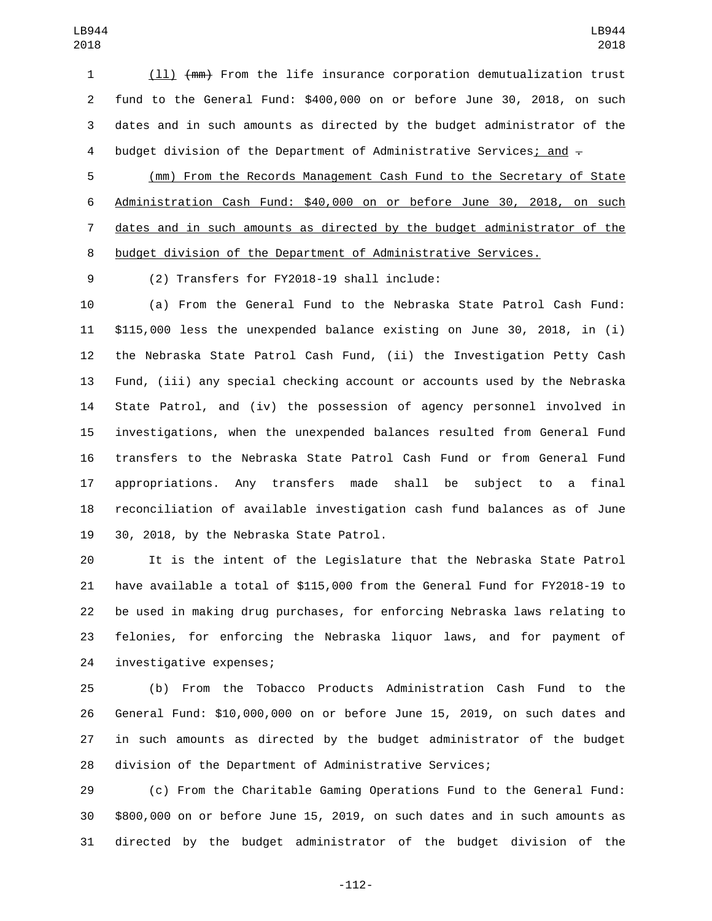(ll) ~~(mm)~~ From the life insurance corporation demutualization trust fund to the General Fund: $400,000 on or before June 30, 2018, on such dates and in such amounts as directed by the budget administrator of the budget division of the Department of Administrative Services; and ~~.~~

(mm) From the Records Management Cash Fund to the Secretary of State Administration Cash Fund: $40,000 on or before June 30, 2018, on such dates and in such amounts as directed by the budget administrator of the budget division of the Department of Administrative Services.

(2) Transfers for FY2018-19 shall include:

(a) From the General Fund to the Nebraska State Patrol Cash Fund: $115,000 less the unexpended balance existing on June 30, 2018, in (i) the Nebraska State Patrol Cash Fund, (ii) the Investigation Petty Cash Fund, (iii) any special checking account or accounts used by the Nebraska State Patrol, and (iv) the possession of agency personnel involved in investigations, when the unexpended balances resulted from General Fund transfers to the Nebraska State Patrol Cash Fund or from General Fund appropriations. Any transfers made shall be subject to a final reconciliation of available investigation cash fund balances as of June 30, 2018, by the Nebraska State Patrol.

It is the intent of the Legislature that the Nebraska State Patrol have available a total of $115,000 from the General Fund for FY2018-19 to be used in making drug purchases, for enforcing Nebraska laws relating to felonies, for enforcing the Nebraska liquor laws, and for payment of investigative expenses;

(b) From the Tobacco Products Administration Cash Fund to the General Fund: $10,000,000 on or before June 15, 2019, on such dates and in such amounts as directed by the budget administrator of the budget division of the Department of Administrative Services;

(c) From the Charitable Gaming Operations Fund to the General Fund: $800,000 on or before June 15, 2019, on such dates and in such amounts as directed by the budget administrator of the budget division of the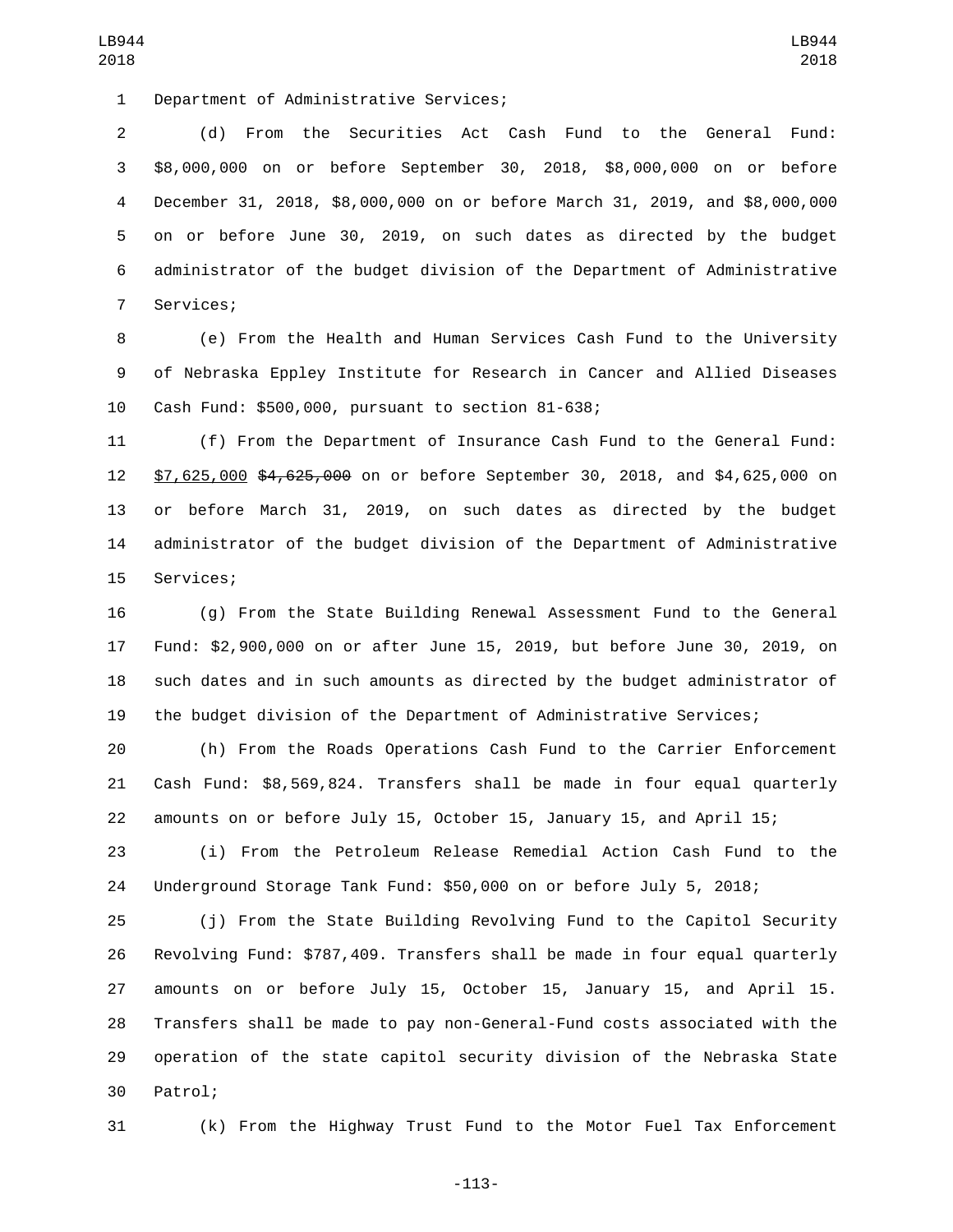Department of Administrative Services;

(d) From the Securities Act Cash Fund to the General Fund: $8,000,000 on or before September 30, 2018, $8,000,000 on or before December 31, 2018, $8,000,000 on or before March 31, 2019, and $8,000,000 on or before June 30, 2019, on such dates as directed by the budget administrator of the budget division of the Department of Administrative Services;

(e) From the Health and Human Services Cash Fund to the University of Nebraska Eppley Institute for Research in Cancer and Allied Diseases Cash Fund: $500,000, pursuant to section 81-638;

(f) From the Department of Insurance Cash Fund to the General Fund: <u>$7,625,000</u> ~~$4,625,000~~ on or before September 30, 2018, and $4,625,000 on or before March 31, 2019, on such dates as directed by the budget administrator of the budget division of the Department of Administrative Services;

(g) From the State Building Renewal Assessment Fund to the General Fund: $2,900,000 on or after June 15, 2019, but before June 30, 2019, on such dates and in such amounts as directed by the budget administrator of the budget division of the Department of Administrative Services;

(h) From the Roads Operations Cash Fund to the Carrier Enforcement Cash Fund: $8,569,824. Transfers shall be made in four equal quarterly amounts on or before July 15, October 15, January 15, and April 15;

(i) From the Petroleum Release Remedial Action Cash Fund to the Underground Storage Tank Fund: $50,000 on or before July 5, 2018;

(j) From the State Building Revolving Fund to the Capitol Security Revolving Fund: $787,409. Transfers shall be made in four equal quarterly amounts on or before July 15, October 15, January 15, and April 15. Transfers shall be made to pay non-General-Fund costs associated with the operation of the state capitol security division of the Nebraska State Patrol;

(k) From the Highway Trust Fund to the Motor Fuel Tax Enforcement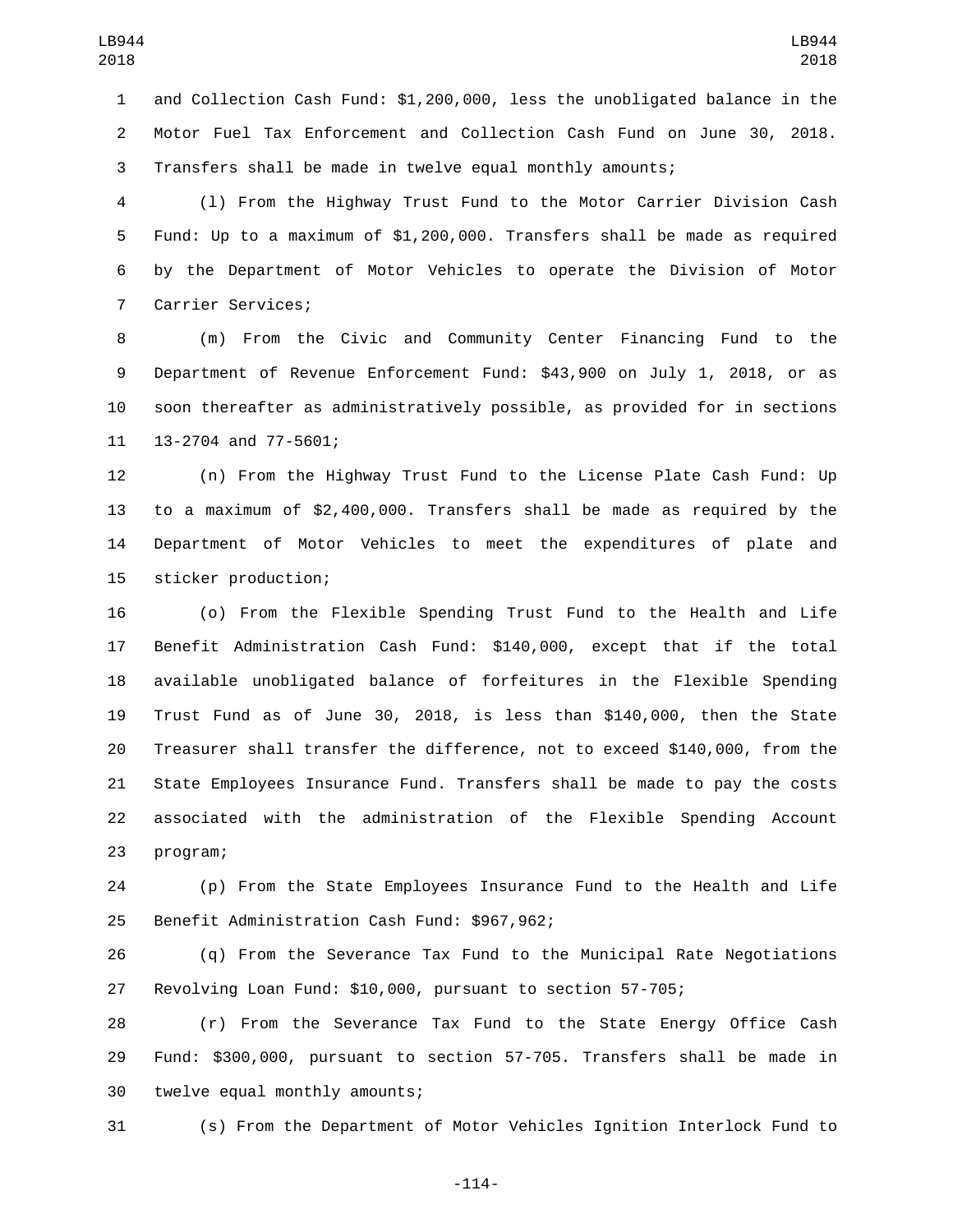and Collection Cash Fund: $1,200,000, less the unobligated balance in the Motor Fuel Tax Enforcement and Collection Cash Fund on June 30, 2018. Transfers shall be made in twelve equal monthly amounts;

(l) From the Highway Trust Fund to the Motor Carrier Division Cash Fund: Up to a maximum of $1,200,000. Transfers shall be made as required by the Department of Motor Vehicles to operate the Division of Motor Carrier Services;

(m) From the Civic and Community Center Financing Fund to the Department of Revenue Enforcement Fund: $43,900 on July 1, 2018, or as soon thereafter as administratively possible, as provided for in sections 13-2704 and 77-5601;

(n) From the Highway Trust Fund to the License Plate Cash Fund: Up to a maximum of $2,400,000. Transfers shall be made as required by the Department of Motor Vehicles to meet the expenditures of plate and sticker production;

(o) From the Flexible Spending Trust Fund to the Health and Life Benefit Administration Cash Fund: $140,000, except that if the total available unobligated balance of forfeitures in the Flexible Spending Trust Fund as of June 30, 2018, is less than $140,000, then the State Treasurer shall transfer the difference, not to exceed $140,000, from the State Employees Insurance Fund. Transfers shall be made to pay the costs associated with the administration of the Flexible Spending Account program;

(p) From the State Employees Insurance Fund to the Health and Life Benefit Administration Cash Fund: $967,962;

(q) From the Severance Tax Fund to the Municipal Rate Negotiations Revolving Loan Fund: $10,000, pursuant to section 57-705;

(r) From the Severance Tax Fund to the State Energy Office Cash Fund: $300,000, pursuant to section 57-705. Transfers shall be made in twelve equal monthly amounts;

(s) From the Department of Motor Vehicles Ignition Interlock Fund to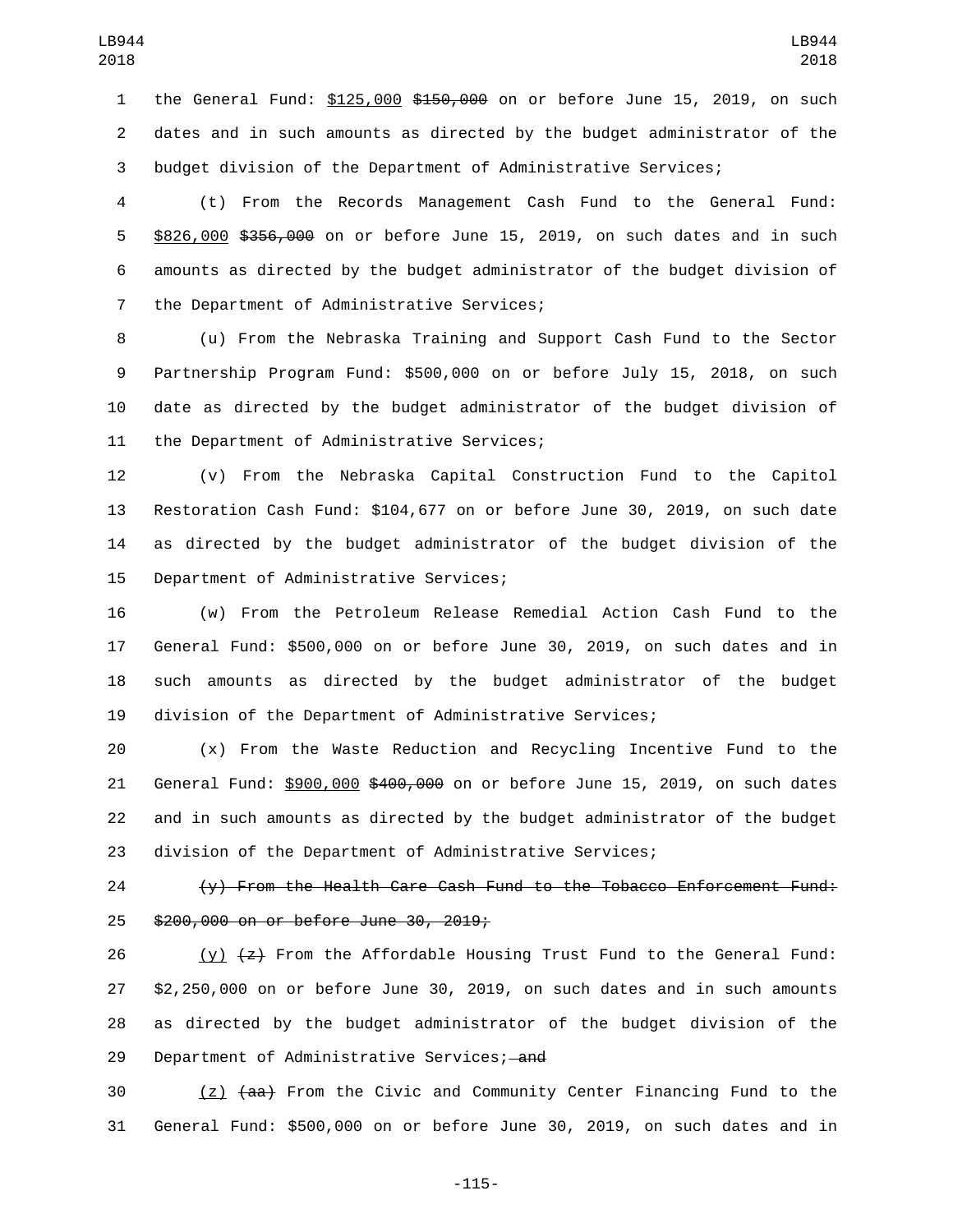the General Fund: <u>$125,000</u> ~~$150,000~~ on or before June 15, 2019, on such dates and in such amounts as directed by the budget administrator of the budget division of the Department of Administrative Services;

(t) From the Records Management Cash Fund to the General Fund: <u>$826,000</u> ~~$356,000~~ on or before June 15, 2019, on such dates and in such amounts as directed by the budget administrator of the budget division of the Department of Administrative Services;

(u) From the Nebraska Training and Support Cash Fund to the Sector Partnership Program Fund: $500,000 on or before July 15, 2018, on such date as directed by the budget administrator of the budget division of the Department of Administrative Services;

(v) From the Nebraska Capital Construction Fund to the Capitol Restoration Cash Fund: $104,677 on or before June 30, 2019, on such date as directed by the budget administrator of the budget division of the Department of Administrative Services;

(w) From the Petroleum Release Remedial Action Cash Fund to the General Fund: $500,000 on or before June 30, 2019, on such dates and in such amounts as directed by the budget administrator of the budget division of the Department of Administrative Services;

(x) From the Waste Reduction and Recycling Incentive Fund to the General Fund: <u>$900,000</u> ~~$400,000~~ on or before June 15, 2019, on such dates and in such amounts as directed by the budget administrator of the budget division of the Department of Administrative Services;

~~(y) From the Health Care Cash Fund to the Tobacco Enforcement Fund: $200,000 on or before June 30, 2019;~~

<u>(y)</u> ~~(z)~~ From the Affordable Housing Trust Fund to the General Fund: $2,250,000 on or before June 30, 2019, on such dates and in such amounts as directed by the budget administrator of the budget division of the Department of Administrative Services; ~~and~~

<u>(z)</u> ~~(aa)~~ From the Civic and Community Center Financing Fund to the General Fund: $500,000 on or before June 30, 2019, on such dates and in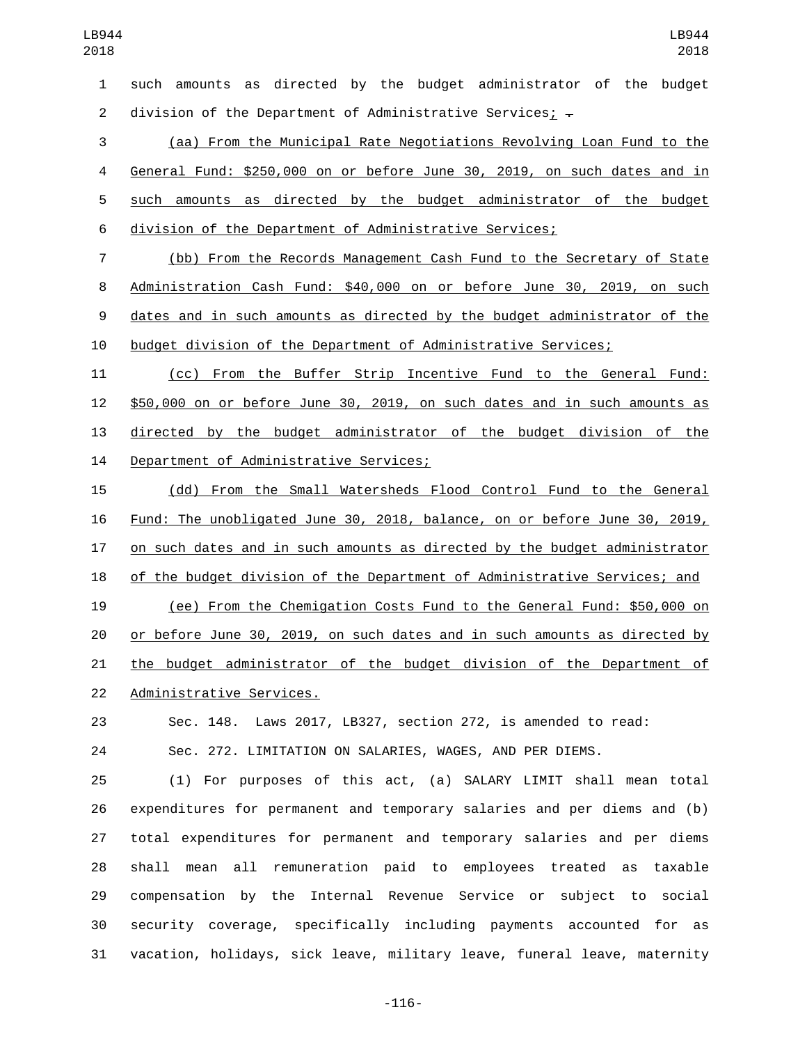such amounts as directed by the budget administrator of the budget division of the Department of Administrative Services; .

(aa) From the Municipal Rate Negotiations Revolving Loan Fund to the General Fund: $250,000 on or before June 30, 2019, on such dates and in such amounts as directed by the budget administrator of the budget division of the Department of Administrative Services;

(bb) From the Records Management Cash Fund to the Secretary of State Administration Cash Fund: $40,000 on or before June 30, 2019, on such dates and in such amounts as directed by the budget administrator of the budget division of the Department of Administrative Services;

(cc) From the Buffer Strip Incentive Fund to the General Fund: $50,000 on or before June 30, 2019, on such dates and in such amounts as directed by the budget administrator of the budget division of the Department of Administrative Services;

(dd) From the Small Watersheds Flood Control Fund to the General Fund: The unobligated June 30, 2018, balance, on or before June 30, 2019, on such dates and in such amounts as directed by the budget administrator of the budget division of the Department of Administrative Services; and

(ee) From the Chemigation Costs Fund to the General Fund: $50,000 on or before June 30, 2019, on such dates and in such amounts as directed by the budget administrator of the budget division of the Department of Administrative Services.

Sec. 148. Laws 2017, LB327, section 272, is amended to read:

Sec. 272. LIMITATION ON SALARIES, WAGES, AND PER DIEMS.

(1) For purposes of this act, (a) SALARY LIMIT shall mean total expenditures for permanent and temporary salaries and per diems and (b) total expenditures for permanent and temporary salaries and per diems shall mean all remuneration paid to employees treated as taxable compensation by the Internal Revenue Service or subject to social security coverage, specifically including payments accounted for as vacation, holidays, sick leave, military leave, funeral leave, maternity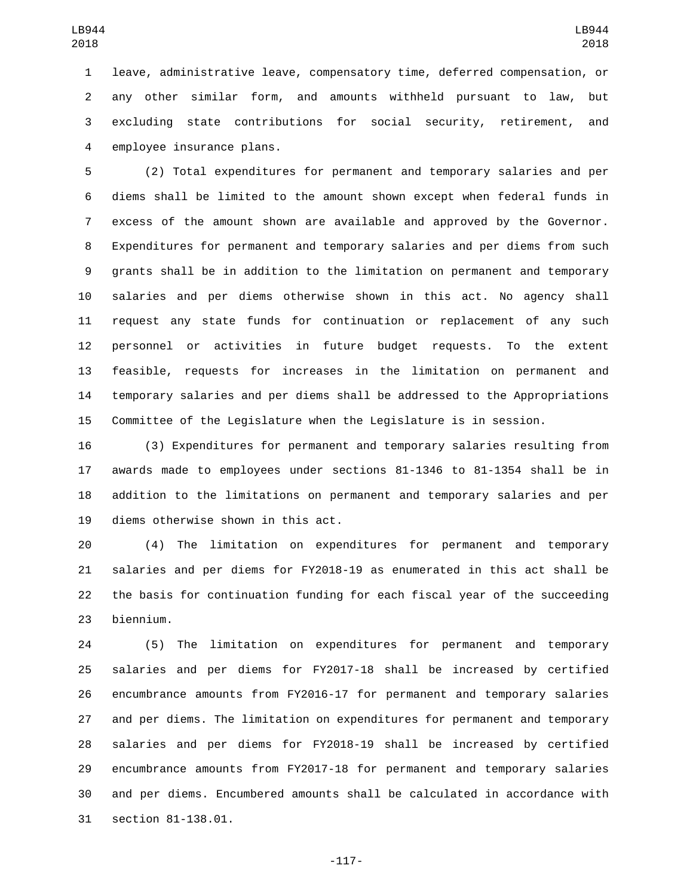leave, administrative leave, compensatory time, deferred compensation, or any other similar form, and amounts withheld pursuant to law, but excluding state contributions for social security, retirement, and employee insurance plans.

(2) Total expenditures for permanent and temporary salaries and per diems shall be limited to the amount shown except when federal funds in excess of the amount shown are available and approved by the Governor. Expenditures for permanent and temporary salaries and per diems from such grants shall be in addition to the limitation on permanent and temporary salaries and per diems otherwise shown in this act. No agency shall request any state funds for continuation or replacement of any such personnel or activities in future budget requests. To the extent feasible, requests for increases in the limitation on permanent and temporary salaries and per diems shall be addressed to the Appropriations Committee of the Legislature when the Legislature is in session.

(3) Expenditures for permanent and temporary salaries resulting from awards made to employees under sections 81-1346 to 81-1354 shall be in addition to the limitations on permanent and temporary salaries and per diems otherwise shown in this act.

(4) The limitation on expenditures for permanent and temporary salaries and per diems for FY2018-19 as enumerated in this act shall be the basis for continuation funding for each fiscal year of the succeeding biennium.

(5) The limitation on expenditures for permanent and temporary salaries and per diems for FY2017-18 shall be increased by certified encumbrance amounts from FY2016-17 for permanent and temporary salaries and per diems. The limitation on expenditures for permanent and temporary salaries and per diems for FY2018-19 shall be increased by certified encumbrance amounts from FY2017-18 for permanent and temporary salaries and per diems. Encumbered amounts shall be calculated in accordance with section 81-138.01.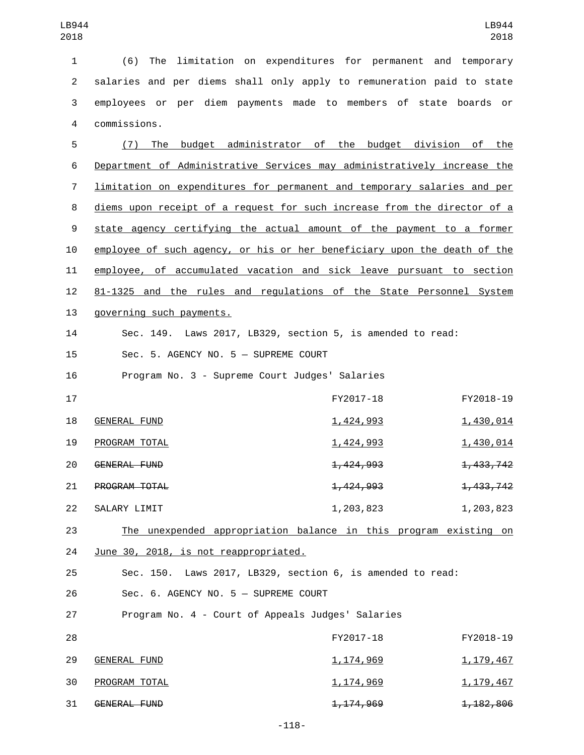(6) The limitation on expenditures for permanent and temporary salaries and per diems shall only apply to remuneration paid to state employees or per diem payments made to members of state boards or commissions.

(7) The budget administrator of the budget division of the Department of Administrative Services may administratively increase the limitation on expenditures for permanent and temporary salaries and per diems upon receipt of a request for such increase from the director of a state agency certifying the actual amount of the payment to a former employee of such agency, or his or her beneficiary upon the death of the employee, of accumulated vacation and sick leave pursuant to section 81-1325 and the rules and regulations of the State Personnel System governing such payments.

Sec. 149. Laws 2017, LB329, section 5, is amended to read:

Sec. 5. AGENCY NO. 5 — SUPREME COURT

Program No. 3 - Supreme Court Judges' Salaries

| | FY2017-18 | FY2018-19 |
|---|---|---|
| GENERAL FUND | 1,424,993 | 1,430,014 |
| PROGRAM TOTAL | 1,424,993 | 1,430,014 |
| ~~GENERAL FUND~~ | ~~1,424,993~~ | ~~1,433,742~~ |
| ~~PROGRAM TOTAL~~ | ~~1,424,993~~ | ~~1,433,742~~ |
| SALARY LIMIT | 1,203,823 | 1,203,823 |

The unexpended appropriation balance in this program existing on June 30, 2018, is not reappropriated.

Sec. 150. Laws 2017, LB329, section 6, is amended to read:

Sec. 6. AGENCY NO. 5 — SUPREME COURT

Program No. 4 - Court of Appeals Judges' Salaries

| | FY2017-18 | FY2018-19 |
|---|---|---|
| GENERAL FUND | 1,174,969 | 1,179,467 |
| PROGRAM TOTAL | 1,174,969 | 1,179,467 |
| ~~GENERAL FUND~~ | ~~1,174,969~~ | ~~1,182,806~~ |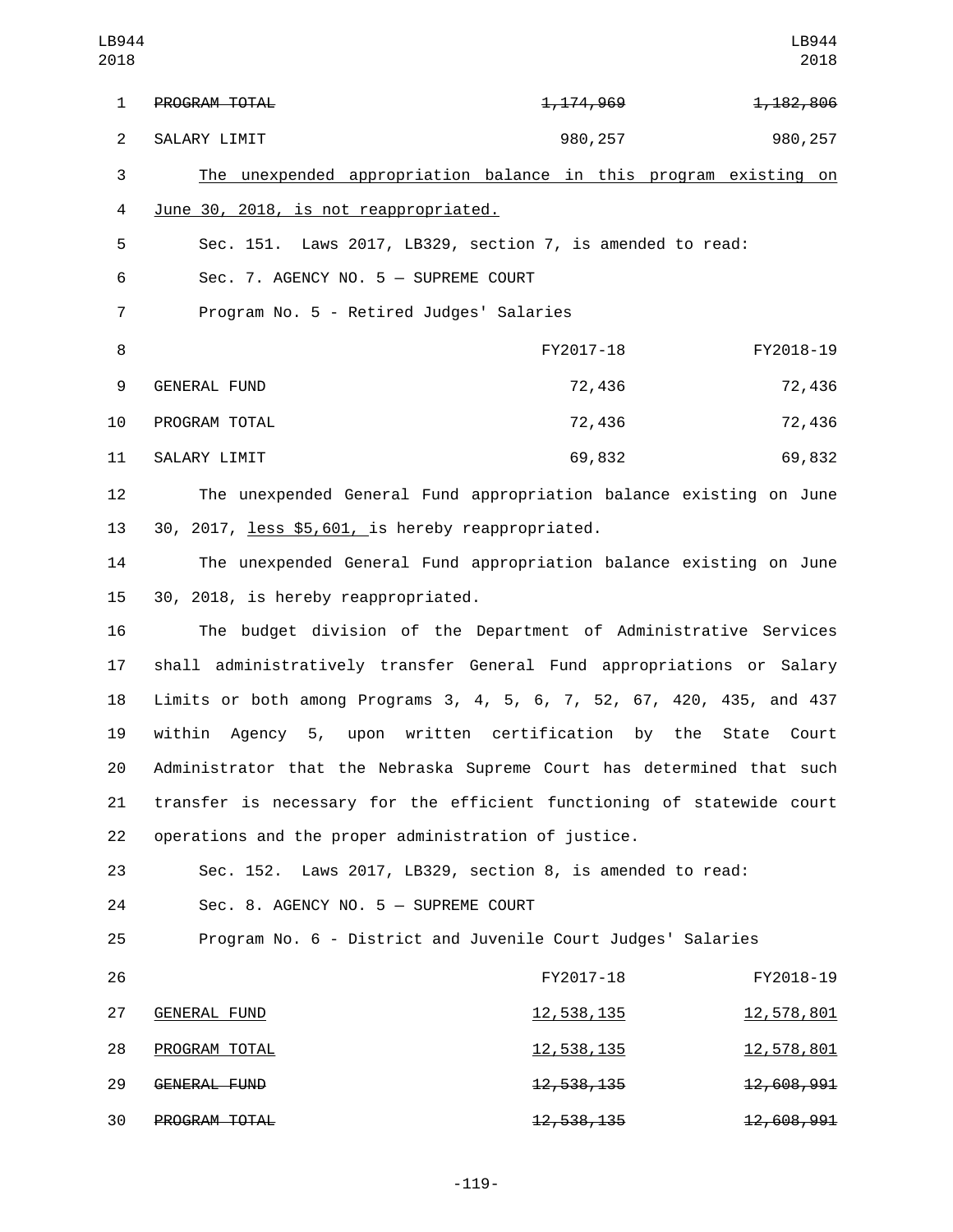| | | |
|---|---|---|
| ~~PROGRAM TOTAL~~ | ~~1,174,969~~ | ~~1,182,806~~ |
| SALARY LIMIT | 980,257 | 980,257 |

<u>The unexpended appropriation balance in this program existing on June 30, 2018, is not reappropriated.</u>

Sec. 151. Laws 2017, LB329, section 7, is amended to read:

Sec. 7. AGENCY NO. 5 — SUPREME COURT

Program No. 5 - Retired Judges' Salaries

| | FY2017-18 | FY2018-19 |
|---|---|---|
| GENERAL FUND | 72,436 | 72,436 |
| PROGRAM TOTAL | 72,436 | 72,436 |
| SALARY LIMIT | 69,832 | 69,832 |

The unexpended General Fund appropriation balance existing on June 30, 2017, <u>less $5,601,</u> is hereby reappropriated.

The unexpended General Fund appropriation balance existing on June 30, 2018, is hereby reappropriated.

The budget division of the Department of Administrative Services shall administratively transfer General Fund appropriations or Salary Limits or both among Programs 3, 4, 5, 6, 7, 52, 67, 420, 435, and 437 within Agency 5, upon written certification by the State Court Administrator that the Nebraska Supreme Court has determined that such transfer is necessary for the efficient functioning of statewide court operations and the proper administration of justice.

Sec. 152. Laws 2017, LB329, section 8, is amended to read:

Sec. 8. AGENCY NO. 5 — SUPREME COURT

Program No. 6 - District and Juvenile Court Judges' Salaries

| | FY2017-18 | FY2018-19 |
|---|---|---|
| <u>GENERAL FUND</u> | <u>12,538,135</u> | <u>12,578,801</u> |
| <u>PROGRAM TOTAL</u> | <u>12,538,135</u> | <u>12,578,801</u> |
| ~~GENERAL FUND~~ | ~~12,538,135~~ | ~~12,608,991~~ |
| ~~PROGRAM TOTAL~~ | ~~12,538,135~~ | ~~12,608,991~~ |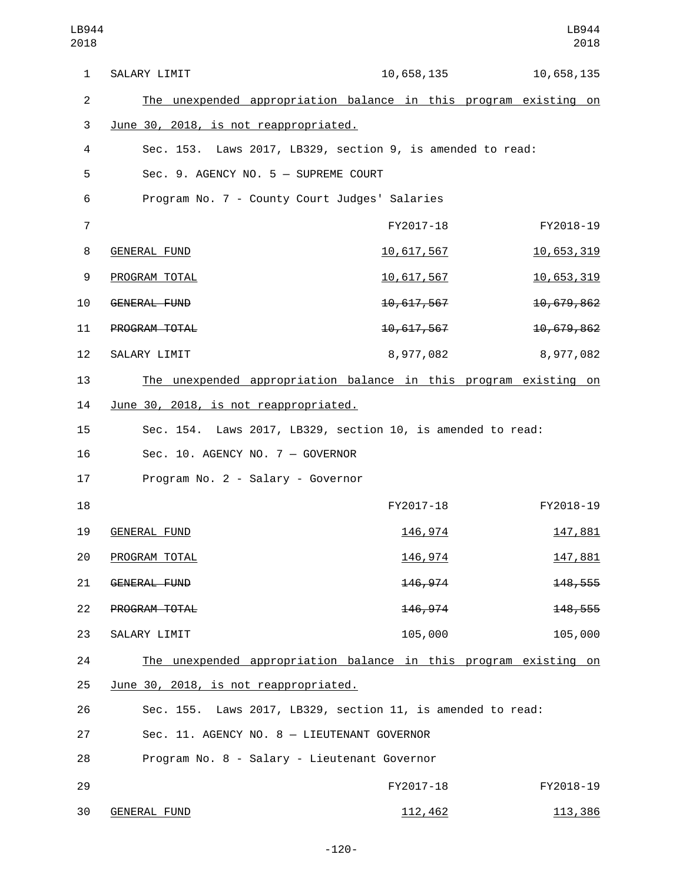| | FY2017-18 | FY2018-19 |
|---|---|---|
| SALARY LIMIT | 10,658,135 | 10,658,135 |

The unexpended appropriation balance in this program existing on June 30, 2018, is not reappropriated.

Sec. 153. Laws 2017, LB329, section 9, is amended to read:

Sec. 9. AGENCY NO. 5 — SUPREME COURT

Program No. 7 - County Court Judges' Salaries

| | FY2017-18 | FY2018-19 |
|---|---|---|
| GENERAL FUND | 10,617,567 | 10,653,319 |
| PROGRAM TOTAL | 10,617,567 | 10,653,319 |
| ~~GENERAL FUND~~ | ~~10,617,567~~ | ~~10,679,862~~ |
| ~~PROGRAM TOTAL~~ | ~~10,617,567~~ | ~~10,679,862~~ |
| SALARY LIMIT | 8,977,082 | 8,977,082 |

The unexpended appropriation balance in this program existing on June 30, 2018, is not reappropriated.

Sec. 154. Laws 2017, LB329, section 10, is amended to read:

Sec. 10. AGENCY NO. 7 — GOVERNOR

Program No. 2 - Salary - Governor

| | FY2017-18 | FY2018-19 |
|---|---|---|
| GENERAL FUND | 146,974 | 147,881 |
| PROGRAM TOTAL | 146,974 | 147,881 |
| ~~GENERAL FUND~~ | ~~146,974~~ | ~~148,555~~ |
| ~~PROGRAM TOTAL~~ | ~~146,974~~ | ~~148,555~~ |
| SALARY LIMIT | 105,000 | 105,000 |

The unexpended appropriation balance in this program existing on June 30, 2018, is not reappropriated.

Sec. 155. Laws 2017, LB329, section 11, is amended to read:

Sec. 11. AGENCY NO. 8 — LIEUTENANT GOVERNOR

Program No. 8 - Salary - Lieutenant Governor

| | FY2017-18 | FY2018-19 |
|---|---|---|
| GENERAL FUND | 112,462 | 113,386 |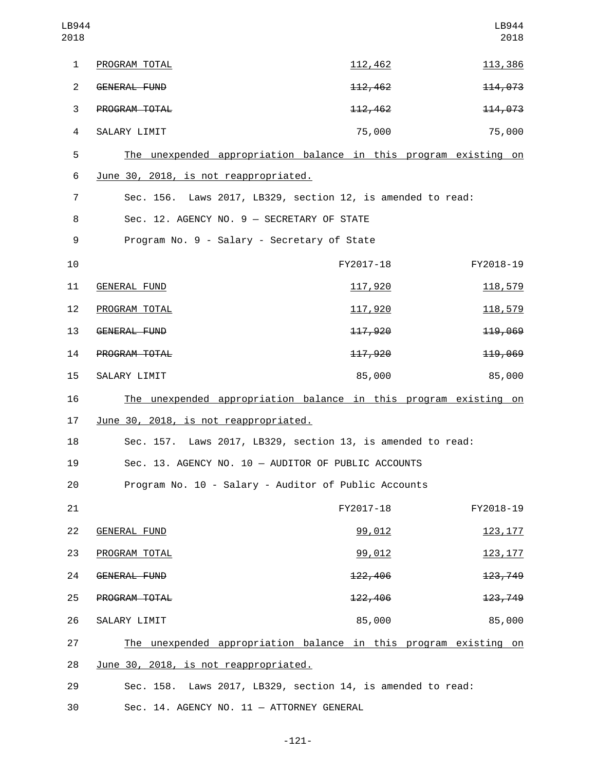| | FY2017-18 | FY2018-19 |
|---|---|---|
| PROGRAM TOTAL | 112,462 | 113,386 |
| ~~GENERAL FUND~~ | ~~112,462~~ | ~~114,073~~ |
| ~~PROGRAM TOTAL~~ | ~~112,462~~ | ~~114,073~~ |
| SALARY LIMIT | 75,000 | 75,000 |

The unexpended appropriation balance in this program existing on June 30, 2018, is not reappropriated.

Sec. 156. Laws 2017, LB329, section 12, is amended to read:

Sec. 12. AGENCY NO. 9 — SECRETARY OF STATE

Program No. 9 - Salary - Secretary of State

| | FY2017-18 | FY2018-19 |
|---|---|---|
| GENERAL FUND | 117,920 | 118,579 |
| PROGRAM TOTAL | 117,920 | 118,579 |
| ~~GENERAL FUND~~ | ~~117,920~~ | ~~119,069~~ |
| ~~PROGRAM TOTAL~~ | ~~117,920~~ | ~~119,069~~ |
| SALARY LIMIT | 85,000 | 85,000 |

The unexpended appropriation balance in this program existing on June 30, 2018, is not reappropriated.

Sec. 157. Laws 2017, LB329, section 13, is amended to read:

Sec. 13. AGENCY NO. 10 — AUDITOR OF PUBLIC ACCOUNTS

Program No. 10 - Salary - Auditor of Public Accounts

| | FY2017-18 | FY2018-19 |
|---|---|---|
| GENERAL FUND | 99,012 | 123,177 |
| PROGRAM TOTAL | 99,012 | 123,177 |
| ~~GENERAL FUND~~ | ~~122,406~~ | ~~123,749~~ |
| ~~PROGRAM TOTAL~~ | ~~122,406~~ | ~~123,749~~ |
| SALARY LIMIT | 85,000 | 85,000 |

The unexpended appropriation balance in this program existing on June 30, 2018, is not reappropriated.

Sec. 158. Laws 2017, LB329, section 14, is amended to read:

Sec. 14. AGENCY NO. 11 — ATTORNEY GENERAL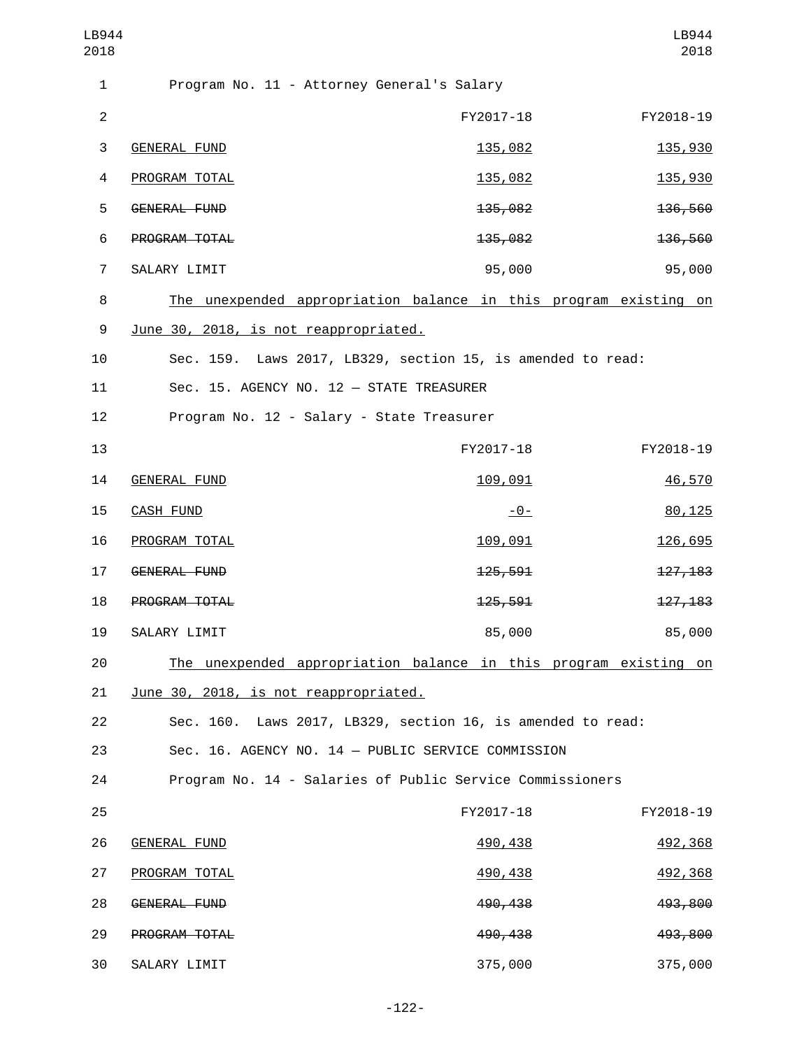Program No. 11 - Attorney General's Salary

| | FY2017-18 | FY2018-19 |
|---|---|---|
| GENERAL FUND | 135,082 | 135,930 |
| PROGRAM TOTAL | 135,082 | 135,930 |
| ~~GENERAL FUND~~ | ~~135,082~~ | ~~136,560~~ |
| ~~PROGRAM TOTAL~~ | ~~135,082~~ | ~~136,560~~ |
| SALARY LIMIT | 95,000 | 95,000 |

The unexpended appropriation balance in this program existing on June 30, 2018, is not reappropriated.

Sec. 159. Laws 2017, LB329, section 15, is amended to read:

Sec. 15. AGENCY NO. 12 — STATE TREASURER

Program No. 12 - Salary - State Treasurer

| | FY2017-18 | FY2018-19 |
|---|---|---|
| GENERAL FUND | 109,091 | 46,570 |
| CASH FUND | -0- | 80,125 |
| PROGRAM TOTAL | 109,091 | 126,695 |
| ~~GENERAL FUND~~ | ~~125,591~~ | ~~127,183~~ |
| ~~PROGRAM TOTAL~~ | ~~125,591~~ | ~~127,183~~ |
| SALARY LIMIT | 85,000 | 85,000 |

The unexpended appropriation balance in this program existing on June 30, 2018, is not reappropriated.

Sec. 160. Laws 2017, LB329, section 16, is amended to read:

Sec. 16. AGENCY NO. 14 — PUBLIC SERVICE COMMISSION

Program No. 14 - Salaries of Public Service Commissioners

| | FY2017-18 | FY2018-19 |
|---|---|---|
| GENERAL FUND | 490,438 | 492,368 |
| PROGRAM TOTAL | 490,438 | 492,368 |
| ~~GENERAL FUND~~ | ~~490,438~~ | ~~493,800~~ |
| ~~PROGRAM TOTAL~~ | ~~490,438~~ | ~~493,800~~ |
| SALARY LIMIT | 375,000 | 375,000 |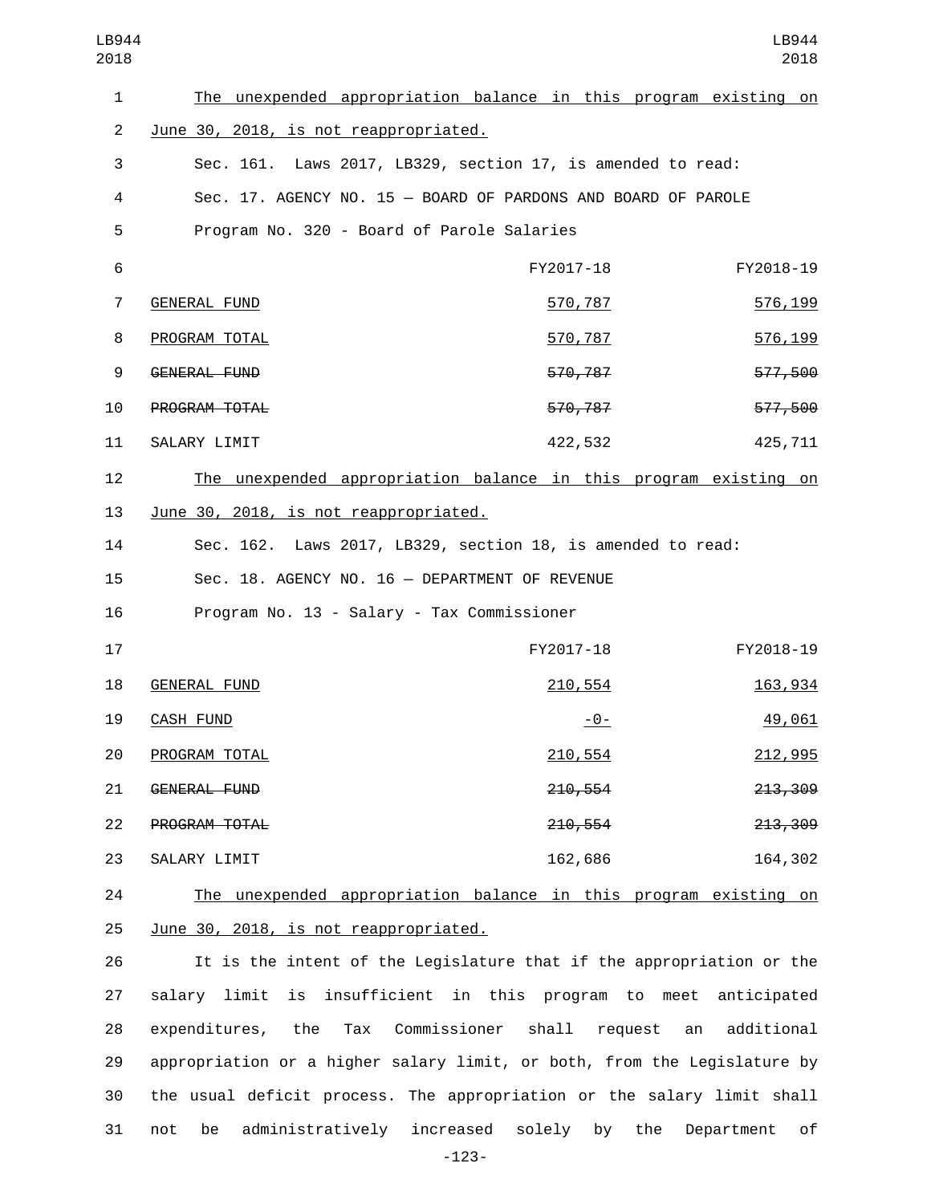The unexpended appropriation balance in this program existing on June 30, 2018, is not reappropriated.

Sec. 161. Laws 2017, LB329, section 17, is amended to read:

Sec. 17. AGENCY NO. 15 — BOARD OF PARDONS AND BOARD OF PAROLE

Program No. 320 - Board of Parole Salaries

| | FY2017-18 | FY2018-19 |
|---|---|---|
| GENERAL FUND | 570,787 | 576,199 |
| PROGRAM TOTAL | 570,787 | 576,199 |
| ~~GENERAL FUND~~ | ~~570,787~~ | ~~577,500~~ |
| ~~PROGRAM TOTAL~~ | ~~570,787~~ | ~~577,500~~ |
| SALARY LIMIT | 422,532 | 425,711 |

The unexpended appropriation balance in this program existing on June 30, 2018, is not reappropriated.

Sec. 162. Laws 2017, LB329, section 18, is amended to read:

Sec. 18. AGENCY NO. 16 — DEPARTMENT OF REVENUE

Program No. 13 - Salary - Tax Commissioner

| | FY2017-18 | FY2018-19 |
|---|---|---|
| GENERAL FUND | 210,554 | 163,934 |
| CASH FUND | -0- | 49,061 |
| PROGRAM TOTAL | 210,554 | 212,995 |
| ~~GENERAL FUND~~ | ~~210,554~~ | ~~213,309~~ |
| ~~PROGRAM TOTAL~~ | ~~210,554~~ | ~~213,309~~ |
| SALARY LIMIT | 162,686 | 164,302 |

The unexpended appropriation balance in this program existing on June 30, 2018, is not reappropriated.

It is the intent of the Legislature that if the appropriation or the salary limit is insufficient in this program to meet anticipated expenditures, the Tax Commissioner shall request an additional appropriation or a higher salary limit, or both, from the Legislature by the usual deficit process. The appropriation or the salary limit shall not be administratively increased solely by the Department of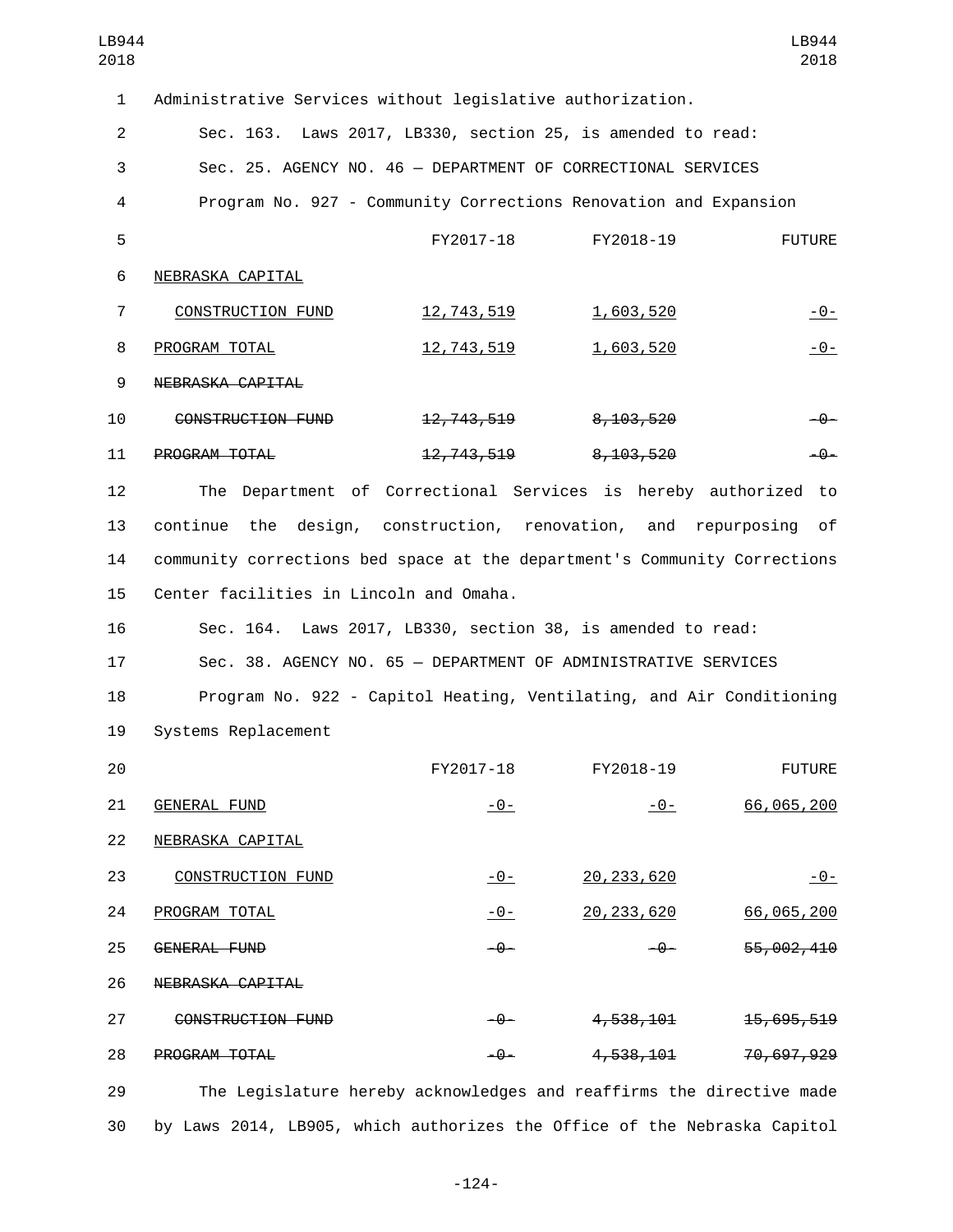Administrative Services without legislative authorization.

Sec. 163. Laws 2017, LB330, section 25, is amended to read:

Sec. 25. AGENCY NO. 46 — DEPARTMENT OF CORRECTIONAL SERVICES

Program No. 927 - Community Corrections Renovation and Expansion

| | FY2017-18 | FY2018-19 | FUTURE |
|---|---|---|---|
| NEBRASKA CAPITAL | | | |
| CONSTRUCTION FUND | 12,743,519 | 1,603,520 | -0- |
| PROGRAM TOTAL | 12,743,519 | 1,603,520 | -0- |
| ~~NEBRASKA CAPITAL~~ | | | |
| ~~CONSTRUCTION FUND~~ | ~~12,743,519~~ | ~~8,103,520~~ | ~~-0-~~ |
| ~~PROGRAM TOTAL~~ | ~~12,743,519~~ | ~~8,103,520~~ | ~~-0-~~ |

The Department of Correctional Services is hereby authorized to continue the design, construction, renovation, and repurposing of community corrections bed space at the department's Community Corrections Center facilities in Lincoln and Omaha.

Sec. 164. Laws 2017, LB330, section 38, is amended to read:

Sec. 38. AGENCY NO. 65 — DEPARTMENT OF ADMINISTRATIVE SERVICES

Program No. 922 - Capitol Heating, Ventilating, and Air Conditioning Systems Replacement

| | FY2017-18 | FY2018-19 | FUTURE |
|---|---|---|---|
| GENERAL FUND | -0- | -0- | 66,065,200 |
| NEBRASKA CAPITAL | | | |
| CONSTRUCTION FUND | -0- | 20,233,620 | -0- |
| PROGRAM TOTAL | -0- | 20,233,620 | 66,065,200 |
| ~~GENERAL FUND~~ | ~~-0-~~ | ~~-0-~~ | ~~55,002,410~~ |
| ~~NEBRASKA CAPITAL~~ | | | |
| ~~CONSTRUCTION FUND~~ | ~~-0-~~ | ~~4,538,101~~ | ~~15,695,519~~ |
| ~~PROGRAM TOTAL~~ | ~~-0-~~ | ~~4,538,101~~ | ~~70,697,929~~ |

The Legislature hereby acknowledges and reaffirms the directive made by Laws 2014, LB905, which authorizes the Office of the Nebraska Capitol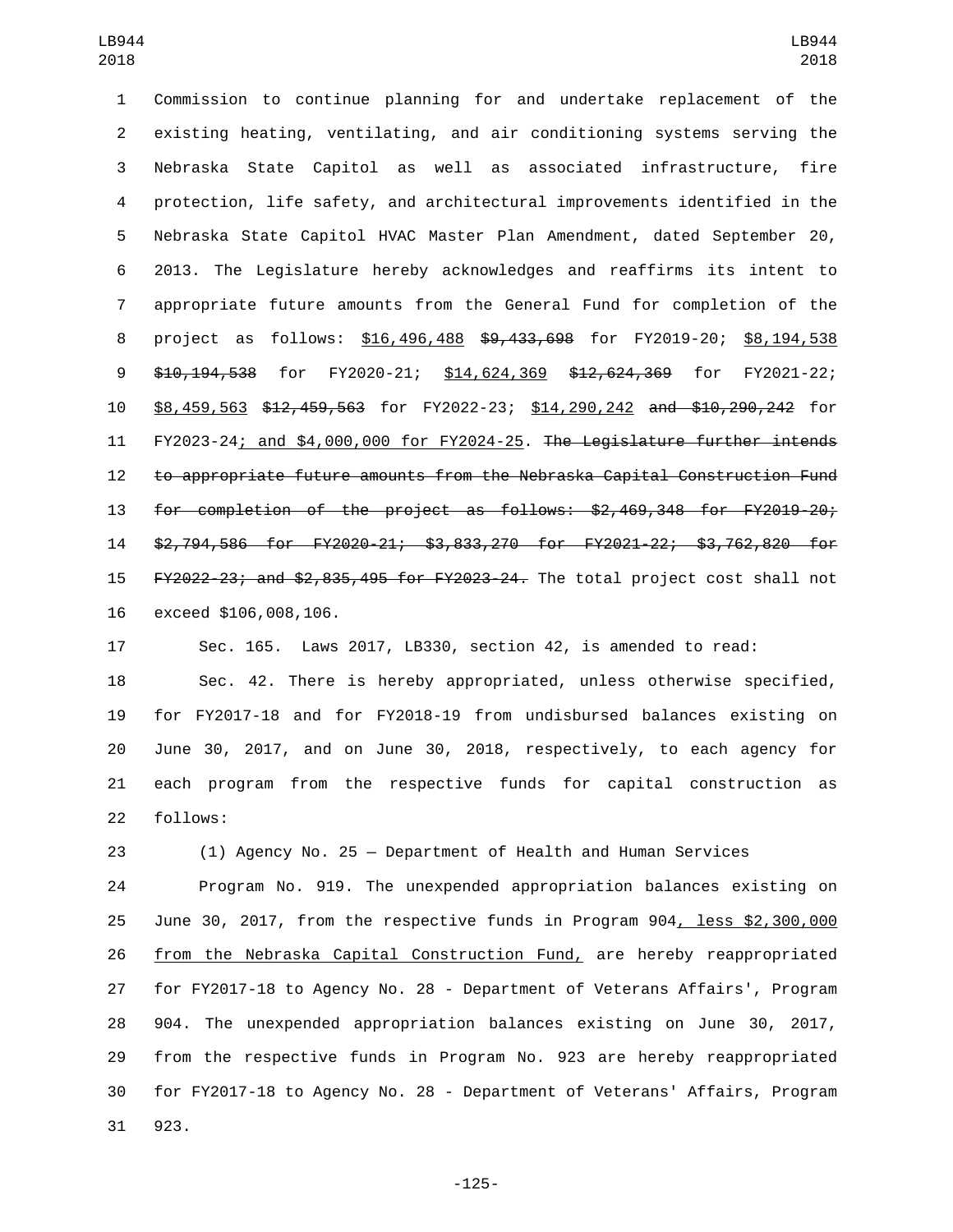Commission to continue planning for and undertake replacement of the existing heating, ventilating, and air conditioning systems serving the Nebraska State Capitol as well as associated infrastructure, fire protection, life safety, and architectural improvements identified in the Nebraska State Capitol HVAC Master Plan Amendment, dated September 20, 2013. The Legislature hereby acknowledges and reaffirms its intent to appropriate future amounts from the General Fund for completion of the project as follows: <u>$16,496,488</u> ~~$9,433,698~~ for FY2019-20; <u>$8,194,538</u> ~~$10,194,538~~ for FY2020-21; <u>$14,624,369</u> ~~$12,624,369~~ for FY2021-22; <u>$8,459,563</u> ~~$12,459,563~~ for FY2022-23; <u>$14,290,242</u> ~~and $10,290,242~~ for FY2023-24<u>; and $4,000,000 for FY2024-25</u>. ~~The Legislature further intends to appropriate future amounts from the Nebraska Capital Construction Fund for completion of the project as follows: $2,469,348 for FY2019-20; $2,794,586 for FY2020-21; $3,833,270 for FY2021-22; $3,762,820 for FY2022-23; and $2,835,495 for FY2023-24.~~ The total project cost shall not exceed $106,008,106.

Sec. 165. Laws 2017, LB330, section 42, is amended to read:

Sec. 42. There is hereby appropriated, unless otherwise specified, for FY2017-18 and for FY2018-19 from undisbursed balances existing on June 30, 2017, and on June 30, 2018, respectively, to each agency for each program from the respective funds for capital construction as follows:

(1) Agency No. 25 — Department of Health and Human Services

Program No. 919. The unexpended appropriation balances existing on June 30, 2017, from the respective funds in Program 904<u>, less $2,300,000 from the Nebraska Capital Construction Fund,</u> are hereby reappropriated for FY2017-18 to Agency No. 28 - Department of Veterans Affairs', Program 904. The unexpended appropriation balances existing on June 30, 2017, from the respective funds in Program No. 923 are hereby reappropriated for FY2017-18 to Agency No. 28 - Department of Veterans' Affairs, Program 923.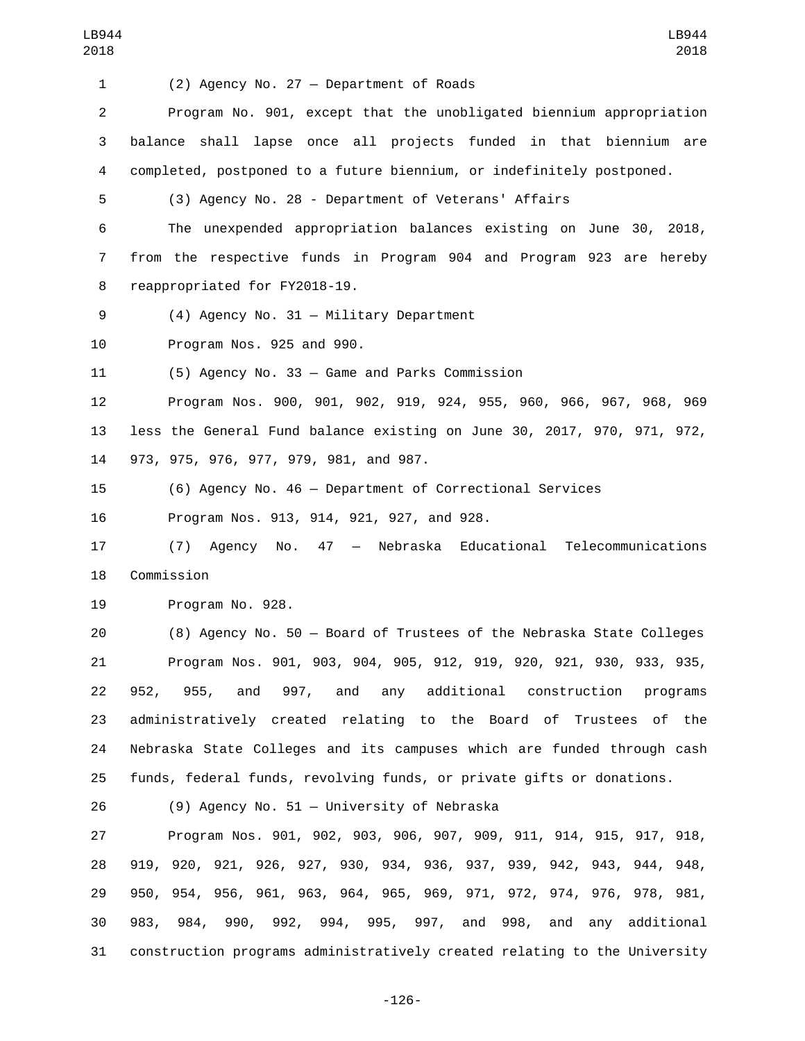(2) Agency No. 27 — Department of Roads

Program No. 901, except that the unobligated biennium appropriation balance shall lapse once all projects funded in that biennium are completed, postponed to a future biennium, or indefinitely postponed.

(3) Agency No. 28 - Department of Veterans' Affairs

The unexpended appropriation balances existing on June 30, 2018, from the respective funds in Program 904 and Program 923 are hereby reappropriated for FY2018-19.

(4) Agency No. 31 — Military Department

Program Nos. 925 and 990.

(5) Agency No. 33 — Game and Parks Commission

Program Nos. 900, 901, 902, 919, 924, 955, 960, 966, 967, 968, 969 less the General Fund balance existing on June 30, 2017, 970, 971, 972, 973, 975, 976, 977, 979, 981, and 987.

(6) Agency No. 46 — Department of Correctional Services

Program Nos. 913, 914, 921, 927, and 928.

(7) Agency No. 47 — Nebraska Educational Telecommunications Commission

Program No. 928.

(8) Agency No. 50 — Board of Trustees of the Nebraska State Colleges

Program Nos. 901, 903, 904, 905, 912, 919, 920, 921, 930, 933, 935, 952, 955, and 997, and any additional construction programs administratively created relating to the Board of Trustees of the Nebraska State Colleges and its campuses which are funded through cash funds, federal funds, revolving funds, or private gifts or donations.

(9) Agency No. 51 — University of Nebraska

Program Nos. 901, 902, 903, 906, 907, 909, 911, 914, 915, 917, 918, 919, 920, 921, 926, 927, 930, 934, 936, 937, 939, 942, 943, 944, 948, 950, 954, 956, 961, 963, 964, 965, 969, 971, 972, 974, 976, 978, 981, 983, 984, 990, 992, 994, 995, 997, and 998, and any additional construction programs administratively created relating to the University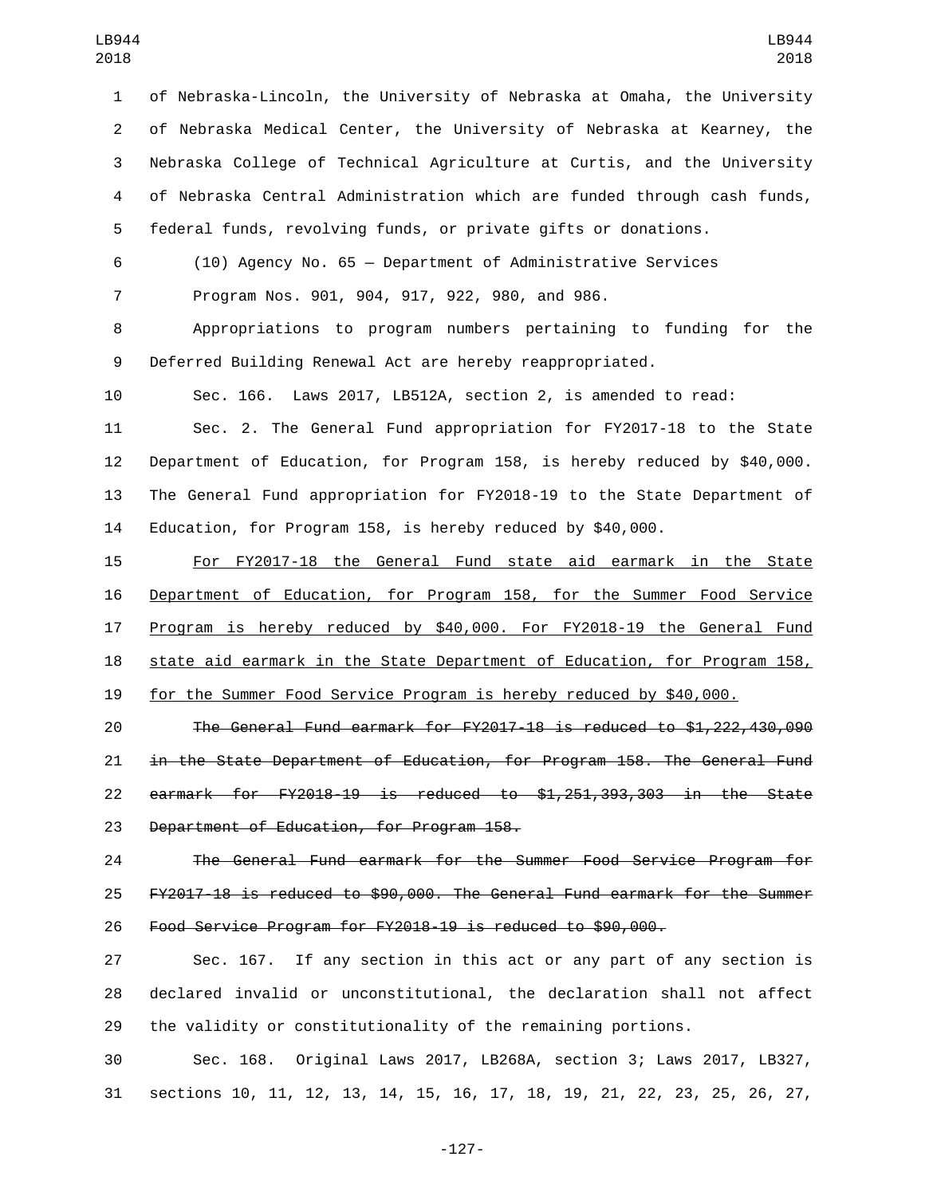of Nebraska-Lincoln, the University of Nebraska at Omaha, the University of Nebraska Medical Center, the University of Nebraska at Kearney, the Nebraska College of Technical Agriculture at Curtis, and the University of Nebraska Central Administration which are funded through cash funds, federal funds, revolving funds, or private gifts or donations.

(10) Agency No. 65 — Department of Administrative Services

Program Nos. 901, 904, 917, 922, 980, and 986.

Appropriations to program numbers pertaining to funding for the Deferred Building Renewal Act are hereby reappropriated.

Sec. 166. Laws 2017, LB512A, section 2, is amended to read:

Sec. 2. The General Fund appropriation for FY2017-18 to the State Department of Education, for Program 158, is hereby reduced by $40,000. The General Fund appropriation for FY2018-19 to the State Department of Education, for Program 158, is hereby reduced by $40,000.

<u>For FY2017-18 the General Fund state aid earmark in the State Department of Education, for Program 158, for the Summer Food Service Program is hereby reduced by $40,000. For FY2018-19 the General Fund state aid earmark in the State Department of Education, for Program 158, for the Summer Food Service Program is hereby reduced by $40,000.</u>

~~The General Fund earmark for FY2017-18 is reduced to $1,222,430,090 in the State Department of Education, for Program 158. The General Fund earmark for FY2018-19 is reduced to $1,251,393,303 in the State Department of Education, for Program 158.~~

~~The General Fund earmark for the Summer Food Service Program for FY2017-18 is reduced to $90,000. The General Fund earmark for the Summer Food Service Program for FY2018-19 is reduced to $90,000.~~

Sec. 167. If any section in this act or any part of any section is declared invalid or unconstitutional, the declaration shall not affect the validity or constitutionality of the remaining portions.

Sec. 168. Original Laws 2017, LB268A, section 3; Laws 2017, LB327, sections 10, 11, 12, 13, 14, 15, 16, 17, 18, 19, 21, 22, 23, 25, 26, 27,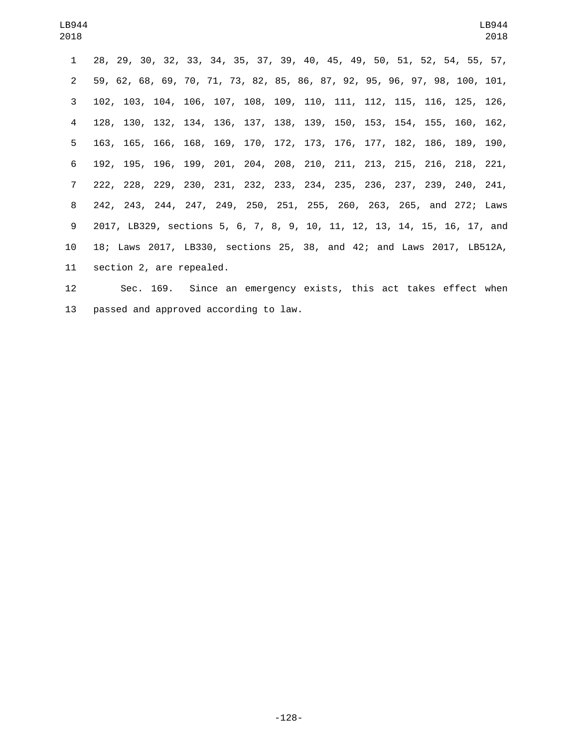28, 29, 30, 32, 33, 34, 35, 37, 39, 40, 45, 49, 50, 51, 52, 54, 55, 57, 59, 62, 68, 69, 70, 71, 73, 82, 85, 86, 87, 92, 95, 96, 97, 98, 100, 101, 102, 103, 104, 106, 107, 108, 109, 110, 111, 112, 115, 116, 125, 126, 128, 130, 132, 134, 136, 137, 138, 139, 150, 153, 154, 155, 160, 162, 163, 165, 166, 168, 169, 170, 172, 173, 176, 177, 182, 186, 189, 190, 192, 195, 196, 199, 201, 204, 208, 210, 211, 213, 215, 216, 218, 221, 222, 228, 229, 230, 231, 232, 233, 234, 235, 236, 237, 239, 240, 241, 242, 243, 244, 247, 249, 250, 251, 255, 260, 263, 265, and 272; Laws 2017, LB329, sections 5, 6, 7, 8, 9, 10, 11, 12, 13, 14, 15, 16, 17, and 18; Laws 2017, LB330, sections 25, 38, and 42; and Laws 2017, LB512A, section 2, are repealed.

Sec. 169. Since an emergency exists, this act takes effect when passed and approved according to law.